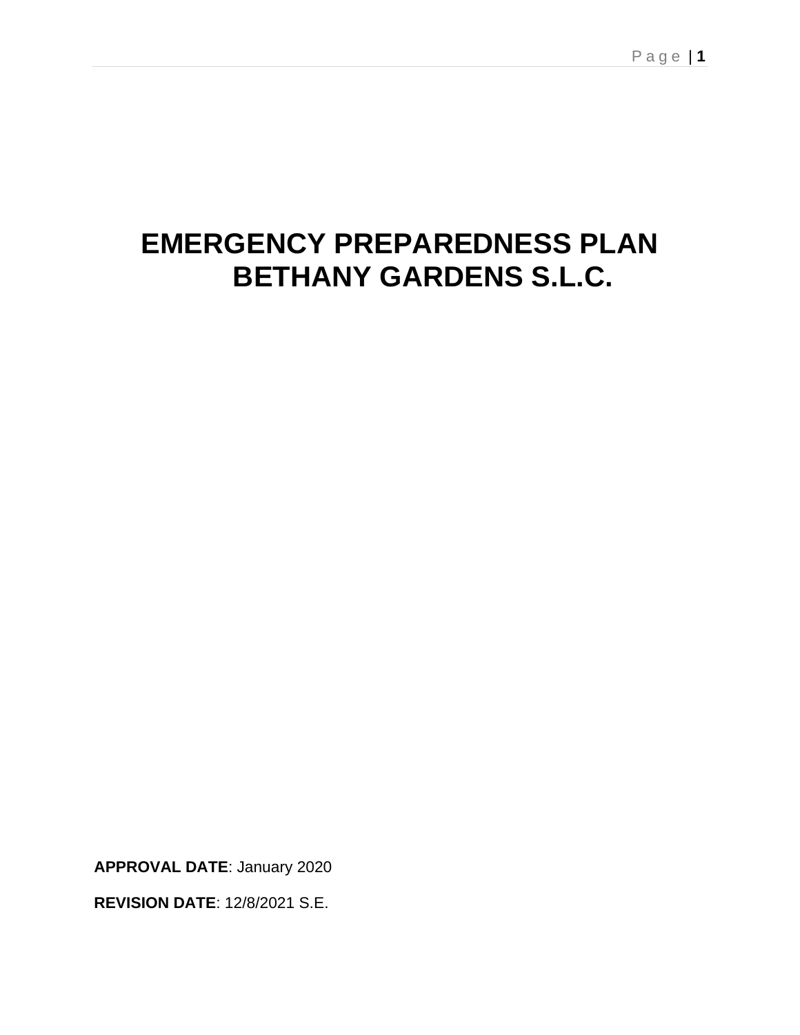# EMERGENCY PREPAREDNESS PLAN
# BETHANY GARDENS S.L.C.

**APPROVAL DATE**: January 2020

**REVISION DATE**: 12/8/2021 S.E.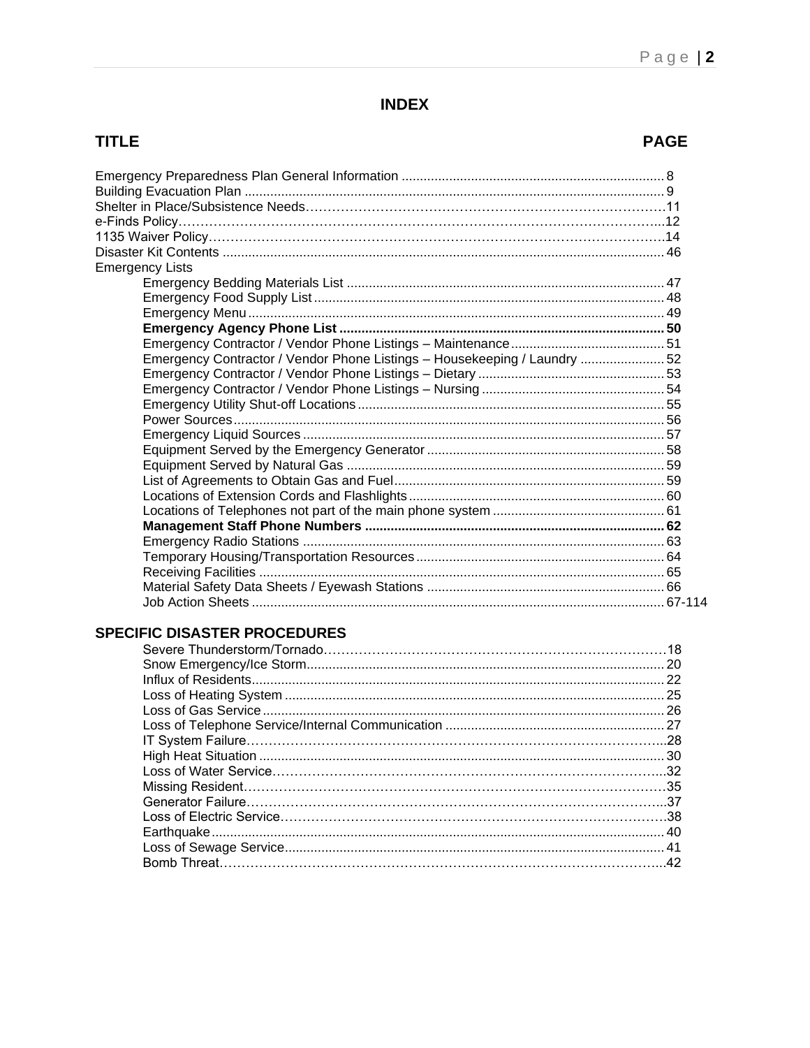# INDEX

| TITLE | PAGE |
|---|---|
| Emergency Preparedness Plan General Information | 8 |
| Building Evacuation Plan | 9 |
| Shelter in Place/Subsistence Needs | 11 |
| e-Finds Policy | 12 |
| 1135 Waiver Policy | 14 |
| Disaster Kit Contents | 46 |
| Emergency Lists | |
| Emergency Bedding Materials List | 47 |
| Emergency Food Supply List | 48 |
| Emergency Menu | 49 |
| **Emergency Agency Phone List** | **50** |
| Emergency Contractor / Vendor Phone Listings – Maintenance | 51 |
| Emergency Contractor / Vendor Phone Listings – Housekeeping / Laundry | 52 |
| Emergency Contractor / Vendor Phone Listings – Dietary | 53 |
| Emergency Contractor / Vendor Phone Listings – Nursing | 54 |
| Emergency Utility Shut-off Locations | 55 |
| Power Sources | 56 |
| Emergency Liquid Sources | 57 |
| Equipment Served by the Emergency Generator | 58 |
| Equipment Served by Natural Gas | 59 |
| List of Agreements to Obtain Gas and Fuel | 59 |
| Locations of Extension Cords and Flashlights | 60 |
| Locations of Telephones not part of the main phone system | 61 |
| **Management Staff Phone Numbers** | **62** |
| Emergency Radio Stations | 63 |
| Temporary Housing/Transportation Resources | 64 |
| Receiving Facilities | 65 |
| Material Safety Data Sheets / Eyewash Stations | 66 |
| Job Action Sheets | 67-114 |

## SPECIFIC DISASTER PROCEDURES

| | |
|---|---|
| Severe Thunderstorm/Tornado | 18 |
| Snow Emergency/Ice Storm | 20 |
| Influx of Residents | 22 |
| Loss of Heating System | 25 |
| Loss of Gas Service | 26 |
| Loss of Telephone Service/Internal Communication | 27 |
| IT System Failure | 28 |
| High Heat Situation | 30 |
| Loss of Water Service | 32 |
| Missing Resident | 35 |
| Generator Failure | 37 |
| Loss of Electric Service | 38 |
| Earthquake | 40 |
| Loss of Sewage Service | 41 |
| Bomb Threat | 42 |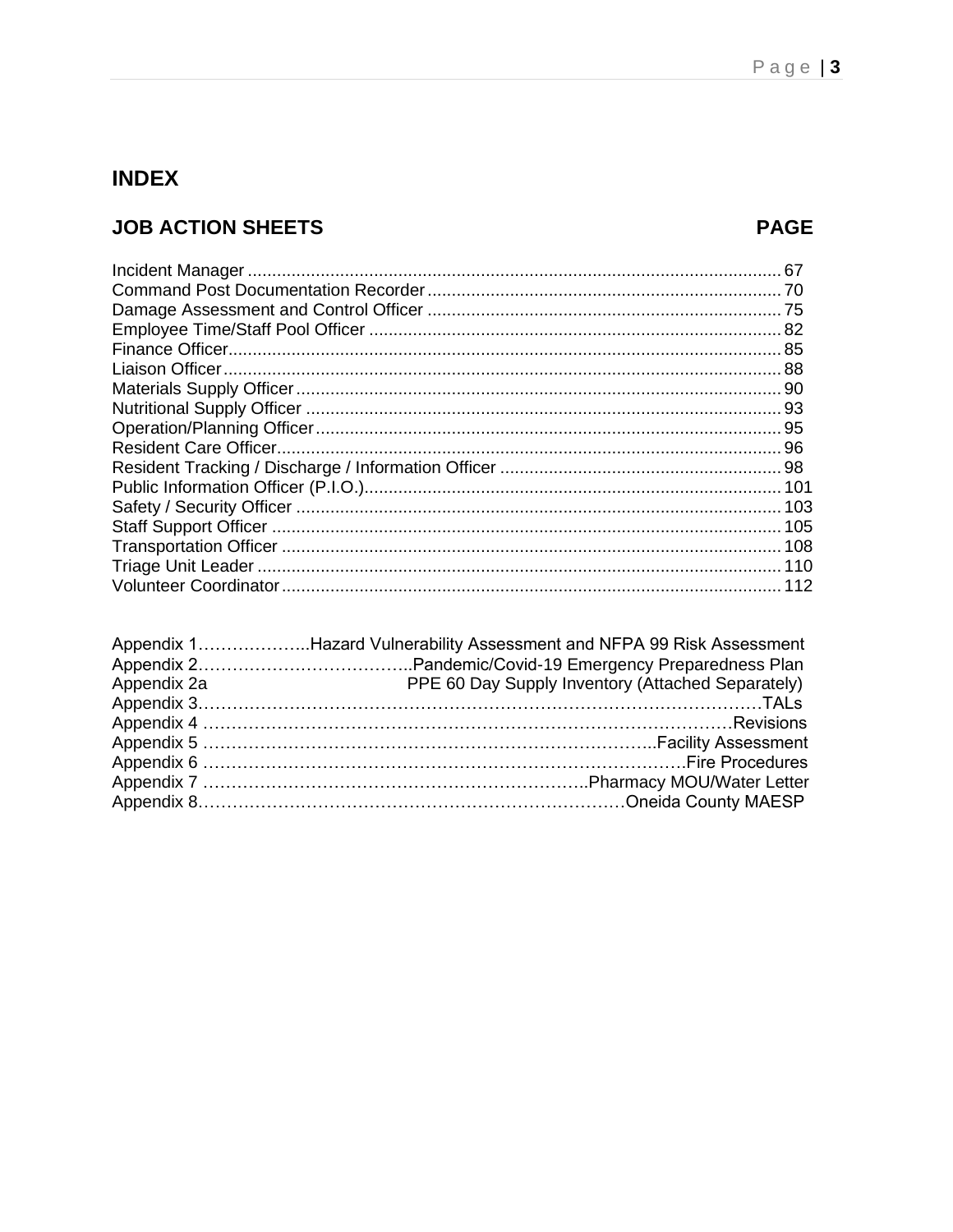# INDEX

## JOB ACTION SHEETS

| JOB ACTION SHEETS | PAGE |
|---|---|
| Incident Manager | 67 |
| Command Post Documentation Recorder | 70 |
| Damage Assessment and Control Officer | 75 |
| Employee Time/Staff Pool Officer | 82 |
| Finance Officer | 85 |
| Liaison Officer | 88 |
| Materials Supply Officer | 90 |
| Nutritional Supply Officer | 93 |
| Operation/Planning Officer | 95 |
| Resident Care Officer | 96 |
| Resident Tracking / Discharge / Information Officer | 98 |
| Public Information Officer (P.I.O.) | 101 |
| Safety / Security Officer | 103 |
| Staff Support Officer | 105 |
| Transportation Officer | 108 |
| Triage Unit Leader | 110 |
| Volunteer Coordinator | 112 |

Appendix 1………………..Hazard Vulnerability Assessment and NFPA 99 Risk Assessment
Appendix 2………………………………..Pandemic/Covid-19 Emergency Preparedness Plan
Appendix 2a PPE 60 Day Supply Inventory (Attached Separately)
Appendix 3……………………………………………………………………………………TALs
Appendix 4 ……………………………………………………………………………Revisions
Appendix 5 ……………………………………………………………………..Facility Assessment
Appendix 6 ………………………………………………………………………Fire Procedures
Appendix 7 …………………………………………………………..Pharmacy MOU/Water Letter
Appendix 8…………………………………………………………………Oneida County MAESP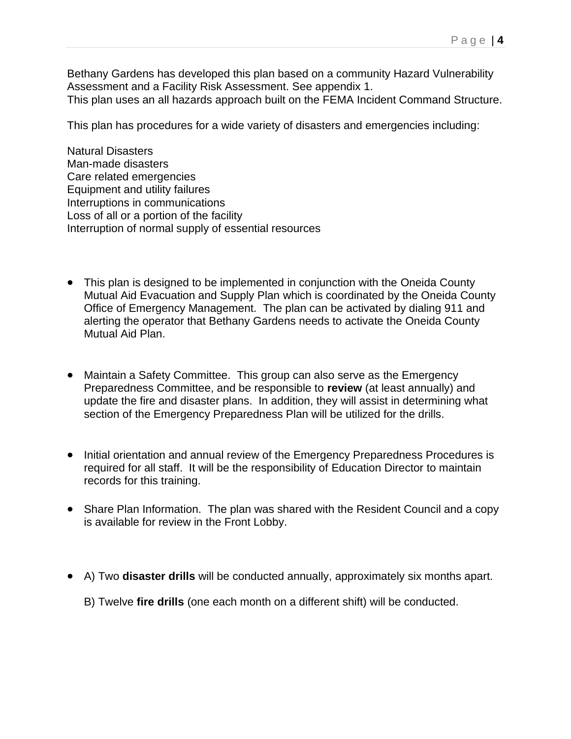Bethany Gardens has developed this plan based on a community Hazard Vulnerability Assessment and a Facility Risk Assessment. See appendix 1.
This plan uses an all hazards approach built on the FEMA Incident Command Structure.

This plan has procedures for a wide variety of disasters and emergencies including:

Natural Disasters
Man-made disasters
Care related emergencies
Equipment and utility failures
Interruptions in communications
Loss of all or a portion of the facility
Interruption of normal supply of essential resources

- This plan is designed to be implemented in conjunction with the Oneida County Mutual Aid Evacuation and Supply Plan which is coordinated by the Oneida County Office of Emergency Management. The plan can be activated by dialing 911 and alerting the operator that Bethany Gardens needs to activate the Oneida County Mutual Aid Plan.

- Maintain a Safety Committee. This group can also serve as the Emergency Preparedness Committee, and be responsible to **review** (at least annually) and update the fire and disaster plans. In addition, they will assist in determining what section of the Emergency Preparedness Plan will be utilized for the drills.

- Initial orientation and annual review of the Emergency Preparedness Procedures is required for all staff. It will be the responsibility of Education Director to maintain records for this training.

- Share Plan Information. The plan was shared with the Resident Council and a copy is available for review in the Front Lobby.

- A) Two **disaster drills** will be conducted annually, approximately six months apart.

  B) Twelve **fire drills** (one each month on a different shift) will be conducted.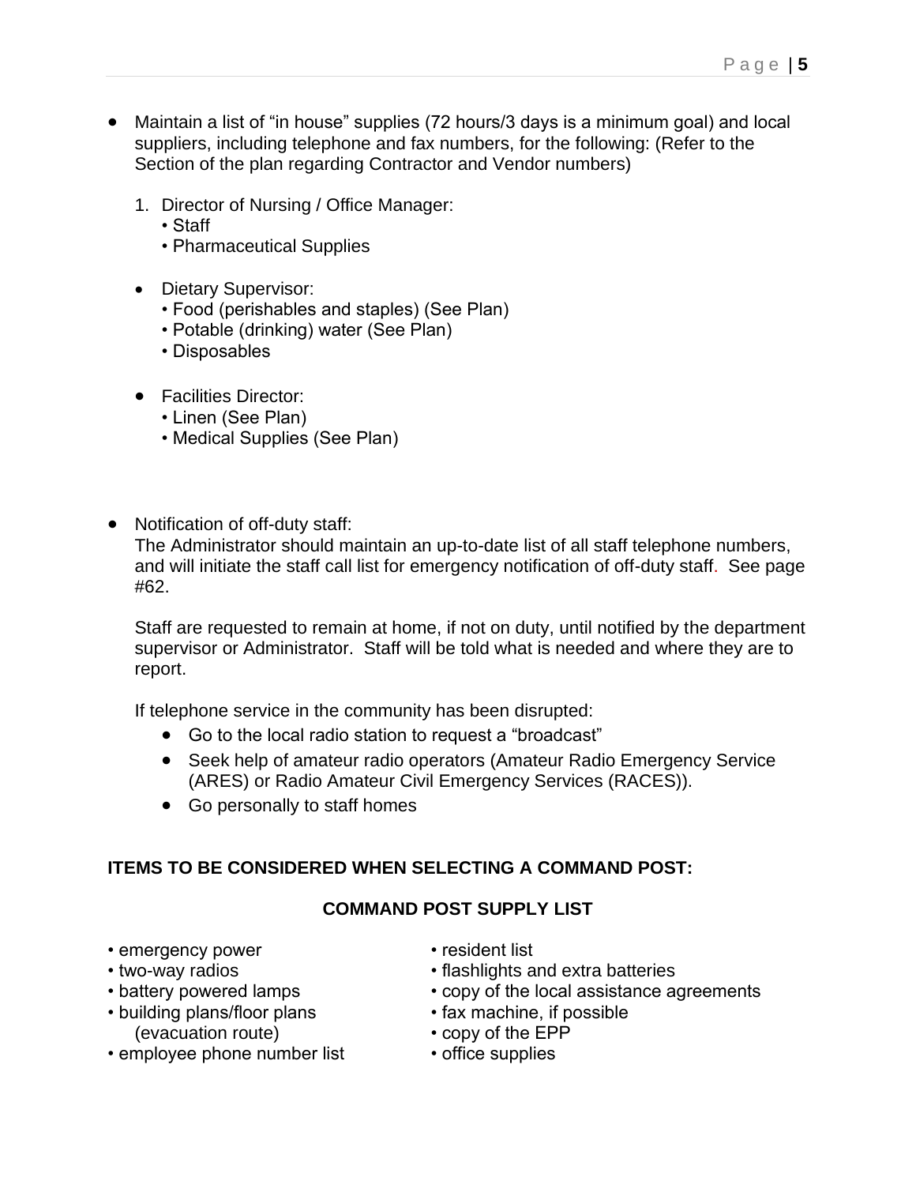- Maintain a list of "in house" supplies (72 hours/3 days is a minimum goal) and local suppliers, including telephone and fax numbers, for the following: (Refer to the Section of the plan regarding Contractor and Vendor numbers)

  1. Director of Nursing / Office Manager:
     • Staff
     • Pharmaceutical Supplies

  - Dietary Supervisor:
     • Food (perishables and staples) (See Plan)
     • Potable (drinking) water (See Plan)
     • Disposables

  - Facilities Director:
     • Linen (See Plan)
     • Medical Supplies (See Plan)

- Notification of off-duty staff:
  The Administrator should maintain an up-to-date list of all staff telephone numbers, and will initiate the staff call list for emergency notification of off-duty staff. See page #62.

  Staff are requested to remain at home, if not on duty, until notified by the department supervisor or Administrator. Staff will be told what is needed and where they are to report.

  If telephone service in the community has been disrupted:
  - Go to the local radio station to request a "broadcast"
  - Seek help of amateur radio operators (Amateur Radio Emergency Service (ARES) or Radio Amateur Civil Emergency Services (RACES)).
  - Go personally to staff homes

**ITEMS TO BE CONSIDERED WHEN SELECTING A COMMAND POST:**

**COMMAND POST SUPPLY LIST**

• emergency power
• two-way radios
• battery powered lamps
• building plans/floor plans (evacuation route)
• employee phone number list
• resident list
• flashlights and extra batteries
• copy of the local assistance agreements
• fax machine, if possible
• copy of the EPP
• office supplies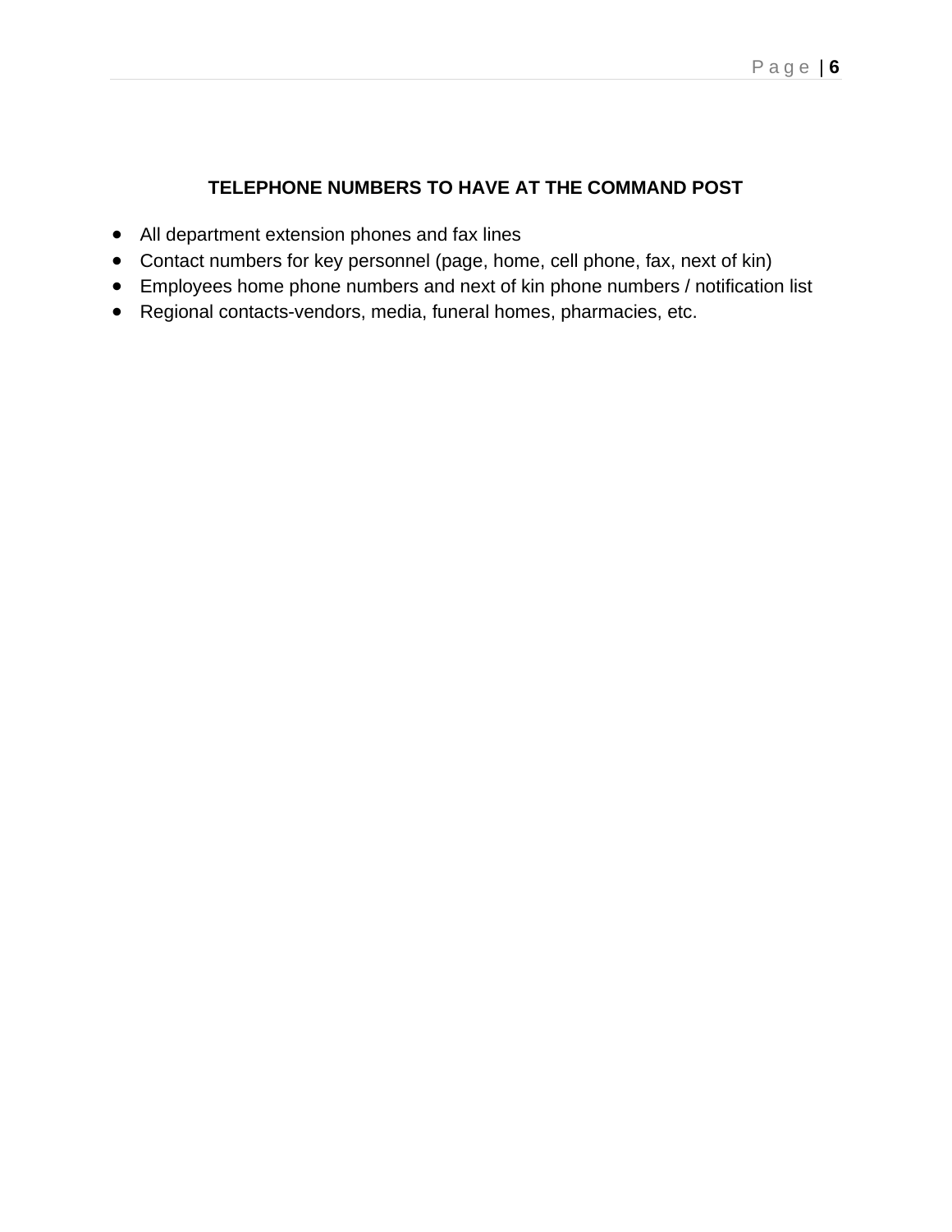## TELEPHONE NUMBERS TO HAVE AT THE COMMAND POST

- All department extension phones and fax lines
- Contact numbers for key personnel (page, home, cell phone, fax, next of kin)
- Employees home phone numbers and next of kin phone numbers / notification list
- Regional contacts-vendors, media, funeral homes, pharmacies, etc.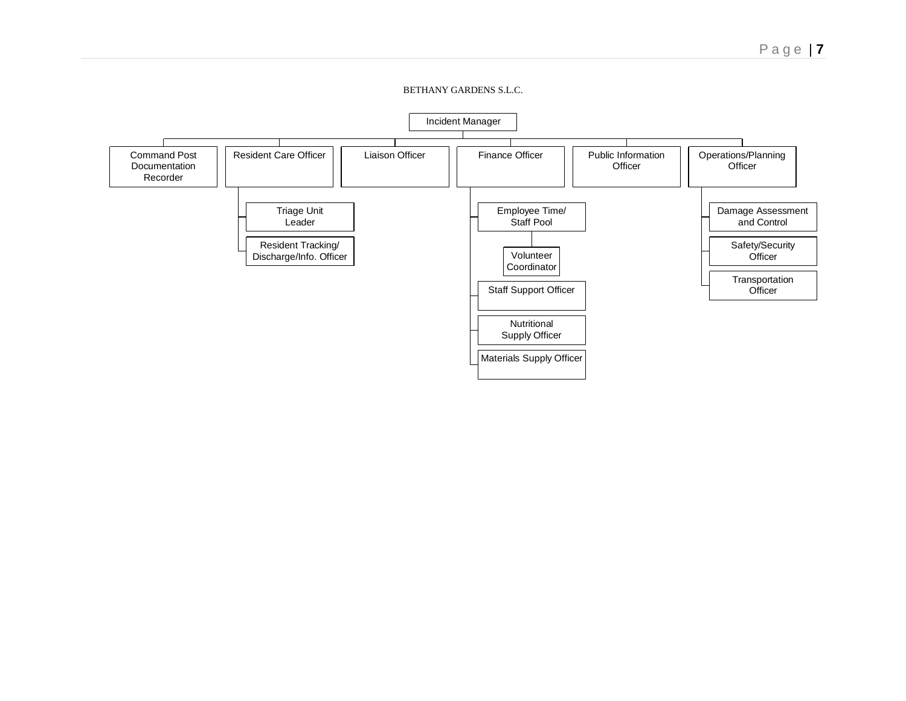BETHANY GARDENS S.L.C.

- Incident Manager
  - Command Post Documentation Recorder
  - Resident Care Officer
    - Triage Unit Leader
    - Resident Tracking/ Discharge/Info. Officer
  - Liaison Officer
  - Finance Officer
    - Employee Time/ Staff Pool
      - Volunteer Coordinator
    - Staff Support Officer
    - Nutritional Supply Officer
    - Materials Supply Officer
  - Public Information Officer
  - Operations/Planning Officer
    - Damage Assessment and Control
    - Safety/Security Officer
    - Transportation Officer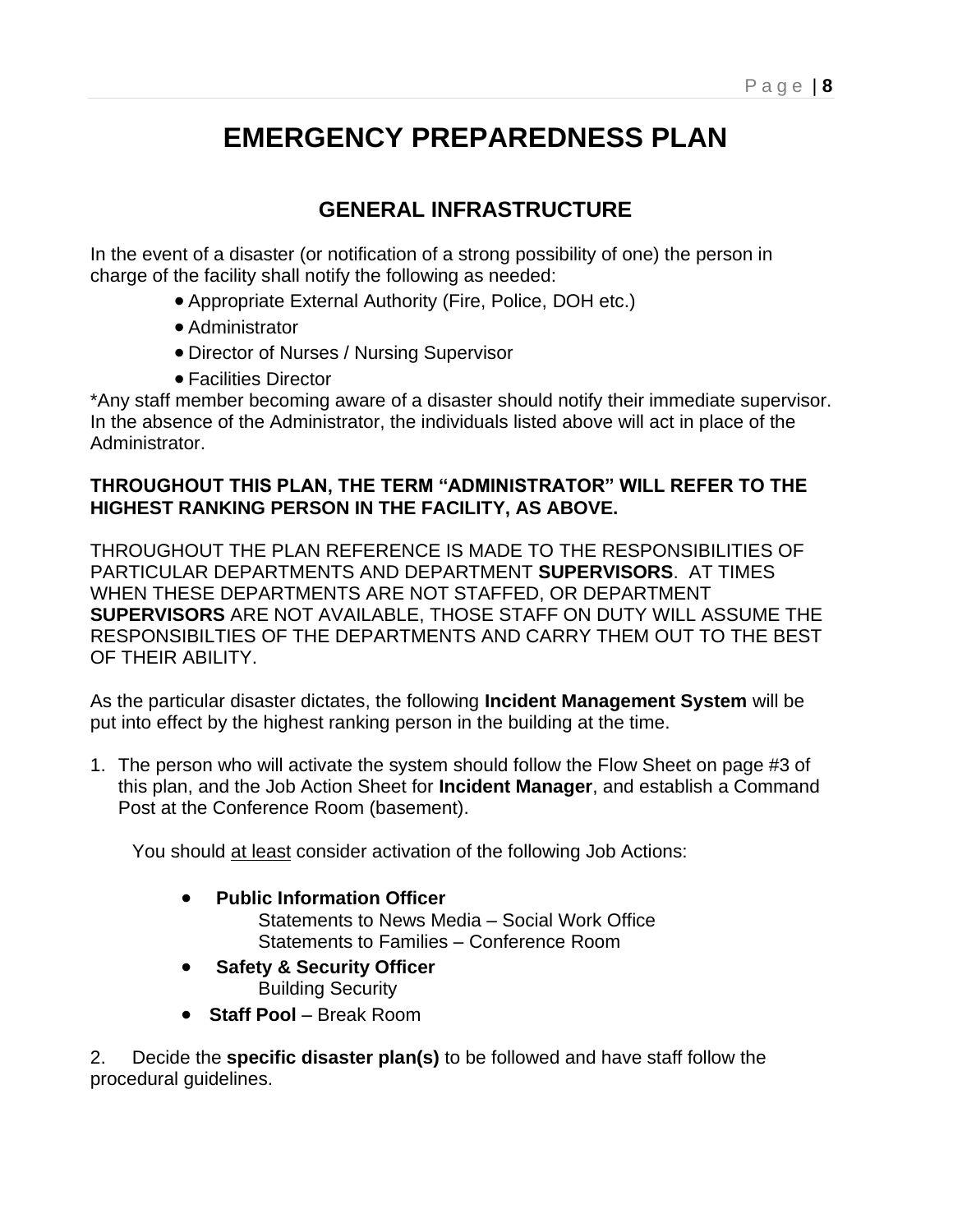# EMERGENCY PREPAREDNESS PLAN

## GENERAL INFRASTRUCTURE

In the event of a disaster (or notification of a strong possibility of one) the person in charge of the facility shall notify the following as needed:

- Appropriate External Authority (Fire, Police, DOH etc.)
- Administrator
- Director of Nurses / Nursing Supervisor
- Facilities Director

*Any staff member becoming aware of a disaster should notify their immediate supervisor. In the absence of the Administrator, the individuals listed above will act in place of the Administrator.

**THROUGHOUT THIS PLAN, THE TERM "ADMINISTRATOR" WILL REFER TO THE HIGHEST RANKING PERSON IN THE FACILITY, AS ABOVE.**

THROUGHOUT THE PLAN REFERENCE IS MADE TO THE RESPONSIBILITIES OF PARTICULAR DEPARTMENTS AND DEPARTMENT **SUPERVISORS**. AT TIMES WHEN THESE DEPARTMENTS ARE NOT STAFFED, OR DEPARTMENT **SUPERVISORS** ARE NOT AVAILABLE, THOSE STAFF ON DUTY WILL ASSUME THE RESPONSIBILTIES OF THE DEPARTMENTS AND CARRY THEM OUT TO THE BEST OF THEIR ABILITY.

As the particular disaster dictates, the following **Incident Management System** will be put into effect by the highest ranking person in the building at the time.

1. The person who will activate the system should follow the Flow Sheet on page #3 of this plan, and the Job Action Sheet for **Incident Manager**, and establish a Command Post at the Conference Room (basement).

   You should <u>at least</u> consider activation of the following Job Actions:

   - **Public Information Officer**
     Statements to News Media – Social Work Office
     Statements to Families – Conference Room
   - **Safety & Security Officer**
     Building Security
   - **Staff Pool** – Break Room

2. Decide the **specific disaster plan(s)** to be followed and have staff follow the procedural guidelines.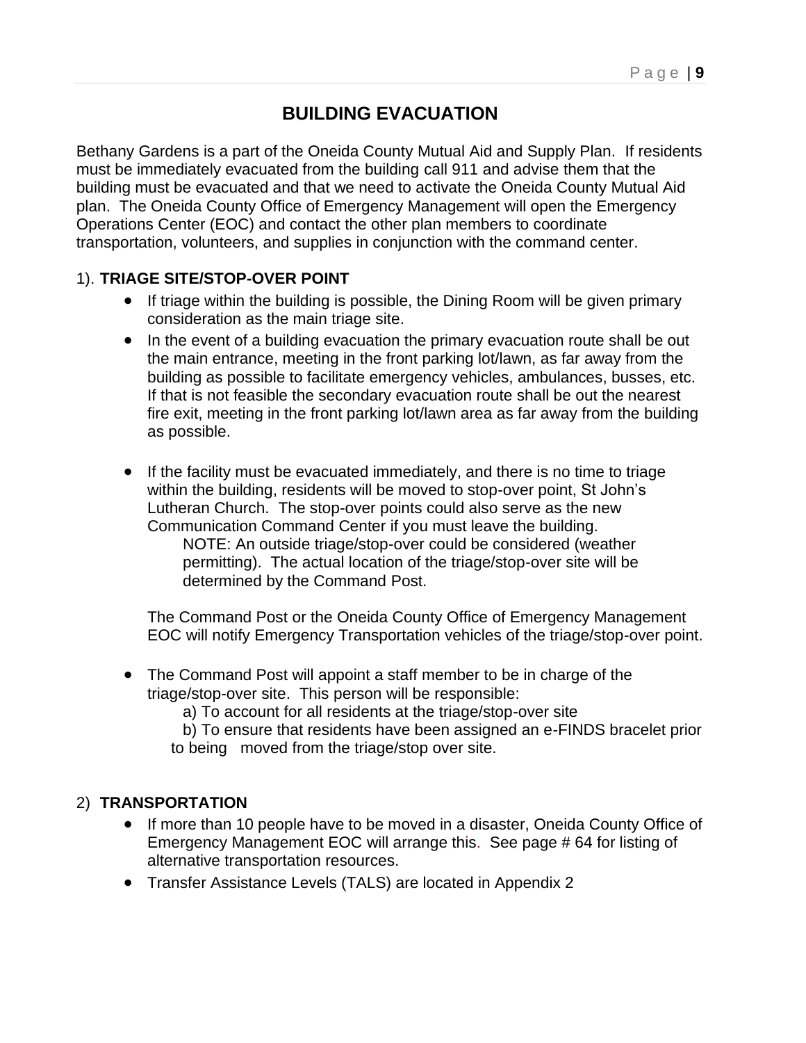# BUILDING EVACUATION

Bethany Gardens is a part of the Oneida County Mutual Aid and Supply Plan. If residents must be immediately evacuated from the building call 911 and advise them that the building must be evacuated and that we need to activate the Oneida County Mutual Aid plan. The Oneida County Office of Emergency Management will open the Emergency Operations Center (EOC) and contact the other plan members to coordinate transportation, volunteers, and supplies in conjunction with the command center.

1). **TRIAGE SITE/STOP-OVER POINT**

- If triage within the building is possible, the Dining Room will be given primary consideration as the main triage site.
- In the event of a building evacuation the primary evacuation route shall be out the main entrance, meeting in the front parking lot/lawn, as far away from the building as possible to facilitate emergency vehicles, ambulances, busses, etc. If that is not feasible the secondary evacuation route shall be out the nearest fire exit, meeting in the front parking lot/lawn area as far away from the building as possible.

- If the facility must be evacuated immediately, and there is no time to triage within the building, residents will be moved to stop-over point, St John's Lutheran Church. The stop-over points could also serve as the new Communication Command Center if you must leave the building.

  NOTE: An outside triage/stop-over could be considered (weather permitting). The actual location of the triage/stop-over site will be determined by the Command Post.

  The Command Post or the Oneida County Office of Emergency Management EOC will notify Emergency Transportation vehicles of the triage/stop-over point.

- The Command Post will appoint a staff member to be in charge of the triage/stop-over site. This person will be responsible:
  - a) To account for all residents at the triage/stop-over site
  - b) To ensure that residents have been assigned an e-FINDS bracelet prior to being moved from the triage/stop over site.

2) **TRANSPORTATION**

- If more than 10 people have to be moved in a disaster, Oneida County Office of Emergency Management EOC will arrange this. See page # 64 for listing of alternative transportation resources.
- Transfer Assistance Levels (TALS) are located in Appendix 2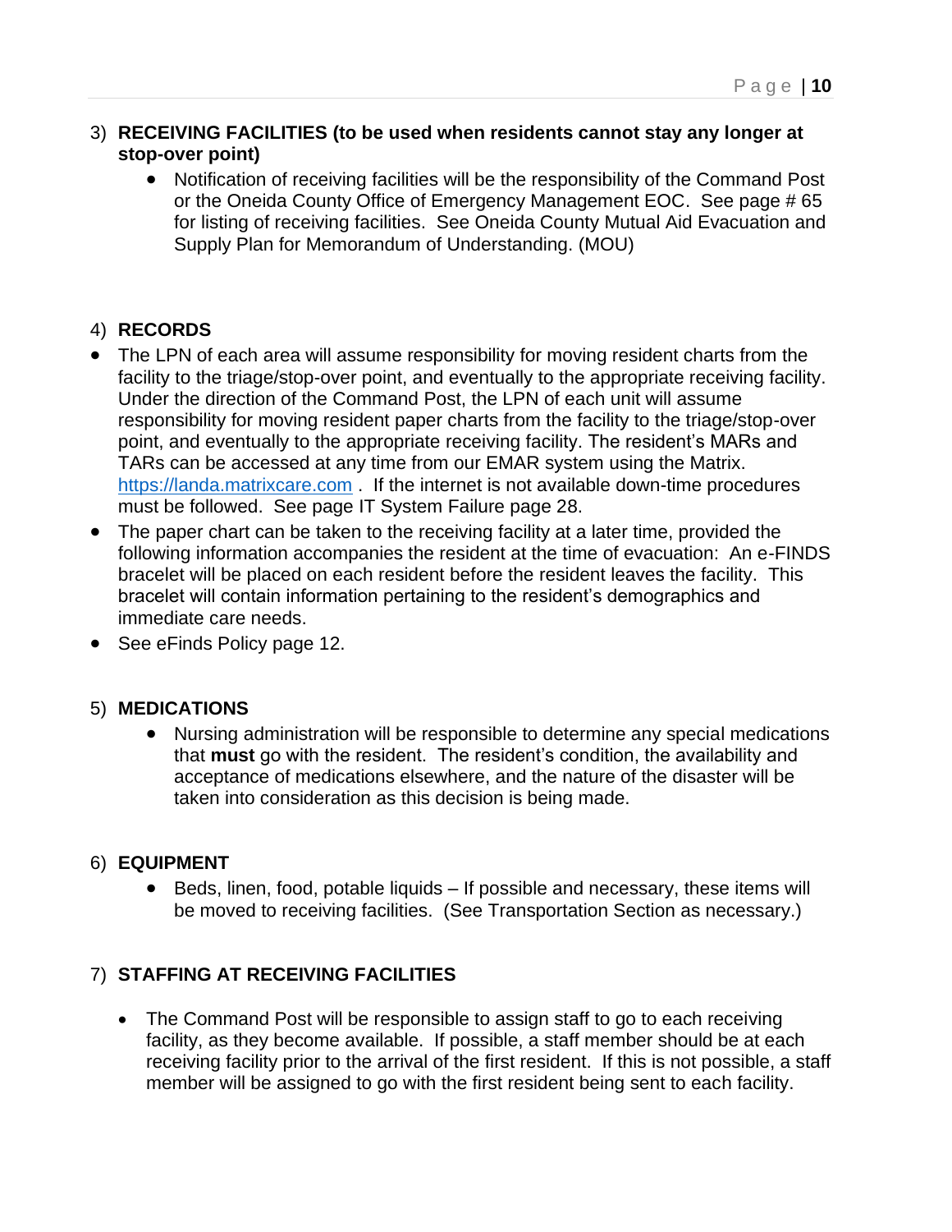3) **RECEIVING FACILITIES (to be used when residents cannot stay any longer at stop-over point)**

   - Notification of receiving facilities will be the responsibility of the Command Post or the Oneida County Office of Emergency Management EOC. See page # 65 for listing of receiving facilities. See Oneida County Mutual Aid Evacuation and Supply Plan for Memorandum of Understanding. (MOU)

4) **RECORDS**

- The LPN of each area will assume responsibility for moving resident charts from the facility to the triage/stop-over point, and eventually to the appropriate receiving facility. Under the direction of the Command Post, the LPN of each unit will assume responsibility for moving resident paper charts from the facility to the triage/stop-over point, and eventually to the appropriate receiving facility. The resident's MARs and TARs can be accessed at any time from our EMAR system using the Matrix. https://landa.matrixcare.com . If the internet is not available down-time procedures must be followed. See page IT System Failure page 28.
- The paper chart can be taken to the receiving facility at a later time, provided the following information accompanies the resident at the time of evacuation: An e-FINDS bracelet will be placed on each resident before the resident leaves the facility. This bracelet will contain information pertaining to the resident's demographics and immediate care needs.
- See eFinds Policy page 12.

5) **MEDICATIONS**

   - Nursing administration will be responsible to determine any special medications that **must** go with the resident. The resident's condition, the availability and acceptance of medications elsewhere, and the nature of the disaster will be taken into consideration as this decision is being made.

6) **EQUIPMENT**

   - Beds, linen, food, potable liquids – If possible and necessary, these items will be moved to receiving facilities. (See Transportation Section as necessary.)

7) **STAFFING AT RECEIVING FACILITIES**

   - The Command Post will be responsible to assign staff to go to each receiving facility, as they become available. If possible, a staff member should be at each receiving facility prior to the arrival of the first resident. If this is not possible, a staff member will be assigned to go with the first resident being sent to each facility.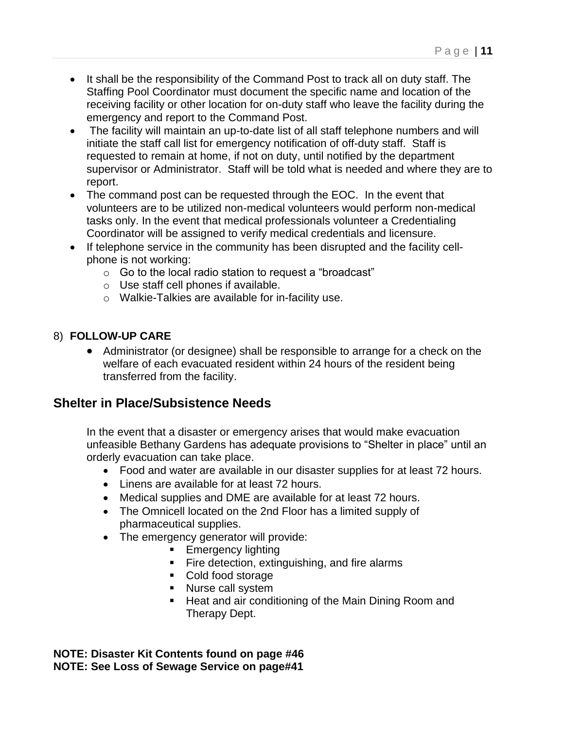- It shall be the responsibility of the Command Post to track all on duty staff. The Staffing Pool Coordinator must document the specific name and location of the receiving facility or other location for on-duty staff who leave the facility during the emergency and report to the Command Post.
- The facility will maintain an up-to-date list of all staff telephone numbers and will initiate the staff call list for emergency notification of off-duty staff. Staff is requested to remain at home, if not on duty, until notified by the department supervisor or Administrator. Staff will be told what is needed and where they are to report.
- The command post can be requested through the EOC. In the event that volunteers are to be utilized non-medical volunteers would perform non-medical tasks only. In the event that medical professionals volunteer a Credentialing Coordinator will be assigned to verify medical credentials and licensure.
- If telephone service in the community has been disrupted and the facility cell-phone is not working:
  - Go to the local radio station to request a "broadcast"
  - Use staff cell phones if available.
  - Walkie-Talkies are available for in-facility use.

8) **FOLLOW-UP CARE**

- Administrator (or designee) shall be responsible to arrange for a check on the welfare of each evacuated resident within 24 hours of the resident being transferred from the facility.

## Shelter in Place/Subsistence Needs

In the event that a disaster or emergency arises that would make evacuation unfeasible Bethany Gardens has adequate provisions to "Shelter in place" until an orderly evacuation can take place.

- Food and water are available in our disaster supplies for at least 72 hours.
- Linens are available for at least 72 hours.
- Medical supplies and DME are available for at least 72 hours.
- The Omnicell located on the 2nd Floor has a limited supply of pharmaceutical supplies.
- The emergency generator will provide:
  - Emergency lighting
  - Fire detection, extinguishing, and fire alarms
  - Cold food storage
  - Nurse call system
  - Heat and air conditioning of the Main Dining Room and Therapy Dept.

**NOTE: Disaster Kit Contents found on page #46**
**NOTE: See Loss of Sewage Service on page#41**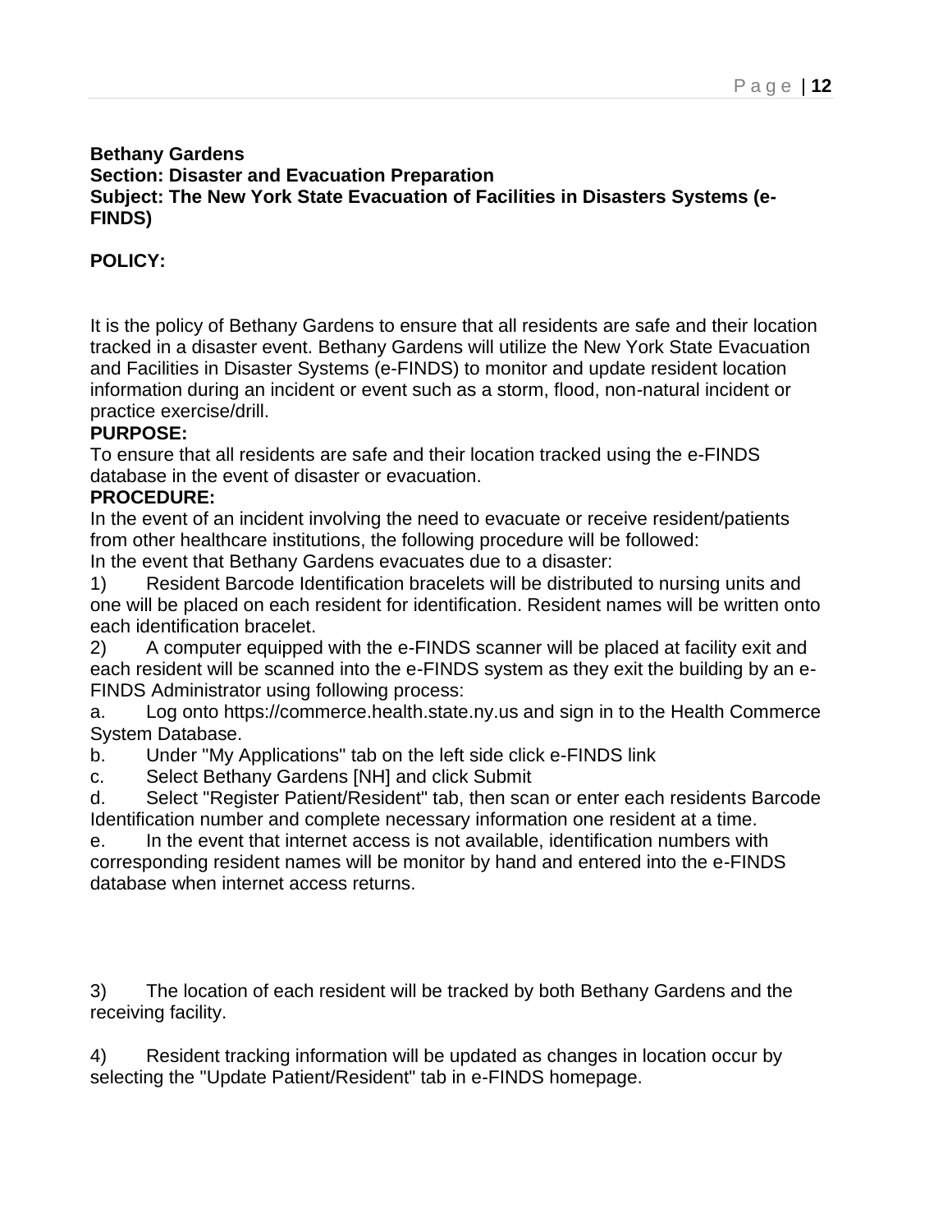**Bethany Gardens**
**Section: Disaster and Evacuation Preparation**
**Subject: The New York State Evacuation of Facilities in Disasters Systems (e-FINDS)**

**POLICY:**

It is the policy of Bethany Gardens to ensure that all residents are safe and their location tracked in a disaster event. Bethany Gardens will utilize the New York State Evacuation and Facilities in Disaster Systems (e-FINDS) to monitor and update resident location information during an incident or event such as a storm, flood, non-natural incident or practice exercise/drill.

**PURPOSE:**

To ensure that all residents are safe and their location tracked using the e-FINDS database in the event of disaster or evacuation.

**PROCEDURE:**

In the event of an incident involving the need to evacuate or receive resident/patients from other healthcare institutions, the following procedure will be followed:

In the event that Bethany Gardens evacuates due to a disaster:

1) Resident Barcode Identification bracelets will be distributed to nursing units and one will be placed on each resident for identification. Resident names will be written onto each identification bracelet.

2) A computer equipped with the e-FINDS scanner will be placed at facility exit and each resident will be scanned into the e-FINDS system as they exit the building by an e-FINDS Administrator using following process:

a. Log onto https://commerce.health.state.ny.us and sign in to the Health Commerce System Database.

b. Under "My Applications" tab on the left side click e-FINDS link

c. Select Bethany Gardens [NH] and click Submit

d. Select "Register Patient/Resident" tab, then scan or enter each residents Barcode Identification number and complete necessary information one resident at a time.

e. In the event that internet access is not available, identification numbers with corresponding resident names will be monitor by hand and entered into the e-FINDS database when internet access returns.

3) The location of each resident will be tracked by both Bethany Gardens and the receiving facility.

4) Resident tracking information will be updated as changes in location occur by selecting the "Update Patient/Resident" tab in e-FINDS homepage.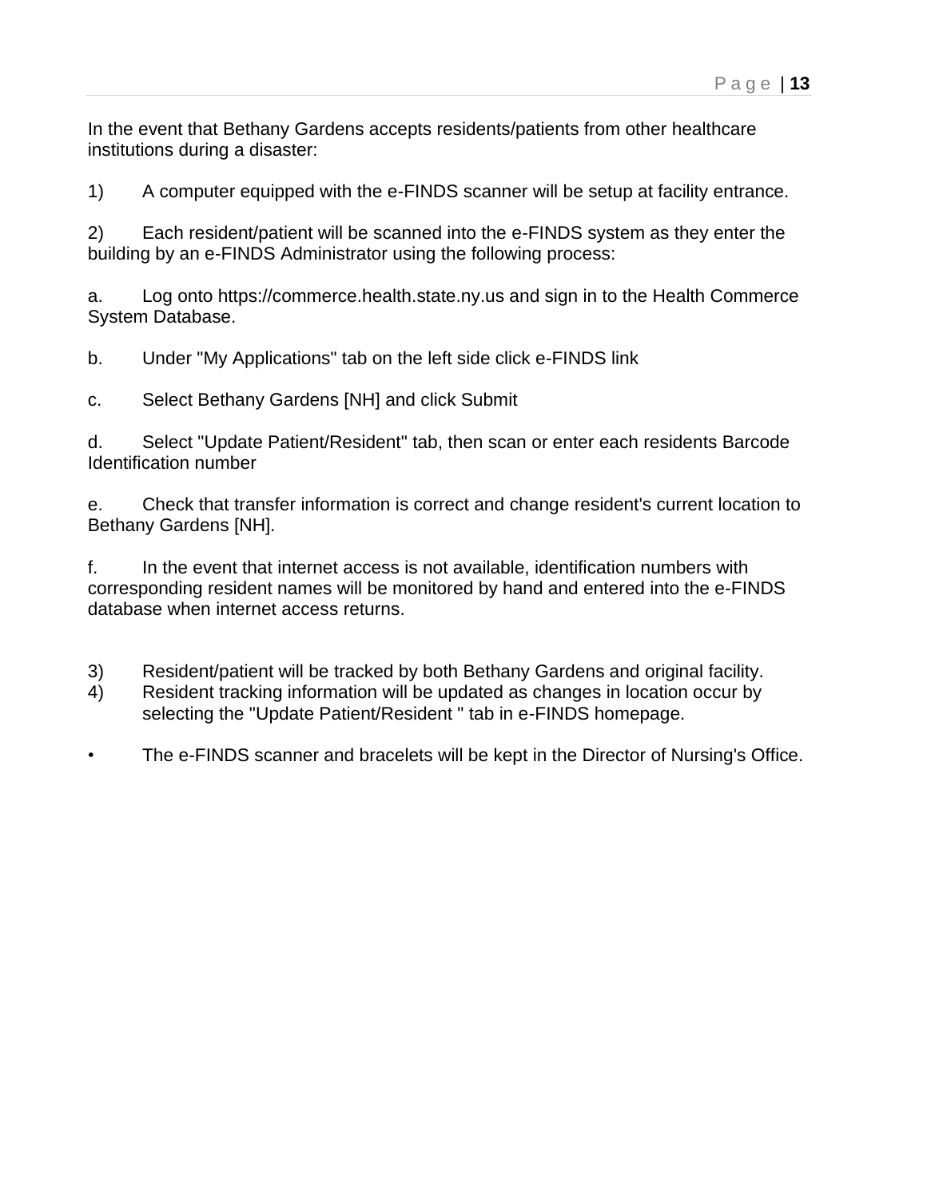In the event that Bethany Gardens accepts residents/patients from other healthcare institutions during a disaster:

1) A computer equipped with the e-FINDS scanner will be setup at facility entrance.

2) Each resident/patient will be scanned into the e-FINDS system as they enter the building by an e-FINDS Administrator using the following process:

a. Log onto https://commerce.health.state.ny.us and sign in to the Health Commerce System Database.

b. Under "My Applications" tab on the left side click e-FINDS link

c. Select Bethany Gardens [NH] and click Submit

d. Select "Update Patient/Resident" tab, then scan or enter each residents Barcode Identification number

e. Check that transfer information is correct and change resident's current location to Bethany Gardens [NH].

f. In the event that internet access is not available, identification numbers with corresponding resident names will be monitored by hand and entered into the e-FINDS database when internet access returns.

3) Resident/patient will be tracked by both Bethany Gardens and original facility.
4) Resident tracking information will be updated as changes in location occur by selecting the "Update Patient/Resident " tab in e-FINDS homepage.

- The e-FINDS scanner and bracelets will be kept in the Director of Nursing's Office.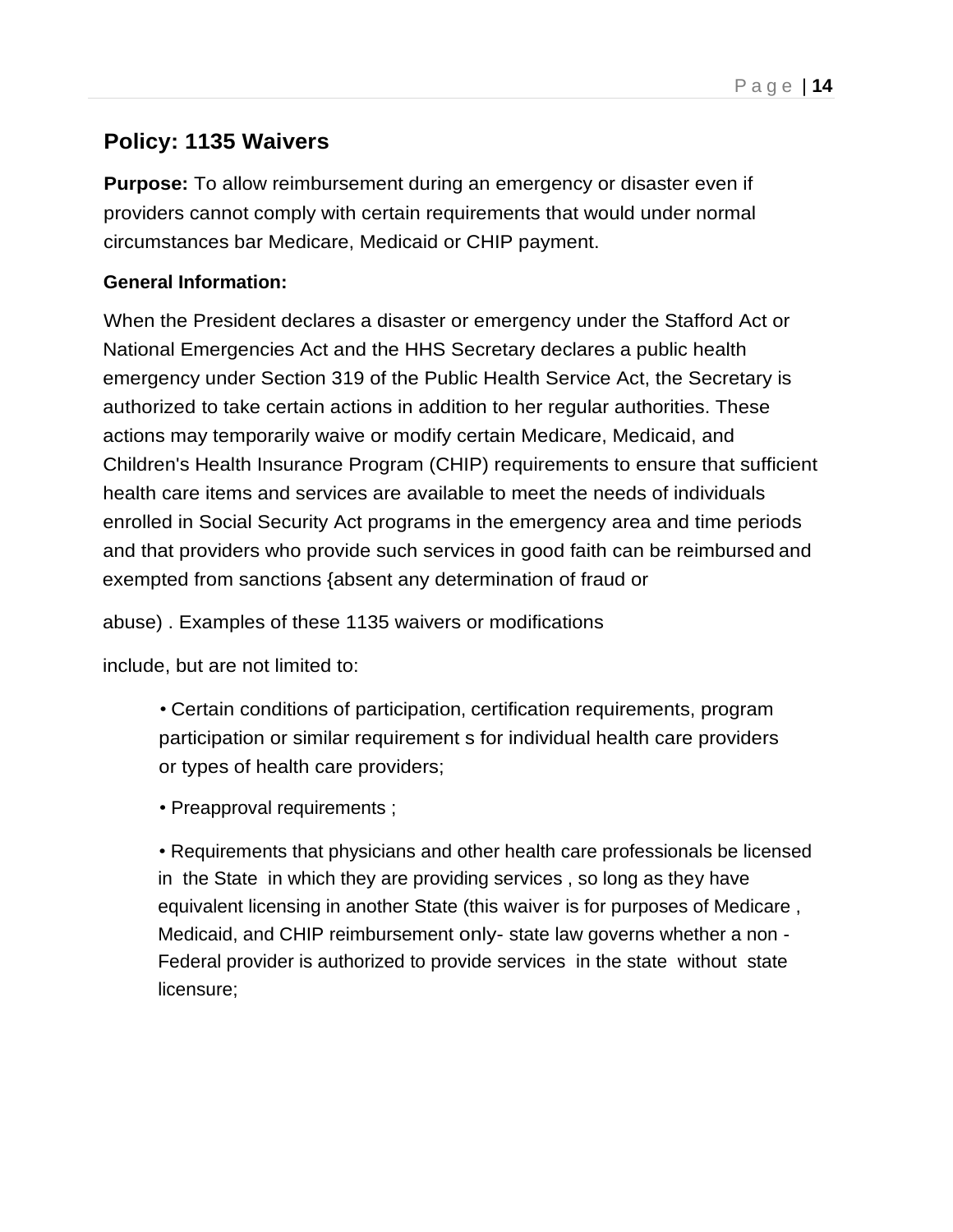## Policy: 1135 Waivers

**Purpose:** To allow reimbursement during an emergency or disaster even if providers cannot comply with certain requirements that would under normal circumstances bar Medicare, Medicaid or CHIP payment.

**General Information:**

When the President declares a disaster or emergency under the Stafford Act or National Emergencies Act and the HHS Secretary declares a public health emergency under Section 319 of the Public Health Service Act, the Secretary is authorized to take certain actions in addition to her regular authorities. These actions may temporarily waive or modify certain Medicare, Medicaid, and Children's Health Insurance Program (CHIP) requirements to ensure that sufficient health care items and services are available to meet the needs of individuals enrolled in Social Security Act programs in the emergency area and time periods and that providers who provide such services in good faith can be reimbursed and exempted from sanctions {absent any determination of fraud or abuse) . Examples of these 1135 waivers or modifications include, but are not limited to:

- Certain conditions of participation, certification requirements, program participation or similar requirement s for individual health care providers or types of health care providers;
- Preapproval requirements ;
- Requirements that physicians and other health care professionals be licensed in the State in which they are providing services , so long as they have equivalent licensing in another State (this waiver is for purposes of Medicare , Medicaid, and CHIP reimbursement only- state law governs whether a non - Federal provider is authorized to provide services in the state without state licensure;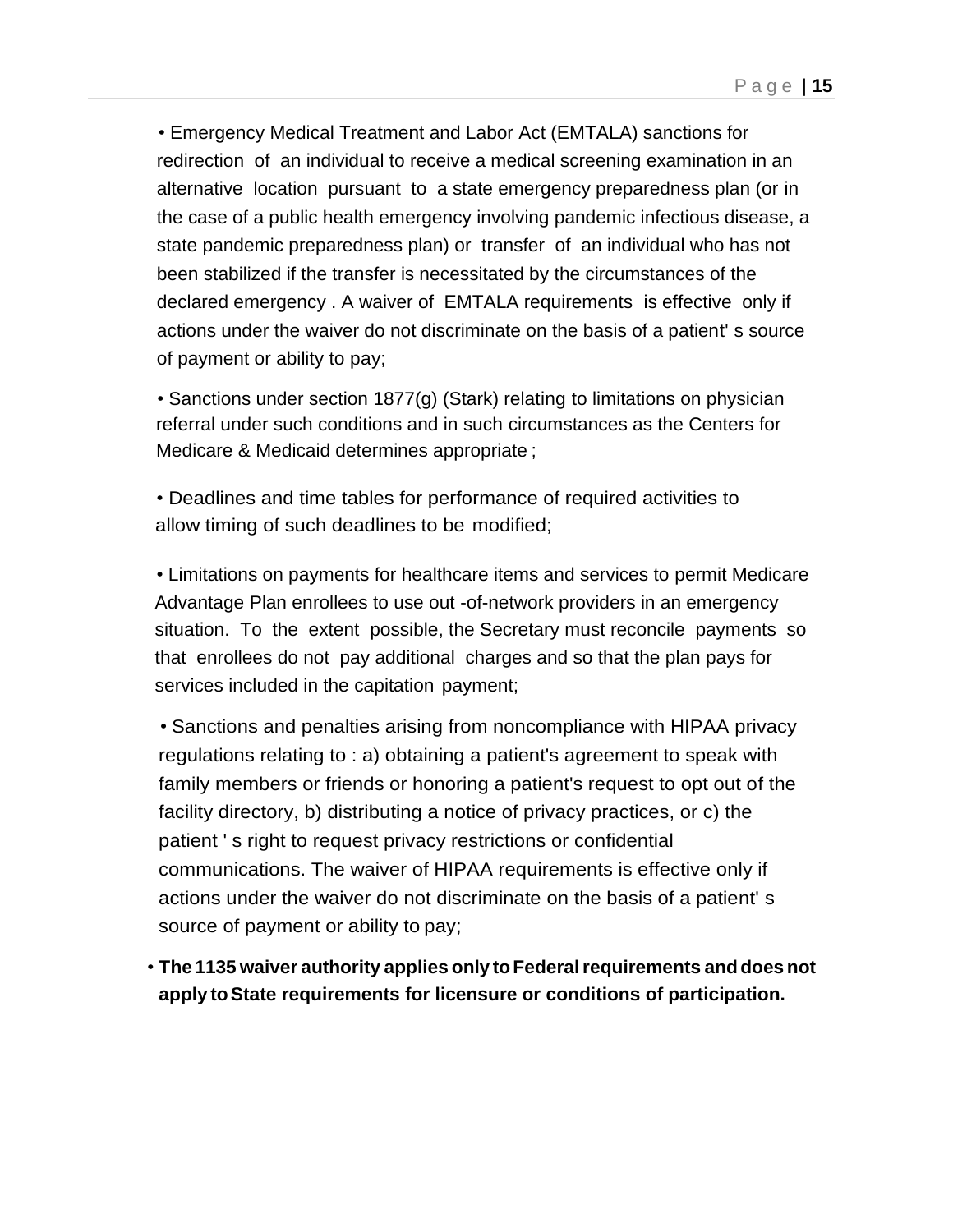- Emergency Medical Treatment and Labor Act (EMTALA) sanctions for redirection of an individual to receive a medical screening examination in an alternative location pursuant to a state emergency preparedness plan (or in the case of a public health emergency involving pandemic infectious disease, a state pandemic preparedness plan) or transfer of an individual who has not been stabilized if the transfer is necessitated by the circumstances of the declared emergency . A waiver of EMTALA requirements is effective only if actions under the waiver do not discriminate on the basis of a patient' s source of payment or ability to pay;

- Sanctions under section 1877(g) (Stark) relating to limitations on physician referral under such conditions and in such circumstances as the Centers for Medicare & Medicaid determines appropriate ;

- Deadlines and time tables for performance of required activities to allow timing of such deadlines to be modified;

- Limitations on payments for healthcare items and services to permit Medicare Advantage Plan enrollees to use out -of-network providers in an emergency situation. To the extent possible, the Secretary must reconcile payments so that enrollees do not pay additional charges and so that the plan pays for services included in the capitation payment;

- Sanctions and penalties arising from noncompliance with HIPAA privacy regulations relating to : a) obtaining a patient's agreement to speak with family members or friends or honoring a patient's request to opt out of the facility directory, b) distributing a notice of privacy practices, or c) the patient ' s right to request privacy restrictions or confidential communications. The waiver of HIPAA requirements is effective only if actions under the waiver do not discriminate on the basis of a patient' s source of payment or ability to pay;

- **The 1135 waiver authority applies only to Federal requirements and does not apply to State requirements for licensure or conditions of participation.**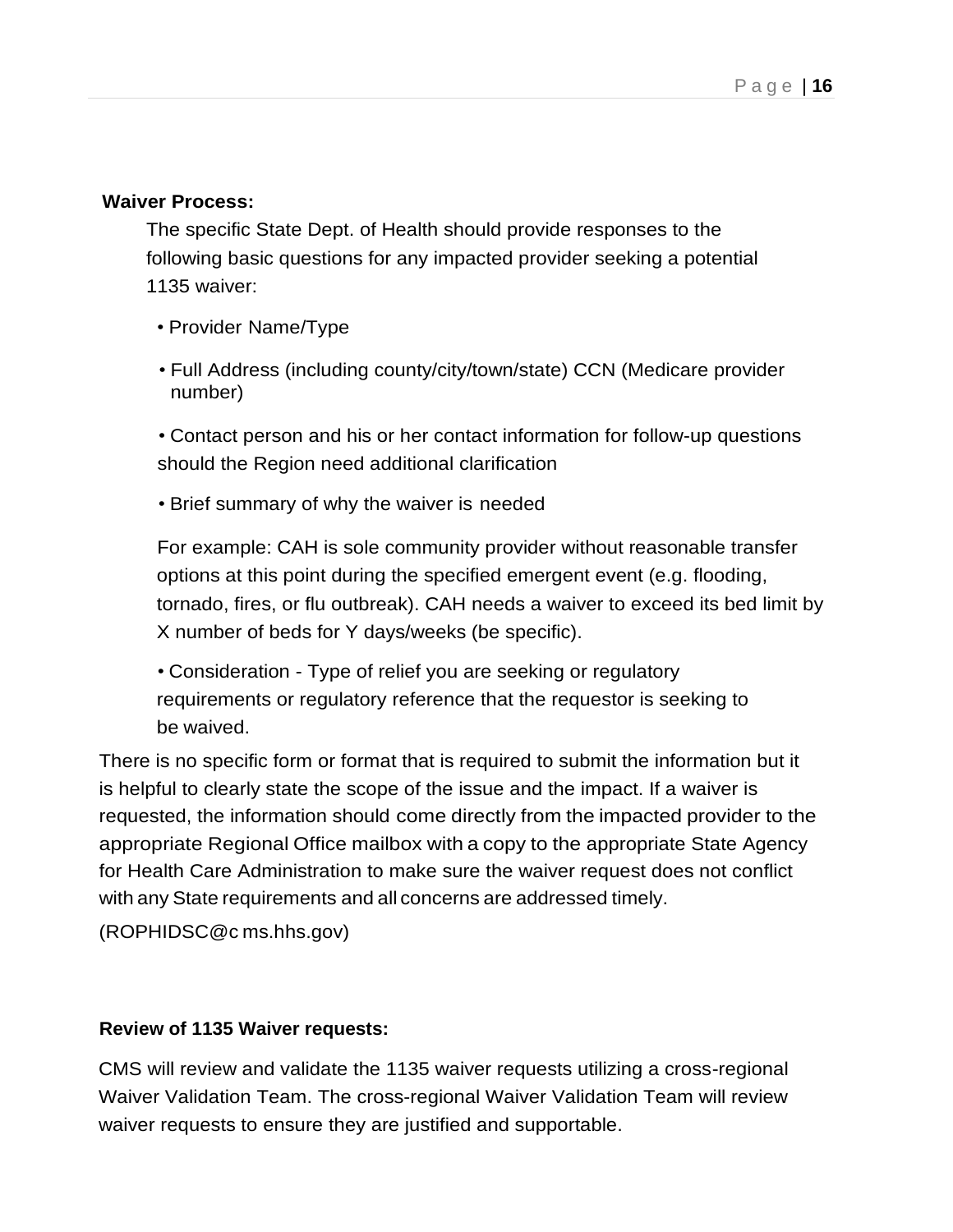**Waiver Process:**

The specific State Dept. of Health should provide responses to the following basic questions for any impacted provider seeking a potential 1135 waiver:

- Provider Name/Type
- Full Address (including county/city/town/state) CCN (Medicare provider number)
- Contact person and his or her contact information for follow-up questions should the Region need additional clarification
- Brief summary of why the waiver is needed

  For example: CAH is sole community provider without reasonable transfer options at this point during the specified emergent event (e.g. flooding, tornado, fires, or flu outbreak). CAH needs a waiver to exceed its bed limit by X number of beds for Y days/weeks (be specific).

- Consideration - Type of relief you are seeking or regulatory requirements or regulatory reference that the requestor is seeking to be waived.

There is no specific form or format that is required to submit the information but it is helpful to clearly state the scope of the issue and the impact. If a waiver is requested, the information should come directly from the impacted provider to the appropriate Regional Office mailbox with a copy to the appropriate State Agency for Health Care Administration to make sure the waiver request does not conflict with any State requirements and all concerns are addressed timely.

(ROPHIDSC@c ms.hhs.gov)

**Review of 1135 Waiver requests:**

CMS will review and validate the 1135 waiver requests utilizing a cross-regional Waiver Validation Team. The cross-regional Waiver Validation Team will review waiver requests to ensure they are justified and supportable.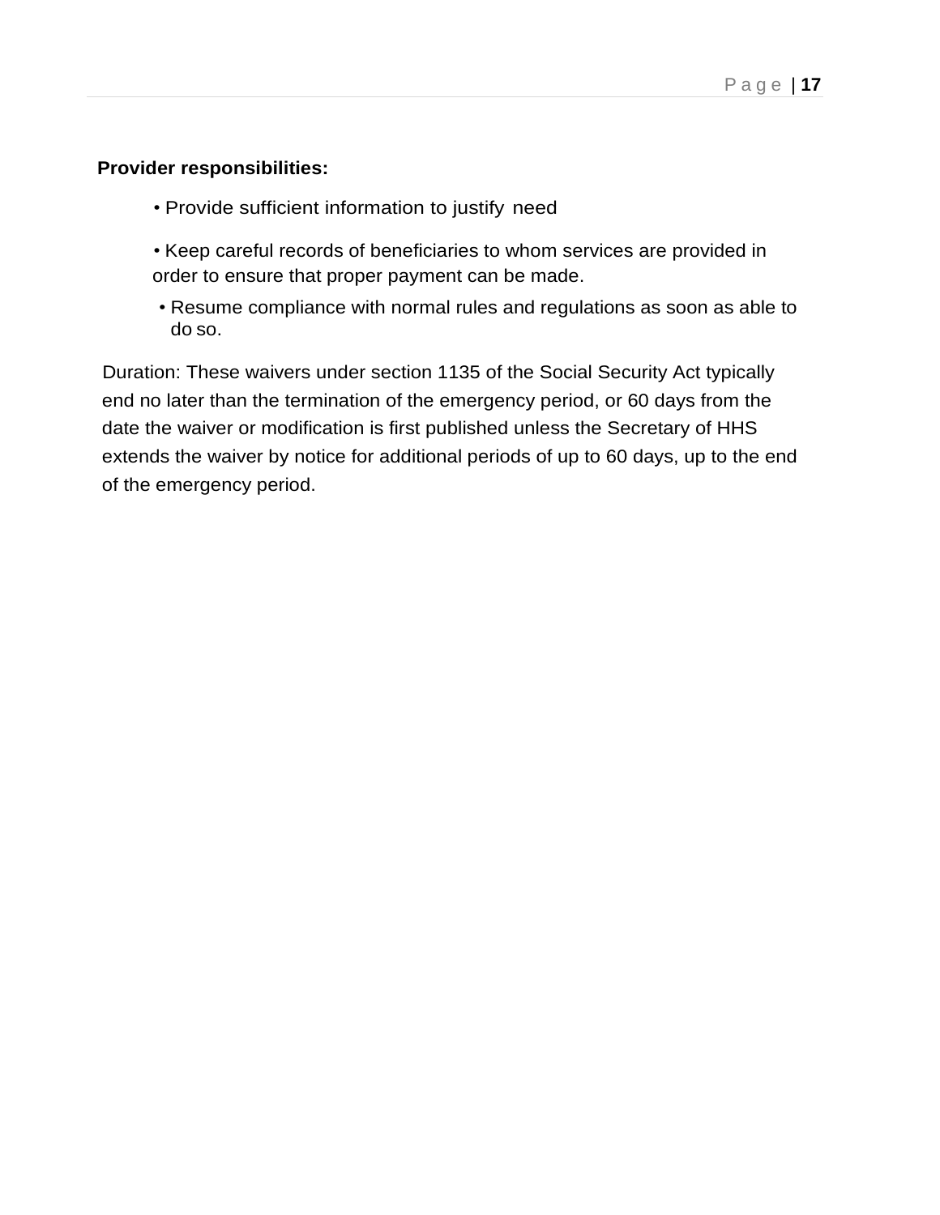**Provider responsibilities:**

- Provide sufficient information to justify need
- Keep careful records of beneficiaries to whom services are provided in order to ensure that proper payment can be made.
- Resume compliance with normal rules and regulations as soon as able to do so.

Duration: These waivers under section 1135 of the Social Security Act typically end no later than the termination of the emergency period, or 60 days from the date the waiver or modification is first published unless the Secretary of HHS extends the waiver by notice for additional periods of up to 60 days, up to the end of the emergency period.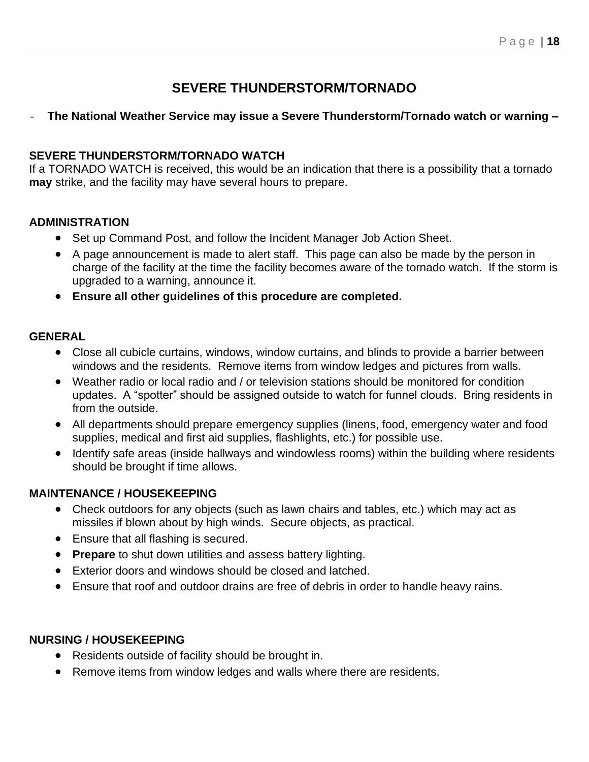## SEVERE THUNDERSTORM/TORNADO

- **The National Weather Service may issue a Severe Thunderstorm/Tornado watch or warning –**

**SEVERE THUNDERSTORM/TORNADO WATCH**
If a TORNADO WATCH is received, this would be an indication that there is a possibility that a tornado **may** strike, and the facility may have several hours to prepare.

**ADMINISTRATION**

- Set up Command Post, and follow the Incident Manager Job Action Sheet.
- A page announcement is made to alert staff. This page can also be made by the person in charge of the facility at the time the facility becomes aware of the tornado watch. If the storm is upgraded to a warning, announce it.
- **Ensure all other guidelines of this procedure are completed.**

**GENERAL**

- Close all cubicle curtains, windows, window curtains, and blinds to provide a barrier between windows and the residents. Remove items from window ledges and pictures from walls.
- Weather radio or local radio and / or television stations should be monitored for condition updates. A "spotter" should be assigned outside to watch for funnel clouds. Bring residents in from the outside.
- All departments should prepare emergency supplies (linens, food, emergency water and food supplies, medical and first aid supplies, flashlights, etc.) for possible use.
- Identify safe areas (inside hallways and windowless rooms) within the building where residents should be brought if time allows.

**MAINTENANCE / HOUSEKEEPING**

- Check outdoors for any objects (such as lawn chairs and tables, etc.) which may act as missiles if blown about by high winds. Secure objects, as practical.
- Ensure that all flashing is secured.
- **Prepare** to shut down utilities and assess battery lighting.
- Exterior doors and windows should be closed and latched.
- Ensure that roof and outdoor drains are free of debris in order to handle heavy rains.

**NURSING / HOUSEKEEPING**

- Residents outside of facility should be brought in.
- Remove items from window ledges and walls where there are residents.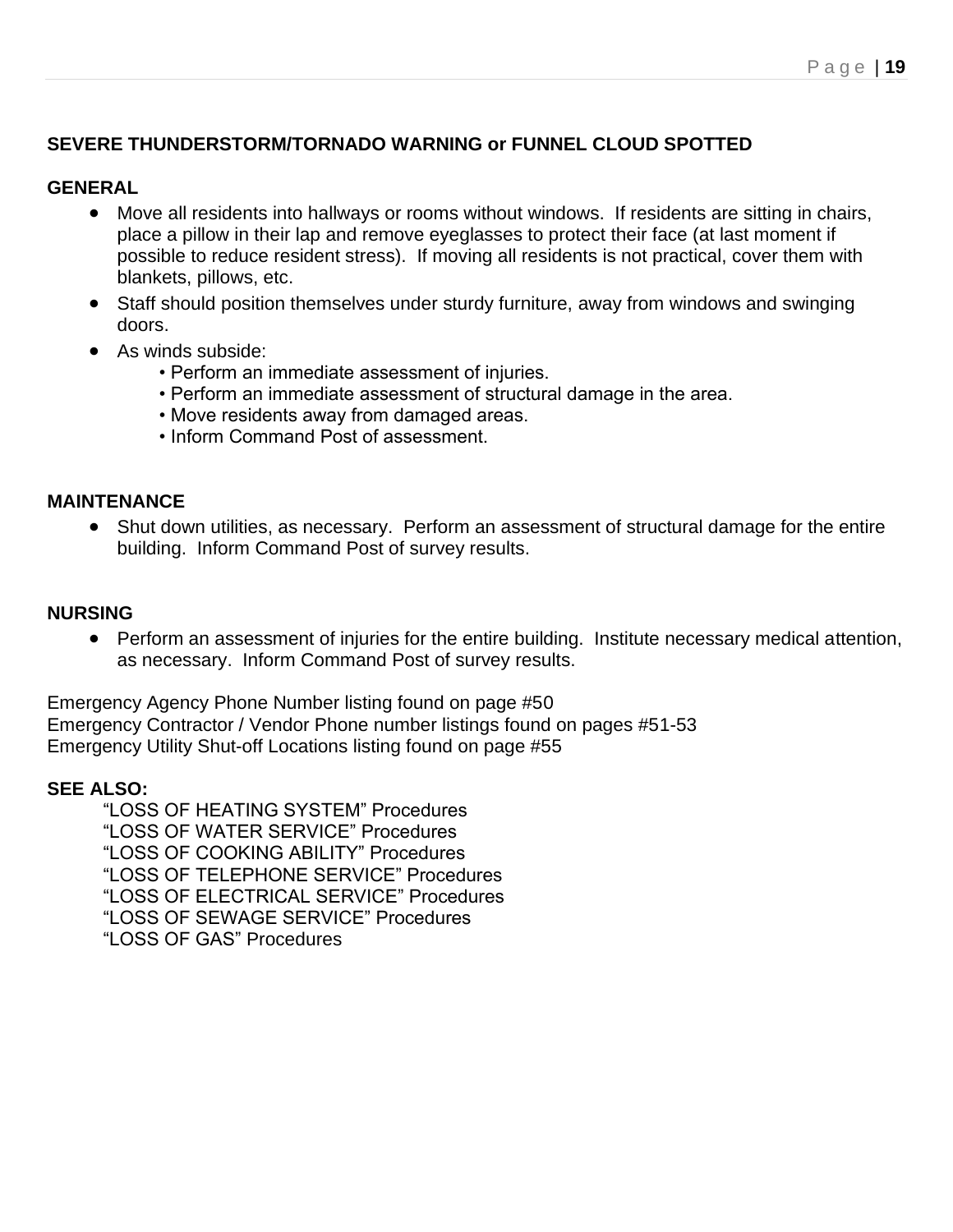**SEVERE THUNDERSTORM/TORNADO WARNING or FUNNEL CLOUD SPOTTED**

**GENERAL**

- Move all residents into hallways or rooms without windows. If residents are sitting in chairs, place a pillow in their lap and remove eyeglasses to protect their face (at last moment if possible to reduce resident stress). If moving all residents is not practical, cover them with blankets, pillows, etc.
- Staff should position themselves under sturdy furniture, away from windows and swinging doors.
- As winds subside:
    - Perform an immediate assessment of injuries.
    - Perform an immediate assessment of structural damage in the area.
    - Move residents away from damaged areas.
    - Inform Command Post of assessment.

**MAINTENANCE**

- Shut down utilities, as necessary. Perform an assessment of structural damage for the entire building. Inform Command Post of survey results.

**NURSING**

- Perform an assessment of injuries for the entire building. Institute necessary medical attention, as necessary. Inform Command Post of survey results.

Emergency Agency Phone Number listing found on page #50
Emergency Contractor / Vendor Phone number listings found on pages #51-53
Emergency Utility Shut-off Locations listing found on page #55

**SEE ALSO:**

"LOSS OF HEATING SYSTEM" Procedures
"LOSS OF WATER SERVICE" Procedures
"LOSS OF COOKING ABILITY" Procedures
"LOSS OF TELEPHONE SERVICE" Procedures
"LOSS OF ELECTRICAL SERVICE" Procedures
"LOSS OF SEWAGE SERVICE" Procedures
"LOSS OF GAS" Procedures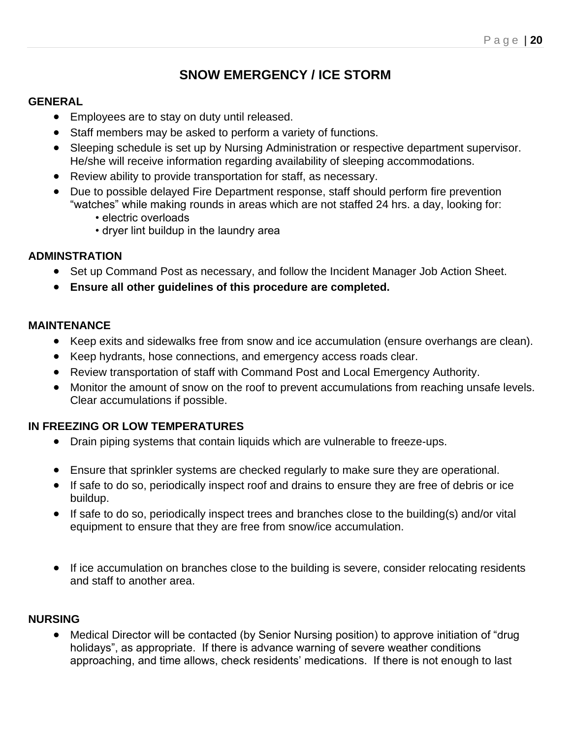# SNOW EMERGENCY / ICE STORM

## GENERAL

- Employees are to stay on duty until released.
- Staff members may be asked to perform a variety of functions.
- Sleeping schedule is set up by Nursing Administration or respective department supervisor. He/she will receive information regarding availability of sleeping accommodations.
- Review ability to provide transportation for staff, as necessary.
- Due to possible delayed Fire Department response, staff should perform fire prevention "watches" while making rounds in areas which are not staffed 24 hrs. a day, looking for:
  - electric overloads
  - dryer lint buildup in the laundry area

## ADMINSTRATION

- Set up Command Post as necessary, and follow the Incident Manager Job Action Sheet.
- **Ensure all other guidelines of this procedure are completed.**

## MAINTENANCE

- Keep exits and sidewalks free from snow and ice accumulation (ensure overhangs are clean).
- Keep hydrants, hose connections, and emergency access roads clear.
- Review transportation of staff with Command Post and Local Emergency Authority.
- Monitor the amount of snow on the roof to prevent accumulations from reaching unsafe levels. Clear accumulations if possible.

## IN FREEZING OR LOW TEMPERATURES

- Drain piping systems that contain liquids which are vulnerable to freeze-ups.
- Ensure that sprinkler systems are checked regularly to make sure they are operational.
- If safe to do so, periodically inspect roof and drains to ensure they are free of debris or ice buildup.
- If safe to do so, periodically inspect trees and branches close to the building(s) and/or vital equipment to ensure that they are free from snow/ice accumulation.
- If ice accumulation on branches close to the building is severe, consider relocating residents and staff to another area.

## NURSING

- Medical Director will be contacted (by Senior Nursing position) to approve initiation of "drug holidays", as appropriate. If there is advance warning of severe weather conditions approaching, and time allows, check residents' medications. If there is not enough to last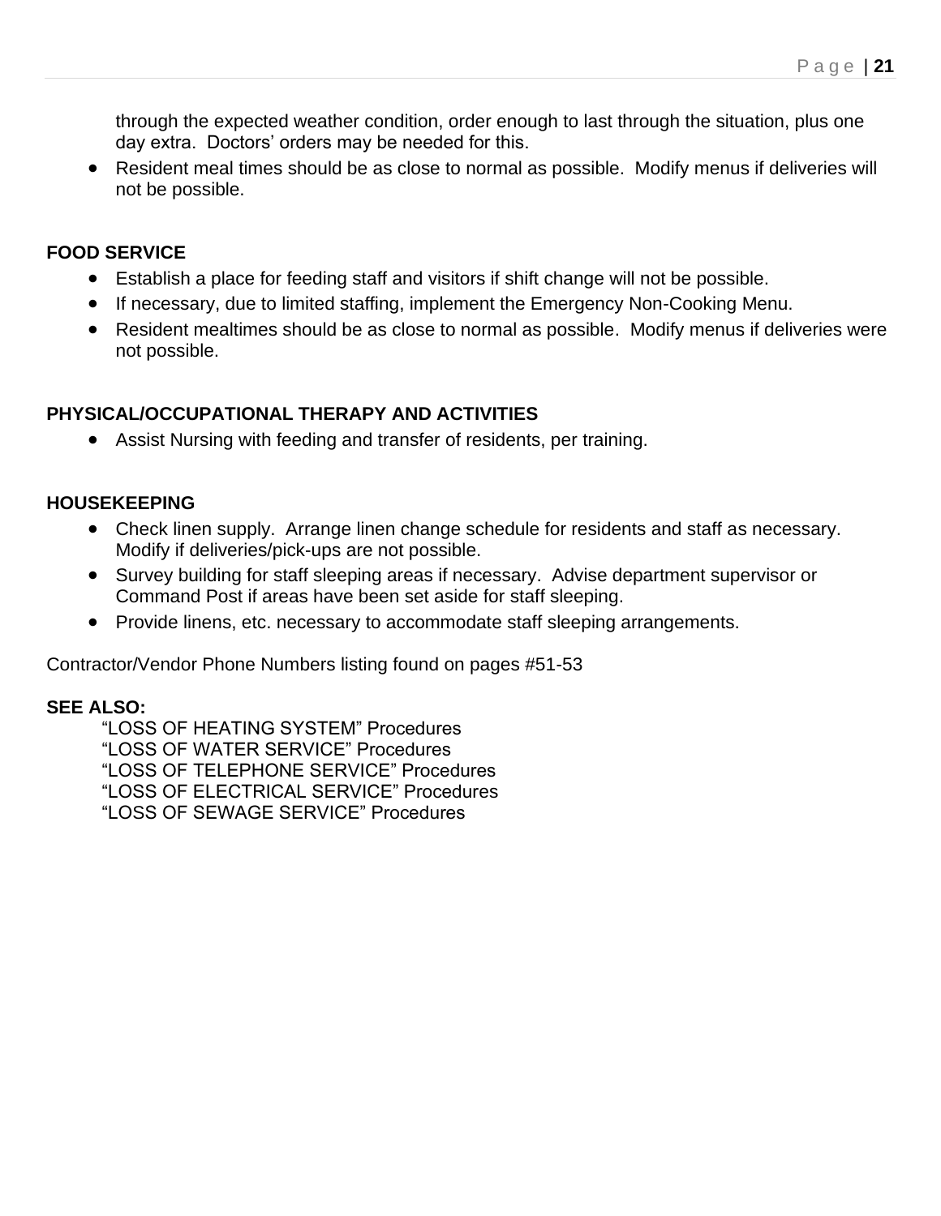through the expected weather condition, order enough to last through the situation, plus one day extra. Doctors' orders may be needed for this.

- Resident meal times should be as close to normal as possible. Modify menus if deliveries will not be possible.

**FOOD SERVICE**

- Establish a place for feeding staff and visitors if shift change will not be possible.
- If necessary, due to limited staffing, implement the Emergency Non-Cooking Menu.
- Resident mealtimes should be as close to normal as possible. Modify menus if deliveries were not possible.

**PHYSICAL/OCCUPATIONAL THERAPY AND ACTIVITIES**

- Assist Nursing with feeding and transfer of residents, per training.

**HOUSEKEEPING**

- Check linen supply. Arrange linen change schedule for residents and staff as necessary. Modify if deliveries/pick-ups are not possible.
- Survey building for staff sleeping areas if necessary. Advise department supervisor or Command Post if areas have been set aside for staff sleeping.
- Provide linens, etc. necessary to accommodate staff sleeping arrangements.

Contractor/Vendor Phone Numbers listing found on pages #51-53

**SEE ALSO:**

"LOSS OF HEATING SYSTEM" Procedures
"LOSS OF WATER SERVICE" Procedures
"LOSS OF TELEPHONE SERVICE" Procedures
"LOSS OF ELECTRICAL SERVICE" Procedures
"LOSS OF SEWAGE SERVICE" Procedures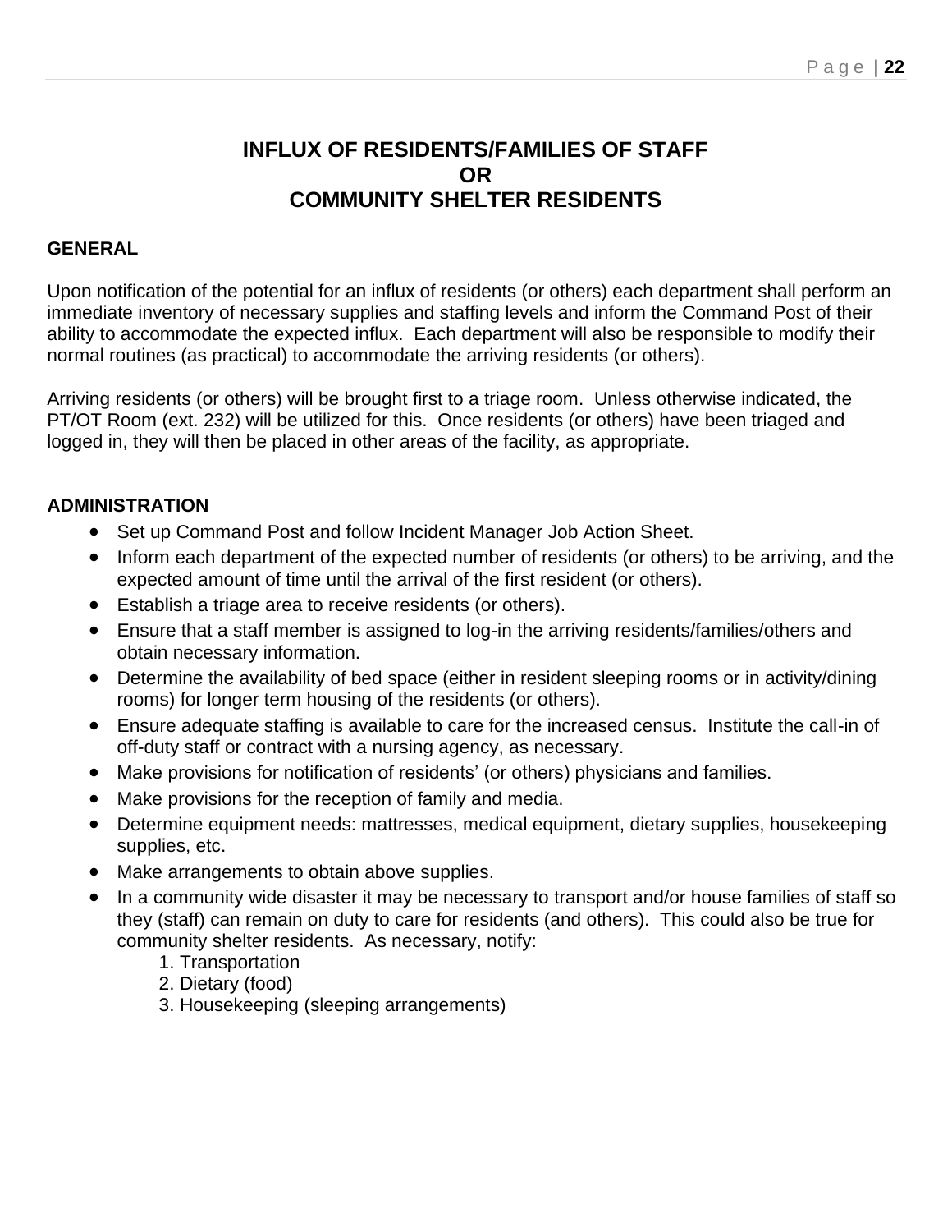# INFLUX OF RESIDENTS/FAMILIES OF STAFF
# OR
# COMMUNITY SHELTER RESIDENTS

## GENERAL

Upon notification of the potential for an influx of residents (or others) each department shall perform an immediate inventory of necessary supplies and staffing levels and inform the Command Post of their ability to accommodate the expected influx. Each department will also be responsible to modify their normal routines (as practical) to accommodate the arriving residents (or others).

Arriving residents (or others) will be brought first to a triage room. Unless otherwise indicated, the PT/OT Room (ext. 232) will be utilized for this. Once residents (or others) have been triaged and logged in, they will then be placed in other areas of the facility, as appropriate.

## ADMINISTRATION

- Set up Command Post and follow Incident Manager Job Action Sheet.
- Inform each department of the expected number of residents (or others) to be arriving, and the expected amount of time until the arrival of the first resident (or others).
- Establish a triage area to receive residents (or others).
- Ensure that a staff member is assigned to log-in the arriving residents/families/others and obtain necessary information.
- Determine the availability of bed space (either in resident sleeping rooms or in activity/dining rooms) for longer term housing of the residents (or others).
- Ensure adequate staffing is available to care for the increased census. Institute the call-in of off-duty staff or contract with a nursing agency, as necessary.
- Make provisions for notification of residents' (or others) physicians and families.
- Make provisions for the reception of family and media.
- Determine equipment needs: mattresses, medical equipment, dietary supplies, housekeeping supplies, etc.
- Make arrangements to obtain above supplies.
- In a community wide disaster it may be necessary to transport and/or house families of staff so they (staff) can remain on duty to care for residents (and others). This could also be true for community shelter residents. As necessary, notify:
    1. Transportation
    2. Dietary (food)
    3. Housekeeping (sleeping arrangements)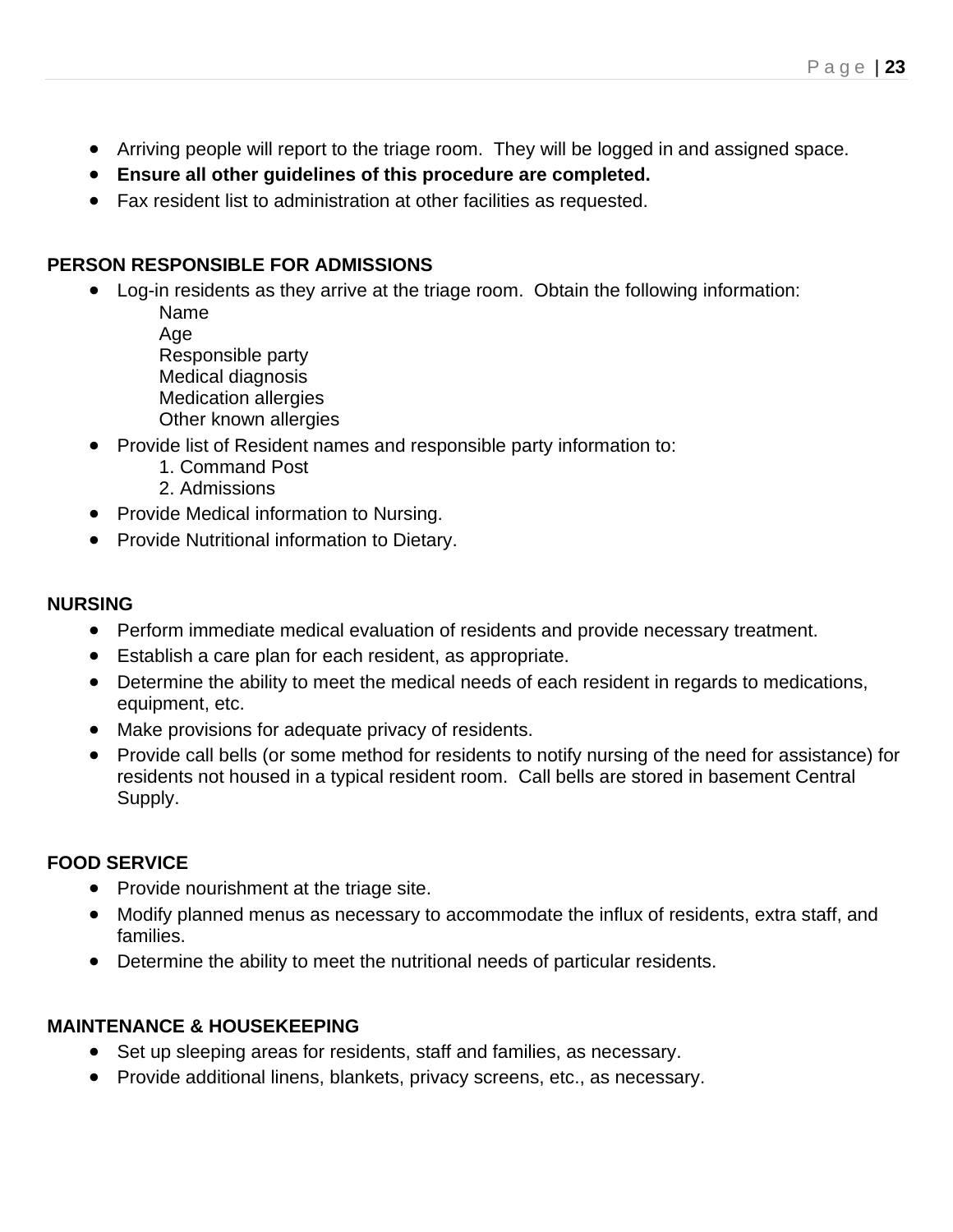- Arriving people will report to the triage room.  They will be logged in and assigned space.
- **Ensure all other guidelines of this procedure are completed.**
- Fax resident list to administration at other facilities as requested.

**PERSON RESPONSIBLE FOR ADMISSIONS**

- Log-in residents as they arrive at the triage room.  Obtain the following information:
  - Name
  - Age
  - Responsible party
  - Medical diagnosis
  - Medication allergies
  - Other known allergies
- Provide list of Resident names and responsible party information to:
  1. Command Post
  2. Admissions
- Provide Medical information to Nursing.
- Provide Nutritional information to Dietary.

**NURSING**

- Perform immediate medical evaluation of residents and provide necessary treatment.
- Establish a care plan for each resident, as appropriate.
- Determine the ability to meet the medical needs of each resident in regards to medications, equipment, etc.
- Make provisions for adequate privacy of residents.
- Provide call bells (or some method for residents to notify nursing of the need for assistance) for residents not housed in a typical resident room.  Call bells are stored in basement Central Supply.

**FOOD SERVICE**

- Provide nourishment at the triage site.
- Modify planned menus as necessary to accommodate the influx of residents, extra staff, and families.
- Determine the ability to meet the nutritional needs of particular residents.

**MAINTENANCE & HOUSEKEEPING**

- Set up sleeping areas for residents, staff and families, as necessary.
- Provide additional linens, blankets, privacy screens, etc., as necessary.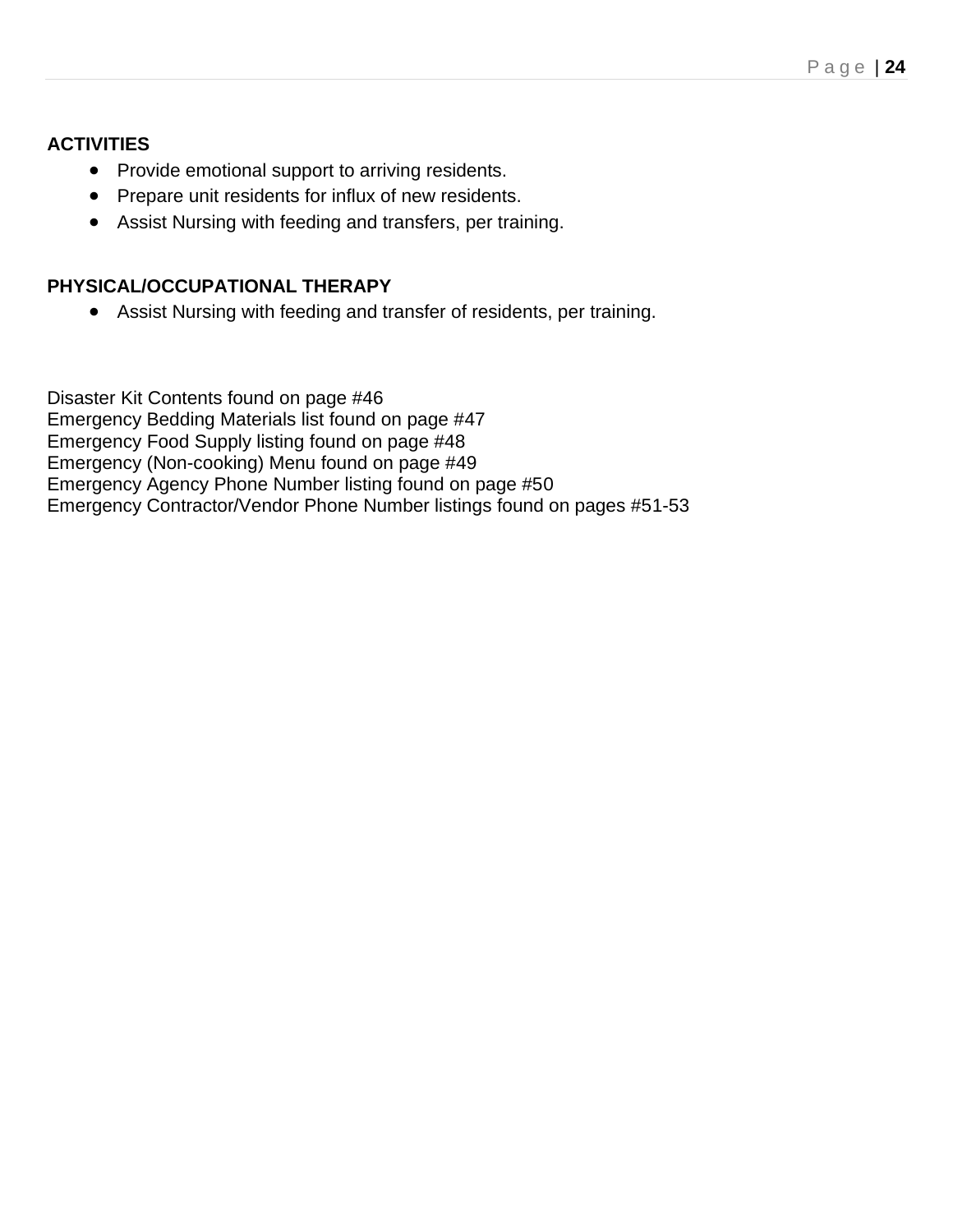**ACTIVITIES**

- Provide emotional support to arriving residents.
- Prepare unit residents for influx of new residents.
- Assist Nursing with feeding and transfers, per training.

**PHYSICAL/OCCUPATIONAL THERAPY**

- Assist Nursing with feeding and transfer of residents, per training.

Disaster Kit Contents found on page #46
Emergency Bedding Materials list found on page #47
Emergency Food Supply listing found on page #48
Emergency (Non-cooking) Menu found on page #49
Emergency Agency Phone Number listing found on page #50
Emergency Contractor/Vendor Phone Number listings found on pages #51-53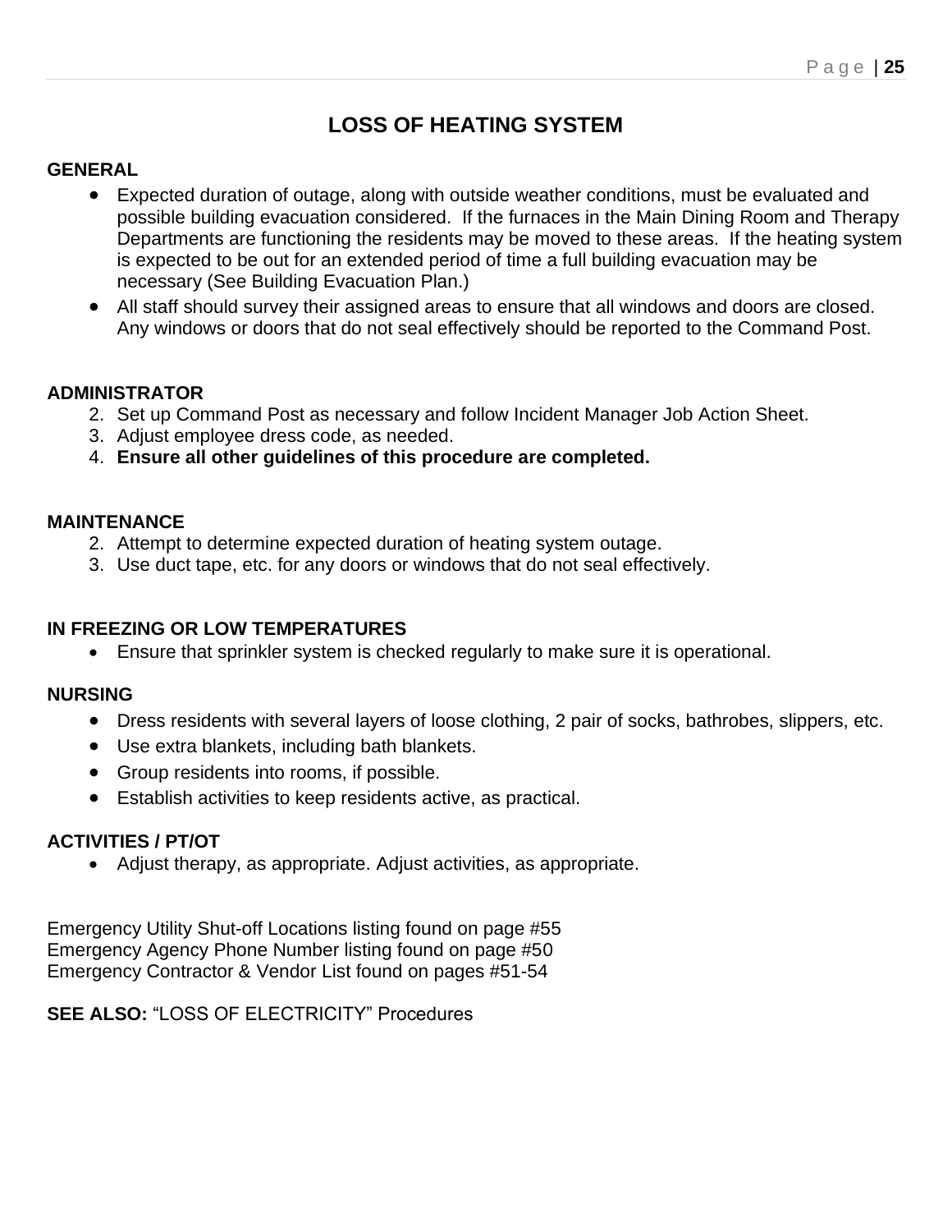# LOSS OF HEATING SYSTEM

**GENERAL**

- Expected duration of outage, along with outside weather conditions, must be evaluated and possible building evacuation considered. If the furnaces in the Main Dining Room and Therapy Departments are functioning the residents may be moved to these areas. If the heating system is expected to be out for an extended period of time a full building evacuation may be necessary (See Building Evacuation Plan.)
- All staff should survey their assigned areas to ensure that all windows and doors are closed. Any windows or doors that do not seal effectively should be reported to the Command Post.

**ADMINISTRATOR**

2. Set up Command Post as necessary and follow Incident Manager Job Action Sheet.
3. Adjust employee dress code, as needed.
4. **Ensure all other guidelines of this procedure are completed.**

**MAINTENANCE**

2. Attempt to determine expected duration of heating system outage.
3. Use duct tape, etc. for any doors or windows that do not seal effectively.

**IN FREEZING OR LOW TEMPERATURES**

- Ensure that sprinkler system is checked regularly to make sure it is operational.

**NURSING**

- Dress residents with several layers of loose clothing, 2 pair of socks, bathrobes, slippers, etc.
- Use extra blankets, including bath blankets.
- Group residents into rooms, if possible.
- Establish activities to keep residents active, as practical.

**ACTIVITIES / PT/OT**

- Adjust therapy, as appropriate. Adjust activities, as appropriate.

Emergency Utility Shut-off Locations listing found on page #55
Emergency Agency Phone Number listing found on page #50
Emergency Contractor & Vendor List found on pages #51-54

**SEE ALSO:** "LOSS OF ELECTRICITY" Procedures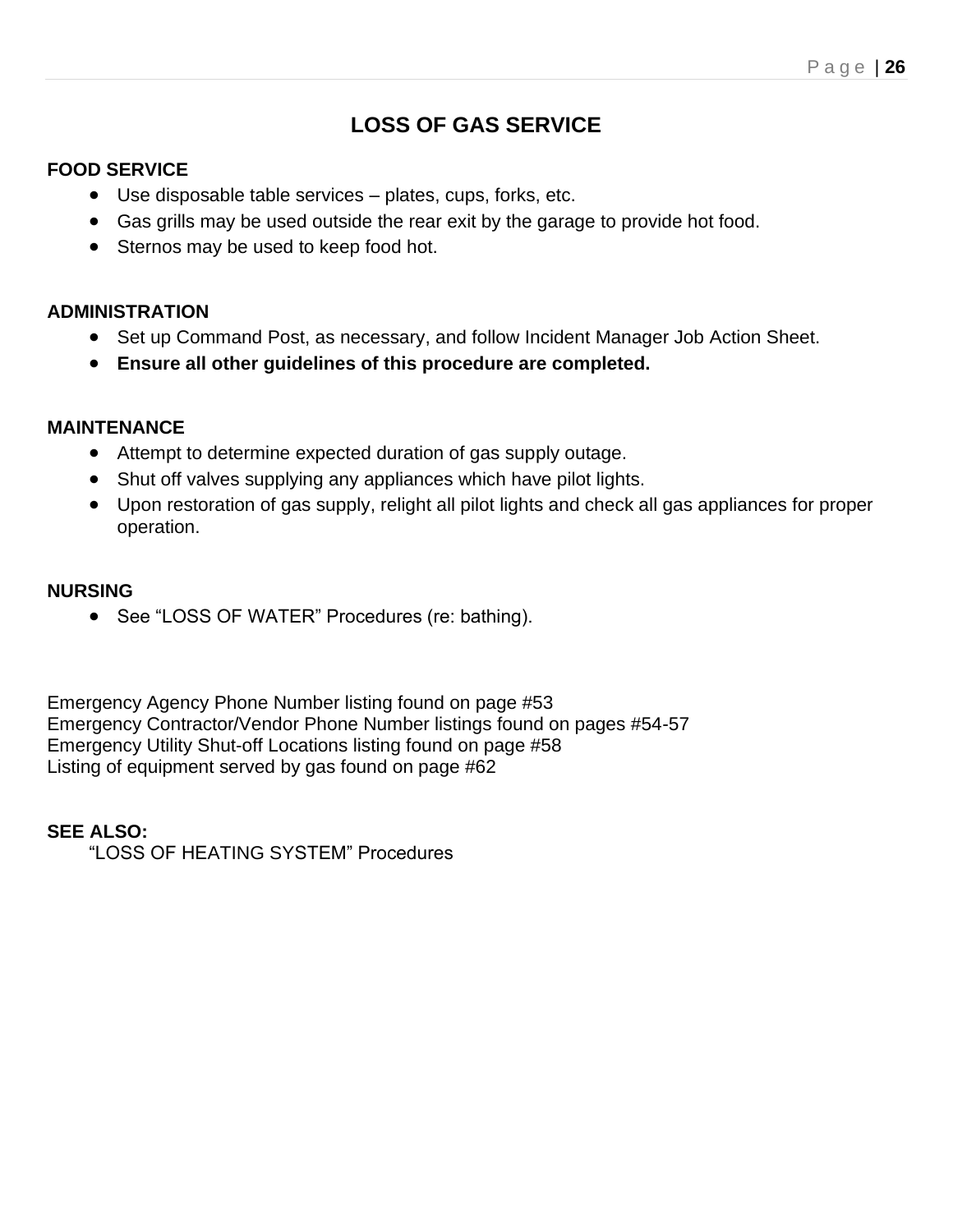# LOSS OF GAS SERVICE

**FOOD SERVICE**

- Use disposable table services – plates, cups, forks, etc.
- Gas grills may be used outside the rear exit by the garage to provide hot food.
- Sternos may be used to keep food hot.

**ADMINISTRATION**

- Set up Command Post, as necessary, and follow Incident Manager Job Action Sheet.
- **Ensure all other guidelines of this procedure are completed.**

**MAINTENANCE**

- Attempt to determine expected duration of gas supply outage.
- Shut off valves supplying any appliances which have pilot lights.
- Upon restoration of gas supply, relight all pilot lights and check all gas appliances for proper operation.

**NURSING**

- See "LOSS OF WATER" Procedures (re: bathing).

Emergency Agency Phone Number listing found on page #53
Emergency Contractor/Vendor Phone Number listings found on pages #54-57
Emergency Utility Shut-off Locations listing found on page #58
Listing of equipment served by gas found on page #62

**SEE ALSO:**
"LOSS OF HEATING SYSTEM" Procedures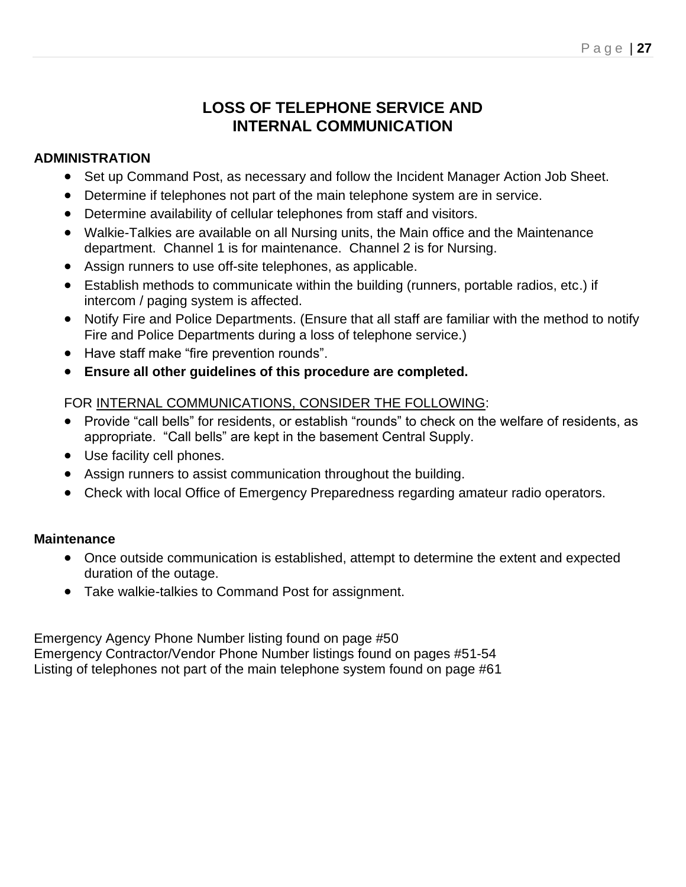# LOSS OF TELEPHONE SERVICE AND INTERNAL COMMUNICATION

**ADMINISTRATION**

- Set up Command Post, as necessary and follow the Incident Manager Action Job Sheet.
- Determine if telephones not part of the main telephone system are in service.
- Determine availability of cellular telephones from staff and visitors.
- Walkie-Talkies are available on all Nursing units, the Main office and the Maintenance department. Channel 1 is for maintenance. Channel 2 is for Nursing.
- Assign runners to use off-site telephones, as applicable.
- Establish methods to communicate within the building (runners, portable radios, etc.) if intercom / paging system is affected.
- Notify Fire and Police Departments. (Ensure that all staff are familiar with the method to notify Fire and Police Departments during a loss of telephone service.)
- Have staff make "fire prevention rounds".
- **Ensure all other guidelines of this procedure are completed.**

FOR <u>INTERNAL COMMUNICATIONS, CONSIDER THE FOLLOWING</u>:

- Provide "call bells" for residents, or establish "rounds" to check on the welfare of residents, as appropriate. "Call bells" are kept in the basement Central Supply.
- Use facility cell phones.
- Assign runners to assist communication throughout the building.
- Check with local Office of Emergency Preparedness regarding amateur radio operators.

**Maintenance**

- Once outside communication is established, attempt to determine the extent and expected duration of the outage.
- Take walkie-talkies to Command Post for assignment.

Emergency Agency Phone Number listing found on page #50
Emergency Contractor/Vendor Phone Number listings found on pages #51-54
Listing of telephones not part of the main telephone system found on page #61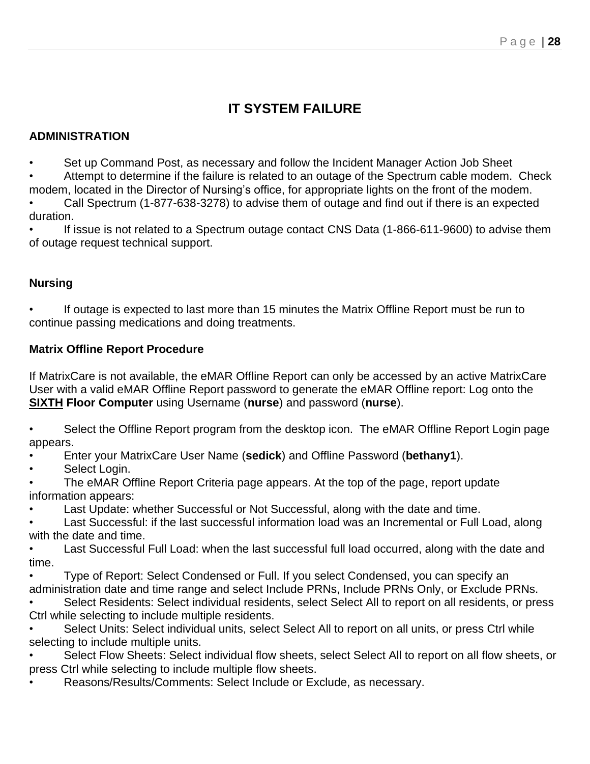# IT SYSTEM FAILURE

**ADMINISTRATION**

- Set up Command Post, as necessary and follow the Incident Manager Action Job Sheet
- Attempt to determine if the failure is related to an outage of the Spectrum cable modem. Check modem, located in the Director of Nursing's office, for appropriate lights on the front of the modem.
- Call Spectrum (1-877-638-3278) to advise them of outage and find out if there is an expected duration.
- If issue is not related to a Spectrum outage contact CNS Data (1-866-611-9600) to advise them of outage request technical support.

**Nursing**

- If outage is expected to last more than 15 minutes the Matrix Offline Report must be run to continue passing medications and doing treatments.

**Matrix Offline Report Procedure**

If MatrixCare is not available, the eMAR Offline Report can only be accessed by an active MatrixCare User with a valid eMAR Offline Report password to generate the eMAR Offline report: Log onto the **<u>SIXTH</u> Floor Computer** using Username (**nurse**) and password (**nurse**).

- Select the Offline Report program from the desktop icon. The eMAR Offline Report Login page appears.
- Enter your MatrixCare User Name (**sedick**) and Offline Password (**bethany1**).
- Select Login.
- The eMAR Offline Report Criteria page appears. At the top of the page, report update information appears:
- Last Update: whether Successful or Not Successful, along with the date and time.
- Last Successful: if the last successful information load was an Incremental or Full Load, along with the date and time.
- Last Successful Full Load: when the last successful full load occurred, along with the date and time.
- Type of Report: Select Condensed or Full. If you select Condensed, you can specify an administration date and time range and select Include PRNs, Include PRNs Only, or Exclude PRNs.
- Select Residents: Select individual residents, select Select All to report on all residents, or press Ctrl while selecting to include multiple residents.
- Select Units: Select individual units, select Select All to report on all units, or press Ctrl while selecting to include multiple units.
- Select Flow Sheets: Select individual flow sheets, select Select All to report on all flow sheets, or press Ctrl while selecting to include multiple flow sheets.
- Reasons/Results/Comments: Select Include or Exclude, as necessary.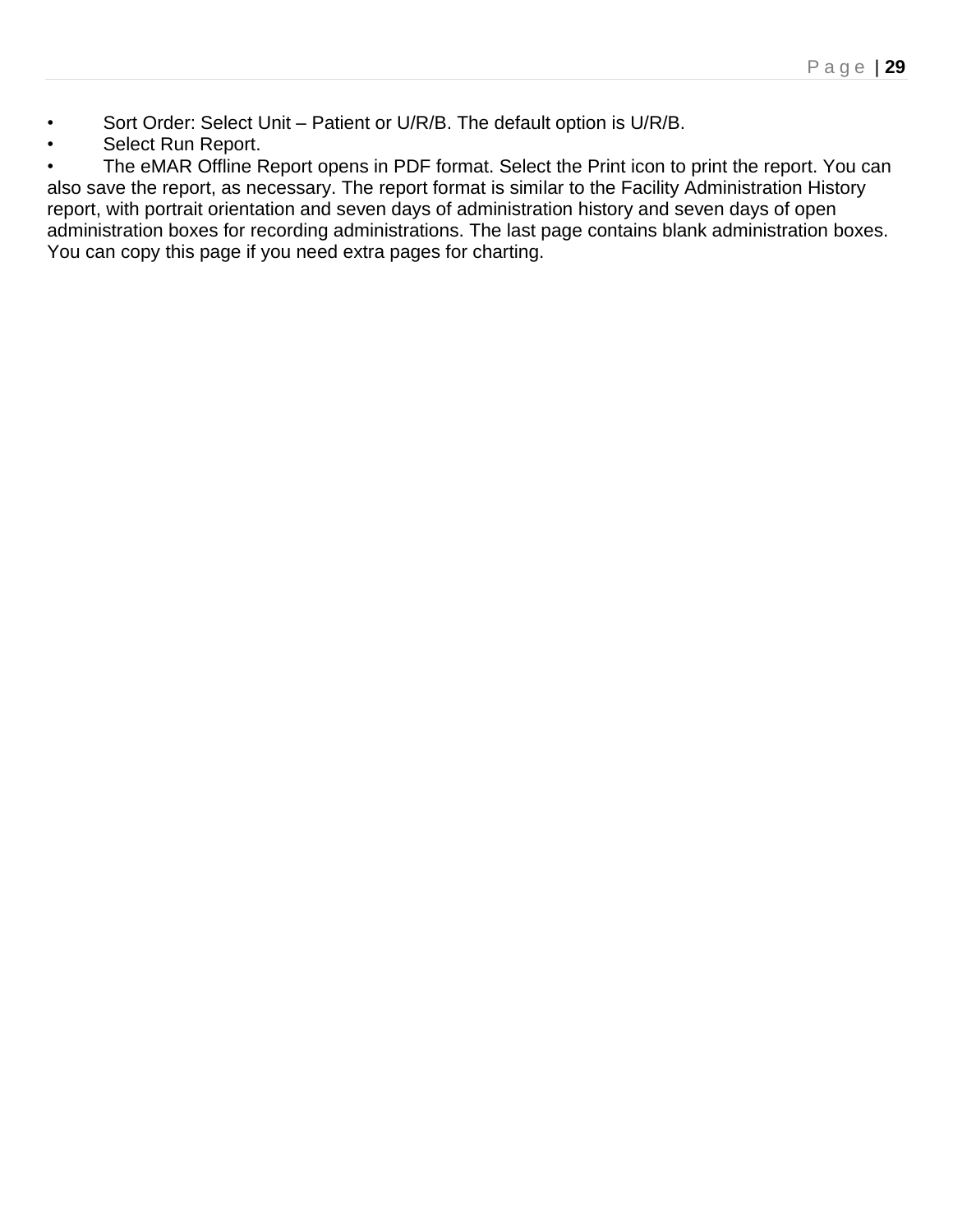- Sort Order: Select Unit – Patient or U/R/B. The default option is U/R/B.
- Select Run Report.
- The eMAR Offline Report opens in PDF format. Select the Print icon to print the report. You can also save the report, as necessary. The report format is similar to the Facility Administration History report, with portrait orientation and seven days of administration history and seven days of open administration boxes for recording administrations. The last page contains blank administration boxes. You can copy this page if you need extra pages for charting.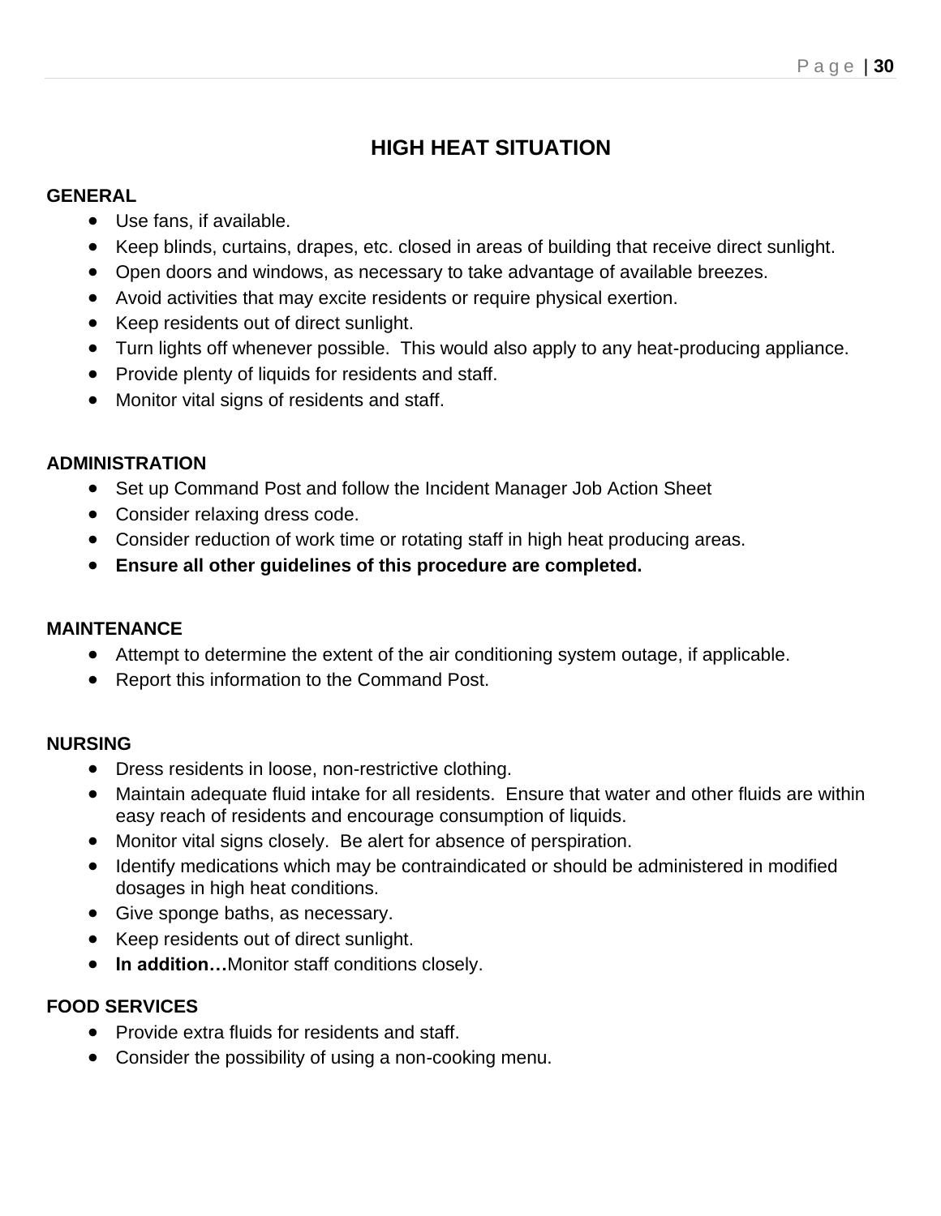# HIGH HEAT SITUATION

**GENERAL**

- Use fans, if available.
- Keep blinds, curtains, drapes, etc. closed in areas of building that receive direct sunlight.
- Open doors and windows, as necessary to take advantage of available breezes.
- Avoid activities that may excite residents or require physical exertion.
- Keep residents out of direct sunlight.
- Turn lights off whenever possible. This would also apply to any heat-producing appliance.
- Provide plenty of liquids for residents and staff.
- Monitor vital signs of residents and staff.

**ADMINISTRATION**

- Set up Command Post and follow the Incident Manager Job Action Sheet
- Consider relaxing dress code.
- Consider reduction of work time or rotating staff in high heat producing areas.
- **Ensure all other guidelines of this procedure are completed.**

**MAINTENANCE**

- Attempt to determine the extent of the air conditioning system outage, if applicable.
- Report this information to the Command Post.

**NURSING**

- Dress residents in loose, non-restrictive clothing.
- Maintain adequate fluid intake for all residents. Ensure that water and other fluids are within easy reach of residents and encourage consumption of liquids.
- Monitor vital signs closely. Be alert for absence of perspiration.
- Identify medications which may be contraindicated or should be administered in modified dosages in high heat conditions.
- Give sponge baths, as necessary.
- Keep residents out of direct sunlight.
- **In addition…**Monitor staff conditions closely.

**FOOD SERVICES**

- Provide extra fluids for residents and staff.
- Consider the possibility of using a non-cooking menu.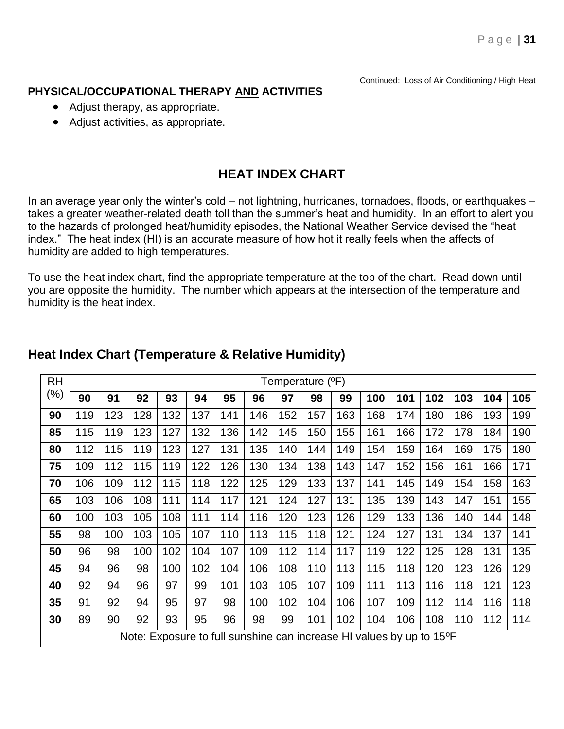Continued: Loss of Air Conditioning / High Heat

**PHYSICAL/OCCUPATIONAL THERAPY AND ACTIVITIES**

- Adjust therapy, as appropriate.
- Adjust activities, as appropriate.

## HEAT INDEX CHART

In an average year only the winter's cold – not lightning, hurricanes, tornadoes, floods, or earthquakes – takes a greater weather-related death toll than the summer's heat and humidity. In an effort to alert you to the hazards of prolonged heat/humidity episodes, the National Weather Service devised the "heat index." The heat index (HI) is an accurate measure of how hot it really feels when the affects of humidity are added to high temperatures.

To use the heat index chart, find the appropriate temperature at the top of the chart. Read down until you are opposite the humidity. The number which appears at the intersection of the temperature and humidity is the heat index.

### Heat Index Chart (Temperature & Relative Humidity)

| RH (%) | Temperature (ºF) | | | | | | | | | | | | | | | |
|---|---|---|---|---|---|---|---|---|---|---|---|---|---|---|---|---|
| | **90** | **91** | **92** | **93** | **94** | **95** | **96** | **97** | **98** | **99** | **100** | **101** | **102** | **103** | **104** | **105** |
| **90** | 119 | 123 | 128 | 132 | 137 | 141 | 146 | 152 | 157 | 163 | 168 | 174 | 180 | 186 | 193 | 199 |
| **85** | 115 | 119 | 123 | 127 | 132 | 136 | 142 | 145 | 150 | 155 | 161 | 166 | 172 | 178 | 184 | 190 |
| **80** | 112 | 115 | 119 | 123 | 127 | 131 | 135 | 140 | 144 | 149 | 154 | 159 | 164 | 169 | 175 | 180 |
| **75** | 109 | 112 | 115 | 119 | 122 | 126 | 130 | 134 | 138 | 143 | 147 | 152 | 156 | 161 | 166 | 171 |
| **70** | 106 | 109 | 112 | 115 | 118 | 122 | 125 | 129 | 133 | 137 | 141 | 145 | 149 | 154 | 158 | 163 |
| **65** | 103 | 106 | 108 | 111 | 114 | 117 | 121 | 124 | 127 | 131 | 135 | 139 | 143 | 147 | 151 | 155 |
| **60** | 100 | 103 | 105 | 108 | 111 | 114 | 116 | 120 | 123 | 126 | 129 | 133 | 136 | 140 | 144 | 148 |
| **55** | 98 | 100 | 103 | 105 | 107 | 110 | 113 | 115 | 118 | 121 | 124 | 127 | 131 | 134 | 137 | 141 |
| **50** | 96 | 98 | 100 | 102 | 104 | 107 | 109 | 112 | 114 | 117 | 119 | 122 | 125 | 128 | 131 | 135 |
| **45** | 94 | 96 | 98 | 100 | 102 | 104 | 106 | 108 | 110 | 113 | 115 | 118 | 120 | 123 | 126 | 129 |
| **40** | 92 | 94 | 96 | 97 | 99 | 101 | 103 | 105 | 107 | 109 | 111 | 113 | 116 | 118 | 121 | 123 |
| **35** | 91 | 92 | 94 | 95 | 97 | 98 | 100 | 102 | 104 | 106 | 107 | 109 | 112 | 114 | 116 | 118 |
| **30** | 89 | 90 | 92 | 93 | 95 | 96 | 98 | 99 | 101 | 102 | 104 | 106 | 108 | 110 | 112 | 114 |
| Note: Exposure to full sunshine can increase HI values by up to 15ºF | | | | | | | | | | | | | | | | |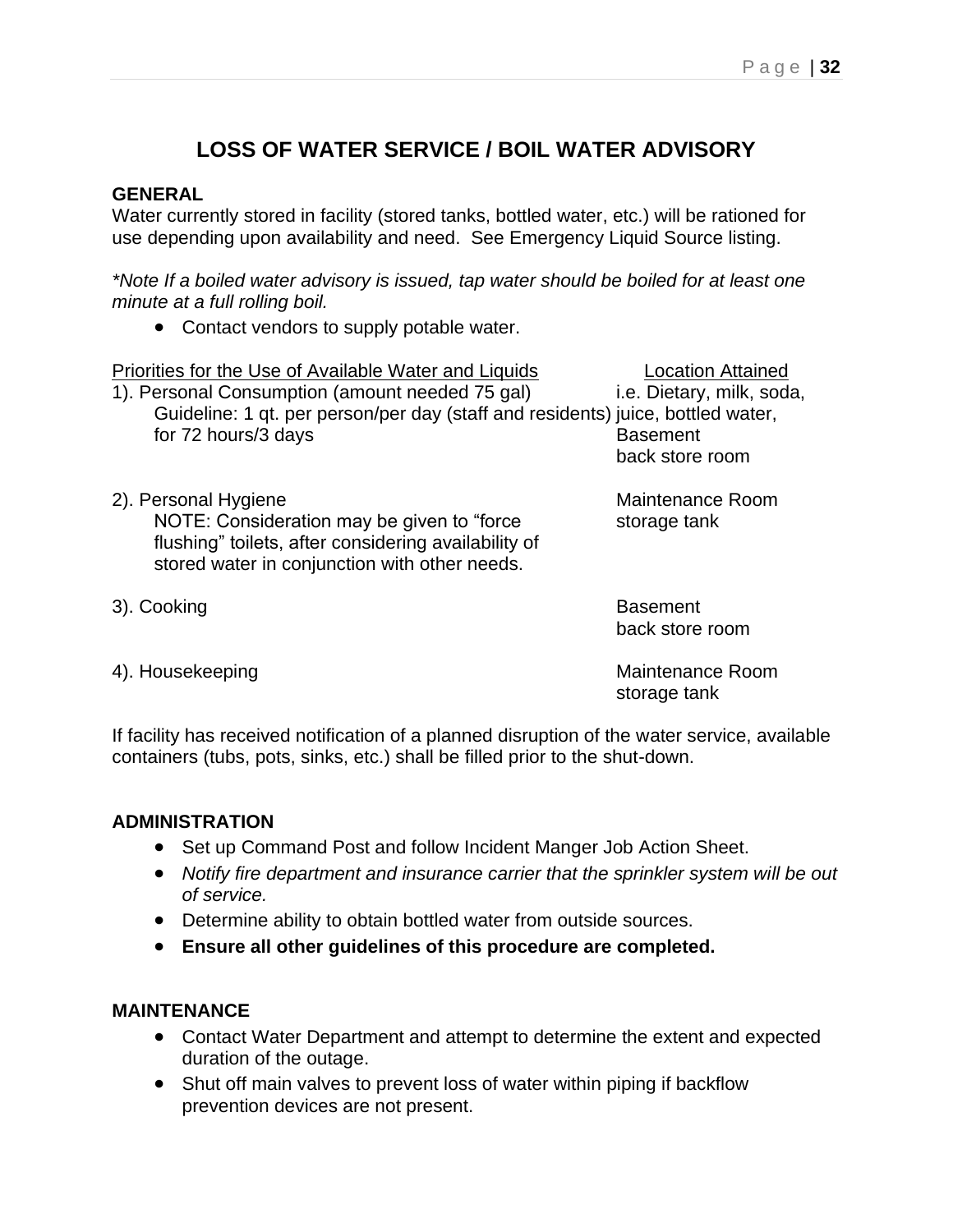# LOSS OF WATER SERVICE / BOIL WATER ADVISORY

**GENERAL**

Water currently stored in facility (stored tanks, bottled water, etc.) will be rationed for use depending upon availability and need. See Emergency Liquid Source listing.

*\*Note If a boiled water advisory is issued, tap water should be boiled for at least one minute at a full rolling boil.*

- Contact vendors to supply potable water.

| Priorities for the Use of Available Water and Liquids | Location Attained |
|---|---|
| 1). Personal Consumption (amount needed 75 gal) Guideline: 1 qt. per person/per day (staff and residents) for 72 hours/3 days | i.e. Dietary, milk, soda, juice, bottled water, Basement back store room |
| 2). Personal Hygiene NOTE: Consideration may be given to "force flushing" toilets, after considering availability of stored water in conjunction with other needs. | Maintenance Room storage tank |
| 3). Cooking | Basement back store room |
| 4). Housekeeping | Maintenance Room storage tank |

If facility has received notification of a planned disruption of the water service, available containers (tubs, pots, sinks, etc.) shall be filled prior to the shut-down.

**ADMINISTRATION**

- Set up Command Post and follow Incident Manger Job Action Sheet.
- *Notify fire department and insurance carrier that the sprinkler system will be out of service.*
- Determine ability to obtain bottled water from outside sources.
- **Ensure all other guidelines of this procedure are completed.**

**MAINTENANCE**

- Contact Water Department and attempt to determine the extent and expected duration of the outage.
- Shut off main valves to prevent loss of water within piping if backflow prevention devices are not present.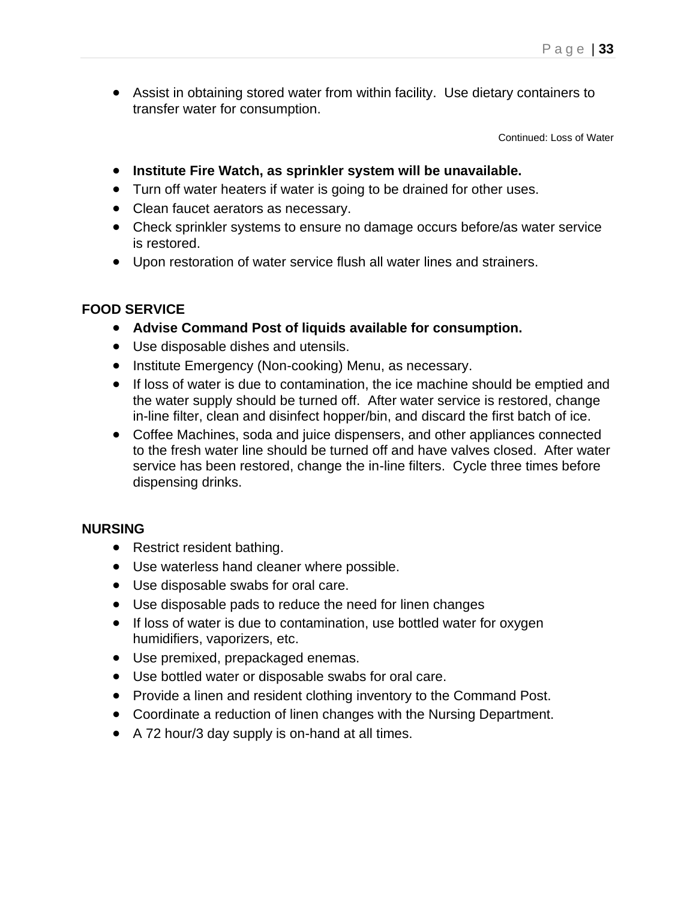- Assist in obtaining stored water from within facility.  Use dietary containers to transfer water for consumption.

Continued: Loss of Water

- **Institute Fire Watch, as sprinkler system will be unavailable.**
- Turn off water heaters if water is going to be drained for other uses.
- Clean faucet aerators as necessary.
- Check sprinkler systems to ensure no damage occurs before/as water service is restored.
- Upon restoration of water service flush all water lines and strainers.

**FOOD SERVICE**

- **Advise Command Post of liquids available for consumption.**
- Use disposable dishes and utensils.
- Institute Emergency (Non-cooking) Menu, as necessary.
- If loss of water is due to contamination, the ice machine should be emptied and the water supply should be turned off.  After water service is restored, change in-line filter, clean and disinfect hopper/bin, and discard the first batch of ice.
- Coffee Machines, soda and juice dispensers, and other appliances connected to the fresh water line should be turned off and have valves closed.  After water service has been restored, change the in-line filters.  Cycle three times before dispensing drinks.

**NURSING**

- Restrict resident bathing.
- Use waterless hand cleaner where possible.
- Use disposable swabs for oral care.
- Use disposable pads to reduce the need for linen changes
- If loss of water is due to contamination, use bottled water for oxygen humidifiers, vaporizers, etc.
- Use premixed, prepackaged enemas.
- Use bottled water or disposable swabs for oral care.
- Provide a linen and resident clothing inventory to the Command Post.
- Coordinate a reduction of linen changes with the Nursing Department.
- A 72 hour/3 day supply is on-hand at all times.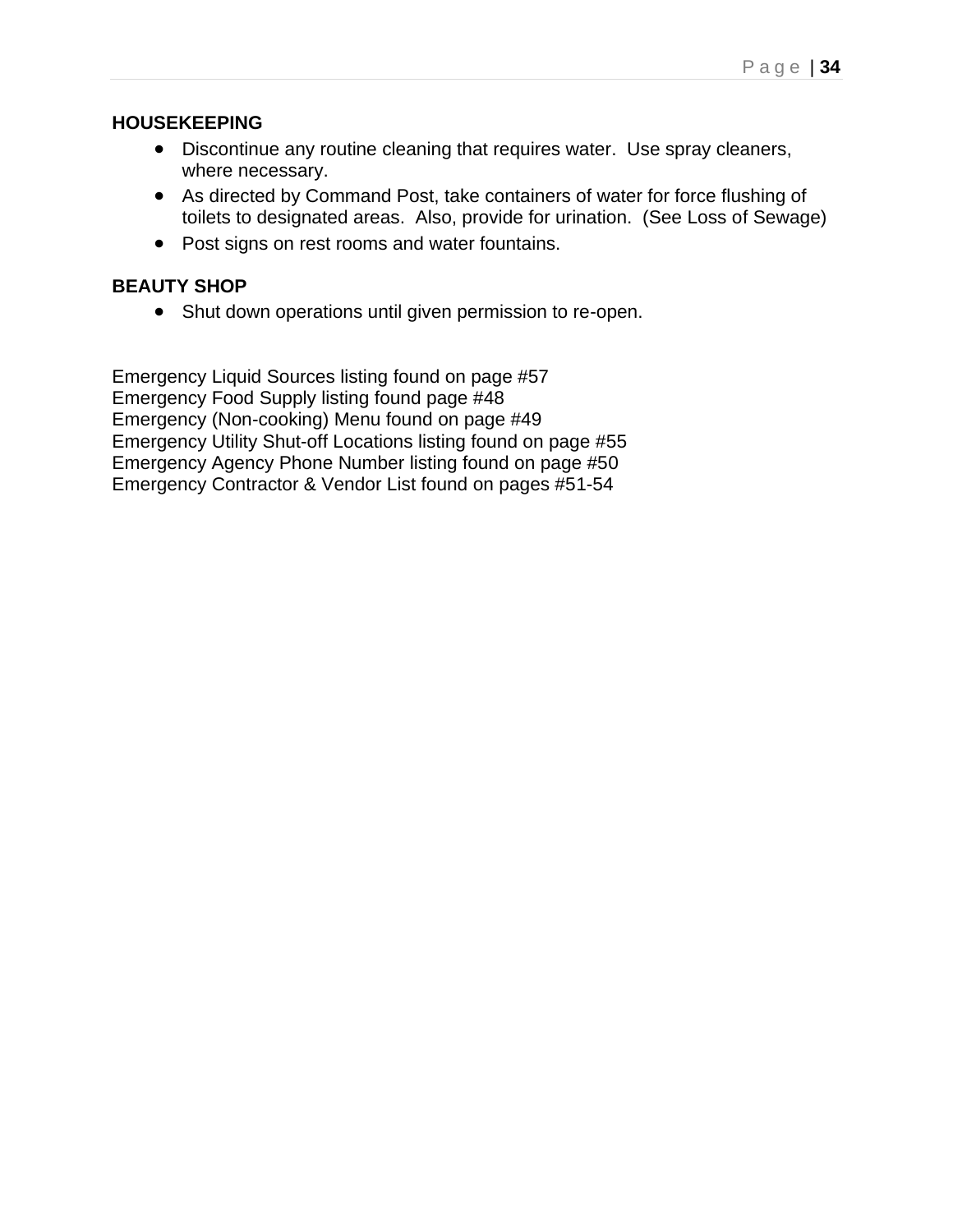**HOUSEKEEPING**

- Discontinue any routine cleaning that requires water. Use spray cleaners, where necessary.
- As directed by Command Post, take containers of water for force flushing of toilets to designated areas. Also, provide for urination. (See Loss of Sewage)
- Post signs on rest rooms and water fountains.

**BEAUTY SHOP**

- Shut down operations until given permission to re-open.

Emergency Liquid Sources listing found on page #57
Emergency Food Supply listing found page #48
Emergency (Non-cooking) Menu found on page #49
Emergency Utility Shut-off Locations listing found on page #55
Emergency Agency Phone Number listing found on page #50
Emergency Contractor & Vendor List found on pages #51-54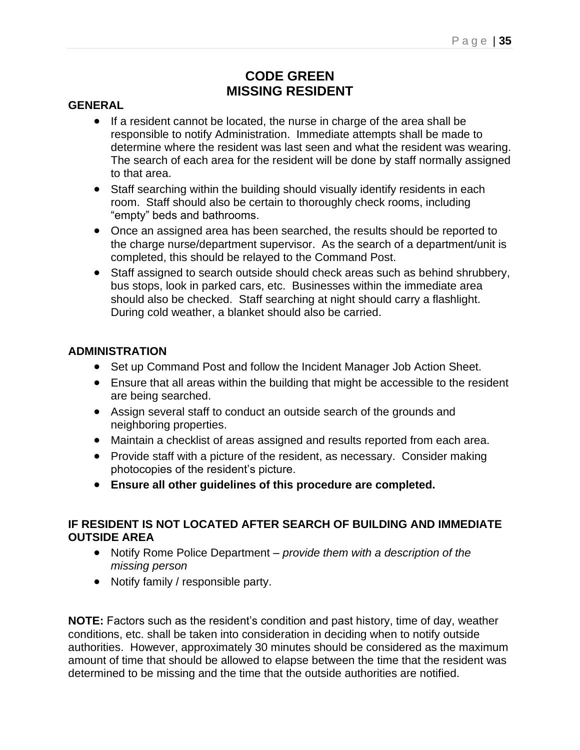# CODE GREEN
# MISSING RESIDENT

**GENERAL**

- If a resident cannot be located, the nurse in charge of the area shall be responsible to notify Administration. Immediate attempts shall be made to determine where the resident was last seen and what the resident was wearing. The search of each area for the resident will be done by staff normally assigned to that area.
- Staff searching within the building should visually identify residents in each room. Staff should also be certain to thoroughly check rooms, including "empty" beds and bathrooms.
- Once an assigned area has been searched, the results should be reported to the charge nurse/department supervisor. As the search of a department/unit is completed, this should be relayed to the Command Post.
- Staff assigned to search outside should check areas such as behind shrubbery, bus stops, look in parked cars, etc. Businesses within the immediate area should also be checked. Staff searching at night should carry a flashlight. During cold weather, a blanket should also be carried.

**ADMINISTRATION**

- Set up Command Post and follow the Incident Manager Job Action Sheet.
- Ensure that all areas within the building that might be accessible to the resident are being searched.
- Assign several staff to conduct an outside search of the grounds and neighboring properties.
- Maintain a checklist of areas assigned and results reported from each area.
- Provide staff with a picture of the resident, as necessary. Consider making photocopies of the resident's picture.
- **Ensure all other guidelines of this procedure are completed.**

**IF RESIDENT IS NOT LOCATED AFTER SEARCH OF BUILDING AND IMMEDIATE OUTSIDE AREA**

- Notify Rome Police Department – *provide them with a description of the missing person*
- Notify family / responsible party.

**NOTE:** Factors such as the resident's condition and past history, time of day, weather conditions, etc. shall be taken into consideration in deciding when to notify outside authorities. However, approximately 30 minutes should be considered as the maximum amount of time that should be allowed to elapse between the time that the resident was determined to be missing and the time that the outside authorities are notified.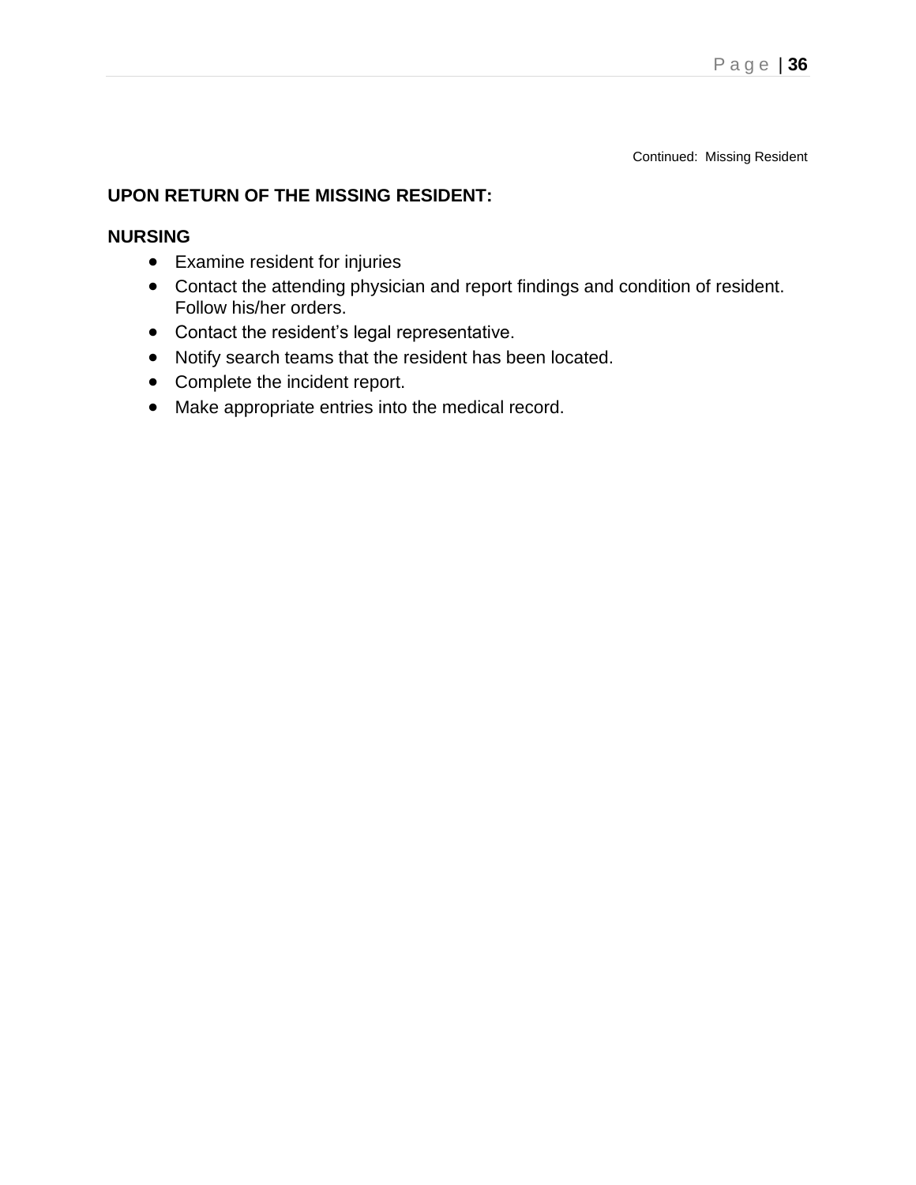Continued: Missing Resident

**UPON RETURN OF THE MISSING RESIDENT:**

**NURSING**

- Examine resident for injuries
- Contact the attending physician and report findings and condition of resident. Follow his/her orders.
- Contact the resident's legal representative.
- Notify search teams that the resident has been located.
- Complete the incident report.
- Make appropriate entries into the medical record.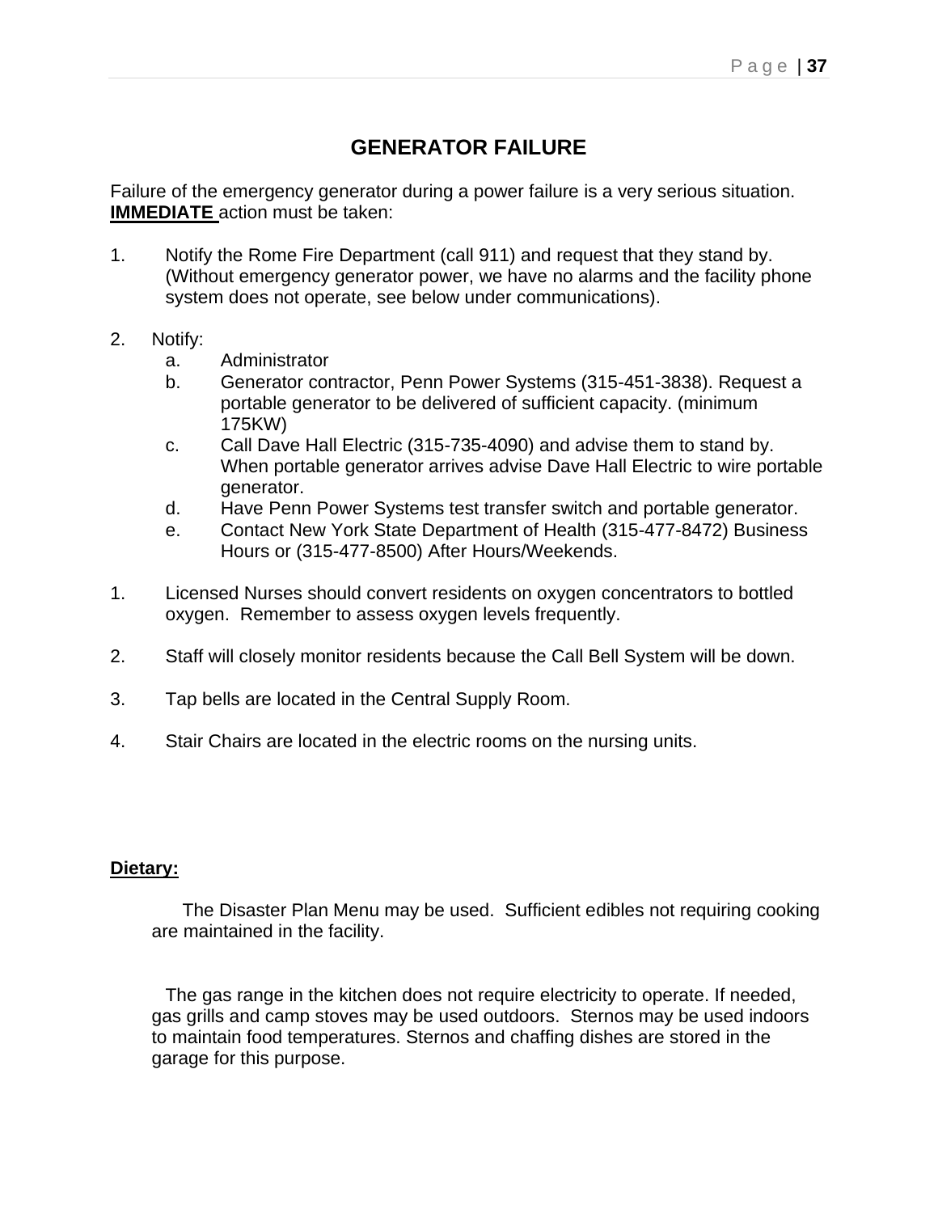# GENERATOR FAILURE

Failure of the emergency generator during a power failure is a very serious situation. **IMMEDIATE** action must be taken:

1. Notify the Rome Fire Department (call 911) and request that they stand by. (Without emergency generator power, we have no alarms and the facility phone system does not operate, see below under communications).

2. Notify:
   a. Administrator
   b. Generator contractor, Penn Power Systems (315-451-3838). Request a portable generator to be delivered of sufficient capacity. (minimum 175KW)
   c. Call Dave Hall Electric (315-735-4090) and advise them to stand by. When portable generator arrives advise Dave Hall Electric to wire portable generator.
   d. Have Penn Power Systems test transfer switch and portable generator.
   e. Contact New York State Department of Health (315-477-8472) Business Hours or (315-477-8500) After Hours/Weekends.

1. Licensed Nurses should convert residents on oxygen concentrators to bottled oxygen. Remember to assess oxygen levels frequently.

2. Staff will closely monitor residents because the Call Bell System will be down.

3. Tap bells are located in the Central Supply Room.

4. Stair Chairs are located in the electric rooms on the nursing units.

**Dietary:**

The Disaster Plan Menu may be used. Sufficient edibles not requiring cooking are maintained in the facility.

The gas range in the kitchen does not require electricity to operate. If needed, gas grills and camp stoves may be used outdoors. Sternos may be used indoors to maintain food temperatures. Sternos and chaffing dishes are stored in the garage for this purpose.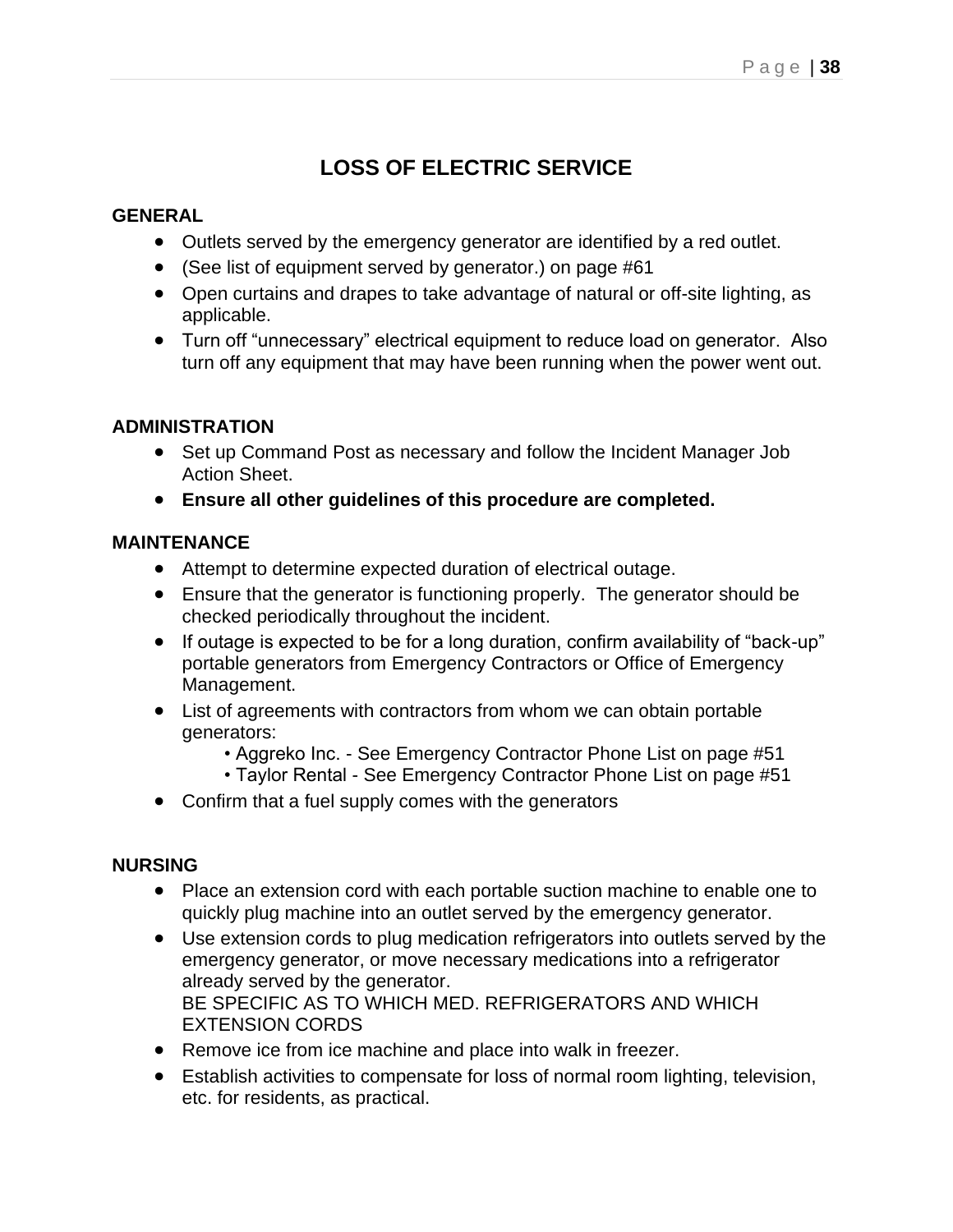# LOSS OF ELECTRIC SERVICE

**GENERAL**

- Outlets served by the emergency generator are identified by a red outlet.
- (See list of equipment served by generator.) on page #61
- Open curtains and drapes to take advantage of natural or off-site lighting, as applicable.
- Turn off "unnecessary" electrical equipment to reduce load on generator. Also turn off any equipment that may have been running when the power went out.

**ADMINISTRATION**

- Set up Command Post as necessary and follow the Incident Manager Job Action Sheet.
- **Ensure all other guidelines of this procedure are completed.**

**MAINTENANCE**

- Attempt to determine expected duration of electrical outage.
- Ensure that the generator is functioning properly. The generator should be checked periodically throughout the incident.
- If outage is expected to be for a long duration, confirm availability of "back-up" portable generators from Emergency Contractors or Office of Emergency Management.
- List of agreements with contractors from whom we can obtain portable generators:
  - Aggreko Inc. - See Emergency Contractor Phone List on page #51
  - Taylor Rental - See Emergency Contractor Phone List on page #51
- Confirm that a fuel supply comes with the generators

**NURSING**

- Place an extension cord with each portable suction machine to enable one to quickly plug machine into an outlet served by the emergency generator.
- Use extension cords to plug medication refrigerators into outlets served by the emergency generator, or move necessary medications into a refrigerator already served by the generator.
  BE SPECIFIC AS TO WHICH MED. REFRIGERATORS AND WHICH EXTENSION CORDS
- Remove ice from ice machine and place into walk in freezer.
- Establish activities to compensate for loss of normal room lighting, television, etc. for residents, as practical.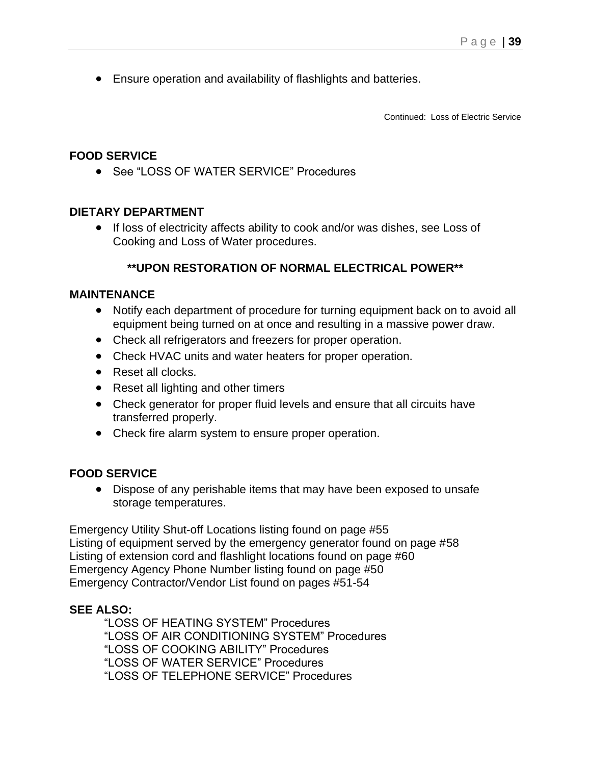- Ensure operation and availability of flashlights and batteries.

Continued: Loss of Electric Service

**FOOD SERVICE**

- See "LOSS OF WATER SERVICE" Procedures

**DIETARY DEPARTMENT**

- If loss of electricity affects ability to cook and/or was dishes, see Loss of Cooking and Loss of Water procedures.

**\*\*UPON RESTORATION OF NORMAL ELECTRICAL POWER\*\***

**MAINTENANCE**

- Notify each department of procedure for turning equipment back on to avoid all equipment being turned on at once and resulting in a massive power draw.
- Check all refrigerators and freezers for proper operation.
- Check HVAC units and water heaters for proper operation.
- Reset all clocks.
- Reset all lighting and other timers
- Check generator for proper fluid levels and ensure that all circuits have transferred properly.
- Check fire alarm system to ensure proper operation.

**FOOD SERVICE**

- Dispose of any perishable items that may have been exposed to unsafe storage temperatures.

Emergency Utility Shut-off Locations listing found on page #55
Listing of equipment served by the emergency generator found on page #58
Listing of extension cord and flashlight locations found on page #60
Emergency Agency Phone Number listing found on page #50
Emergency Contractor/Vendor List found on pages #51-54

**SEE ALSO:**

"LOSS OF HEATING SYSTEM" Procedures
"LOSS OF AIR CONDITIONING SYSTEM" Procedures
"LOSS OF COOKING ABILITY" Procedures
"LOSS OF WATER SERVICE" Procedures
"LOSS OF TELEPHONE SERVICE" Procedures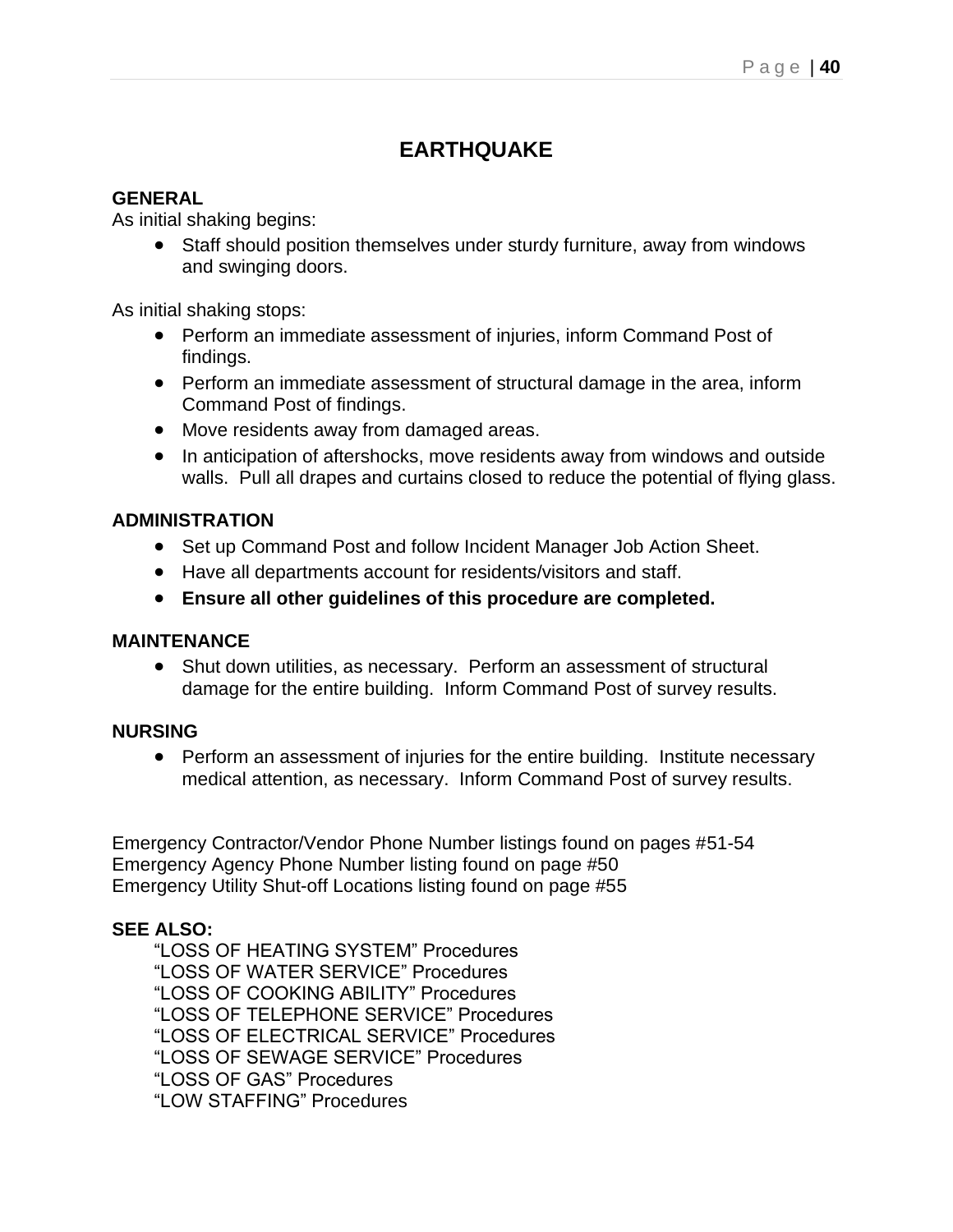# EARTHQUAKE

**GENERAL**

As initial shaking begins:

- Staff should position themselves under sturdy furniture, away from windows and swinging doors.

As initial shaking stops:

- Perform an immediate assessment of injuries, inform Command Post of findings.
- Perform an immediate assessment of structural damage in the area, inform Command Post of findings.
- Move residents away from damaged areas.
- In anticipation of aftershocks, move residents away from windows and outside walls. Pull all drapes and curtains closed to reduce the potential of flying glass.

**ADMINISTRATION**

- Set up Command Post and follow Incident Manager Job Action Sheet.
- Have all departments account for residents/visitors and staff.
- **Ensure all other guidelines of this procedure are completed.**

**MAINTENANCE**

- Shut down utilities, as necessary. Perform an assessment of structural damage for the entire building. Inform Command Post of survey results.

**NURSING**

- Perform an assessment of injuries for the entire building. Institute necessary medical attention, as necessary. Inform Command Post of survey results.

Emergency Contractor/Vendor Phone Number listings found on pages #51-54
Emergency Agency Phone Number listing found on page #50
Emergency Utility Shut-off Locations listing found on page #55

**SEE ALSO:**

"LOSS OF HEATING SYSTEM" Procedures
"LOSS OF WATER SERVICE" Procedures
"LOSS OF COOKING ABILITY" Procedures
"LOSS OF TELEPHONE SERVICE" Procedures
"LOSS OF ELECTRICAL SERVICE" Procedures
"LOSS OF SEWAGE SERVICE" Procedures
"LOSS OF GAS" Procedures
"LOW STAFFING" Procedures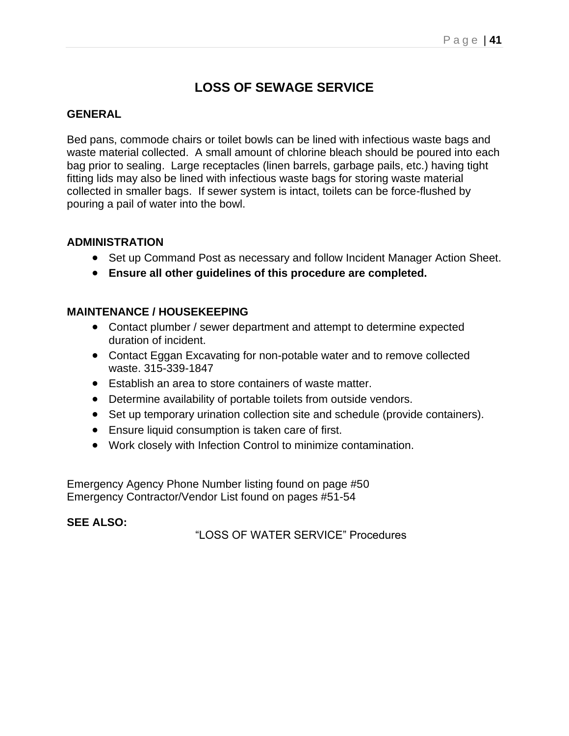# LOSS OF SEWAGE SERVICE

**GENERAL**

Bed pans, commode chairs or toilet bowls can be lined with infectious waste bags and waste material collected. A small amount of chlorine bleach should be poured into each bag prior to sealing. Large receptacles (linen barrels, garbage pails, etc.) having tight fitting lids may also be lined with infectious waste bags for storing waste material collected in smaller bags. If sewer system is intact, toilets can be force-flushed by pouring a pail of water into the bowl.

**ADMINISTRATION**

- Set up Command Post as necessary and follow Incident Manager Action Sheet.
- **Ensure all other guidelines of this procedure are completed.**

**MAINTENANCE / HOUSEKEEPING**

- Contact plumber / sewer department and attempt to determine expected duration of incident.
- Contact Eggan Excavating for non-potable water and to remove collected waste. 315-339-1847
- Establish an area to store containers of waste matter.
- Determine availability of portable toilets from outside vendors.
- Set up temporary urination collection site and schedule (provide containers).
- Ensure liquid consumption is taken care of first.
- Work closely with Infection Control to minimize contamination.

Emergency Agency Phone Number listing found on page #50
Emergency Contractor/Vendor List found on pages #51-54

**SEE ALSO:**

"LOSS OF WATER SERVICE" Procedures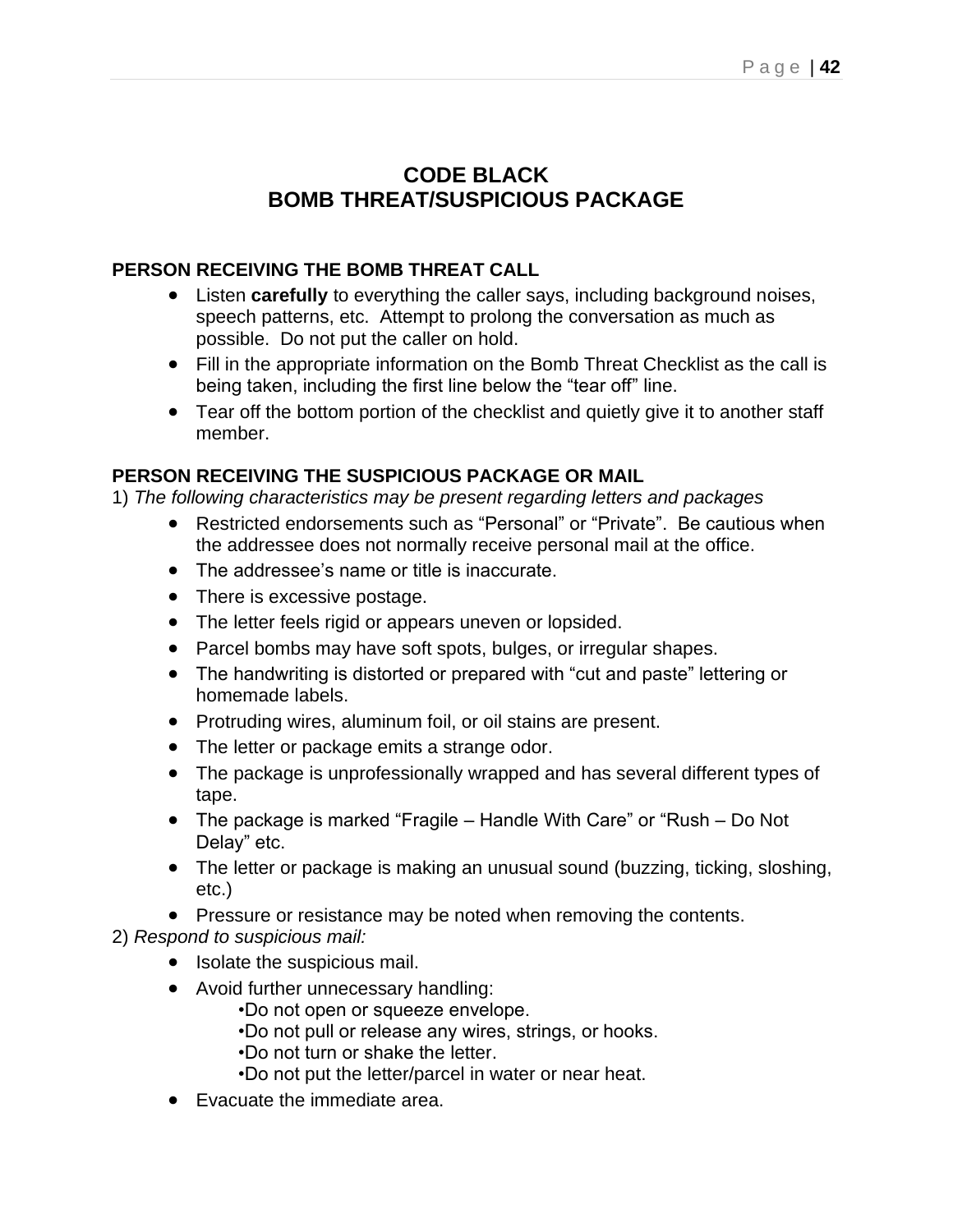# CODE BLACK
# BOMB THREAT/SUSPICIOUS PACKAGE

**PERSON RECEIVING THE BOMB THREAT CALL**

- Listen **carefully** to everything the caller says, including background noises, speech patterns, etc. Attempt to prolong the conversation as much as possible. Do not put the caller on hold.
- Fill in the appropriate information on the Bomb Threat Checklist as the call is being taken, including the first line below the "tear off" line.
- Tear off the bottom portion of the checklist and quietly give it to another staff member.

**PERSON RECEIVING THE SUSPICIOUS PACKAGE OR MAIL**

1) *The following characteristics may be present regarding letters and packages*

- Restricted endorsements such as "Personal" or "Private". Be cautious when the addressee does not normally receive personal mail at the office.
- The addressee's name or title is inaccurate.
- There is excessive postage.
- The letter feels rigid or appears uneven or lopsided.
- Parcel bombs may have soft spots, bulges, or irregular shapes.
- The handwriting is distorted or prepared with "cut and paste" lettering or homemade labels.
- Protruding wires, aluminum foil, or oil stains are present.
- The letter or package emits a strange odor.
- The package is unprofessionally wrapped and has several different types of tape.
- The package is marked "Fragile – Handle With Care" or "Rush – Do Not Delay" etc.
- The letter or package is making an unusual sound (buzzing, ticking, sloshing, etc.)
- Pressure or resistance may be noted when removing the contents.

2) *Respond to suspicious mail:*

- Isolate the suspicious mail.
- Avoid further unnecessary handling:
  - Do not open or squeeze envelope.
  - Do not pull or release any wires, strings, or hooks.
  - Do not turn or shake the letter.
  - Do not put the letter/parcel in water or near heat.
- Evacuate the immediate area.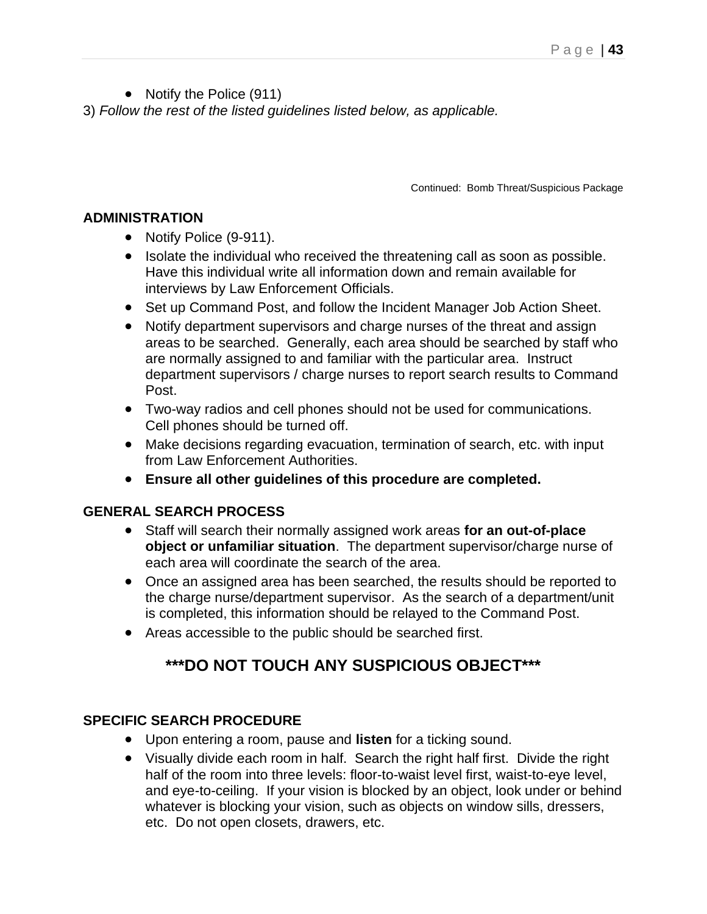- Notify the Police (911)

3) *Follow the rest of the listed guidelines listed below, as applicable.*

Continued: Bomb Threat/Suspicious Package

**ADMINISTRATION**

- Notify Police (9-911).
- Isolate the individual who received the threatening call as soon as possible. Have this individual write all information down and remain available for interviews by Law Enforcement Officials.
- Set up Command Post, and follow the Incident Manager Job Action Sheet.
- Notify department supervisors and charge nurses of the threat and assign areas to be searched. Generally, each area should be searched by staff who are normally assigned to and familiar with the particular area. Instruct department supervisors / charge nurses to report search results to Command Post.
- Two-way radios and cell phones should not be used for communications. Cell phones should be turned off.
- Make decisions regarding evacuation, termination of search, etc. with input from Law Enforcement Authorities.
- **Ensure all other guidelines of this procedure are completed.**

**GENERAL SEARCH PROCESS**

- Staff will search their normally assigned work areas **for an out-of-place object or unfamiliar situation**. The department supervisor/charge nurse of each area will coordinate the search of the area.
- Once an assigned area has been searched, the results should be reported to the charge nurse/department supervisor. As the search of a department/unit is completed, this information should be relayed to the Command Post.
- Areas accessible to the public should be searched first.

**\*\*\*DO NOT TOUCH ANY SUSPICIOUS OBJECT\*\*\***

**SPECIFIC SEARCH PROCEDURE**

- Upon entering a room, pause and **listen** for a ticking sound.
- Visually divide each room in half. Search the right half first. Divide the right half of the room into three levels: floor-to-waist level first, waist-to-eye level, and eye-to-ceiling. If your vision is blocked by an object, look under or behind whatever is blocking your vision, such as objects on window sills, dressers, etc. Do not open closets, drawers, etc.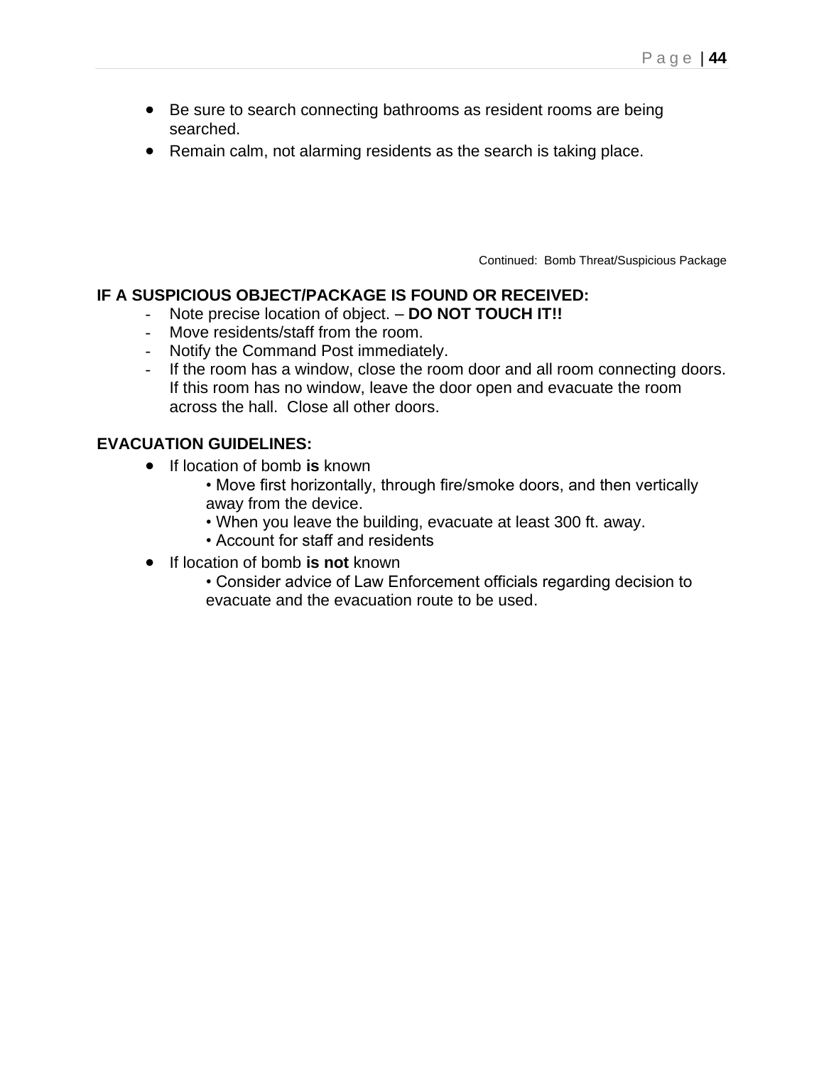- Be sure to search connecting bathrooms as resident rooms are being searched.
- Remain calm, not alarming residents as the search is taking place.

Continued: Bomb Threat/Suspicious Package

**IF A SUSPICIOUS OBJECT/PACKAGE IS FOUND OR RECEIVED:**

- Note precise location of object. – **DO NOT TOUCH IT!!**
- Move residents/staff from the room.
- Notify the Command Post immediately.
- If the room has a window, close the room door and all room connecting doors. If this room has no window, leave the door open and evacuate the room across the hall. Close all other doors.

**EVACUATION GUIDELINES:**

- If location of bomb **is** known
  - Move first horizontally, through fire/smoke doors, and then vertically away from the device.
  - When you leave the building, evacuate at least 300 ft. away.
  - Account for staff and residents
- If location of bomb **is not** known
  - Consider advice of Law Enforcement officials regarding decision to evacuate and the evacuation route to be used.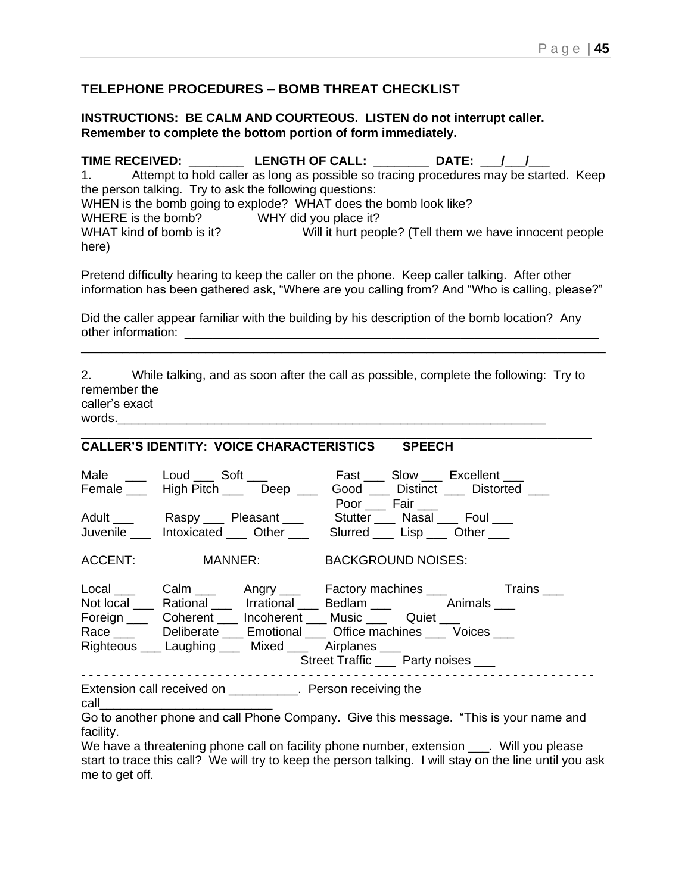## TELEPHONE PROCEDURES – BOMB THREAT CHECKLIST

**INSTRUCTIONS: BE CALM AND COURTEOUS. LISTEN do not interrupt caller. Remember to complete the bottom portion of form immediately.**

**TIME RECEIVED: ________ LENGTH OF CALL: ________ DATE: ___/___/___**

1. Attempt to hold caller as long as possible so tracing procedures may be started. Keep the person talking. Try to ask the following questions:

WHEN is the bomb going to explode? WHAT does the bomb look like?
WHERE is the bomb? WHY did you place it?
WHAT kind of bomb is it? Will it hurt people? (Tell them we have innocent people here)

Pretend difficulty hearing to keep the caller on the phone. Keep caller talking. After other information has been gathered ask, "Where are you calling from? And "Who is calling, please?"

Did the caller appear familiar with the building by his description of the bomb location? Any other information: ______________________________________________________________
_____________________________________________________________________________

2. While talking, and as soon after the call as possible, complete the following: Try to remember the caller's exact words._______________________________________________________________
_____________________________________________________________________________

**CALLER'S IDENTITY: VOICE CHARACTERISTICS SPEECH**

Male ___ Loud ___ Soft ___ Fast ___ Slow ___ Excellent ___
Female ___ High Pitch ___ Deep ___ Good ___ Distinct ___ Distorted ___
Poor ___ Fair ___
Adult ___ Raspy ___ Pleasant ___ Stutter ___ Nasal ___ Foul ___
Juvenile ___ Intoxicated ___ Other ___ Slurred ___ Lisp ___ Other ___

ACCENT: MANNER: BACKGROUND NOISES:

Local ___ Calm ___ Angry ___ Factory machines ___ Trains ___
Not local ___ Rational ___ Irrational ___ Bedlam ___ Animals ___
Foreign ___ Coherent ___ Incoherent ___ Music ___ Quiet ___
Race ___ Deliberate ___ Emotional ___ Office machines ___ Voices ___
Righteous ___ Laughing ___ Mixed ___ Airplanes ___
Street Traffic ___ Party noises ___

- - - - - - - - - - - - - - - - - - - - - - - - - - - - - - - - - - - - - - - - - - - - - - - - - - - - - - - - - - - - - - - - - - -

Extension call received on __________. Person receiving the call_________________________

Go to another phone and call Phone Company. Give this message. "This is your name and facility.
We have a threatening phone call on facility phone number, extension ___. Will you please start to trace this call? We will try to keep the person talking. I will stay on the line until you ask me to get off.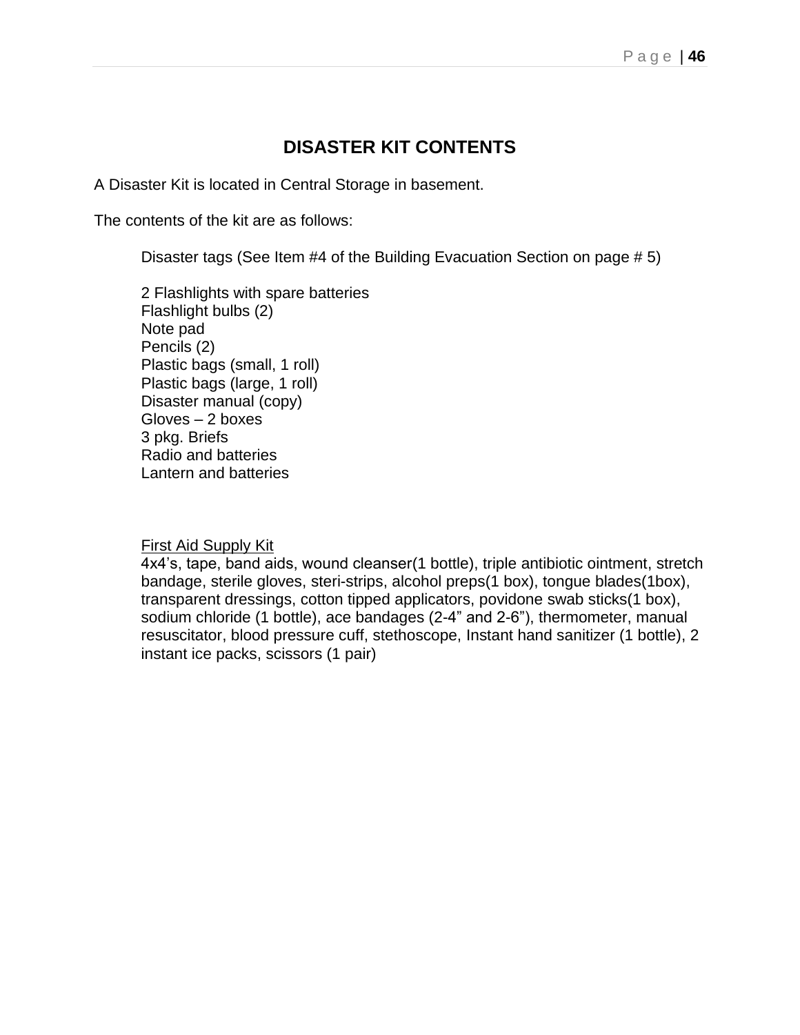# DISASTER KIT CONTENTS

A Disaster Kit is located in Central Storage in basement.

The contents of the kit are as follows:

Disaster tags (See Item #4 of the Building Evacuation Section on page # 5)

2 Flashlights with spare batteries
Flashlight bulbs (2)
Note pad
Pencils (2)
Plastic bags (small, 1 roll)
Plastic bags (large, 1 roll)
Disaster manual (copy)
Gloves – 2 boxes
3 pkg. Briefs
Radio and batteries
Lantern and batteries

<u>First Aid Supply Kit</u>
4x4's, tape, band aids, wound cleanser(1 bottle), triple antibiotic ointment, stretch bandage, sterile gloves, steri-strips, alcohol preps(1 box), tongue blades(1box), transparent dressings, cotton tipped applicators, povidone swab sticks(1 box), sodium chloride (1 bottle), ace bandages (2-4" and 2-6"), thermometer, manual resuscitator, blood pressure cuff, stethoscope, Instant hand sanitizer (1 bottle), 2 instant ice packs, scissors (1 pair)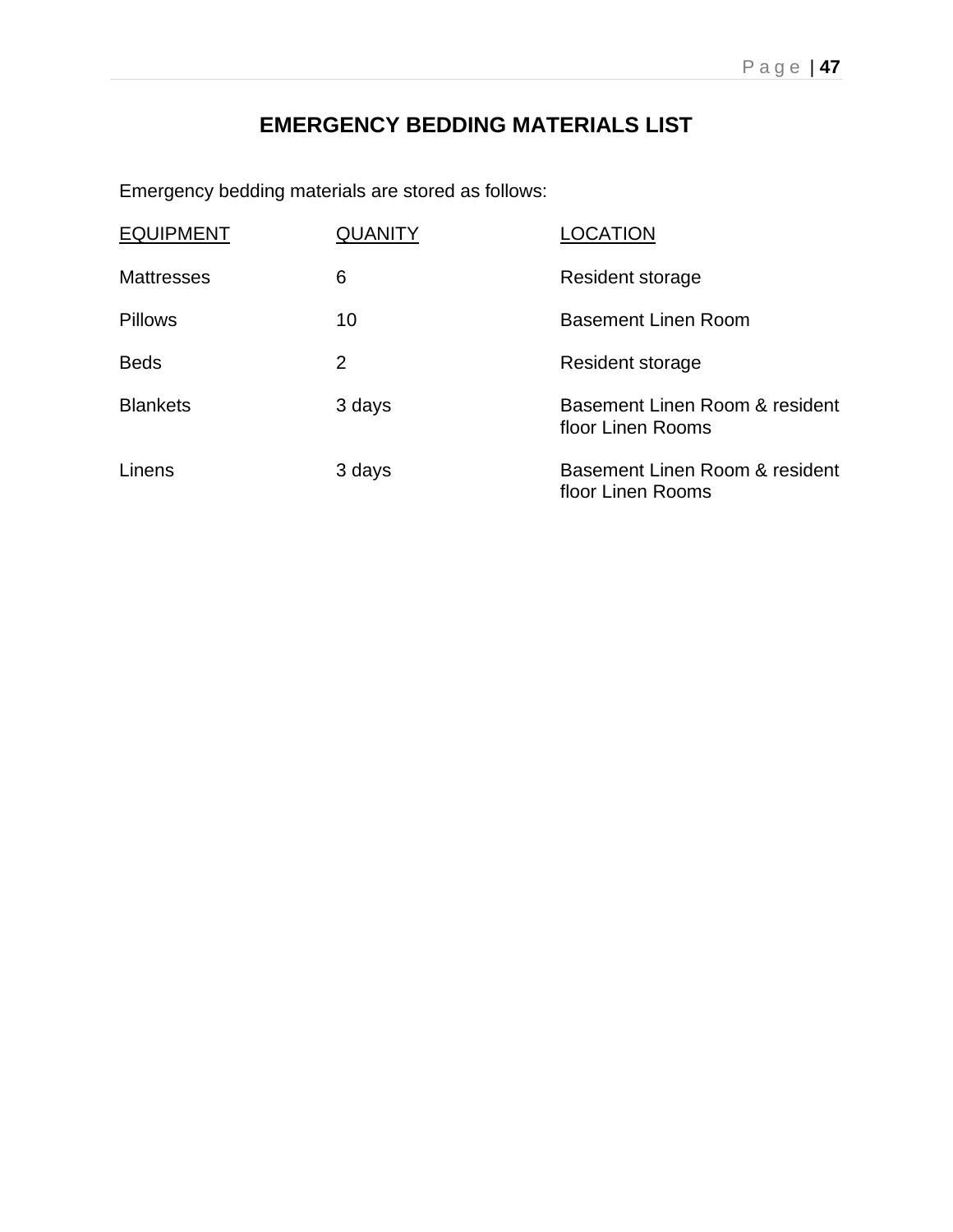# EMERGENCY BEDDING MATERIALS LIST

Emergency bedding materials are stored as follows:

| EQUIPMENT | QUANITY | LOCATION |
| --- | --- | --- |
| Mattresses | 6 | Resident storage |
| Pillows | 10 | Basement Linen Room |
| Beds | 2 | Resident storage |
| Blankets | 3 days | Basement Linen Room & resident floor Linen Rooms |
| Linens | 3 days | Basement Linen Room & resident floor Linen Rooms |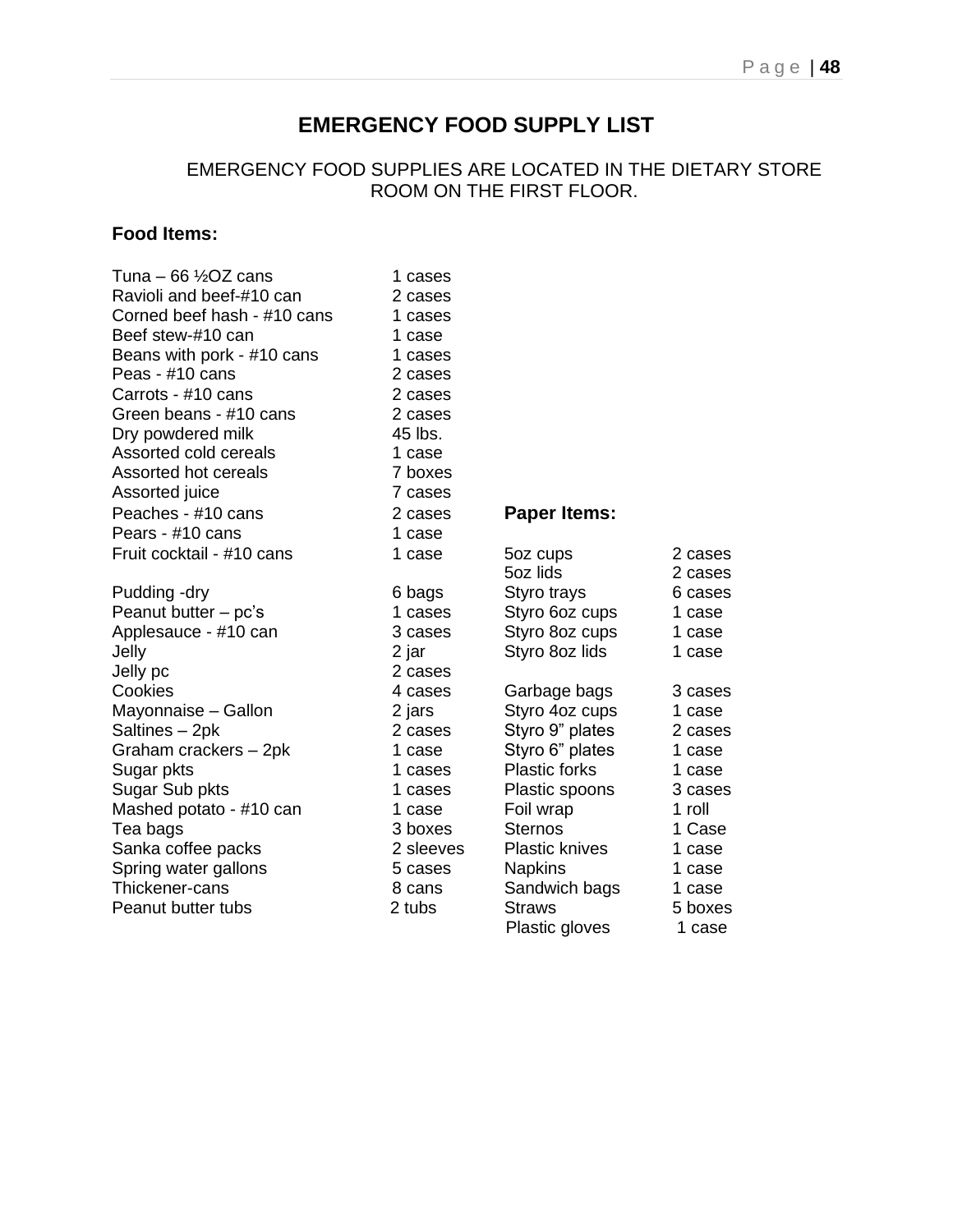# EMERGENCY FOOD SUPPLY LIST

EMERGENCY FOOD SUPPLIES ARE LOCATED IN THE DIETARY STORE ROOM ON THE FIRST FLOOR.

**Food Items:**

| Item | Quantity |
|---|---|
| Tuna – 66 ½OZ cans | 1 cases |
| Ravioli and beef-#10 can | 2 cases |
| Corned beef hash - #10 cans | 1 cases |
| Beef stew-#10 can | 1 case |
| Beans with pork - #10 cans | 1 cases |
| Peas - #10 cans | 2 cases |
| Carrots - #10 cans | 2 cases |
| Green beans - #10 cans | 2 cases |
| Dry powdered milk | 45 lbs. |
| Assorted cold cereals | 1 case |
| Assorted hot cereals | 7 boxes |
| Assorted juice | 7 cases |
| Peaches - #10 cans | 2 cases |
| Pears - #10 cans | 1 case |
| Fruit cocktail - #10 cans | 1 case |
| Pudding -dry | 6 bags |
| Peanut butter – pc's | 1 cases |
| Applesauce - #10 can | 3 cases |
| Jelly | 2 jar |
| Jelly pc | 2 cases |
| Cookies | 4 cases |
| Mayonnaise – Gallon | 2 jars |
| Saltines – 2pk | 2 cases |
| Graham crackers – 2pk | 1 case |
| Sugar pkts | 1 cases |
| Sugar Sub pkts | 1 cases |
| Mashed potato - #10 can | 1 case |
| Tea bags | 3 boxes |
| Sanka coffee packs | 2 sleeves |
| Spring water gallons | 5 cases |
| Thickener-cans | 8 cans |
| Peanut butter tubs | 2 tubs |

**Paper Items:**

| Item | Quantity |
|---|---|
| 5oz cups | 2 cases |
| 5oz lids | 2 cases |
| Styro trays | 6 cases |
| Styro 6oz cups | 1 case |
| Styro 8oz cups | 1 case |
| Styro 8oz lids | 1 case |
| Garbage bags | 3 cases |
| Styro 4oz cups | 1 case |
| Styro 9" plates | 2 cases |
| Styro 6" plates | 1 case |
| Plastic forks | 1 case |
| Plastic spoons | 3 cases |
| Foil wrap | 1 roll |
| Sternos | 1 Case |
| Plastic knives | 1 case |
| Napkins | 1 case |
| Sandwich bags | 1 case |
| Straws | 5 boxes |
| Plastic gloves | 1 case |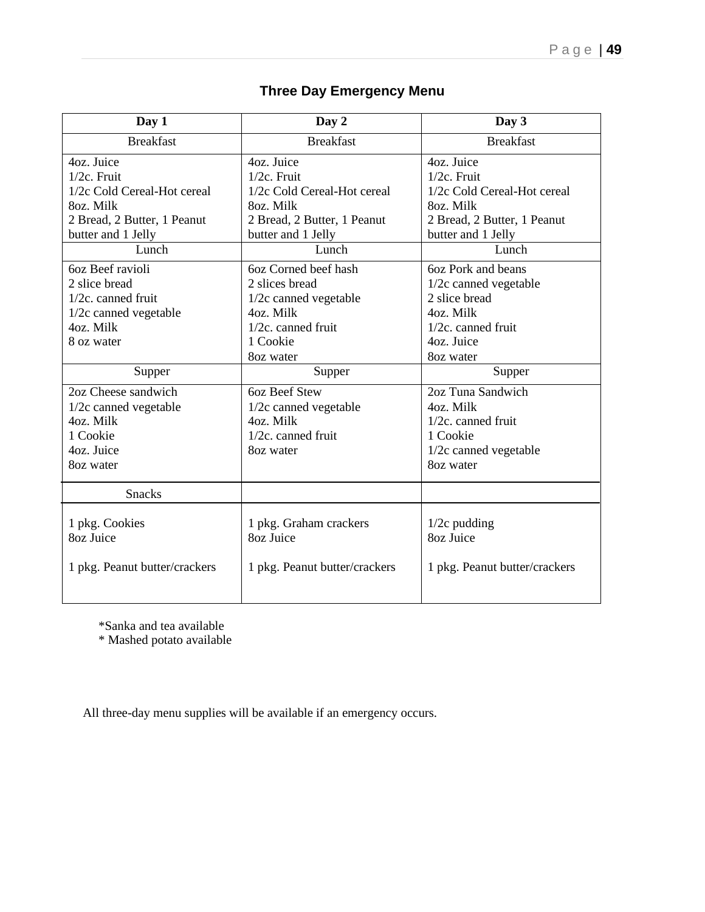## Three Day Emergency Menu

| Day 1 | Day 2 | Day 3 |
|---|---|---|
| Breakfast | Breakfast | Breakfast |
| 4oz. Juice<br>1/2c. Fruit<br>1/2c Cold Cereal-Hot cereal<br>8oz. Milk<br>2 Bread, 2 Butter, 1 Peanut butter and 1 Jelly | 4oz. Juice<br>1/2c. Fruit<br>1/2c Cold Cereal-Hot cereal<br>8oz. Milk<br>2 Bread, 2 Butter, 1 Peanut butter and 1 Jelly | 4oz. Juice<br>1/2c. Fruit<br>1/2c Cold Cereal-Hot cereal<br>8oz. Milk<br>2 Bread, 2 Butter, 1 Peanut butter and 1 Jelly |
| Lunch | Lunch | Lunch |
| 6oz Beef ravioli<br>2 slice bread<br>1/2c. canned fruit<br>1/2c canned vegetable<br>4oz. Milk<br>8 oz water | 6oz Corned beef hash<br>2 slices bread<br>1/2c canned vegetable<br>4oz. Milk<br>1/2c. canned fruit<br>1 Cookie<br>8oz water | 6oz Pork and beans<br>1/2c canned vegetable<br>2 slice bread<br>4oz. Milk<br>1/2c. canned fruit<br>4oz. Juice<br>8oz water |
| Supper | Supper | Supper |
| 2oz Cheese sandwich<br>1/2c canned vegetable<br>4oz. Milk<br>1 Cookie<br>4oz. Juice<br>8oz water | 6oz Beef Stew<br>1/2c canned vegetable<br>4oz. Milk<br>1/2c. canned fruit<br>8oz water | 2oz Tuna Sandwich<br>4oz. Milk<br>1/2c. canned fruit<br>1 Cookie<br>1/2c canned vegetable<br>8oz water |
| Snacks | | |
| 1 pkg. Cookies<br>8oz Juice<br><br>1 pkg. Peanut butter/crackers | 1 pkg. Graham crackers<br>8oz Juice<br><br>1 pkg. Peanut butter/crackers | 1/2c pudding<br>8oz Juice<br><br>1 pkg. Peanut butter/crackers |

*Sanka and tea available
* Mashed potato available

All three-day menu supplies will be available if an emergency occurs.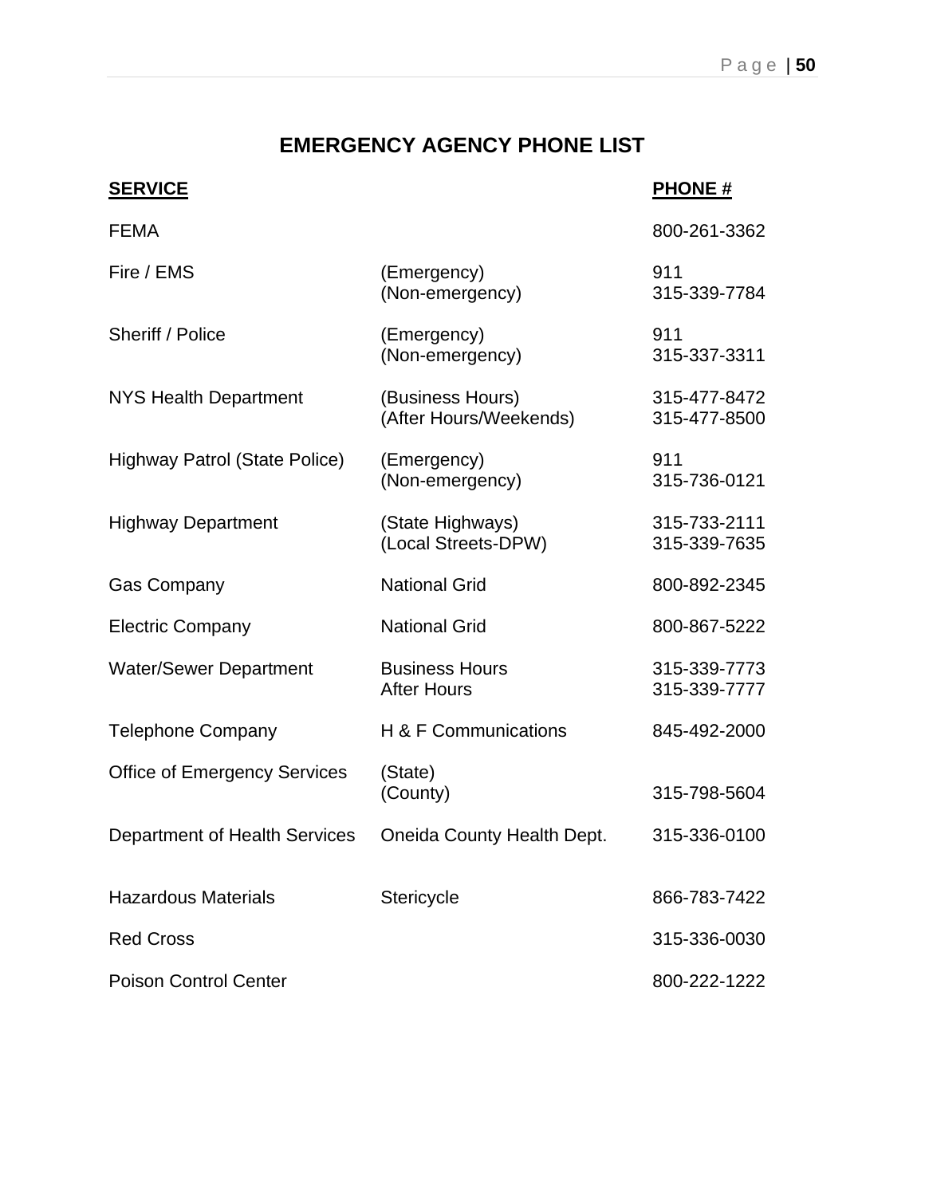# EMERGENCY AGENCY PHONE LIST

| SERVICE | | PHONE # |
|---|---|---|
| FEMA | | 800-261-3362 |
| Fire / EMS | (Emergency) | 911 |
| | (Non-emergency) | 315-339-7784 |
| Sheriff / Police | (Emergency) | 911 |
| | (Non-emergency) | 315-337-3311 |
| NYS Health Department | (Business Hours) | 315-477-8472 |
| | (After Hours/Weekends) | 315-477-8500 |
| Highway Patrol (State Police) | (Emergency) | 911 |
| | (Non-emergency) | 315-736-0121 |
| Highway Department | (State Highways) | 315-733-2111 |
| | (Local Streets-DPW) | 315-339-7635 |
| Gas Company | National Grid | 800-892-2345 |
| Electric Company | National Grid | 800-867-5222 |
| Water/Sewer Department | Business Hours | 315-339-7773 |
| | After Hours | 315-339-7777 |
| Telephone Company | H & F Communications | 845-492-2000 |
| Office of Emergency Services | (State) | |
| | (County) | 315-798-5604 |
| Department of Health Services | Oneida County Health Dept. | 315-336-0100 |
| Hazardous Materials | Stericycle | 866-783-7422 |
| Red Cross | | 315-336-0030 |
| Poison Control Center | | 800-222-1222 |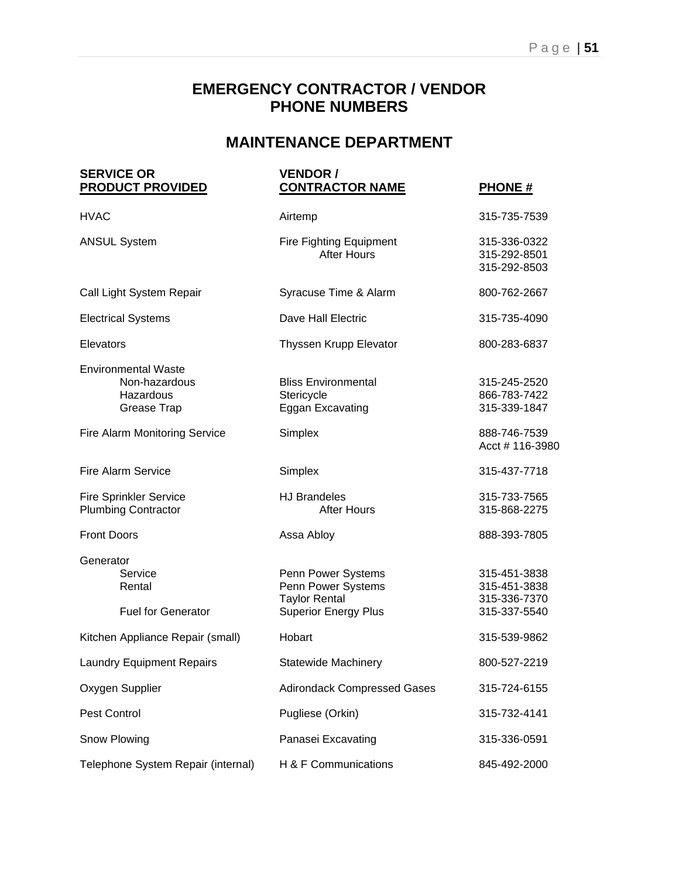# EMERGENCY CONTRACTOR / VENDOR PHONE NUMBERS

## MAINTENANCE DEPARTMENT

| SERVICE OR PRODUCT PROVIDED | VENDOR / CONTRACTOR NAME | PHONE # |
|---|---|---|
| HVAC | Airtemp | 315-735-7539 |
| ANSUL System | Fire Fighting Equipment | 315-336-0322 |
| | After Hours | 315-292-8501 |
| | | 315-292-8503 |
| Call Light System Repair | Syracuse Time & Alarm | 800-762-2667 |
| Electrical Systems | Dave Hall Electric | 315-735-4090 |
| Elevators | Thyssen Krupp Elevator | 800-283-6837 |
| Environmental Waste | | |
| Non-hazardous | Bliss Environmental | 315-245-2520 |
| Hazardous | Stericycle | 866-783-7422 |
| Grease Trap | Eggan Excavating | 315-339-1847 |
| Fire Alarm Monitoring Service | Simplex | 888-746-7539 |
| | | Acct # 116-3980 |
| Fire Alarm Service | Simplex | 315-437-7718 |
| Fire Sprinkler Service | HJ Brandeles | 315-733-7565 |
| Plumbing Contractor | After Hours | 315-868-2275 |
| Front Doors | Assa Abloy | 888-393-7805 |
| Generator | | |
| Service | Penn Power Systems | 315-451-3838 |
| Rental | Penn Power Systems | 315-451-3838 |
| | Taylor Rental | 315-336-7370 |
| Fuel for Generator | Superior Energy Plus | 315-337-5540 |
| Kitchen Appliance Repair (small) | Hobart | 315-539-9862 |
| Laundry Equipment Repairs | Statewide Machinery | 800-527-2219 |
| Oxygen Supplier | Adirondack Compressed Gases | 315-724-6155 |
| Pest Control | Pugliese (Orkin) | 315-732-4141 |
| Snow Plowing | Panasei Excavating | 315-336-0591 |
| Telephone System Repair (internal) | H & F Communications | 845-492-2000 |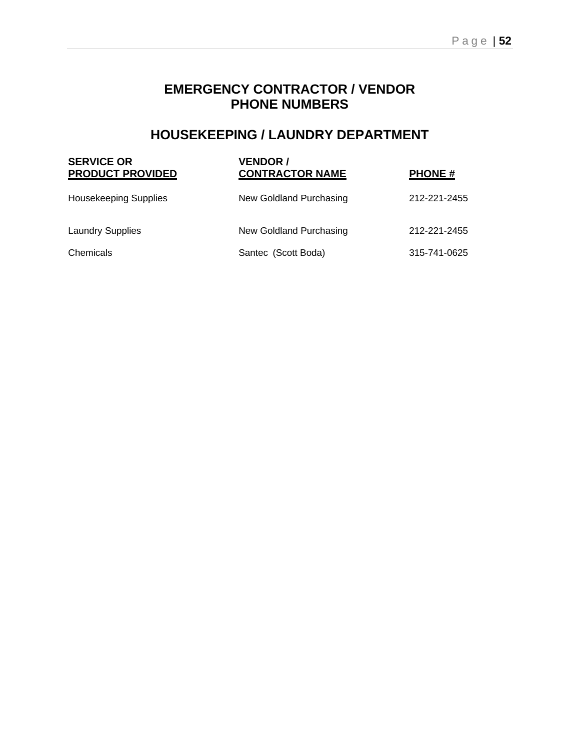# EMERGENCY CONTRACTOR / VENDOR PHONE NUMBERS

## HOUSEKEEPING / LAUNDRY DEPARTMENT

| SERVICE OR PRODUCT PROVIDED | VENDOR / CONTRACTOR NAME | PHONE # |
|---|---|---|
| Housekeeping Supplies | New Goldland Purchasing | 212-221-2455 |
| Laundry Supplies | New Goldland Purchasing | 212-221-2455 |
| Chemicals | Santec (Scott Boda) | 315-741-0625 |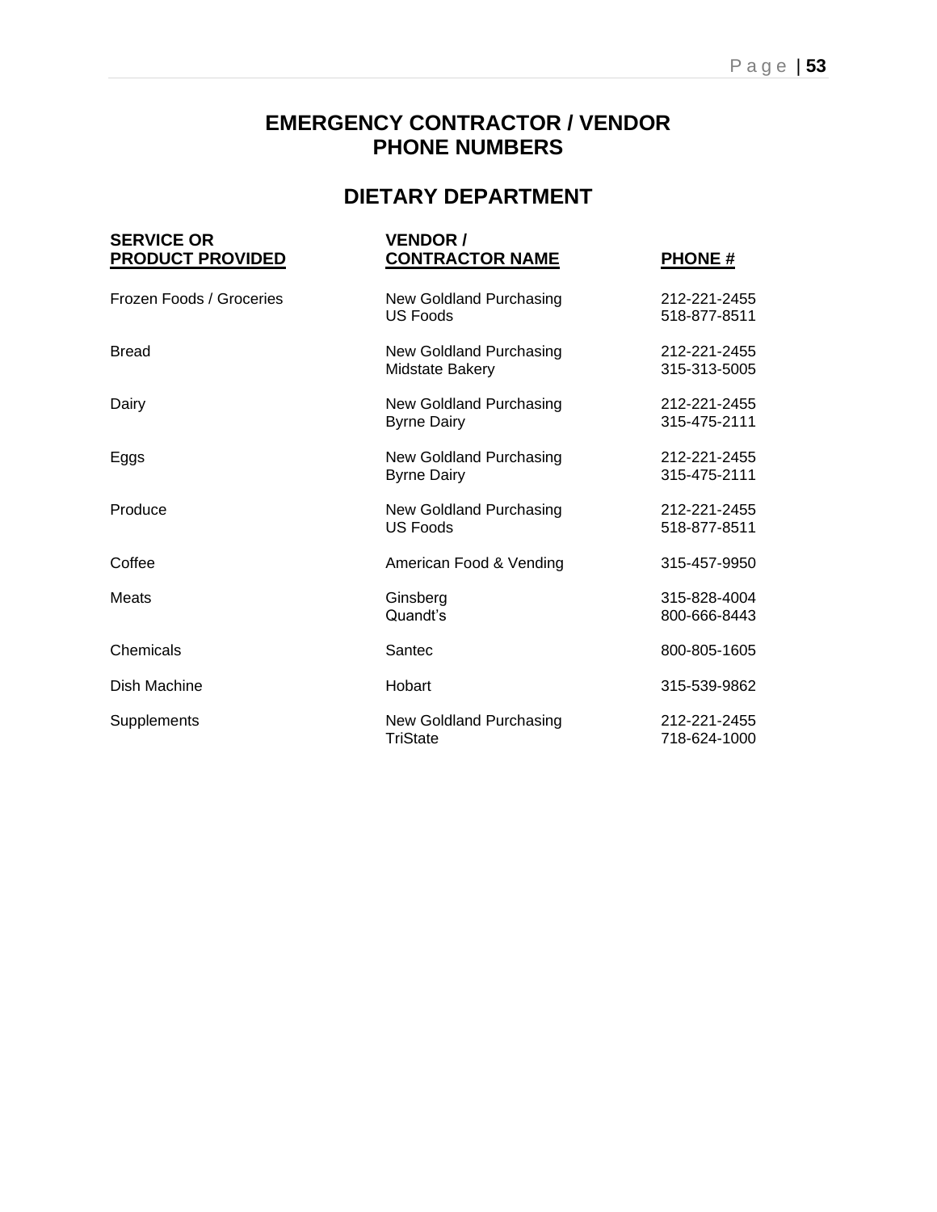# EMERGENCY CONTRACTOR / VENDOR PHONE NUMBERS

## DIETARY DEPARTMENT

| SERVICE OR PRODUCT PROVIDED | VENDOR / CONTRACTOR NAME | PHONE # |
|---|---|---|
| Frozen Foods / Groceries | New Goldland Purchasing | 212-221-2455 |
| | US Foods | 518-877-8511 |
| Bread | New Goldland Purchasing | 212-221-2455 |
| | Midstate Bakery | 315-313-5005 |
| Dairy | New Goldland Purchasing | 212-221-2455 |
| | Byrne Dairy | 315-475-2111 |
| Eggs | New Goldland Purchasing | 212-221-2455 |
| | Byrne Dairy | 315-475-2111 |
| Produce | New Goldland Purchasing | 212-221-2455 |
| | US Foods | 518-877-8511 |
| Coffee | American Food & Vending | 315-457-9950 |
| Meats | Ginsberg | 315-828-4004 |
| | Quandt's | 800-666-8443 |
| Chemicals | Santec | 800-805-1605 |
| Dish Machine | Hobart | 315-539-9862 |
| Supplements | New Goldland Purchasing | 212-221-2455 |
| | TriState | 718-624-1000 |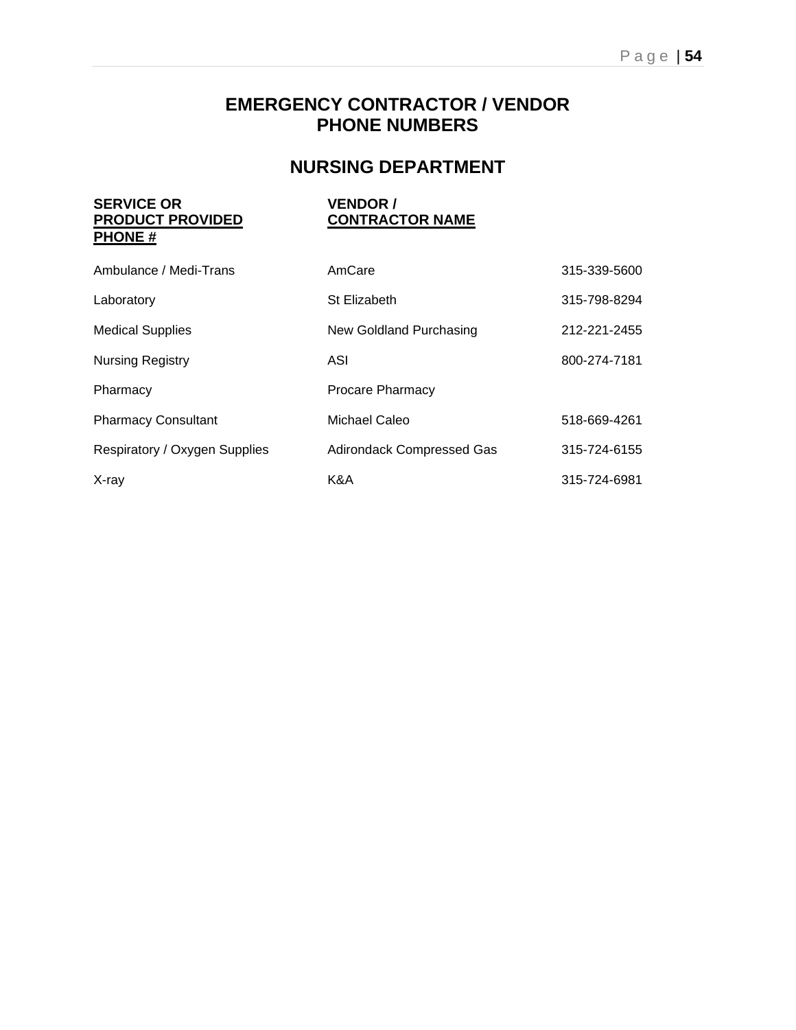# EMERGENCY CONTRACTOR / VENDOR PHONE NUMBERS

## NURSING DEPARTMENT

| SERVICE OR PRODUCT PROVIDED | VENDOR / CONTRACTOR NAME | PHONE # |
|---|---|---|
| Ambulance / Medi-Trans | AmCare | 315-339-5600 |
| Laboratory | St Elizabeth | 315-798-8294 |
| Medical Supplies | New Goldland Purchasing | 212-221-2455 |
| Nursing Registry | ASI | 800-274-7181 |
| Pharmacy | Procare Pharmacy | |
| Pharmacy Consultant | Michael Caleo | 518-669-4261 |
| Respiratory / Oxygen Supplies | Adirondack Compressed Gas | 315-724-6155 |
| X-ray | K&A | 315-724-6981 |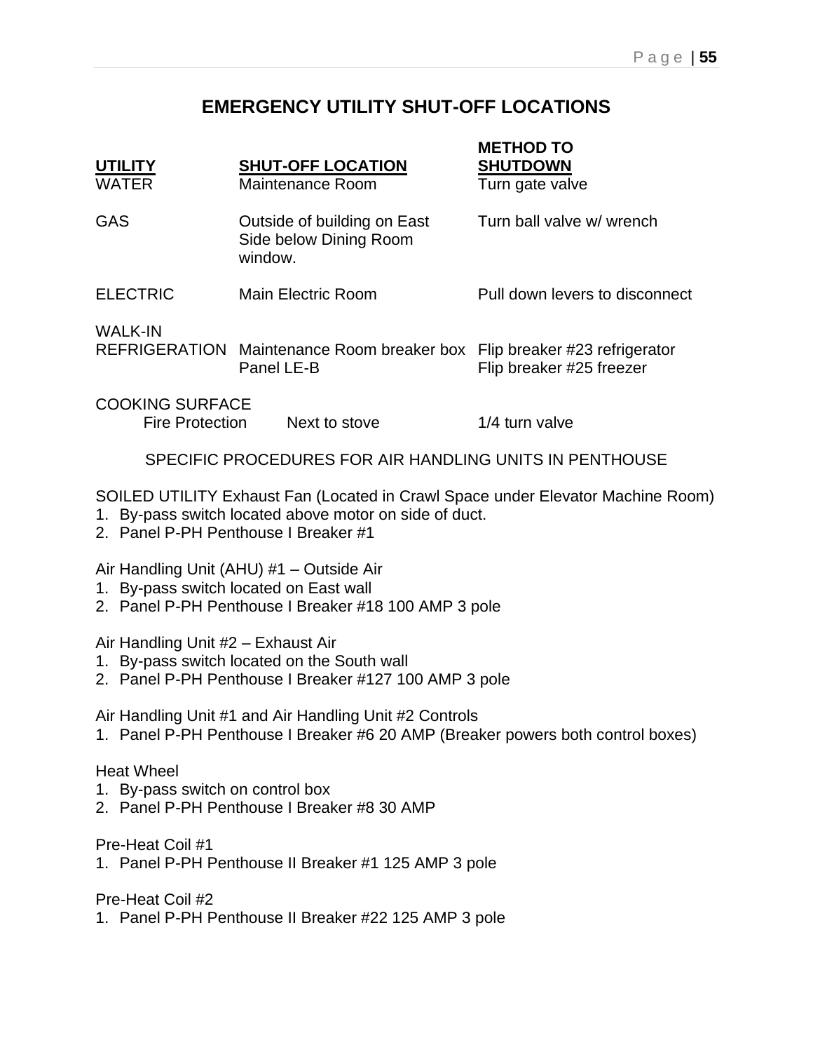# EMERGENCY UTILITY SHUT-OFF LOCATIONS

| UTILITY | SHUT-OFF LOCATION | METHOD TO SHUTDOWN |
|---|---|---|
| WATER | Maintenance Room | Turn gate valve |
| GAS | Outside of building on East Side below Dining Room window. | Turn ball valve w/ wrench |
| ELECTRIC | Main Electric Room | Pull down levers to disconnect |
| WALK-IN REFRIGERATION | Maintenance Room breaker box Panel LE-B | Flip breaker #23 refrigerator<br>Flip breaker #25 freezer |
| COOKING SURFACE Fire Protection | Next to stove | 1/4 turn valve |

SPECIFIC PROCEDURES FOR AIR HANDLING UNITS IN PENTHOUSE

SOILED UTILITY Exhaust Fan (Located in Crawl Space under Elevator Machine Room)
1. By-pass switch located above motor on side of duct.
2. Panel P-PH Penthouse I Breaker #1

Air Handling Unit (AHU) #1 – Outside Air
1. By-pass switch located on East wall
2. Panel P-PH Penthouse I Breaker #18 100 AMP 3 pole

Air Handling Unit #2 – Exhaust Air
1. By-pass switch located on the South wall
2. Panel P-PH Penthouse I Breaker #127 100 AMP 3 pole

Air Handling Unit #1 and Air Handling Unit #2 Controls
1. Panel P-PH Penthouse I Breaker #6 20 AMP (Breaker powers both control boxes)

Heat Wheel
1. By-pass switch on control box
2. Panel P-PH Penthouse I Breaker #8 30 AMP

Pre-Heat Coil #1
1. Panel P-PH Penthouse II Breaker #1 125 AMP 3 pole

Pre-Heat Coil #2
1. Panel P-PH Penthouse II Breaker #22 125 AMP 3 pole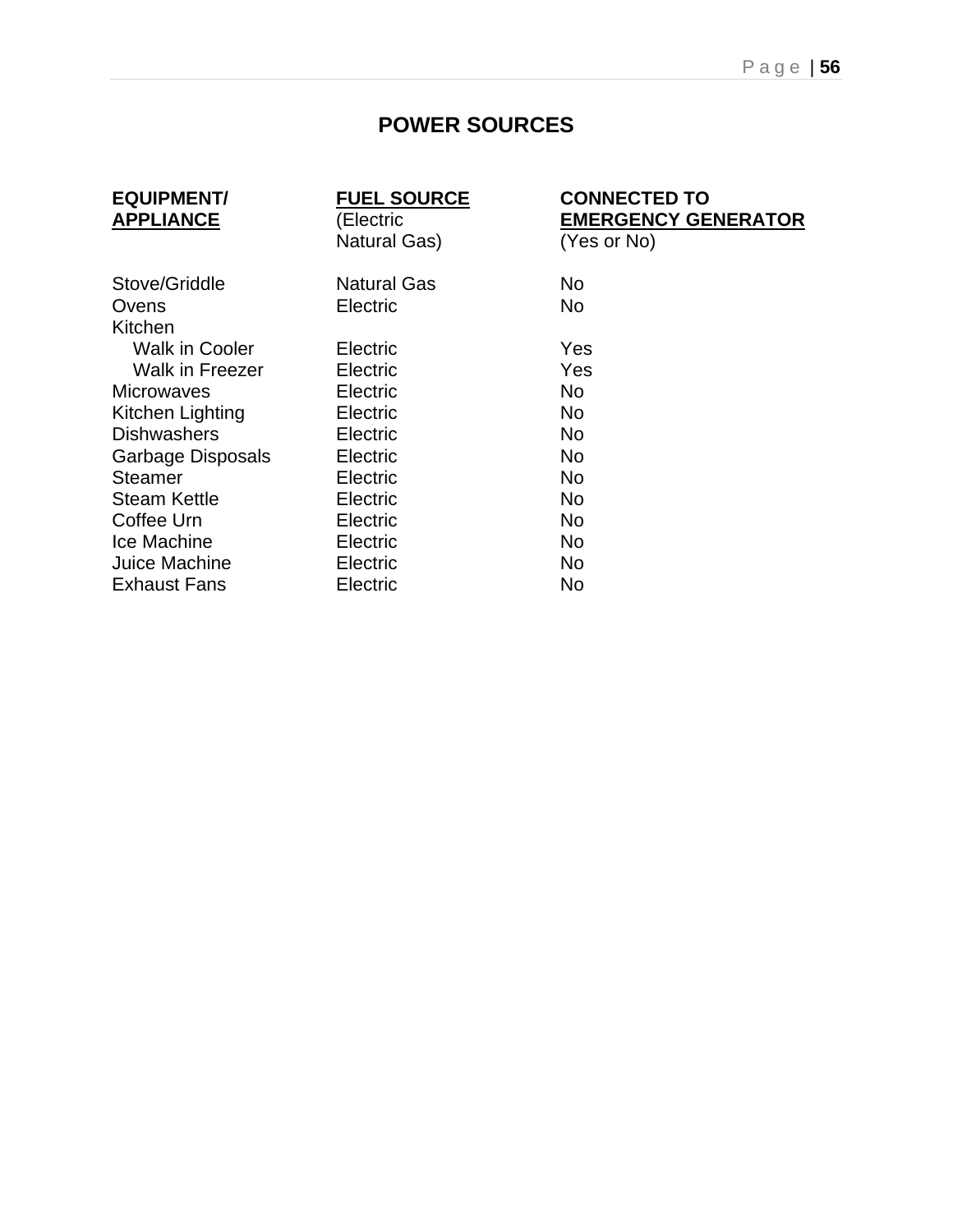# POWER SOURCES

| EQUIPMENT/ APPLIANCE | FUEL SOURCE (Electric Natural Gas) | CONNECTED TO EMERGENCY GENERATOR (Yes or No) |
|---|---|---|
| Stove/Griddle | Natural Gas | No |
| Ovens | Electric | No |
| Kitchen | | |
| Walk in Cooler | Electric | Yes |
| Walk in Freezer | Electric | Yes |
| Microwaves | Electric | No |
| Kitchen Lighting | Electric | No |
| Dishwashers | Electric | No |
| Garbage Disposals | Electric | No |
| Steamer | Electric | No |
| Steam Kettle | Electric | No |
| Coffee Urn | Electric | No |
| Ice Machine | Electric | No |
| Juice Machine | Electric | No |
| Exhaust Fans | Electric | No |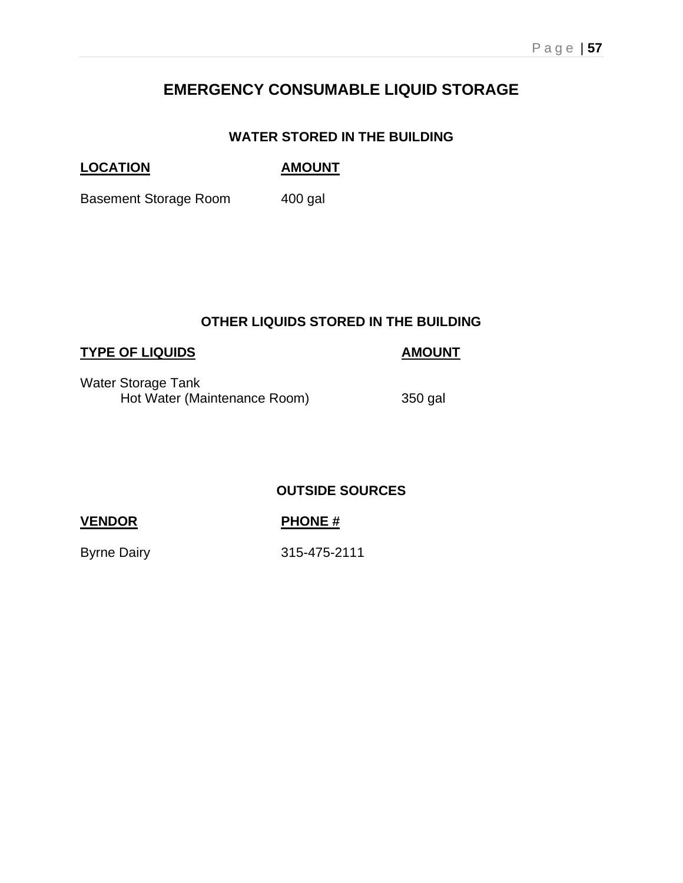# EMERGENCY CONSUMABLE LIQUID STORAGE

## WATER STORED IN THE BUILDING

| LOCATION | AMOUNT |
|---|---|
| Basement Storage Room | 400 gal |

## OTHER LIQUIDS STORED IN THE BUILDING

| TYPE OF LIQUIDS | AMOUNT |
|---|---|
| Water Storage Tank | |
| Hot Water (Maintenance Room) | 350 gal |

## OUTSIDE SOURCES

| VENDOR | PHONE # |
|---|---|
| Byrne Dairy | 315-475-2111 |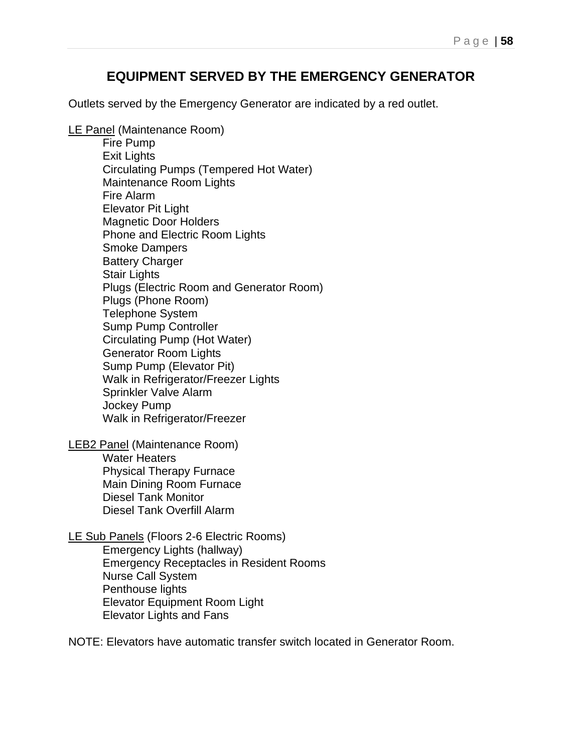# EQUIPMENT SERVED BY THE EMERGENCY GENERATOR

Outlets served by the Emergency Generator are indicated by a red outlet.

<u>LE Panel</u> (Maintenance Room)

- Fire Pump
- Exit Lights
- Circulating Pumps (Tempered Hot Water)
- Maintenance Room Lights
- Fire Alarm
- Elevator Pit Light
- Magnetic Door Holders
- Phone and Electric Room Lights
- Smoke Dampers
- Battery Charger
- Stair Lights
- Plugs (Electric Room and Generator Room)
- Plugs (Phone Room)
- Telephone System
- Sump Pump Controller
- Circulating Pump (Hot Water)
- Generator Room Lights
- Sump Pump (Elevator Pit)
- Walk in Refrigerator/Freezer Lights
- Sprinkler Valve Alarm
- Jockey Pump
- Walk in Refrigerator/Freezer

<u>LEB2 Panel</u> (Maintenance Room)

- Water Heaters
- Physical Therapy Furnace
- Main Dining Room Furnace
- Diesel Tank Monitor
- Diesel Tank Overfill Alarm

<u>LE Sub Panels</u> (Floors 2-6 Electric Rooms)

- Emergency Lights (hallway)
- Emergency Receptacles in Resident Rooms
- Nurse Call System
- Penthouse lights
- Elevator Equipment Room Light
- Elevator Lights and Fans

NOTE: Elevators have automatic transfer switch located in Generator Room.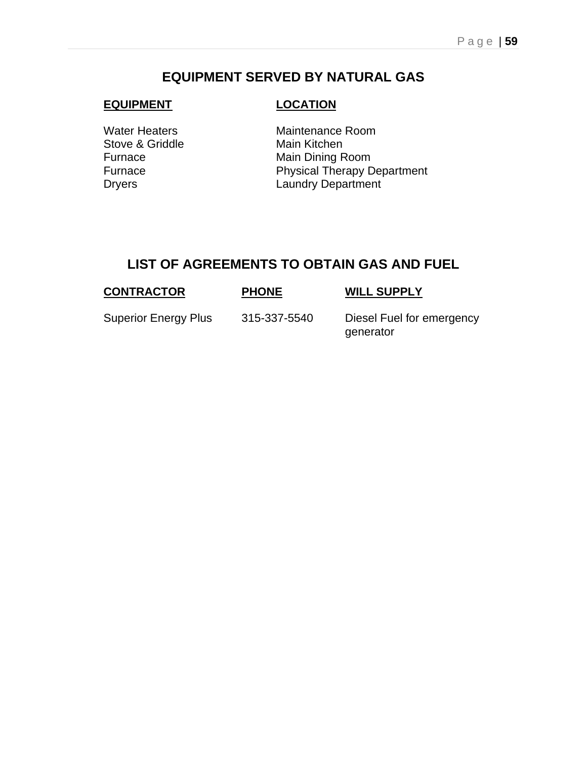## EQUIPMENT SERVED BY NATURAL GAS

| EQUIPMENT | LOCATION |
|---|---|
| Water Heaters | Maintenance Room |
| Stove & Griddle | Main Kitchen |
| Furnace | Main Dining Room |
| Furnace | Physical Therapy Department |
| Dryers | Laundry Department |

## LIST OF AGREEMENTS TO OBTAIN GAS AND FUEL

| CONTRACTOR | PHONE | WILL SUPPLY |
|---|---|---|
| Superior Energy Plus | 315-337-5540 | Diesel Fuel for emergency generator |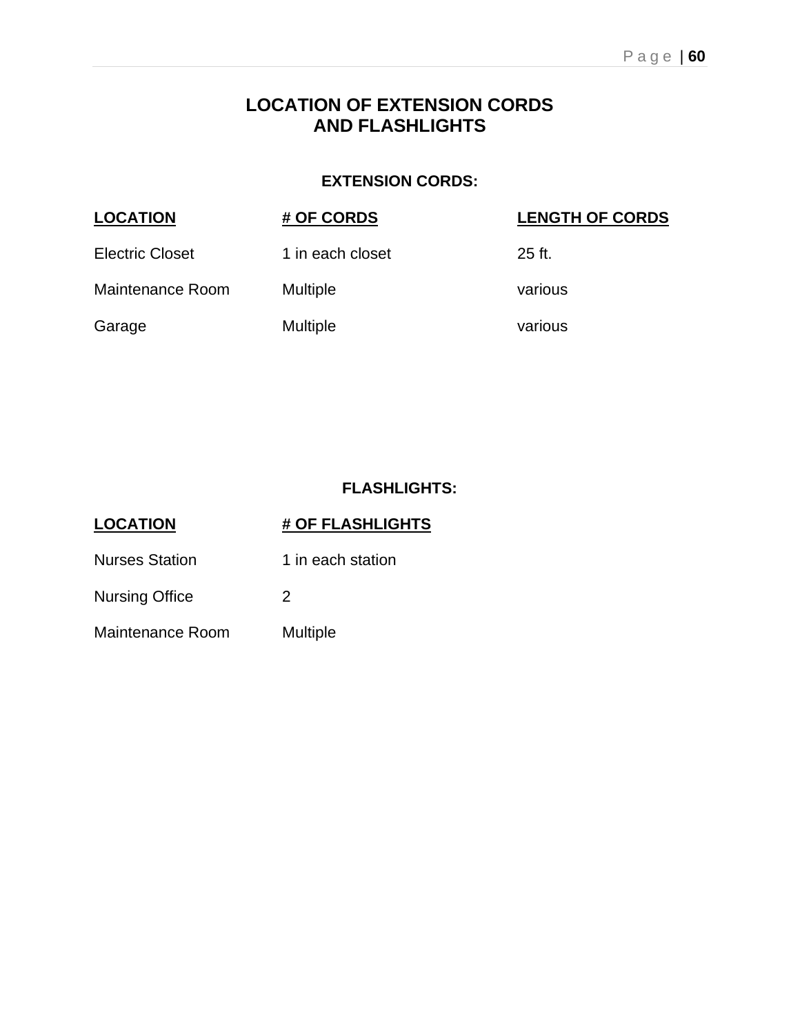# LOCATION OF EXTENSION CORDS AND FLASHLIGHTS

## EXTENSION CORDS:

| LOCATION | # OF CORDS | LENGTH OF CORDS |
|---|---|---|
| Electric Closet | 1 in each closet | 25 ft. |
| Maintenance Room | Multiple | various |
| Garage | Multiple | various |

## FLASHLIGHTS:

| LOCATION | # OF FLASHLIGHTS |
|---|---|
| Nurses Station | 1 in each station |
| Nursing Office | 2 |
| Maintenance Room | Multiple |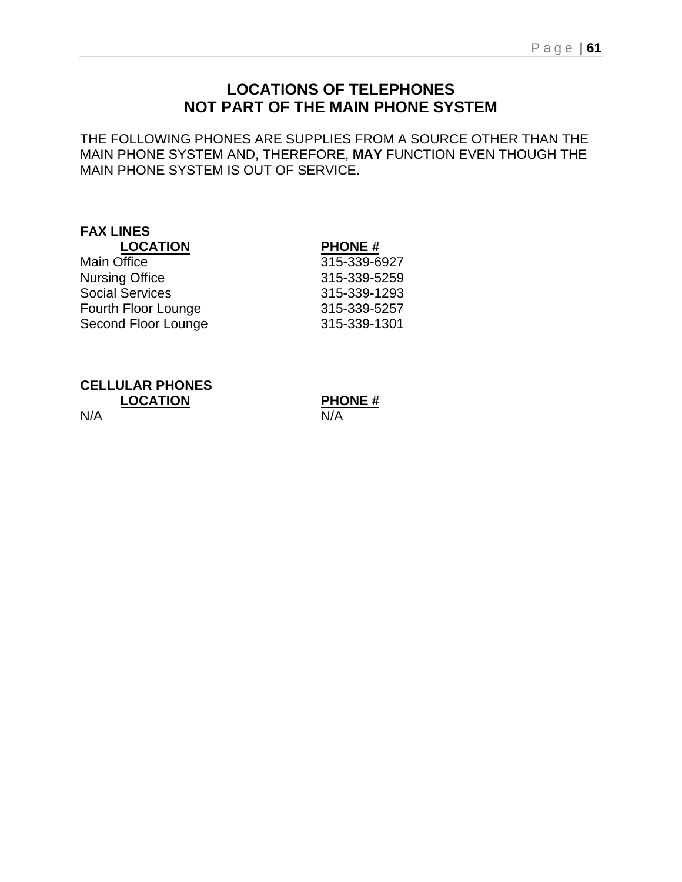# LOCATIONS OF TELEPHONES NOT PART OF THE MAIN PHONE SYSTEM

THE FOLLOWING PHONES ARE SUPPLIES FROM A SOURCE OTHER THAN THE MAIN PHONE SYSTEM AND, THEREFORE, **MAY** FUNCTION EVEN THOUGH THE MAIN PHONE SYSTEM IS OUT OF SERVICE.

**FAX LINES**

| LOCATION | PHONE # |
|---|---|
| Main Office | 315-339-6927 |
| Nursing Office | 315-339-5259 |
| Social Services | 315-339-1293 |
| Fourth Floor Lounge | 315-339-5257 |
| Second Floor Lounge | 315-339-1301 |

**CELLULAR PHONES**

| LOCATION | PHONE # |
|---|---|
| N/A | N/A |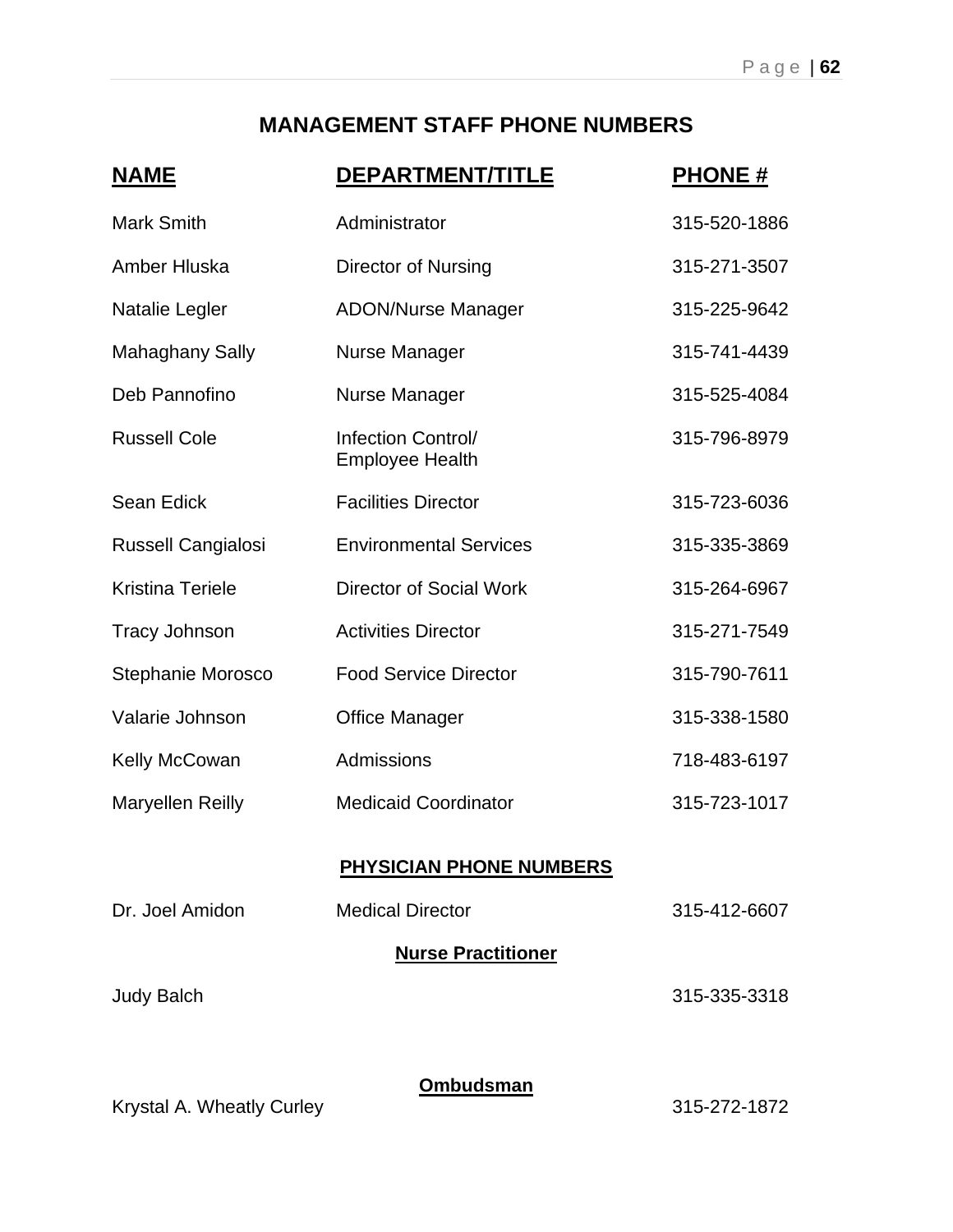## MANAGEMENT STAFF PHONE NUMBERS

| NAME | DEPARTMENT/TITLE | PHONE # |
|---|---|---|
| Mark Smith | Administrator | 315-520-1886 |
| Amber Hluska | Director of Nursing | 315-271-3507 |
| Natalie Legler | ADON/Nurse Manager | 315-225-9642 |
| Mahaghany Sally | Nurse Manager | 315-741-4439 |
| Deb Pannofino | Nurse Manager | 315-525-4084 |
| Russell Cole | Infection Control/ Employee Health | 315-796-8979 |
| Sean Edick | Facilities Director | 315-723-6036 |
| Russell Cangialosi | Environmental Services | 315-335-3869 |
| Kristina Teriele | Director of Social Work | 315-264-6967 |
| Tracy Johnson | Activities Director | 315-271-7549 |
| Stephanie Morosco | Food Service Director | 315-790-7611 |
| Valarie Johnson | Office Manager | 315-338-1580 |
| Kelly McCowan | Admissions | 718-483-6197 |
| Maryellen Reilly | Medicaid Coordinator | 315-723-1017 |

### PHYSICIAN PHONE NUMBERS

| | | |
|---|---|---|
| Dr. Joel Amidon | Medical Director | 315-412-6607 |

**Nurse Practitioner**

| | |
|---|---|
| Judy Balch | 315-335-3318 |

**Ombudsman**

| | |
|---|---|
| Krystal A. Wheatly Curley | 315-272-1872 |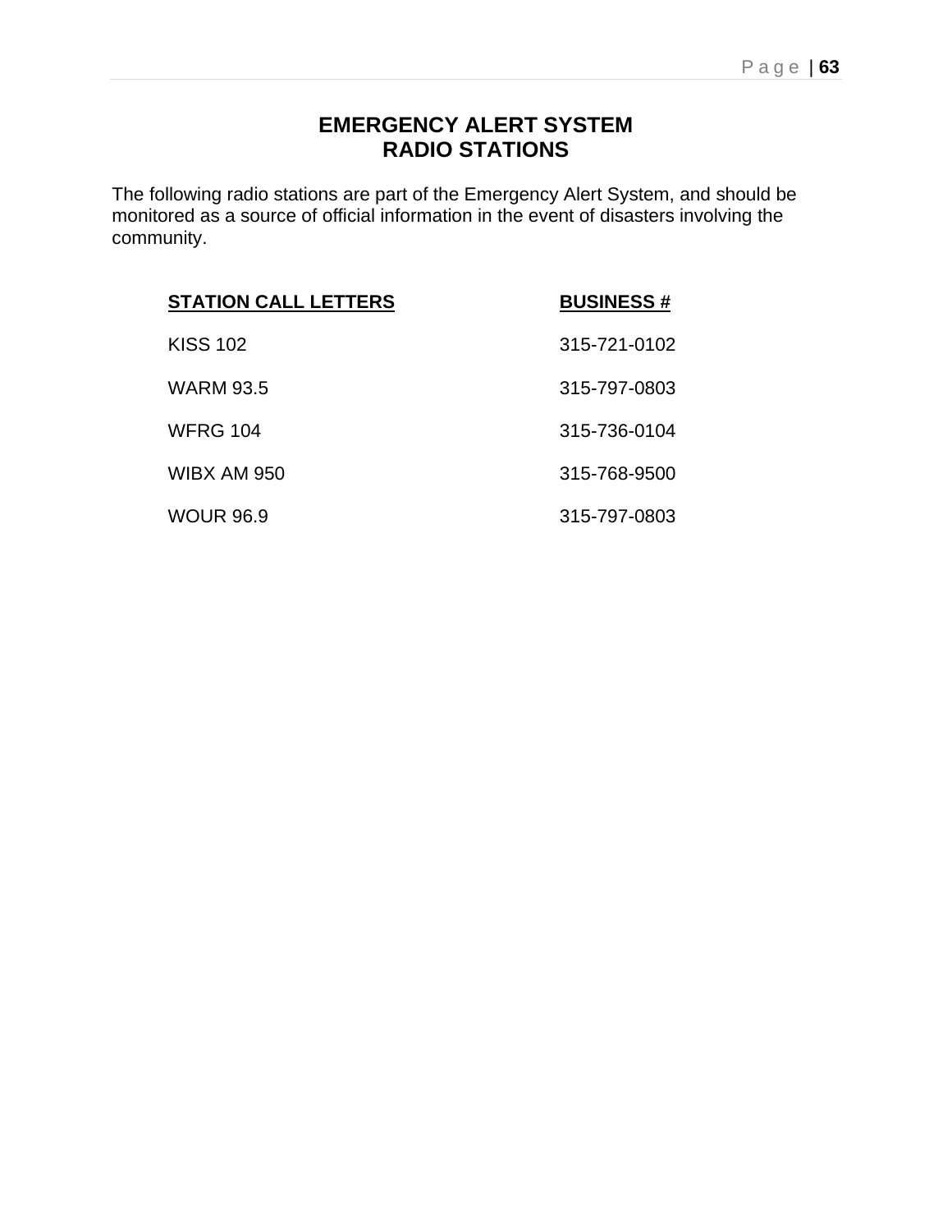# EMERGENCY ALERT SYSTEM
# RADIO STATIONS

The following radio stations are part of the Emergency Alert System, and should be monitored as a source of official information in the event of disasters involving the community.

| STATION CALL LETTERS | BUSINESS # |
| --- | --- |
| KISS 102 | 315-721-0102 |
| WARM 93.5 | 315-797-0803 |
| WFRG 104 | 315-736-0104 |
| WIBX AM 950 | 315-768-9500 |
| WOUR 96.9 | 315-797-0803 |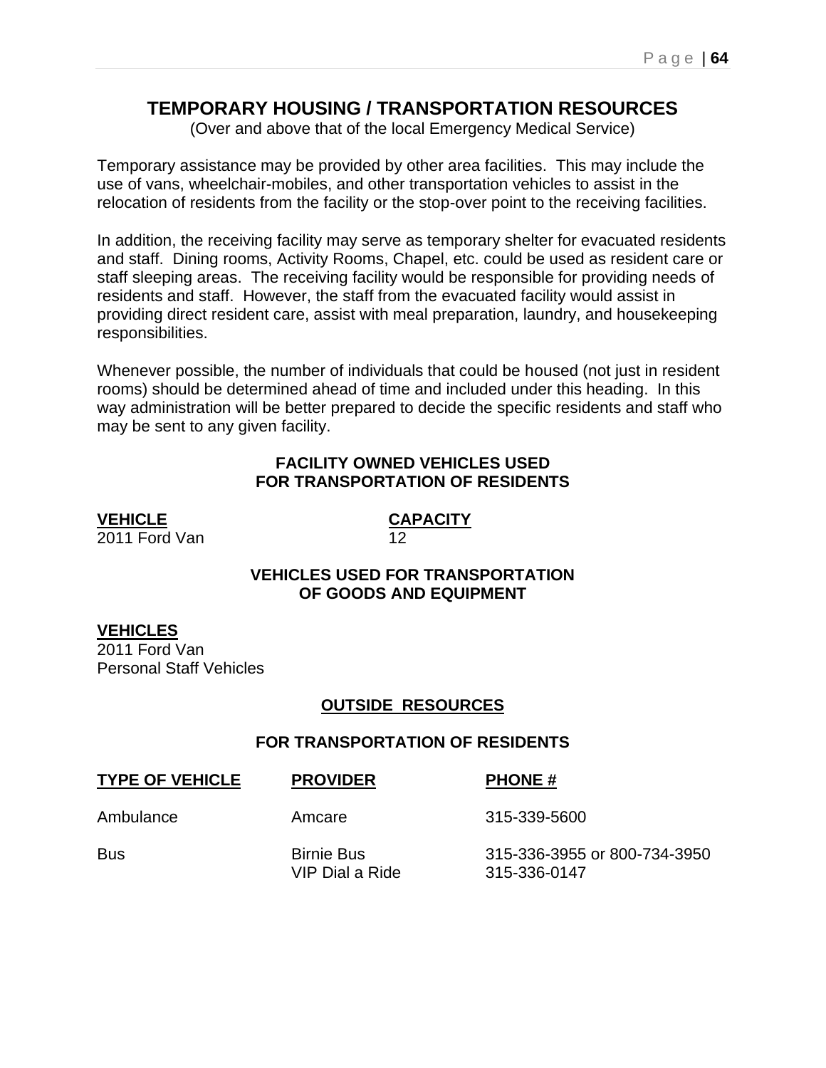# TEMPORARY HOUSING / TRANSPORTATION RESOURCES

(Over and above that of the local Emergency Medical Service)

Temporary assistance may be provided by other area facilities. This may include the use of vans, wheelchair-mobiles, and other transportation vehicles to assist in the relocation of residents from the facility or the stop-over point to the receiving facilities.

In addition, the receiving facility may serve as temporary shelter for evacuated residents and staff. Dining rooms, Activity Rooms, Chapel, etc. could be used as resident care or staff sleeping areas. The receiving facility would be responsible for providing needs of residents and staff. However, the staff from the evacuated facility would assist in providing direct resident care, assist with meal preparation, laundry, and housekeeping responsibilities.

Whenever possible, the number of individuals that could be housed (not just in resident rooms) should be determined ahead of time and included under this heading. In this way administration will be better prepared to decide the specific residents and staff who may be sent to any given facility.

### FACILITY OWNED VEHICLES USED FOR TRANSPORTATION OF RESIDENTS

| VEHICLE | CAPACITY |
|---|---|
| 2011 Ford Van | 12 |

### VEHICLES USED FOR TRANSPORTATION OF GOODS AND EQUIPMENT

**VEHICLES**

2011 Ford Van
Personal Staff Vehicles

## OUTSIDE RESOURCES

### FOR TRANSPORTATION OF RESIDENTS

| TYPE OF VEHICLE | PROVIDER | PHONE # |
|---|---|---|
| Ambulance | Amcare | 315-339-5600 |
| Bus | Birnie Bus | 315-336-3955 or 800-734-3950 |
| | VIP Dial a Ride | 315-336-0147 |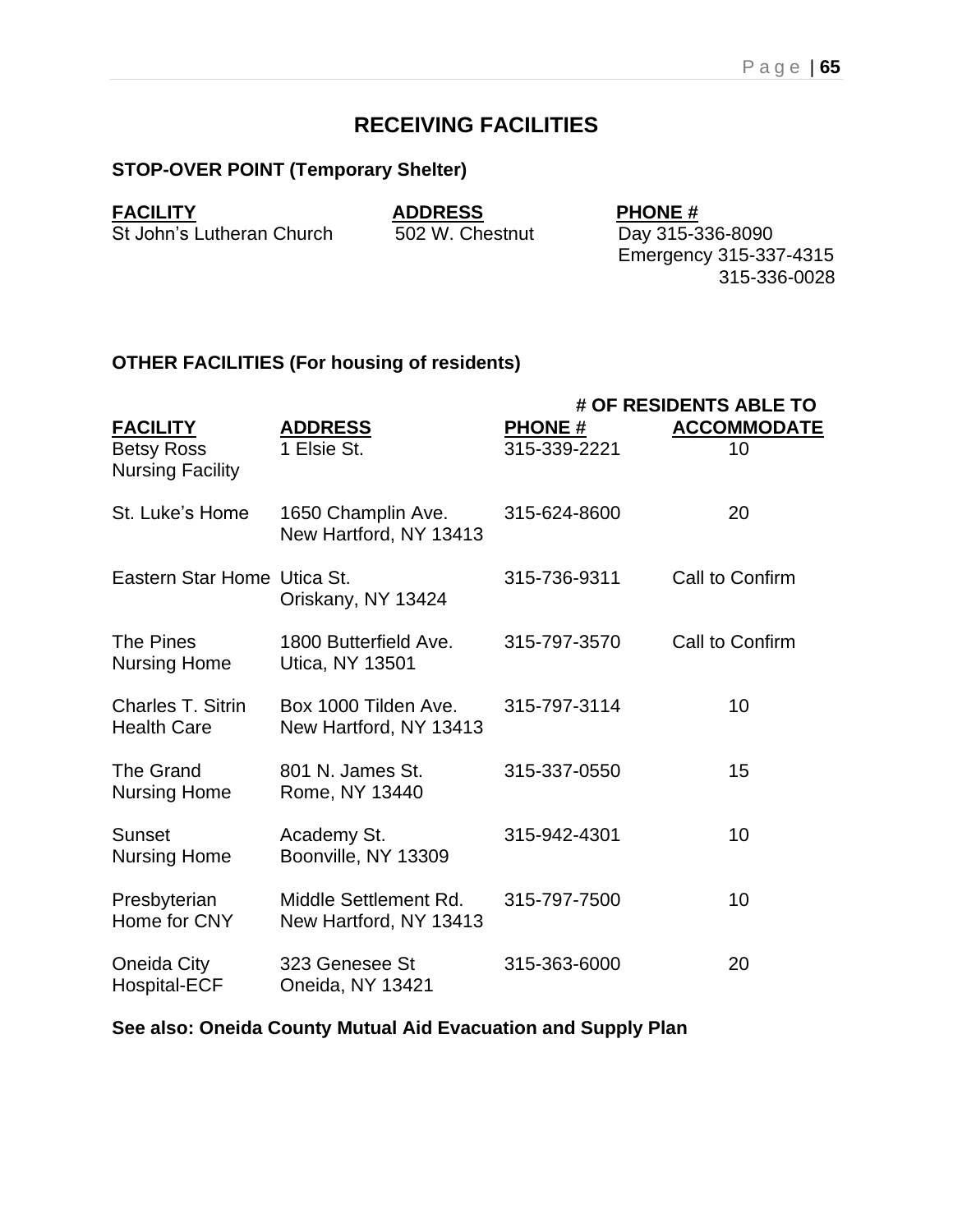# RECEIVING FACILITIES

**STOP-OVER POINT (Temporary Shelter)**

| FACILITY | ADDRESS | PHONE # |
|---|---|---|
| St John's Lutheran Church | 502 W. Chestnut | Day 315-336-8090<br>Emergency 315-337-4315<br>315-336-0028 |

**OTHER FACILITIES (For housing of residents)**

| FACILITY | ADDRESS | PHONE # | # OF RESIDENTS ABLE TO ACCOMMODATE |
|---|---|---|---|
| Betsy Ross Nursing Facility | 1 Elsie St. | 315-339-2221 | 10 |
| St. Luke's Home | 1650 Champlin Ave.<br>New Hartford, NY 13413 | 315-624-8600 | 20 |
| Eastern Star Home | Utica St.<br>Oriskany, NY 13424 | 315-736-9311 | Call to Confirm |
| The Pines Nursing Home | 1800 Butterfield Ave.<br>Utica, NY 13501 | 315-797-3570 | Call to Confirm |
| Charles T. Sitrin Health Care | Box 1000 Tilden Ave.<br>New Hartford, NY 13413 | 315-797-3114 | 10 |
| The Grand Nursing Home | 801 N. James St.<br>Rome, NY 13440 | 315-337-0550 | 15 |
| Sunset Nursing Home | Academy St.<br>Boonville, NY 13309 | 315-942-4301 | 10 |
| Presbyterian Home for CNY | Middle Settlement Rd.<br>New Hartford, NY 13413 | 315-797-7500 | 10 |
| Oneida City Hospital-ECF | 323 Genesee St<br>Oneida, NY 13421 | 315-363-6000 | 20 |

**See also: Oneida County Mutual Aid Evacuation and Supply Plan**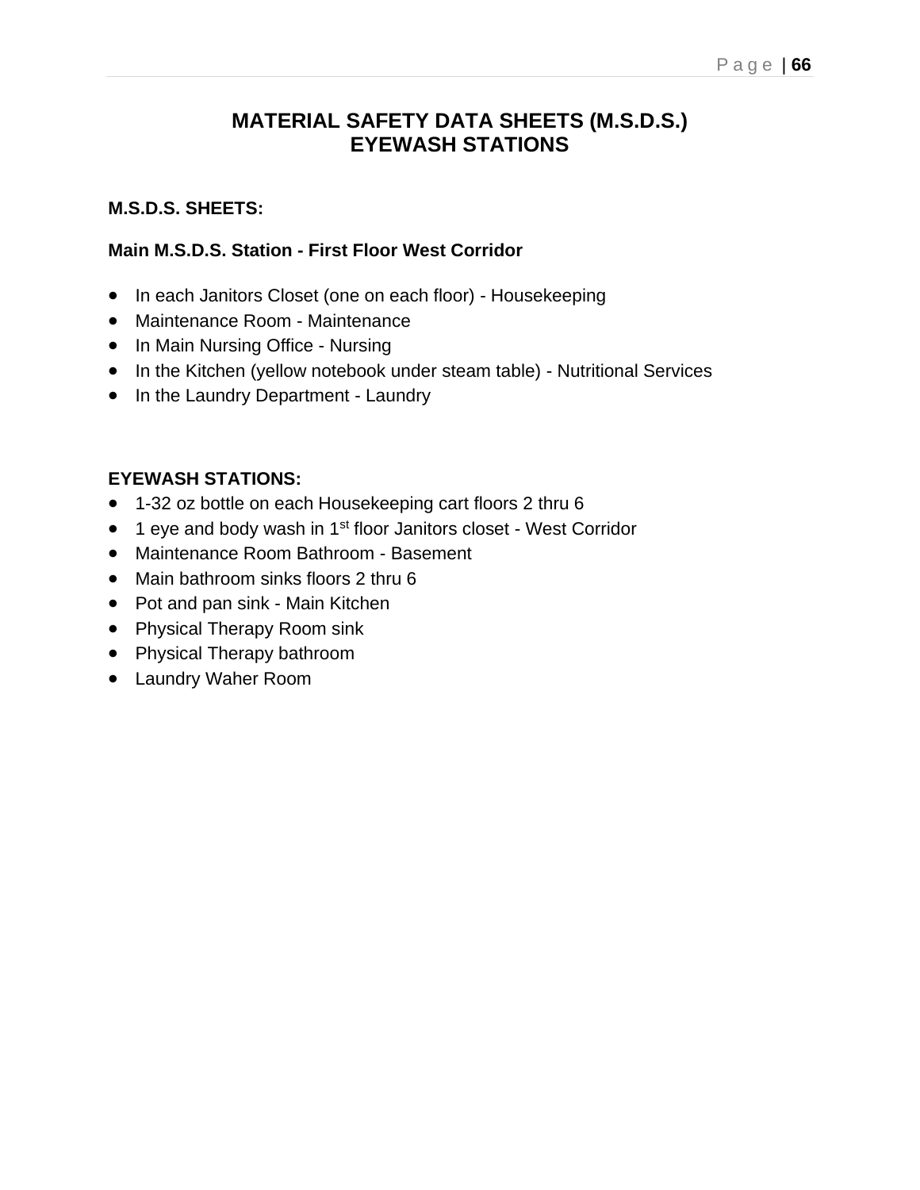# MATERIAL SAFETY DATA SHEETS (M.S.D.S.)
# EYEWASH STATIONS

**M.S.D.S. SHEETS:**

**Main M.S.D.S. Station - First Floor West Corridor**

- In each Janitors Closet (one on each floor) - Housekeeping
- Maintenance Room - Maintenance
- In Main Nursing Office - Nursing
- In the Kitchen (yellow notebook under steam table) - Nutritional Services
- In the Laundry Department - Laundry

**EYEWASH STATIONS:**

- 1-32 oz bottle on each Housekeeping cart floors 2 thru 6
- 1 eye and body wash in 1st floor Janitors closet - West Corridor
- Maintenance Room Bathroom - Basement
- Main bathroom sinks floors 2 thru 6
- Pot and pan sink - Main Kitchen
- Physical Therapy Room sink
- Physical Therapy bathroom
- Laundry Waher Room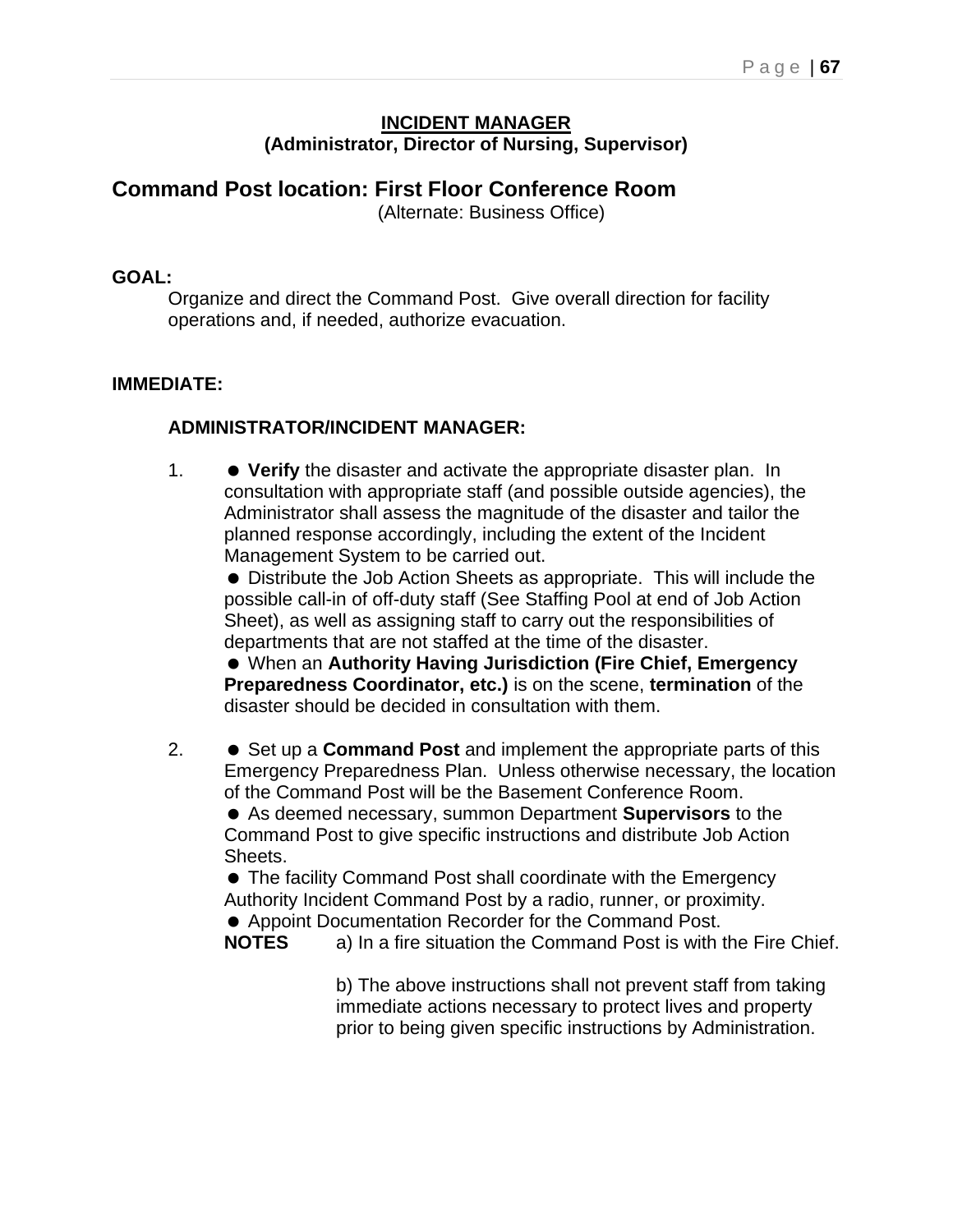## INCIDENT MANAGER
**(Administrator, Director of Nursing, Supervisor)**

## Command Post location: First Floor Conference Room
(Alternate: Business Office)

**GOAL:**

Organize and direct the Command Post. Give overall direction for facility operations and, if needed, authorize evacuation.

**IMMEDIATE:**

**ADMINISTRATOR/INCIDENT MANAGER:**

1. ● **Verify** the disaster and activate the appropriate disaster plan. In consultation with appropriate staff (and possible outside agencies), the Administrator shall assess the magnitude of the disaster and tailor the planned response accordingly, including the extent of the Incident Management System to be carried out.
   ● Distribute the Job Action Sheets as appropriate. This will include the possible call-in of off-duty staff (See Staffing Pool at end of Job Action Sheet), as well as assigning staff to carry out the responsibilities of departments that are not staffed at the time of the disaster.
   ● When an **Authority Having Jurisdiction (Fire Chief, Emergency Preparedness Coordinator, etc.)** is on the scene, **termination** of the disaster should be decided in consultation with them.

2. ● Set up a **Command Post** and implement the appropriate parts of this Emergency Preparedness Plan. Unless otherwise necessary, the location of the Command Post will be the Basement Conference Room.
   ● As deemed necessary, summon Department **Supervisors** to the Command Post to give specific instructions and distribute Job Action Sheets.
   ● The facility Command Post shall coordinate with the Emergency Authority Incident Command Post by a radio, runner, or proximity.
   ● Appoint Documentation Recorder for the Command Post.
   **NOTES** a) In a fire situation the Command Post is with the Fire Chief.

   b) The above instructions shall not prevent staff from taking immediate actions necessary to protect lives and property prior to being given specific instructions by Administration.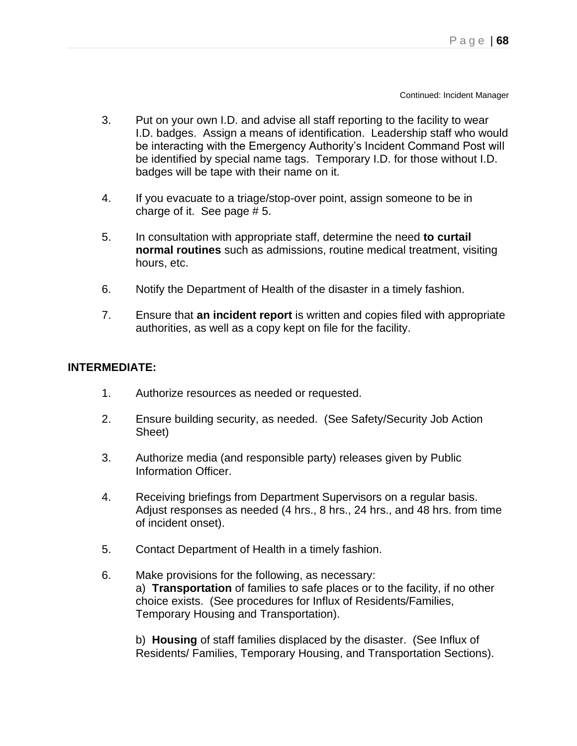Continued: Incident Manager

3. Put on your own I.D. and advise all staff reporting to the facility to wear I.D. badges. Assign a means of identification. Leadership staff who would be interacting with the Emergency Authority's Incident Command Post will be identified by special name tags. Temporary I.D. for those without I.D. badges will be tape with their name on it.

4. If you evacuate to a triage/stop-over point, assign someone to be in charge of it. See page # 5.

5. In consultation with appropriate staff, determine the need **to curtail normal routines** such as admissions, routine medical treatment, visiting hours, etc.

6. Notify the Department of Health of the disaster in a timely fashion.

7. Ensure that **an incident report** is written and copies filed with appropriate authorities, as well as a copy kept on file for the facility.

**INTERMEDIATE:**

1. Authorize resources as needed or requested.

2. Ensure building security, as needed. (See Safety/Security Job Action Sheet)

3. Authorize media (and responsible party) releases given by Public Information Officer.

4. Receiving briefings from Department Supervisors on a regular basis. Adjust responses as needed (4 hrs., 8 hrs., 24 hrs., and 48 hrs. from time of incident onset).

5. Contact Department of Health in a timely fashion.

6. Make provisions for the following, as necessary:
   a) **Transportation** of families to safe places or to the facility, if no other choice exists. (See procedures for Influx of Residents/Families, Temporary Housing and Transportation).

   b) **Housing** of staff families displaced by the disaster. (See Influx of Residents/ Families, Temporary Housing, and Transportation Sections).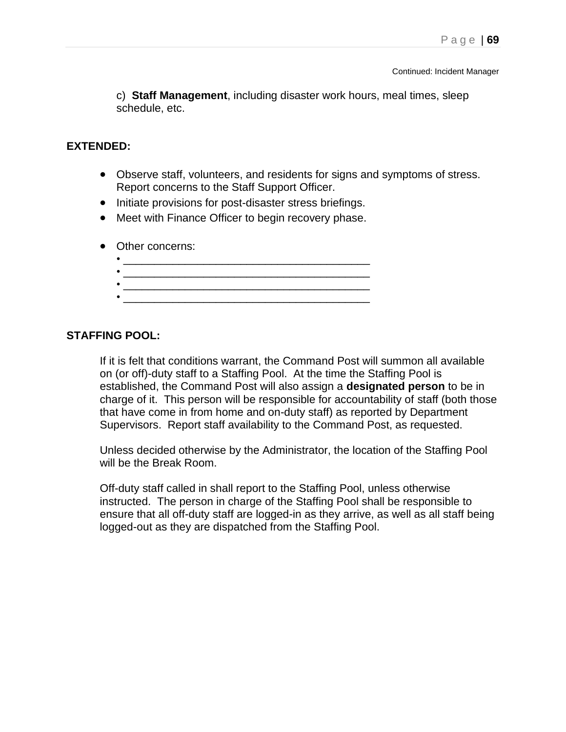Continued: Incident Manager

c) **Staff Management**, including disaster work hours, meal times, sleep schedule, etc.

**EXTENDED:**

- Observe staff, volunteers, and residents for signs and symptoms of stress. Report concerns to the Staff Support Officer.
- Initiate provisions for post-disaster stress briefings.
- Meet with Finance Officer to begin recovery phase.

- Other concerns:
  - ________________________________________
  - ________________________________________
  - ________________________________________
  - ________________________________________

**STAFFING POOL:**

If it is felt that conditions warrant, the Command Post will summon all available on (or off)-duty staff to a Staffing Pool. At the time the Staffing Pool is established, the Command Post will also assign a **designated person** to be in charge of it. This person will be responsible for accountability of staff (both those that have come in from home and on-duty staff) as reported by Department Supervisors. Report staff availability to the Command Post, as requested.

Unless decided otherwise by the Administrator, the location of the Staffing Pool will be the Break Room.

Off-duty staff called in shall report to the Staffing Pool, unless otherwise instructed. The person in charge of the Staffing Pool shall be responsible to ensure that all off-duty staff are logged-in as they arrive, as well as all staff being logged-out as they are dispatched from the Staffing Pool.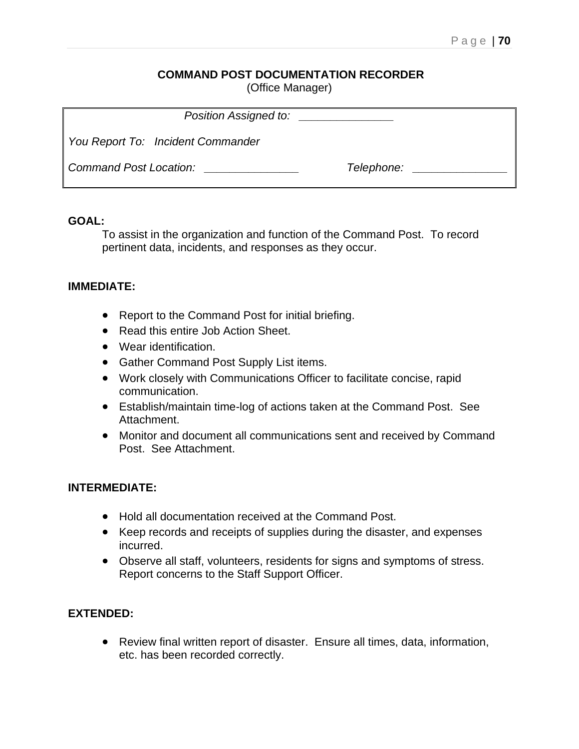## COMMAND POST DOCUMENTATION RECORDER

(Office Manager)

| | |
|---|---|
| *Position Assigned to:* _______________ | |
| *You Report To:* *Incident Commander* | |
| *Command Post Location:* _______________ | *Telephone:* _______________ |

**GOAL:**

To assist in the organization and function of the Command Post. To record pertinent data, incidents, and responses as they occur.

**IMMEDIATE:**

- Report to the Command Post for initial briefing.
- Read this entire Job Action Sheet.
- Wear identification.
- Gather Command Post Supply List items.
- Work closely with Communications Officer to facilitate concise, rapid communication.
- Establish/maintain time-log of actions taken at the Command Post. See Attachment.
- Monitor and document all communications sent and received by Command Post. See Attachment.

**INTERMEDIATE:**

- Hold all documentation received at the Command Post.
- Keep records and receipts of supplies during the disaster, and expenses incurred.
- Observe all staff, volunteers, residents for signs and symptoms of stress. Report concerns to the Staff Support Officer.

**EXTENDED:**

- Review final written report of disaster. Ensure all times, data, information, etc. has been recorded correctly.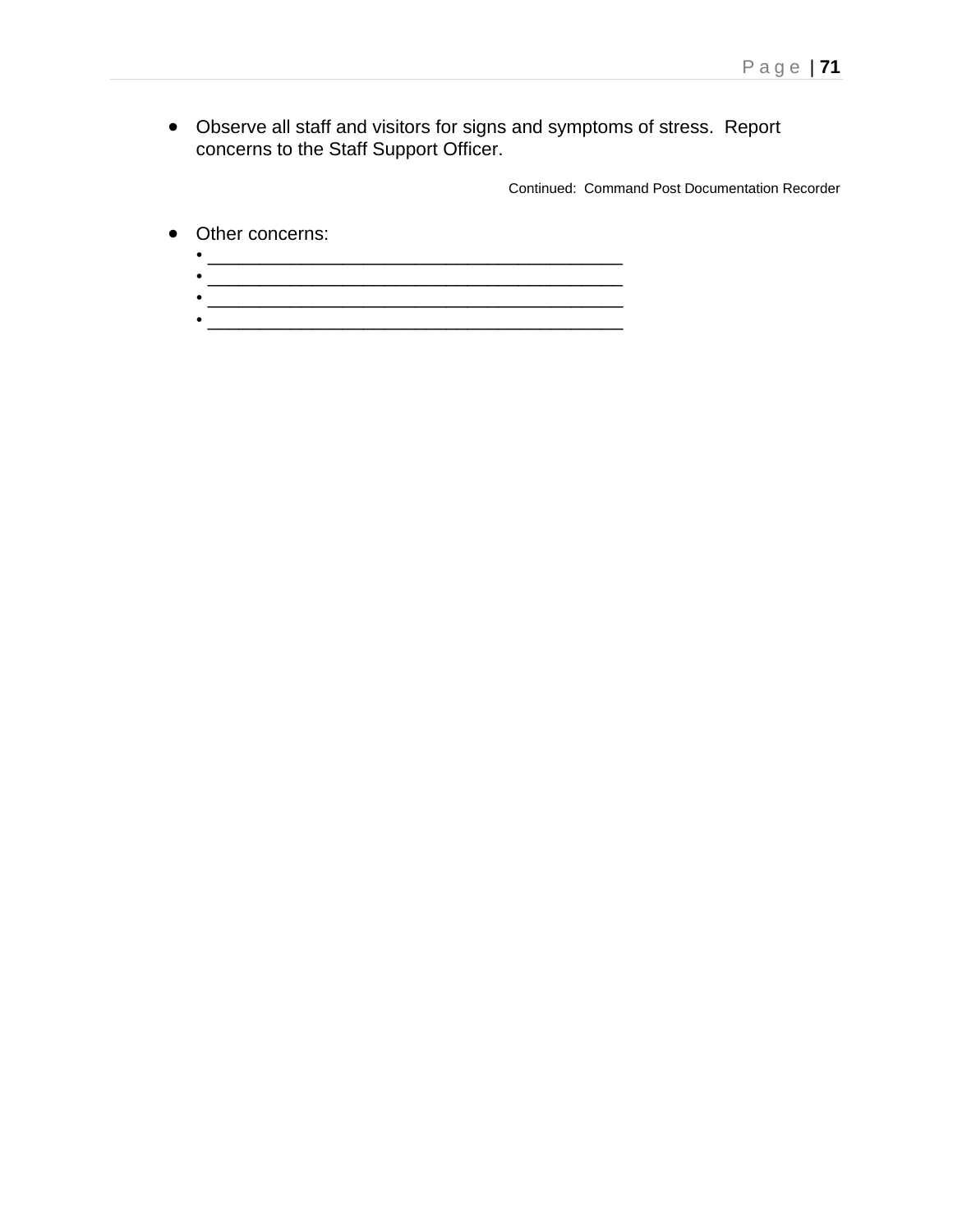- Observe all staff and visitors for signs and symptoms of stress. Report concerns to the Staff Support Officer.

Continued: Command Post Documentation Recorder

- Other concerns:
  - ________________________________________
  - ________________________________________
  - ________________________________________
  - ________________________________________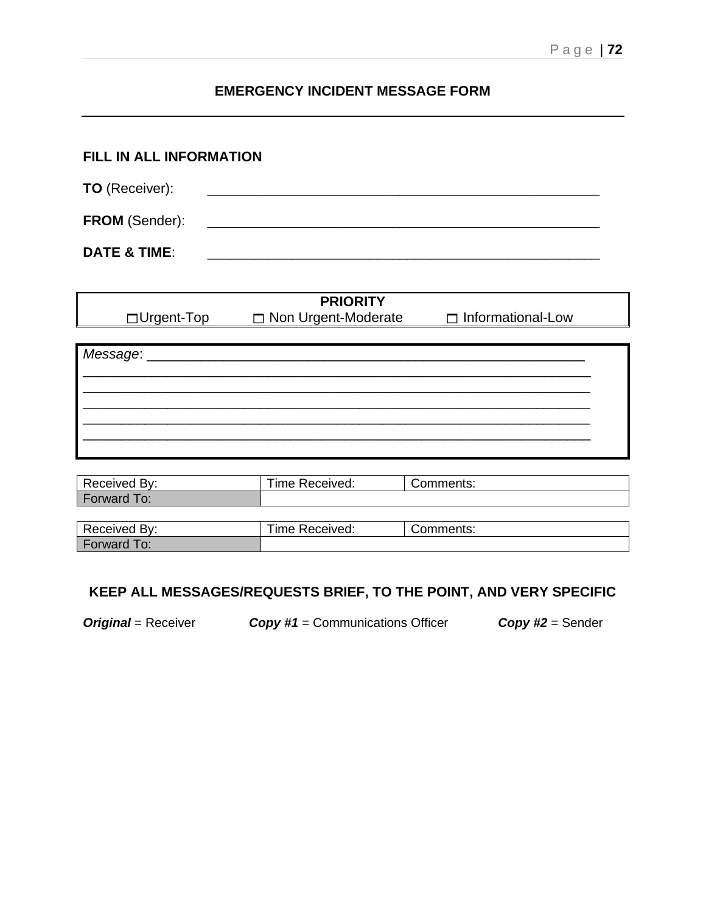# EMERGENCY INCIDENT MESSAGE FORM

**FILL IN ALL INFORMATION**

**TO** (Receiver): ______________________________________________

**FROM** (Sender): ______________________________________________

**DATE & TIME**: ______________________________________________

| PRIORITY | | |
|---|---|---|
| ☐ Urgent-Top | ☐ Non Urgent-Moderate | ☐ Informational-Low |

*Message*: ______________________________________________________
_________________________________________________________________
_________________________________________________________________
_________________________________________________________________
_________________________________________________________________
_________________________________________________________________

| Received By: | Time Received: | Comments: |
|---|---|---|
| Forward To: | | |

| Received By: | Time Received: | Comments: |
|---|---|---|
| Forward To: | | |

**KEEP ALL MESSAGES/REQUESTS BRIEF, TO THE POINT, AND VERY SPECIFIC**

***Original*** = Receiver ***Copy #1*** = Communications Officer ***Copy #2*** = Sender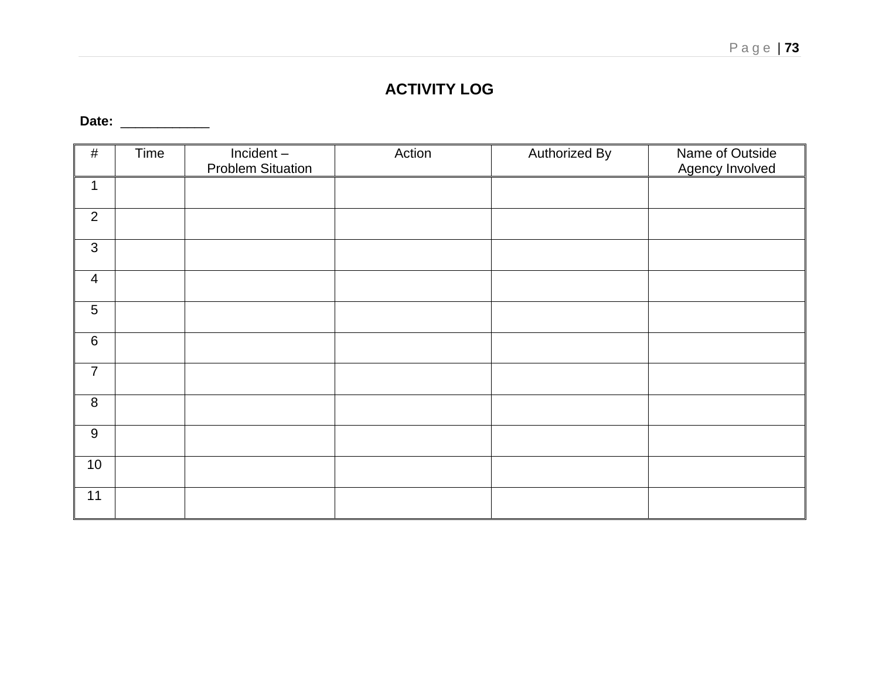## ACTIVITY LOG

**Date:** ____________

| # | Time | Incident – Problem Situation | Action | Authorized By | Name of Outside Agency Involved |
|---|---|---|---|---|---|
| 1 | | | | | |
| 2 | | | | | |
| 3 | | | | | |
| 4 | | | | | |
| 5 | | | | | |
| 6 | | | | | |
| 7 | | | | | |
| 8 | | | | | |
| 9 | | | | | |
| 10 | | | | | |
| 11 | | | | | |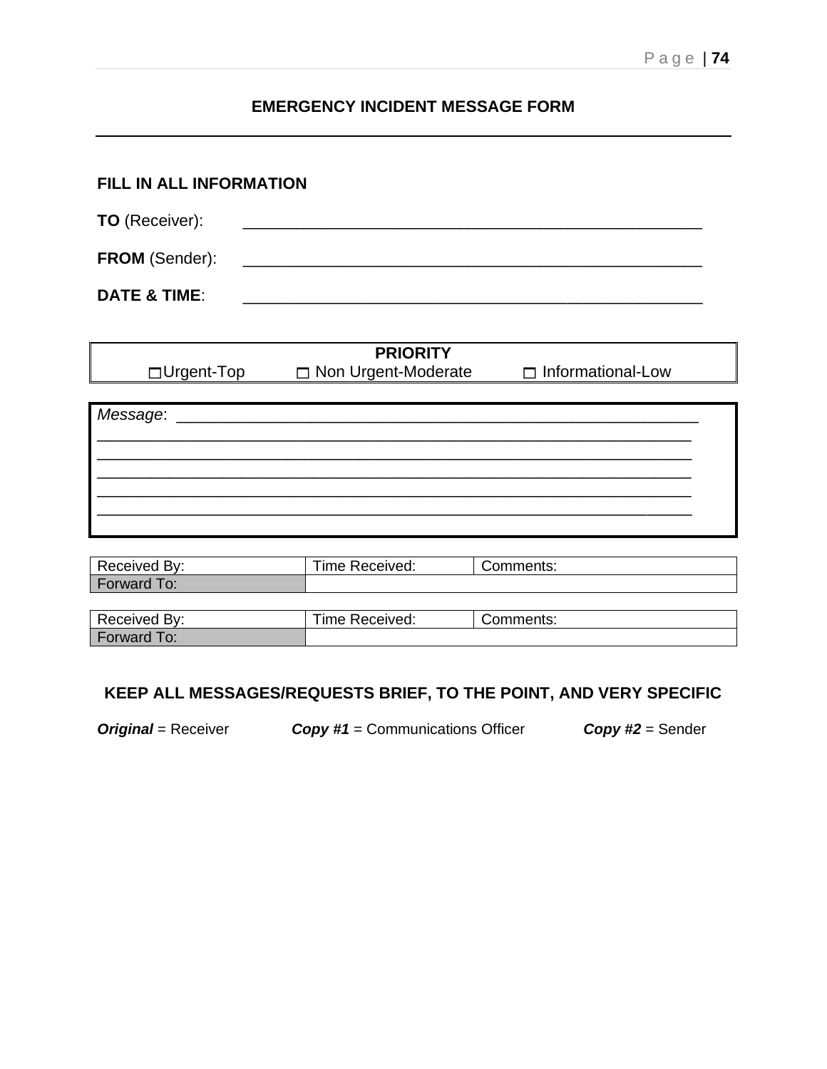## EMERGENCY INCIDENT MESSAGE FORM

**FILL IN ALL INFORMATION**

**TO** (Receiver): _____________________________________________________

**FROM** (Sender): _____________________________________________________

**DATE & TIME**: _____________________________________________________

| **PRIORITY** | | |
|---|---|---|
| ☐ Urgent-Top | ☐ Non Urgent-Moderate | ☐ Informational-Low |

*Message*: ____________________________________________________________

______________________________________________________________________

______________________________________________________________________

______________________________________________________________________

______________________________________________________________________

______________________________________________________________________

| Received By: | Time Received: | Comments: |
|---|---|---|
| Forward To: | | |

| Received By: | Time Received: | Comments: |
|---|---|---|
| Forward To: | | |

**KEEP ALL MESSAGES/REQUESTS BRIEF, TO THE POINT, AND VERY SPECIFIC**

***Original*** = Receiver ***Copy #1*** = Communications Officer ***Copy #2*** = Sender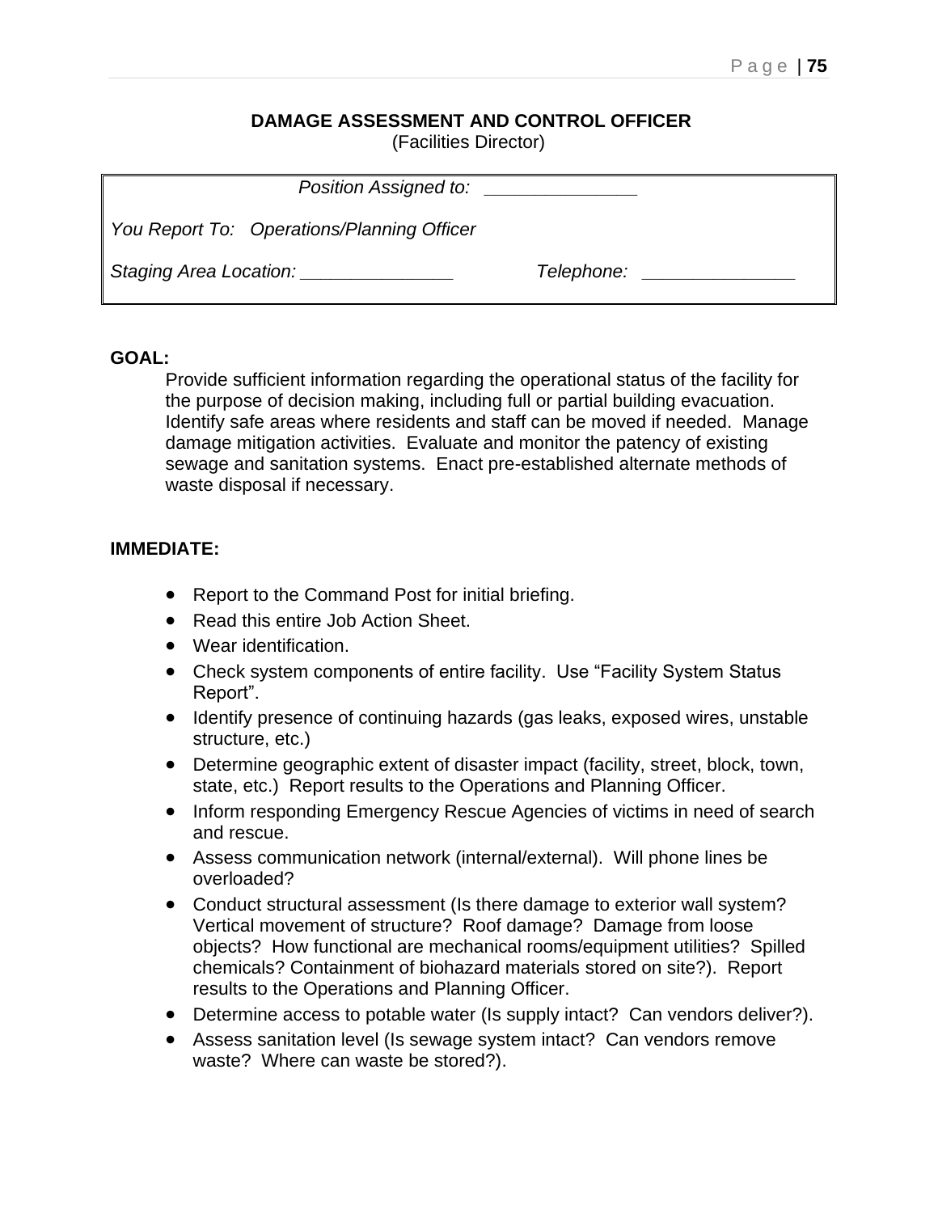## DAMAGE ASSESSMENT AND CONTROL OFFICER

(Facilities Director)

*Position Assigned to:* _______________

*You Report To:* *Operations/Planning Officer*

*Staging Area Location:* _______________ *Telephone:* _______________

**GOAL:**

Provide sufficient information regarding the operational status of the facility for the purpose of decision making, including full or partial building evacuation. Identify safe areas where residents and staff can be moved if needed. Manage damage mitigation activities. Evaluate and monitor the patency of existing sewage and sanitation systems. Enact pre-established alternate methods of waste disposal if necessary.

**IMMEDIATE:**

- Report to the Command Post for initial briefing.
- Read this entire Job Action Sheet.
- Wear identification.
- Check system components of entire facility. Use "Facility System Status Report".
- Identify presence of continuing hazards (gas leaks, exposed wires, unstable structure, etc.)
- Determine geographic extent of disaster impact (facility, street, block, town, state, etc.) Report results to the Operations and Planning Officer.
- Inform responding Emergency Rescue Agencies of victims in need of search and rescue.
- Assess communication network (internal/external). Will phone lines be overloaded?
- Conduct structural assessment (Is there damage to exterior wall system? Vertical movement of structure? Roof damage? Damage from loose objects? How functional are mechanical rooms/equipment utilities? Spilled chemicals? Containment of biohazard materials stored on site?). Report results to the Operations and Planning Officer.
- Determine access to potable water (Is supply intact? Can vendors deliver?).
- Assess sanitation level (Is sewage system intact? Can vendors remove waste? Where can waste be stored?).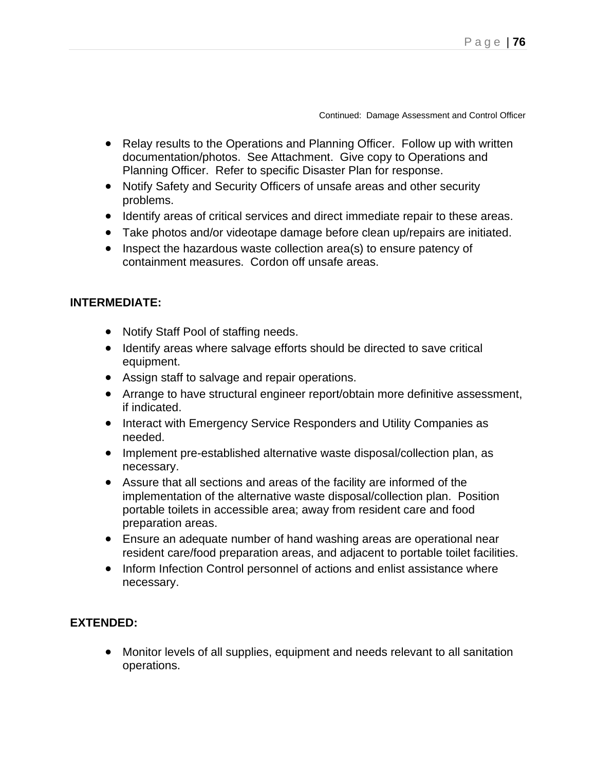Continued: Damage Assessment and Control Officer

- Relay results to the Operations and Planning Officer. Follow up with written documentation/photos. See Attachment. Give copy to Operations and Planning Officer. Refer to specific Disaster Plan for response.
- Notify Safety and Security Officers of unsafe areas and other security problems.
- Identify areas of critical services and direct immediate repair to these areas.
- Take photos and/or videotape damage before clean up/repairs are initiated.
- Inspect the hazardous waste collection area(s) to ensure patency of containment measures. Cordon off unsafe areas.

**INTERMEDIATE:**

- Notify Staff Pool of staffing needs.
- Identify areas where salvage efforts should be directed to save critical equipment.
- Assign staff to salvage and repair operations.
- Arrange to have structural engineer report/obtain more definitive assessment, if indicated.
- Interact with Emergency Service Responders and Utility Companies as needed.
- Implement pre-established alternative waste disposal/collection plan, as necessary.
- Assure that all sections and areas of the facility are informed of the implementation of the alternative waste disposal/collection plan. Position portable toilets in accessible area; away from resident care and food preparation areas.
- Ensure an adequate number of hand washing areas are operational near resident care/food preparation areas, and adjacent to portable toilet facilities.
- Inform Infection Control personnel of actions and enlist assistance where necessary.

**EXTENDED:**

- Monitor levels of all supplies, equipment and needs relevant to all sanitation operations.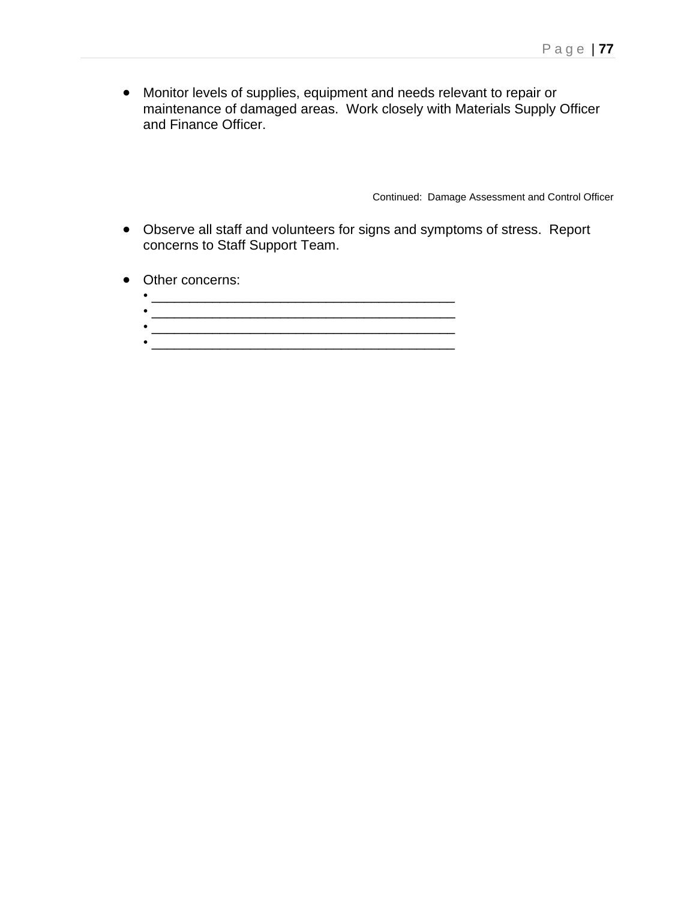- Monitor levels of supplies, equipment and needs relevant to repair or maintenance of damaged areas. Work closely with Materials Supply Officer and Finance Officer.

Continued: Damage Assessment and Control Officer

- Observe all staff and volunteers for signs and symptoms of stress. Report concerns to Staff Support Team.

- Other concerns:
    - ________________________________________
    - ________________________________________
    - ________________________________________
    - ________________________________________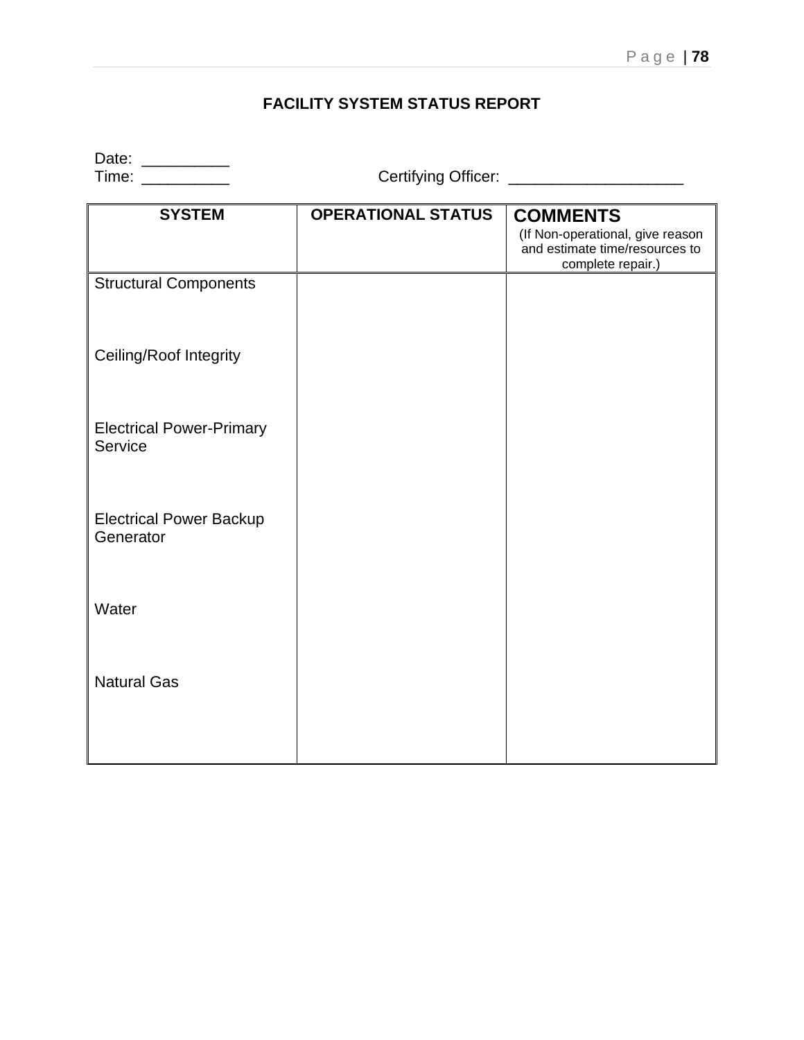## FACILITY SYSTEM STATUS REPORT

Date: __________
Time: __________ Certifying Officer: ___________________

| SYSTEM | OPERATIONAL STATUS | COMMENTS (If Non-operational, give reason and estimate time/resources to complete repair.) |
|---|---|---|
| Structural Components | | |
| Ceiling/Roof Integrity | | |
| Electrical Power-Primary Service | | |
| Electrical Power Backup Generator | | |
| Water | | |
| Natural Gas | | |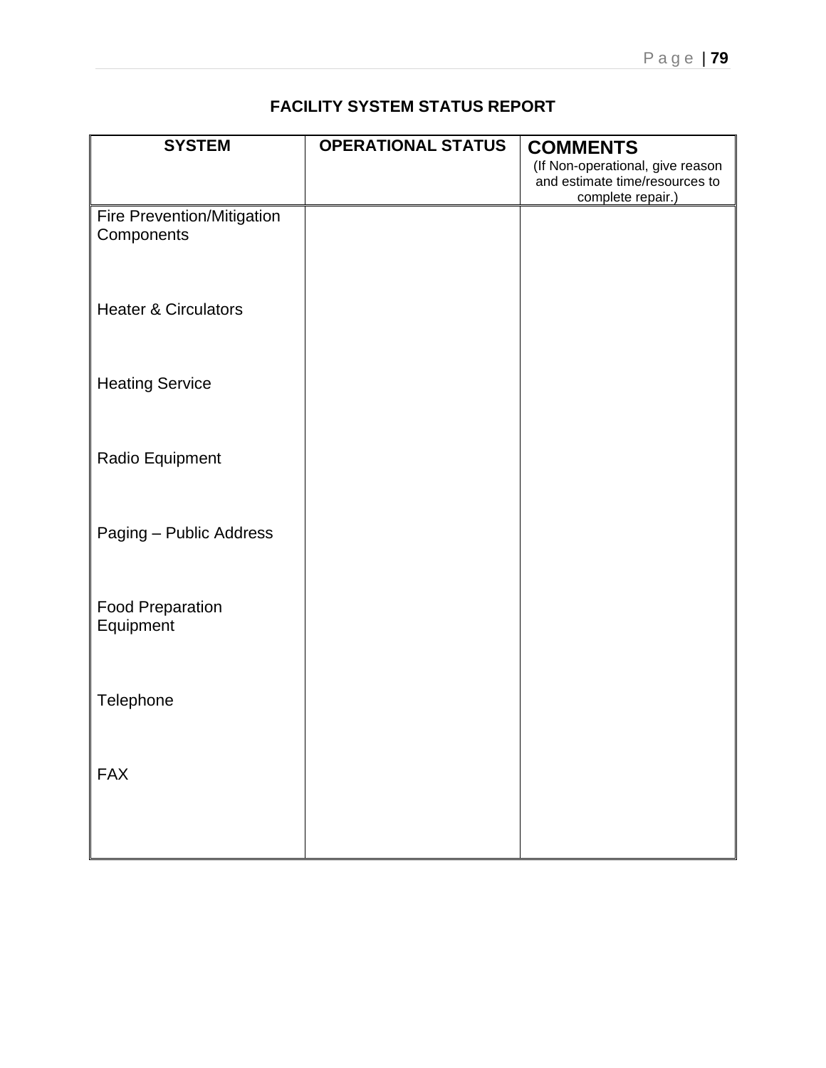## FACILITY SYSTEM STATUS REPORT

| SYSTEM | OPERATIONAL STATUS | COMMENTS (If Non-operational, give reason and estimate time/resources to complete repair.) |
|---|---|---|
| Fire Prevention/Mitigation Components | | |
| Heater & Circulators | | |
| Heating Service | | |
| Radio Equipment | | |
| Paging – Public Address | | |
| Food Preparation Equipment | | |
| Telephone | | |
| FAX | | |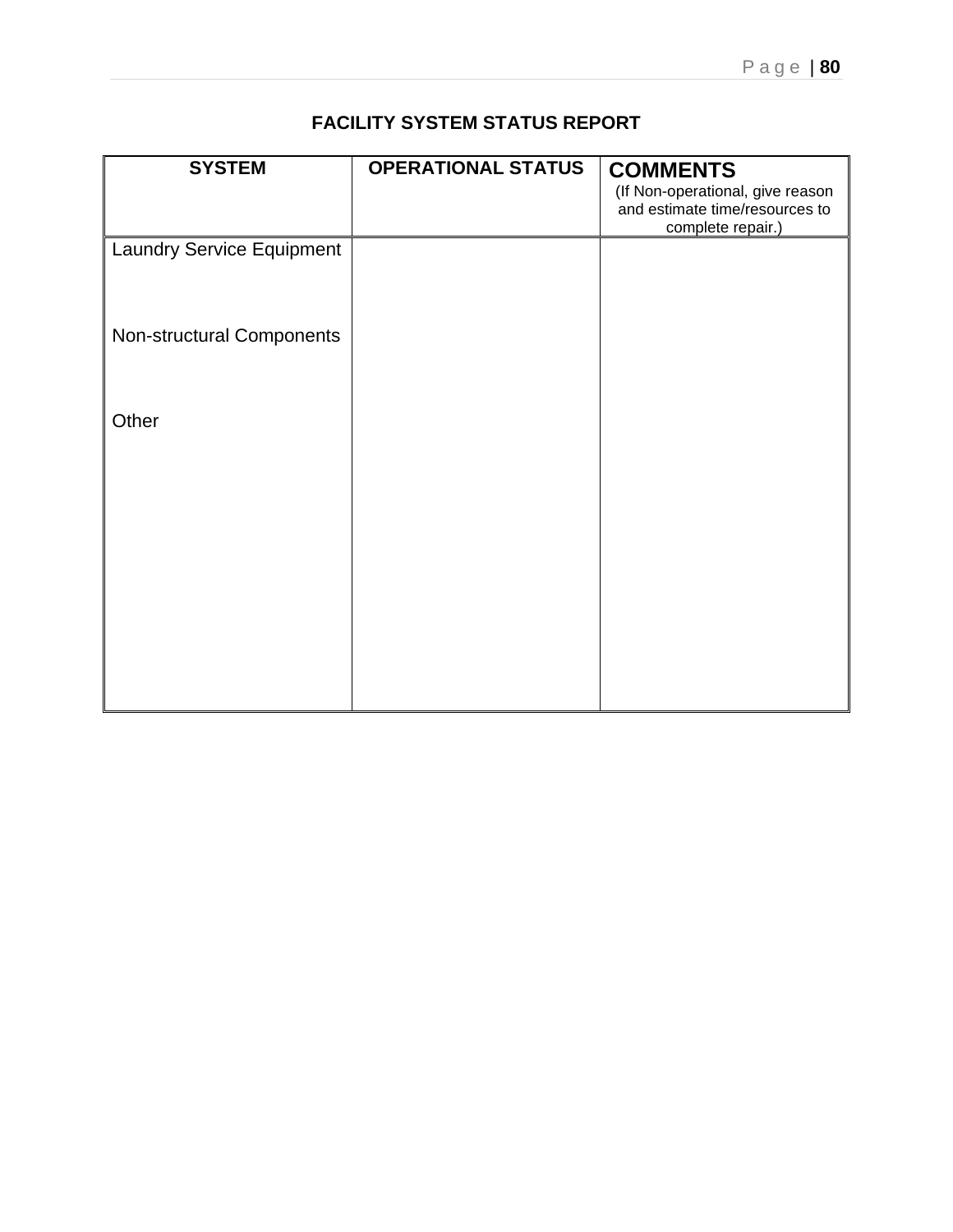**FACILITY SYSTEM STATUS REPORT**

| SYSTEM | OPERATIONAL STATUS | COMMENTS (If Non-operational, give reason and estimate time/resources to complete repair.) |
|---|---|---|
| Laundry Service Equipment | | |
| Non-structural Components | | |
| Other | | |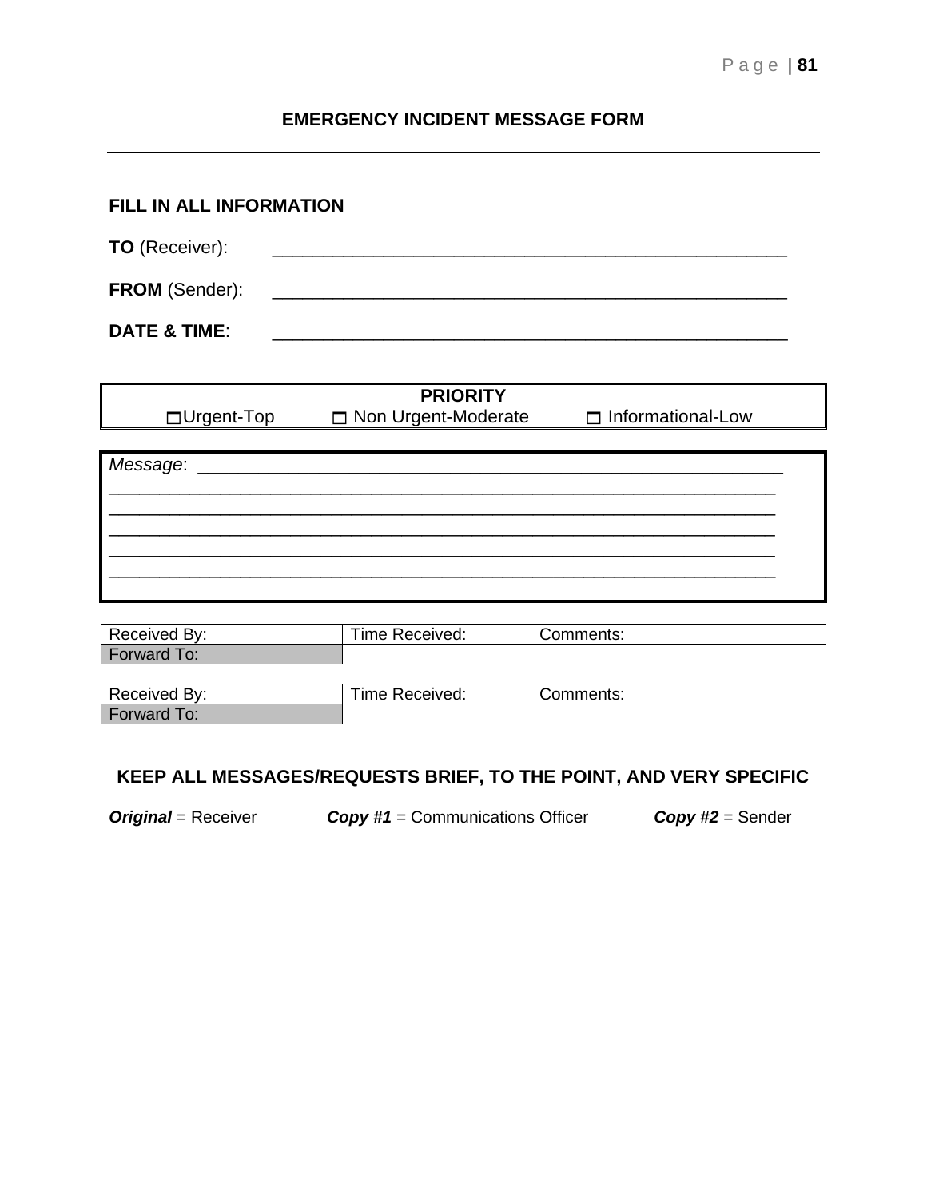## EMERGENCY INCIDENT MESSAGE FORM

**FILL IN ALL INFORMATION**

**TO** (Receiver): ______________________________________________________

**FROM** (Sender): ______________________________________________________

**DATE & TIME**: ______________________________________________________

| PRIORITY | | |
|---|---|---|
| ☐ Urgent-Top | ☐ Non Urgent-Moderate | ☐ Informational-Low |

*Message*: ______________________________________________________________
_______________________________________________________________________
_______________________________________________________________________
_______________________________________________________________________
_______________________________________________________________________
_______________________________________________________________________

| Received By: | Time Received: | Comments: |
|---|---|---|
| Forward To: | | |

| Received By: | Time Received: | Comments: |
|---|---|---|
| Forward To: | | |

**KEEP ALL MESSAGES/REQUESTS BRIEF, TO THE POINT, AND VERY SPECIFIC**

***Original*** = Receiver    ***Copy #1*** = Communications Officer    ***Copy #2*** = Sender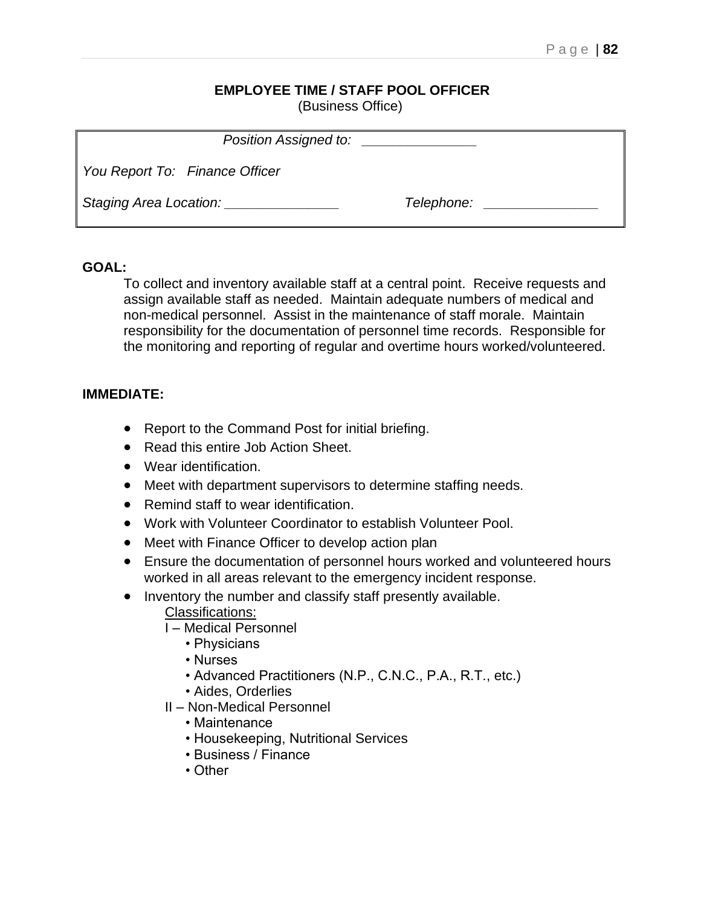## EMPLOYEE TIME / STAFF POOL OFFICER

(Business Office)

*Position Assigned to: _______________*

*You Report To: Finance Officer*

*Staging Area Location: _______________* *Telephone: _______________*

**GOAL:**

To collect and inventory available staff at a central point. Receive requests and assign available staff as needed. Maintain adequate numbers of medical and non-medical personnel. Assist in the maintenance of staff morale. Maintain responsibility for the documentation of personnel time records. Responsible for the monitoring and reporting of regular and overtime hours worked/volunteered.

**IMMEDIATE:**

- Report to the Command Post for initial briefing.
- Read this entire Job Action Sheet.
- Wear identification.
- Meet with department supervisors to determine staffing needs.
- Remind staff to wear identification.
- Work with Volunteer Coordinator to establish Volunteer Pool.
- Meet with Finance Officer to develop action plan
- Ensure the documentation of personnel hours worked and volunteered hours worked in all areas relevant to the emergency incident response.
- Inventory the number and classify staff presently available.

  Classifications:

  I – Medical Personnel
  - Physicians
  - Nurses
  - Advanced Practitioners (N.P., C.N.C., P.A., R.T., etc.)
  - Aides, Orderlies

  II – Non-Medical Personnel
  - Maintenance
  - Housekeeping, Nutritional Services
  - Business / Finance
  - Other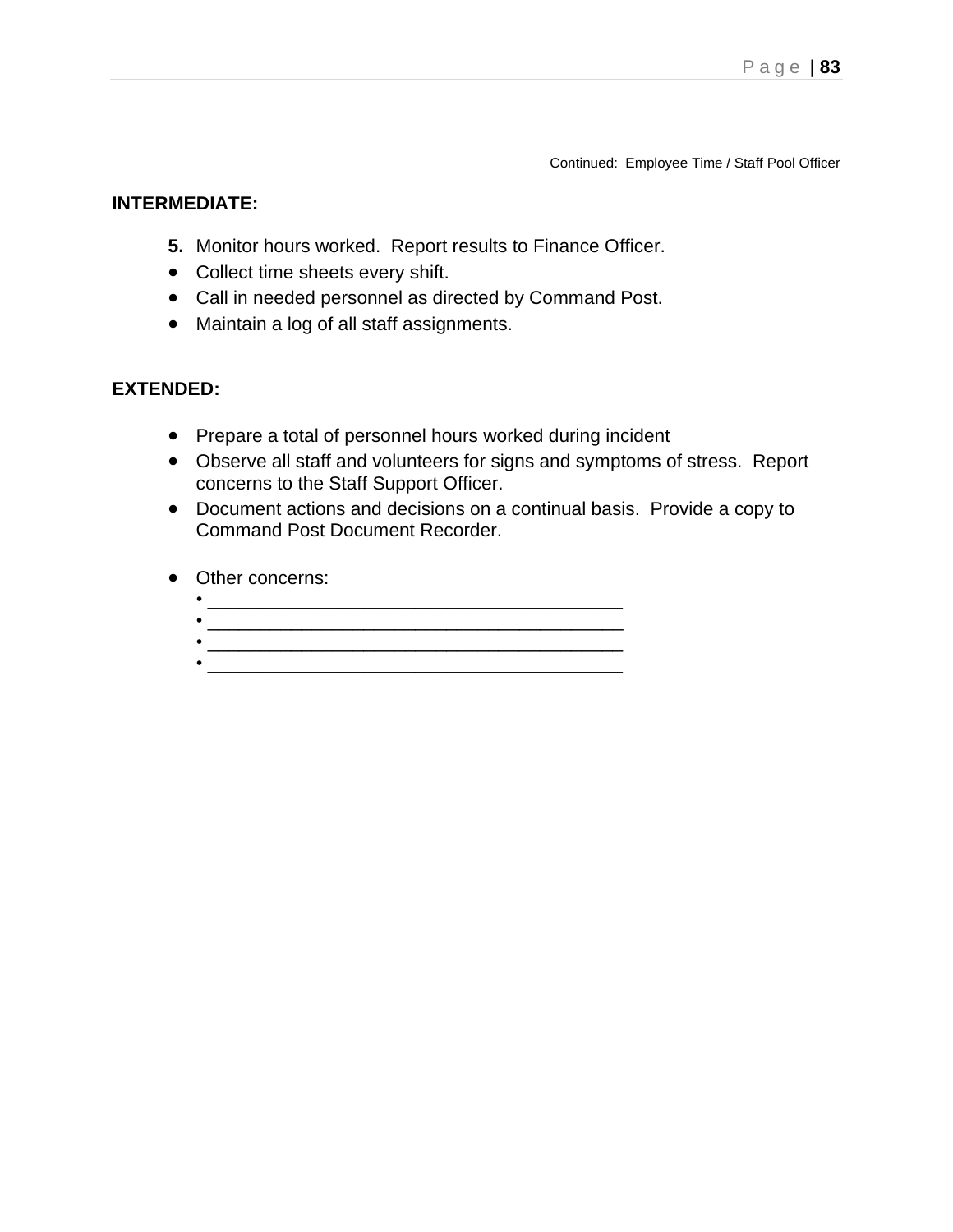Continued: Employee Time / Staff Pool Officer

**INTERMEDIATE:**

5. Monitor hours worked. Report results to Finance Officer.
- Collect time sheets every shift.
- Call in needed personnel as directed by Command Post.
- Maintain a log of all staff assignments.

**EXTENDED:**

- Prepare a total of personnel hours worked during incident
- Observe all staff and volunteers for signs and symptoms of stress. Report concerns to the Staff Support Officer.
- Document actions and decisions on a continual basis. Provide a copy to Command Post Document Recorder.

- Other concerns:
  - ________________________________________
  - ________________________________________
  - ________________________________________
  - ________________________________________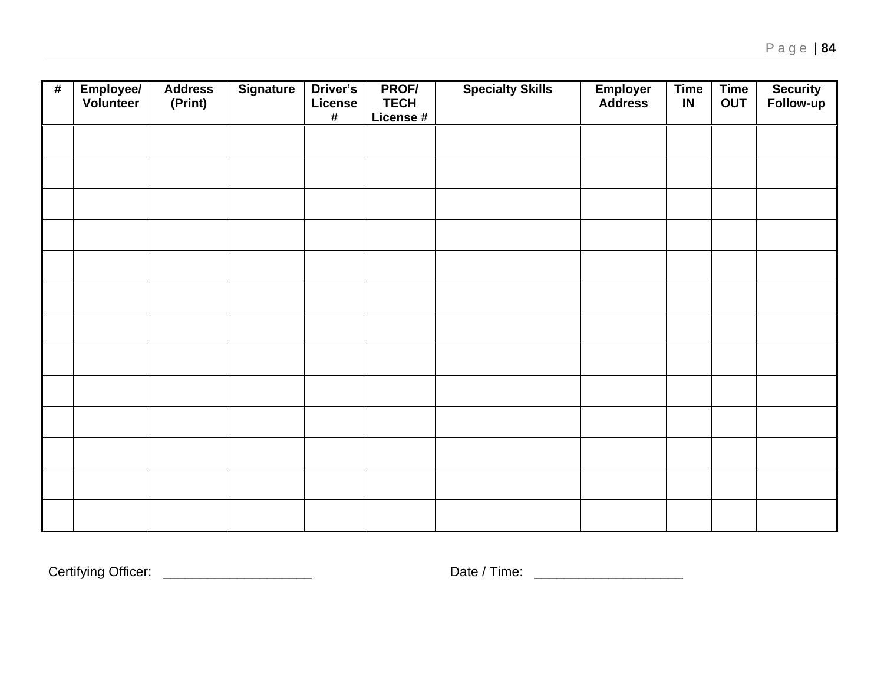| # | Employee/ Volunteer | Address (Print) | Signature | Driver's License # | PROF/ TECH License # | Specialty Skills | Employer Address | Time IN | Time OUT | Security Follow-up |
|---|---|---|---|---|---|---|---|---|---|---|
| | | | | | | | | | | |
| | | | | | | | | | | |
| | | | | | | | | | | |
| | | | | | | | | | | |
| | | | | | | | | | | |
| | | | | | | | | | | |
| | | | | | | | | | | |
| | | | | | | | | | | |
| | | | | | | | | | | |
| | | | | | | | | | | |
| | | | | | | | | | | |
| | | | | | | | | | | |
| | | | | | | | | | | |

Certifying Officer: ____________________ Date / Time: ____________________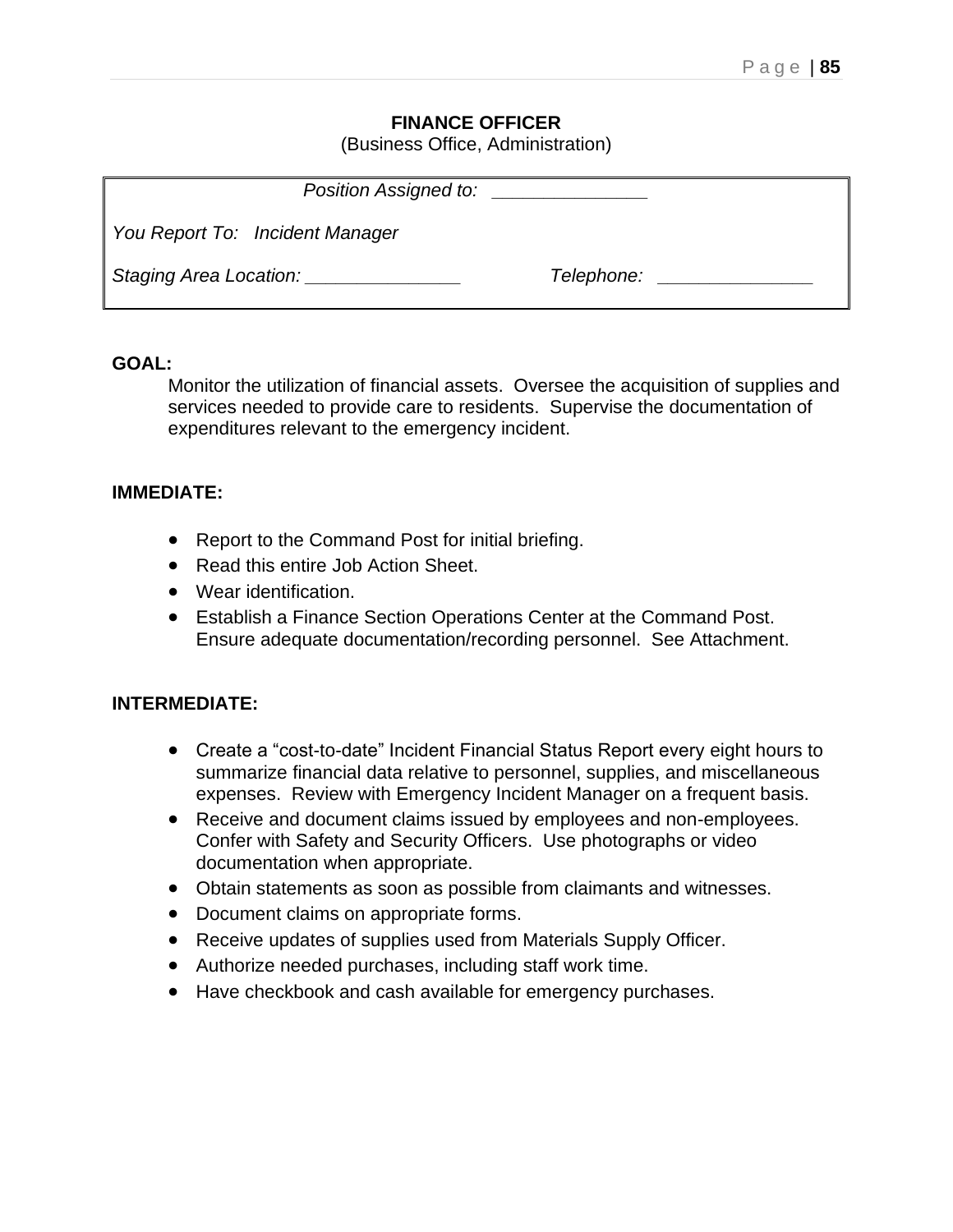## FINANCE OFFICER

(Business Office, Administration)

*Position Assigned to:* _______________

*You Report To: Incident Manager*

*Staging Area Location:* _______________ *Telephone:* _______________

**GOAL:**

Monitor the utilization of financial assets. Oversee the acquisition of supplies and services needed to provide care to residents. Supervise the documentation of expenditures relevant to the emergency incident.

**IMMEDIATE:**

- Report to the Command Post for initial briefing.
- Read this entire Job Action Sheet.
- Wear identification.
- Establish a Finance Section Operations Center at the Command Post. Ensure adequate documentation/recording personnel. See Attachment.

**INTERMEDIATE:**

- Create a "cost-to-date" Incident Financial Status Report every eight hours to summarize financial data relative to personnel, supplies, and miscellaneous expenses. Review with Emergency Incident Manager on a frequent basis.
- Receive and document claims issued by employees and non-employees. Confer with Safety and Security Officers. Use photographs or video documentation when appropriate.
- Obtain statements as soon as possible from claimants and witnesses.
- Document claims on appropriate forms.
- Receive updates of supplies used from Materials Supply Officer.
- Authorize needed purchases, including staff work time.
- Have checkbook and cash available for emergency purchases.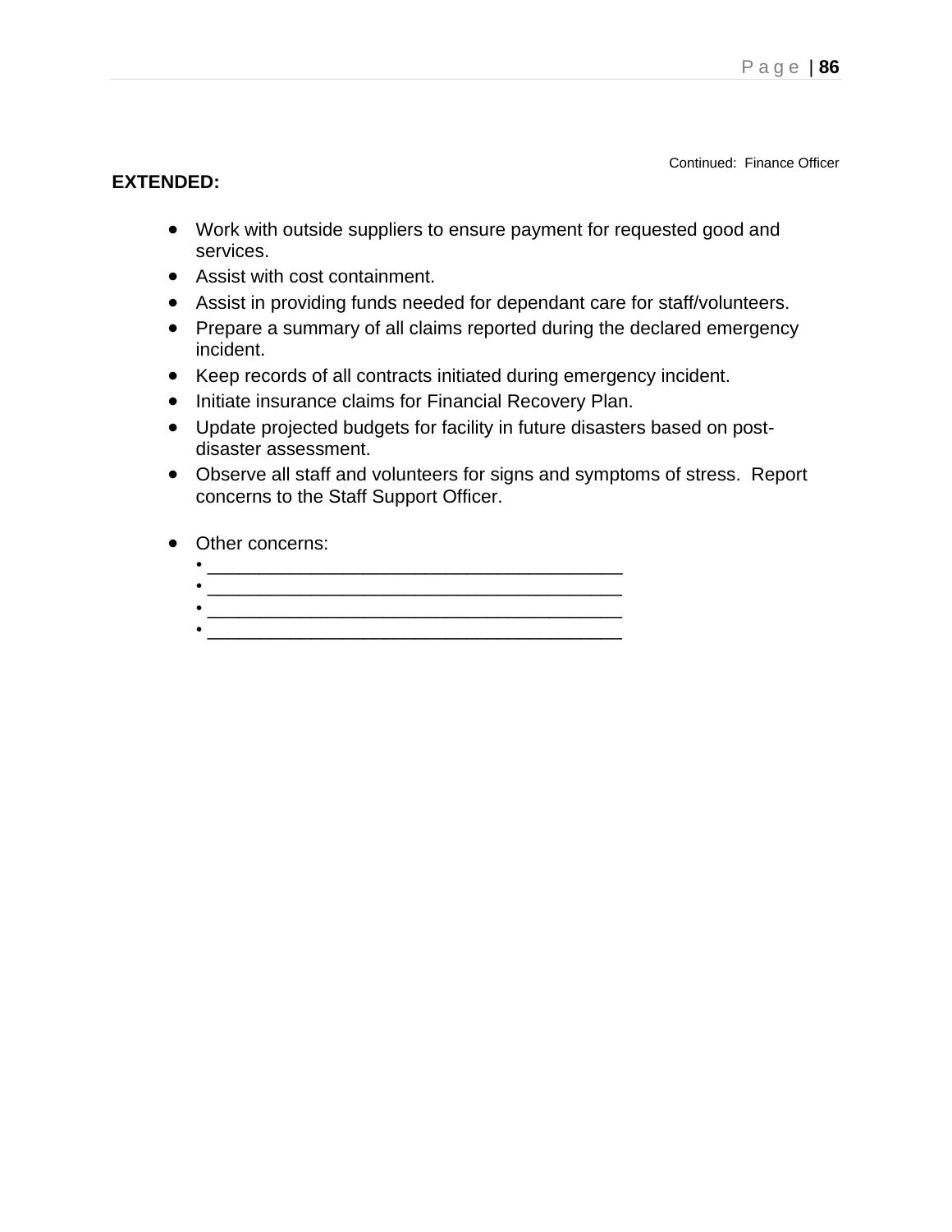Continued: Finance Officer

**EXTENDED:**

- Work with outside suppliers to ensure payment for requested good and services.
- Assist with cost containment.
- Assist in providing funds needed for dependant care for staff/volunteers.
- Prepare a summary of all claims reported during the declared emergency incident.
- Keep records of all contracts initiated during emergency incident.
- Initiate insurance claims for Financial Recovery Plan.
- Update projected budgets for facility in future disasters based on post-disaster assessment.
- Observe all staff and volunteers for signs and symptoms of stress. Report concerns to the Staff Support Officer.

- Other concerns:
  - ________________________________________
  - ________________________________________
  - ________________________________________
  - ________________________________________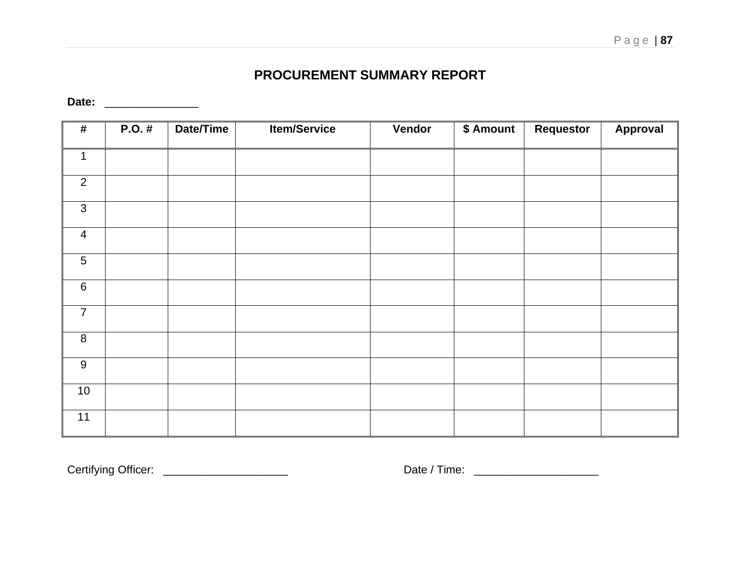# PROCUREMENT SUMMARY REPORT

**Date:** _______________

| # | P.O. # | Date/Time | Item/Service | Vendor | $ Amount | Requestor | Approval |
|---|---|---|---|---|---|---|---|
| 1 | | | | | | | |
| 2 | | | | | | | |
| 3 | | | | | | | |
| 4 | | | | | | | |
| 5 | | | | | | | |
| 6 | | | | | | | |
| 7 | | | | | | | |
| 8 | | | | | | | |
| 9 | | | | | | | |
| 10 | | | | | | | |
| 11 | | | | | | | |

Certifying Officer: ____________________ Date / Time: ____________________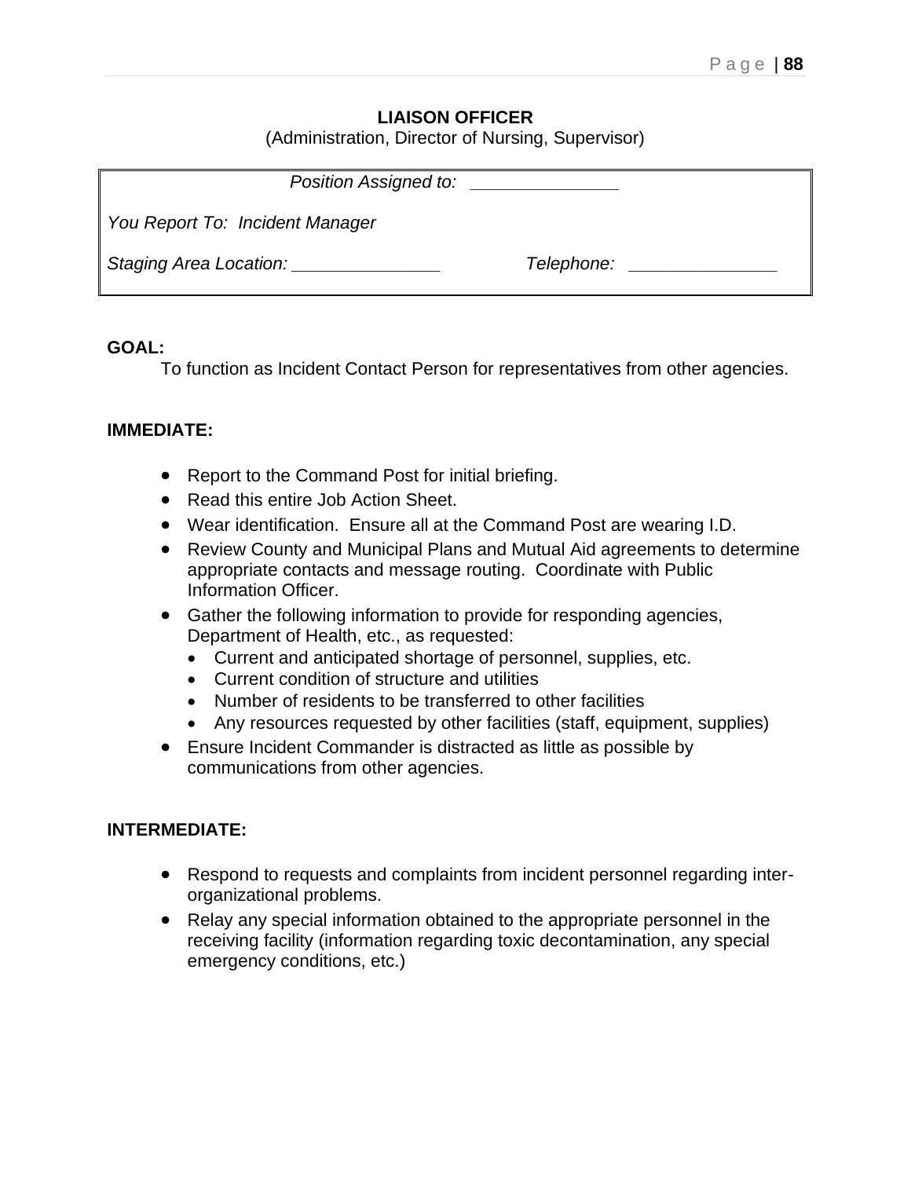## LIAISON OFFICER

(Administration, Director of Nursing, Supervisor)

| *Position Assigned to:* _______________ | |
|---|---|
| *You Report To: Incident Manager* | |
| *Staging Area Location:* _______________ | *Telephone:* _______________ |

**GOAL:**

To function as Incident Contact Person for representatives from other agencies.

**IMMEDIATE:**

- Report to the Command Post for initial briefing.
- Read this entire Job Action Sheet.
- Wear identification. Ensure all at the Command Post are wearing I.D.
- Review County and Municipal Plans and Mutual Aid agreements to determine appropriate contacts and message routing. Coordinate with Public Information Officer.
- Gather the following information to provide for responding agencies, Department of Health, etc., as requested:
  - Current and anticipated shortage of personnel, supplies, etc.
  - Current condition of structure and utilities
  - Number of residents to be transferred to other facilities
  - Any resources requested by other facilities (staff, equipment, supplies)
- Ensure Incident Commander is distracted as little as possible by communications from other agencies.

**INTERMEDIATE:**

- Respond to requests and complaints from incident personnel regarding inter-organizational problems.
- Relay any special information obtained to the appropriate personnel in the receiving facility (information regarding toxic decontamination, any special emergency conditions, etc.)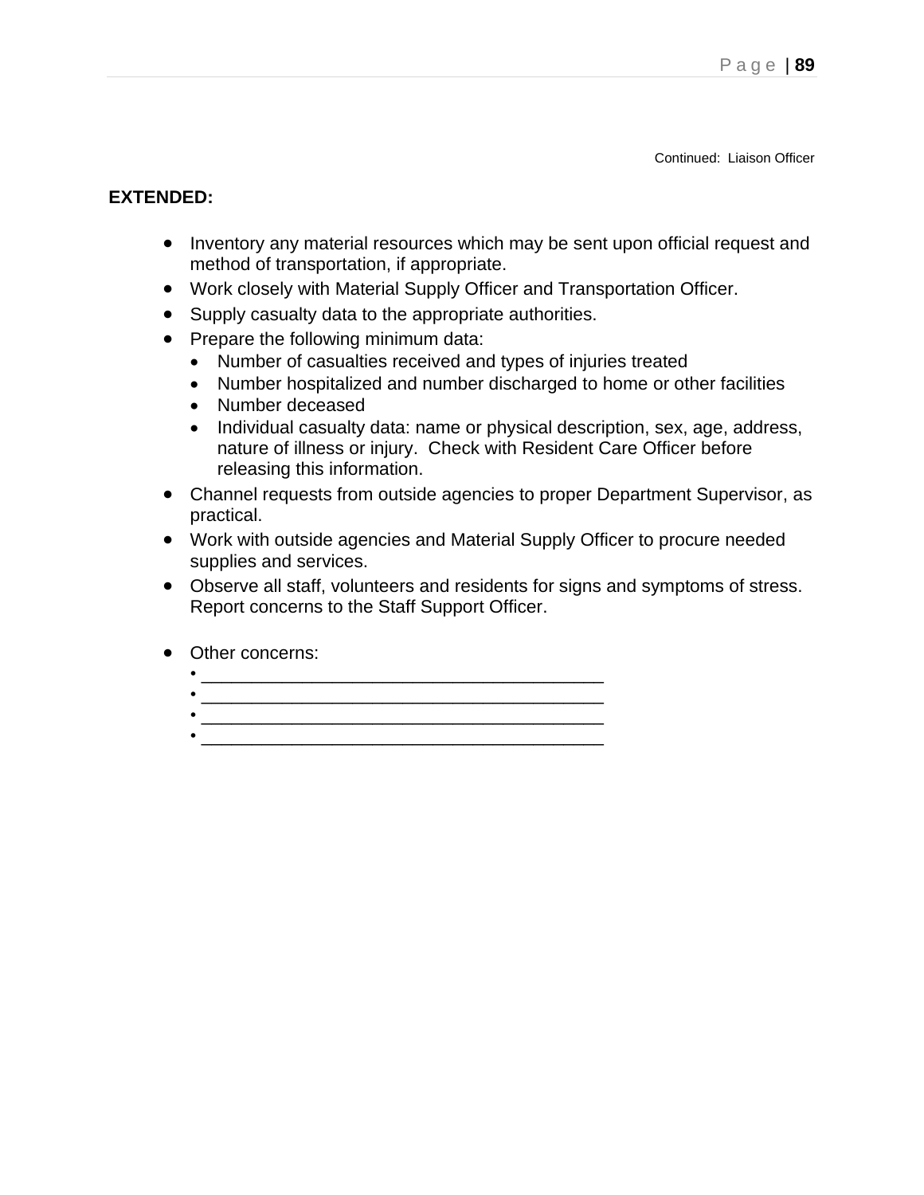Continued: Liaison Officer

**EXTENDED:**

- Inventory any material resources which may be sent upon official request and method of transportation, if appropriate.
- Work closely with Material Supply Officer and Transportation Officer.
- Supply casualty data to the appropriate authorities.
- Prepare the following minimum data:
  - Number of casualties received and types of injuries treated
  - Number hospitalized and number discharged to home or other facilities
  - Number deceased
  - Individual casualty data: name or physical description, sex, age, address, nature of illness or injury. Check with Resident Care Officer before releasing this information.
- Channel requests from outside agencies to proper Department Supervisor, as practical.
- Work with outside agencies and Material Supply Officer to procure needed supplies and services.
- Observe all staff, volunteers and residents for signs and symptoms of stress. Report concerns to the Staff Support Officer.

- Other concerns:
  - ________________________________________
  - ________________________________________
  - ________________________________________
  - ________________________________________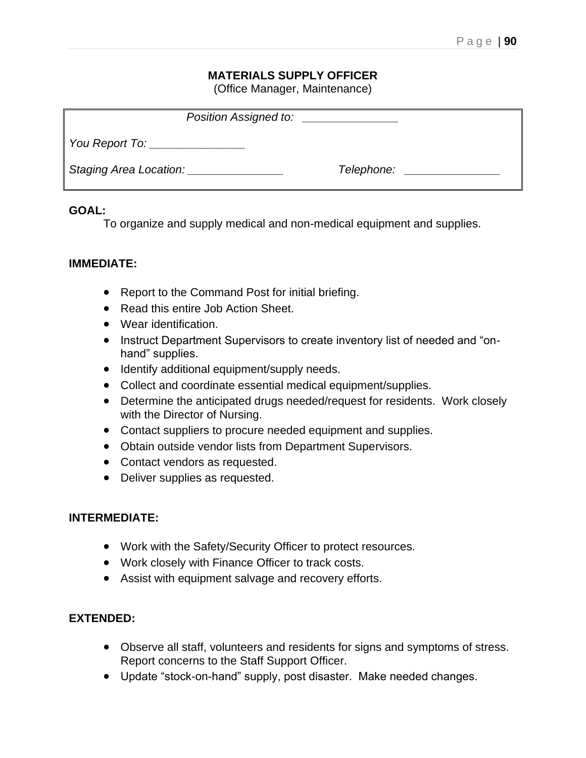# MATERIALS SUPPLY OFFICER

(Office Manager, Maintenance)

*Position Assigned to:* _______________

*You Report To:* _______________

*Staging Area Location:* _______________ *Telephone:* _______________

**GOAL:**

To organize and supply medical and non-medical equipment and supplies.

**IMMEDIATE:**

- Report to the Command Post for initial briefing.
- Read this entire Job Action Sheet.
- Wear identification.
- Instruct Department Supervisors to create inventory list of needed and "on-hand" supplies.
- Identify additional equipment/supply needs.
- Collect and coordinate essential medical equipment/supplies.
- Determine the anticipated drugs needed/request for residents. Work closely with the Director of Nursing.
- Contact suppliers to procure needed equipment and supplies.
- Obtain outside vendor lists from Department Supervisors.
- Contact vendors as requested.
- Deliver supplies as requested.

**INTERMEDIATE:**

- Work with the Safety/Security Officer to protect resources.
- Work closely with Finance Officer to track costs.
- Assist with equipment salvage and recovery efforts.

**EXTENDED:**

- Observe all staff, volunteers and residents for signs and symptoms of stress. Report concerns to the Staff Support Officer.
- Update "stock-on-hand" supply, post disaster. Make needed changes.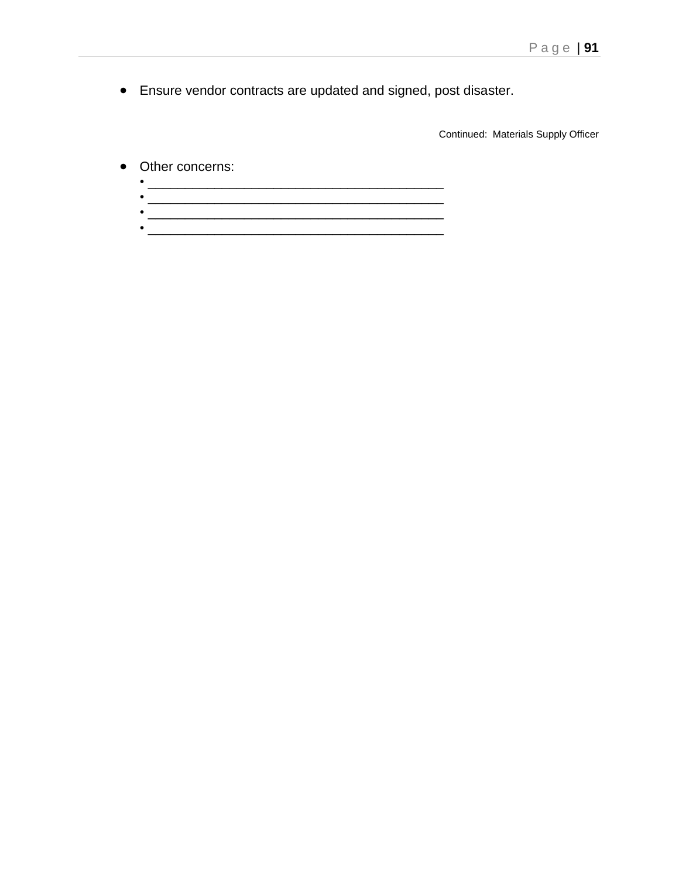- Ensure vendor contracts are updated and signed, post disaster.

Continued: Materials Supply Officer

- Other concerns:
  - ________________________________________
  - ________________________________________
  - ________________________________________
  - ________________________________________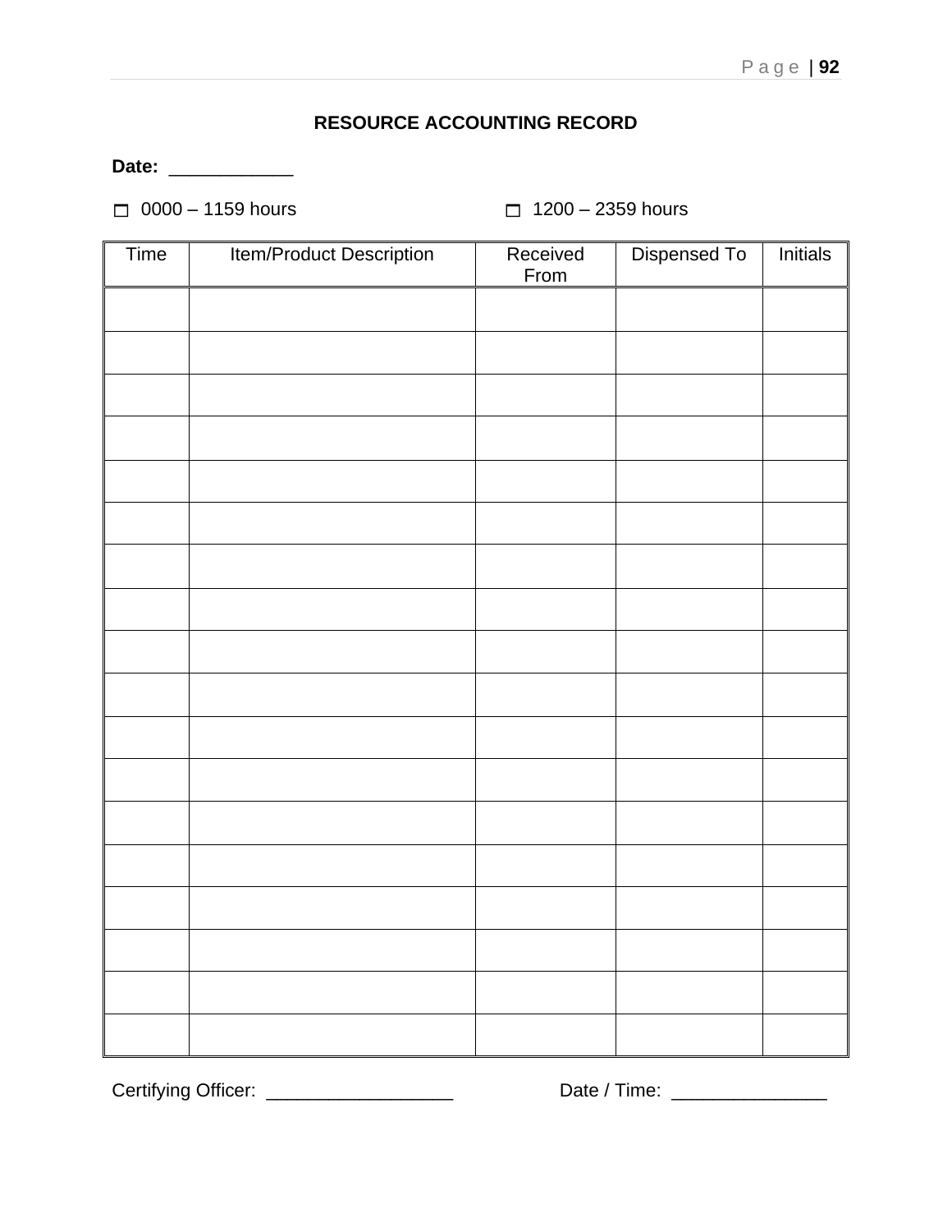## RESOURCE ACCOUNTING RECORD

**Date:** ____________

☐ 0000 – 1159 hours ☐ 1200 – 2359 hours

| Time | Item/Product Description | Received From | Dispensed To | Initials |
|---|---|---|---|---|
| | | | | |
| | | | | |
| | | | | |
| | | | | |
| | | | | |
| | | | | |
| | | | | |
| | | | | |
| | | | | |
| | | | | |
| | | | | |
| | | | | |
| | | | | |
| | | | | |
| | | | | |
| | | | | |
| | | | | |
| | | | | |

Certifying Officer: __________________ Date / Time: _______________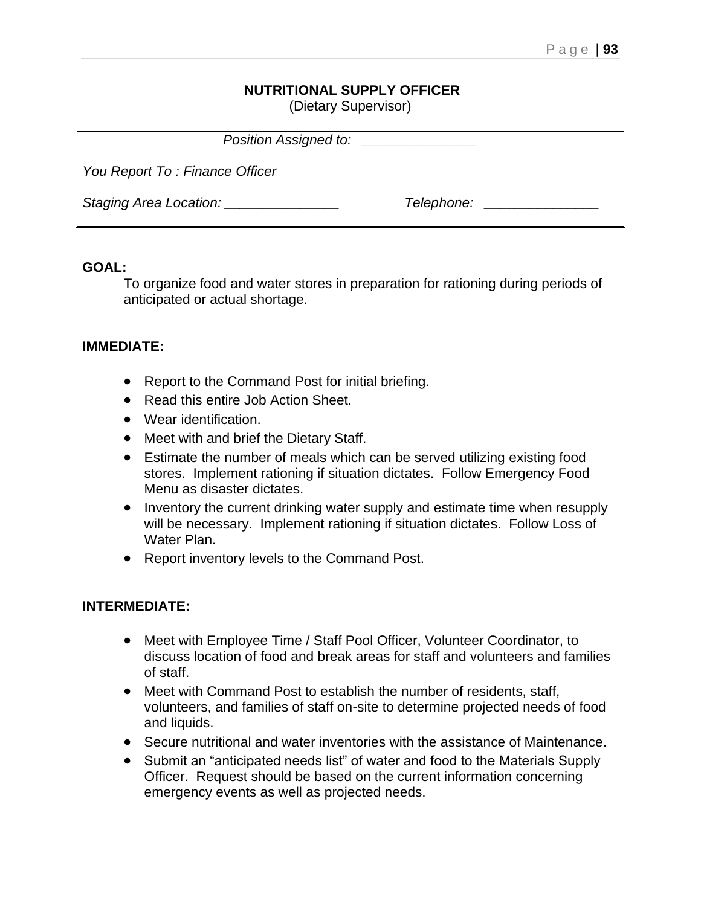## NUTRITIONAL SUPPLY OFFICER

(Dietary Supervisor)

*Position Assigned to:* _______________

*You Report To : Finance Officer*

*Staging Area Location:* _______________ *Telephone:* _______________

**GOAL:**

To organize food and water stores in preparation for rationing during periods of anticipated or actual shortage.

**IMMEDIATE:**

- Report to the Command Post for initial briefing.
- Read this entire Job Action Sheet.
- Wear identification.
- Meet with and brief the Dietary Staff.
- Estimate the number of meals which can be served utilizing existing food stores. Implement rationing if situation dictates. Follow Emergency Food Menu as disaster dictates.
- Inventory the current drinking water supply and estimate time when resupply will be necessary. Implement rationing if situation dictates. Follow Loss of Water Plan.
- Report inventory levels to the Command Post.

**INTERMEDIATE:**

- Meet with Employee Time / Staff Pool Officer, Volunteer Coordinator, to discuss location of food and break areas for staff and volunteers and families of staff.
- Meet with Command Post to establish the number of residents, staff, volunteers, and families of staff on-site to determine projected needs of food and liquids.
- Secure nutritional and water inventories with the assistance of Maintenance.
- Submit an "anticipated needs list" of water and food to the Materials Supply Officer. Request should be based on the current information concerning emergency events as well as projected needs.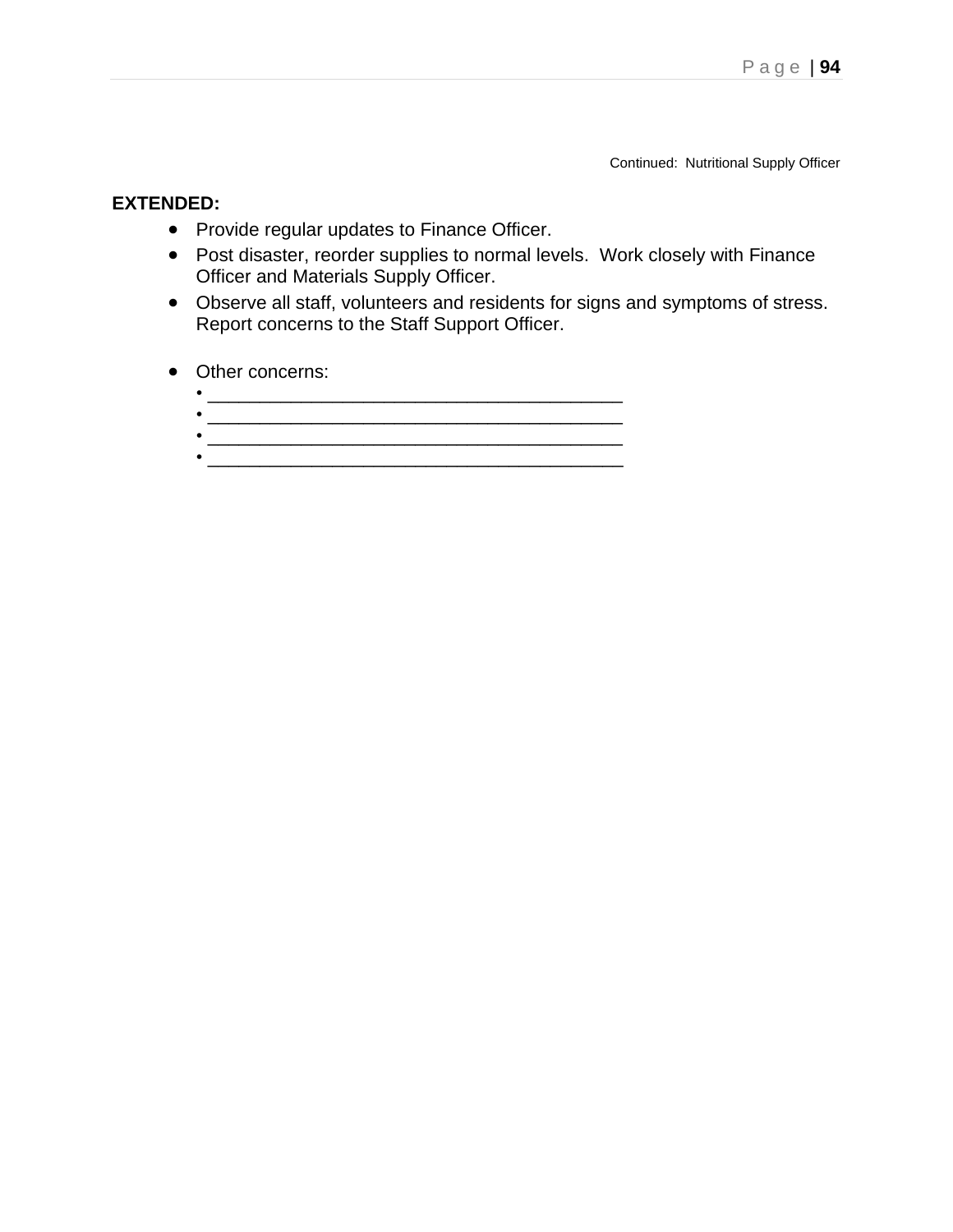Continued: Nutritional Supply Officer

**EXTENDED:**

- Provide regular updates to Finance Officer.
- Post disaster, reorder supplies to normal levels. Work closely with Finance Officer and Materials Supply Officer.
- Observe all staff, volunteers and residents for signs and symptoms of stress. Report concerns to the Staff Support Officer.
- Other concerns:
  - ________________________________________
  - ________________________________________
  - ________________________________________
  - ________________________________________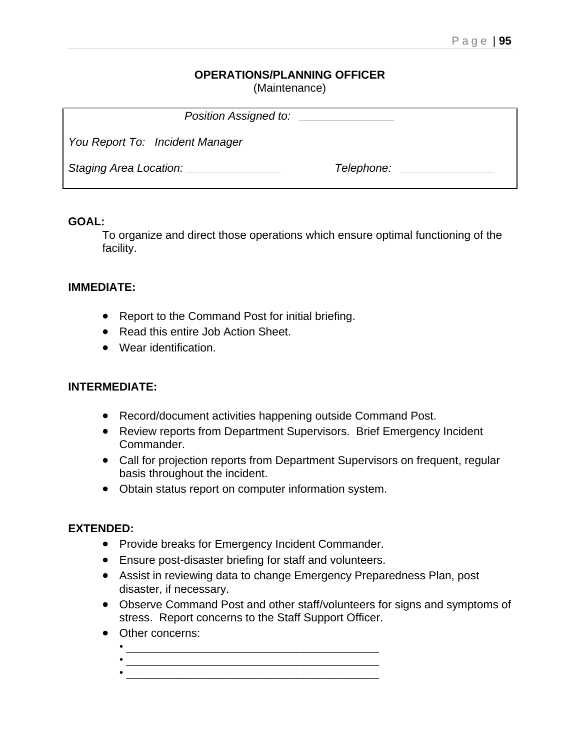## OPERATIONS/PLANNING OFFICER
(Maintenance)

| |
|---|
| *Position Assigned to:* _______________ |
| *You Report To: Incident Manager* |
| *Staging Area Location:* _______________ *Telephone:* _______________ |

**GOAL:**

To organize and direct those operations which ensure optimal functioning of the facility.

**IMMEDIATE:**

- Report to the Command Post for initial briefing.
- Read this entire Job Action Sheet.
- Wear identification.

**INTERMEDIATE:**

- Record/document activities happening outside Command Post.
- Review reports from Department Supervisors. Brief Emergency Incident Commander.
- Call for projection reports from Department Supervisors on frequent, regular basis throughout the incident.
- Obtain status report on computer information system.

**EXTENDED:**

- Provide breaks for Emergency Incident Commander.
- Ensure post-disaster briefing for staff and volunteers.
- Assist in reviewing data to change Emergency Preparedness Plan, post disaster, if necessary.
- Observe Command Post and other staff/volunteers for signs and symptoms of stress. Report concerns to the Staff Support Officer.
- Other concerns:
  - ________________________________________
  - ________________________________________
  - ________________________________________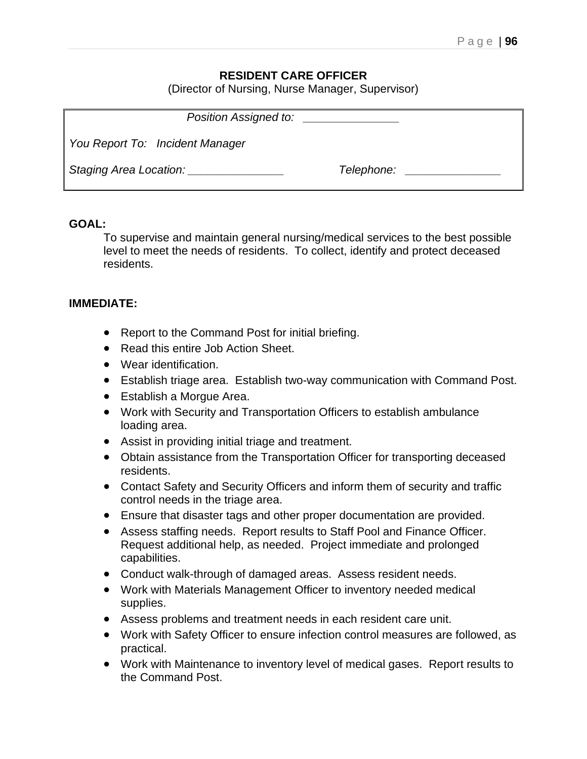**RESIDENT CARE OFFICER**
(Director of Nursing, Nurse Manager, Supervisor)

*Position Assigned to: _______________*

*You Report To: Incident Manager*

*Staging Area Location: _______________* *Telephone: _______________*

**GOAL:**

To supervise and maintain general nursing/medical services to the best possible level to meet the needs of residents. To collect, identify and protect deceased residents.

**IMMEDIATE:**

- Report to the Command Post for initial briefing.
- Read this entire Job Action Sheet.
- Wear identification.
- Establish triage area. Establish two-way communication with Command Post.
- Establish a Morgue Area.
- Work with Security and Transportation Officers to establish ambulance loading area.
- Assist in providing initial triage and treatment.
- Obtain assistance from the Transportation Officer for transporting deceased residents.
- Contact Safety and Security Officers and inform them of security and traffic control needs in the triage area.
- Ensure that disaster tags and other proper documentation are provided.
- Assess staffing needs. Report results to Staff Pool and Finance Officer. Request additional help, as needed. Project immediate and prolonged capabilities.
- Conduct walk-through of damaged areas. Assess resident needs.
- Work with Materials Management Officer to inventory needed medical supplies.
- Assess problems and treatment needs in each resident care unit.
- Work with Safety Officer to ensure infection control measures are followed, as practical.
- Work with Maintenance to inventory level of medical gases. Report results to the Command Post.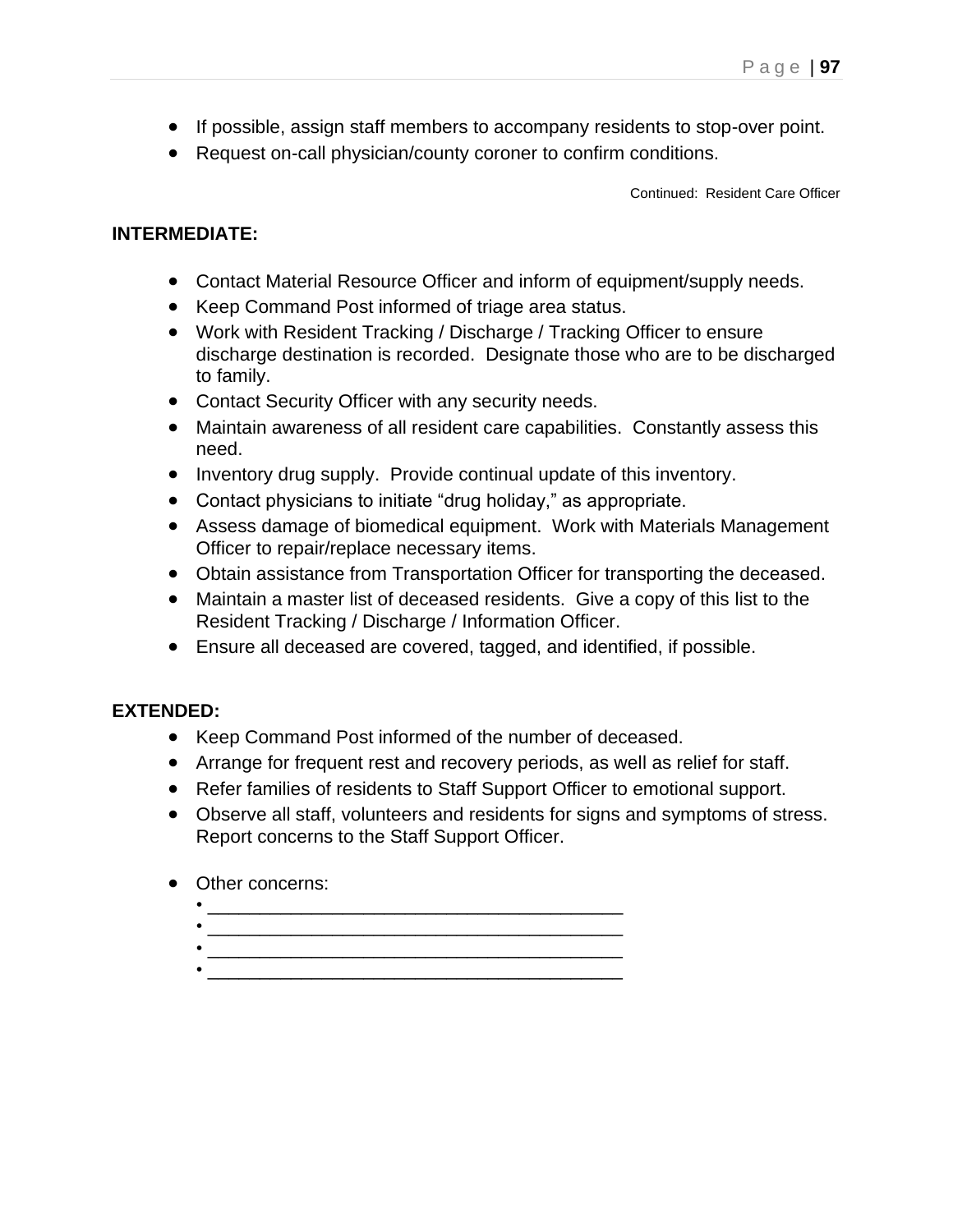- If possible, assign staff members to accompany residents to stop-over point.
- Request on-call physician/county coroner to confirm conditions.

Continued: Resident Care Officer

**INTERMEDIATE:**

- Contact Material Resource Officer and inform of equipment/supply needs.
- Keep Command Post informed of triage area status.
- Work with Resident Tracking / Discharge / Tracking Officer to ensure discharge destination is recorded. Designate those who are to be discharged to family.
- Contact Security Officer with any security needs.
- Maintain awareness of all resident care capabilities. Constantly assess this need.
- Inventory drug supply. Provide continual update of this inventory.
- Contact physicians to initiate "drug holiday," as appropriate.
- Assess damage of biomedical equipment. Work with Materials Management Officer to repair/replace necessary items.
- Obtain assistance from Transportation Officer for transporting the deceased.
- Maintain a master list of deceased residents. Give a copy of this list to the Resident Tracking / Discharge / Information Officer.
- Ensure all deceased are covered, tagged, and identified, if possible.

**EXTENDED:**

- Keep Command Post informed of the number of deceased.
- Arrange for frequent rest and recovery periods, as well as relief for staff.
- Refer families of residents to Staff Support Officer to emotional support.
- Observe all staff, volunteers and residents for signs and symptoms of stress. Report concerns to the Staff Support Officer.

- Other concerns:
  - ________________________________________
  - ________________________________________
  - ________________________________________
  - ________________________________________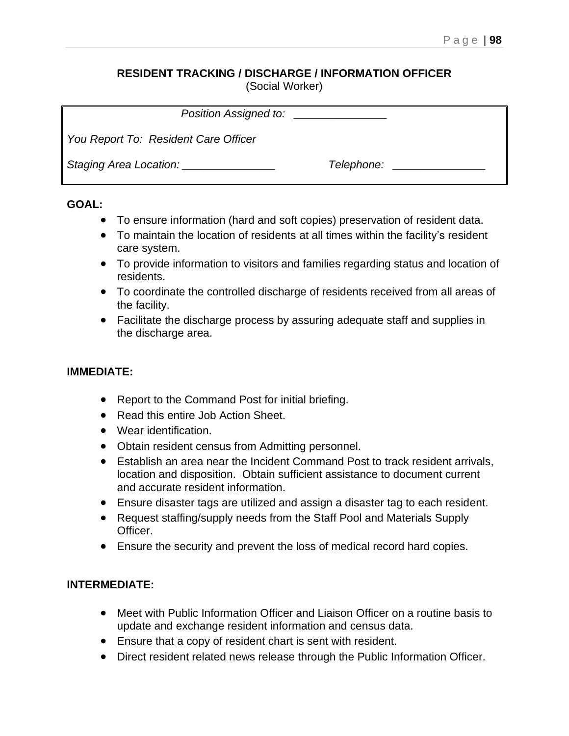## RESIDENT TRACKING / DISCHARGE / INFORMATION OFFICER

(Social Worker)

*Position Assigned to:* _______________

*You Report To: Resident Care Officer*

*Staging Area Location:* _______________ *Telephone:* _______________

**GOAL:**

- To ensure information (hard and soft copies) preservation of resident data.
- To maintain the location of residents at all times within the facility's resident care system.
- To provide information to visitors and families regarding status and location of residents.
- To coordinate the controlled discharge of residents received from all areas of the facility.
- Facilitate the discharge process by assuring adequate staff and supplies in the discharge area.

**IMMEDIATE:**

- Report to the Command Post for initial briefing.
- Read this entire Job Action Sheet.
- Wear identification.
- Obtain resident census from Admitting personnel.
- Establish an area near the Incident Command Post to track resident arrivals, location and disposition. Obtain sufficient assistance to document current and accurate resident information.
- Ensure disaster tags are utilized and assign a disaster tag to each resident.
- Request staffing/supply needs from the Staff Pool and Materials Supply Officer.
- Ensure the security and prevent the loss of medical record hard copies.

**INTERMEDIATE:**

- Meet with Public Information Officer and Liaison Officer on a routine basis to update and exchange resident information and census data.
- Ensure that a copy of resident chart is sent with resident.
- Direct resident related news release through the Public Information Officer.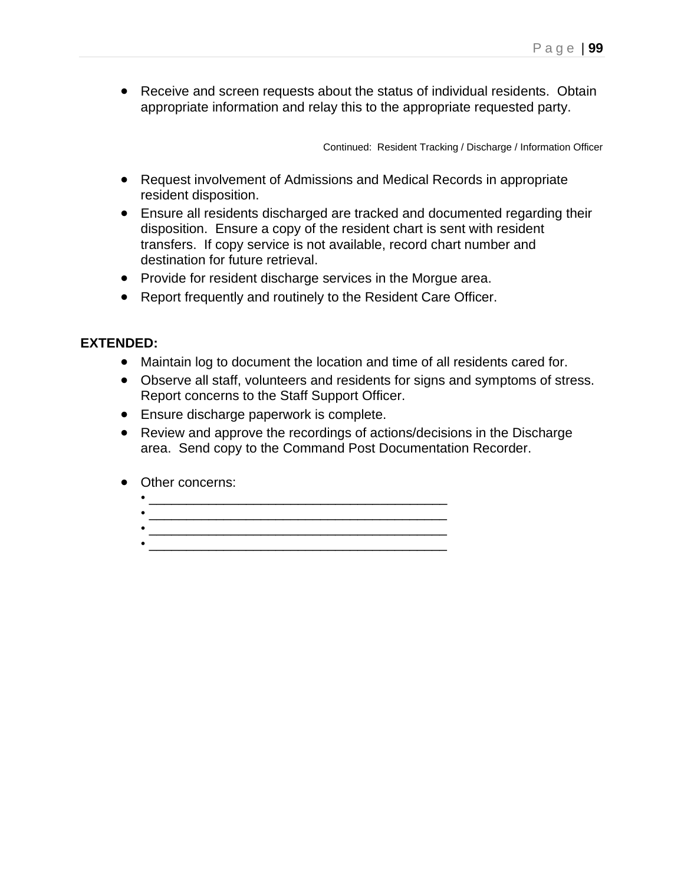- Receive and screen requests about the status of individual residents. Obtain appropriate information and relay this to the appropriate requested party.

Continued: Resident Tracking / Discharge / Information Officer

- Request involvement of Admissions and Medical Records in appropriate resident disposition.
- Ensure all residents discharged are tracked and documented regarding their disposition. Ensure a copy of the resident chart is sent with resident transfers. If copy service is not available, record chart number and destination for future retrieval.
- Provide for resident discharge services in the Morgue area.
- Report frequently and routinely to the Resident Care Officer.

**EXTENDED:**

- Maintain log to document the location and time of all residents cared for.
- Observe all staff, volunteers and residents for signs and symptoms of stress. Report concerns to the Staff Support Officer.
- Ensure discharge paperwork is complete.
- Review and approve the recordings of actions/decisions in the Discharge area. Send copy to the Command Post Documentation Recorder.

- Other concerns:
  - ________________________________________
  - ________________________________________
  - ________________________________________
  - ________________________________________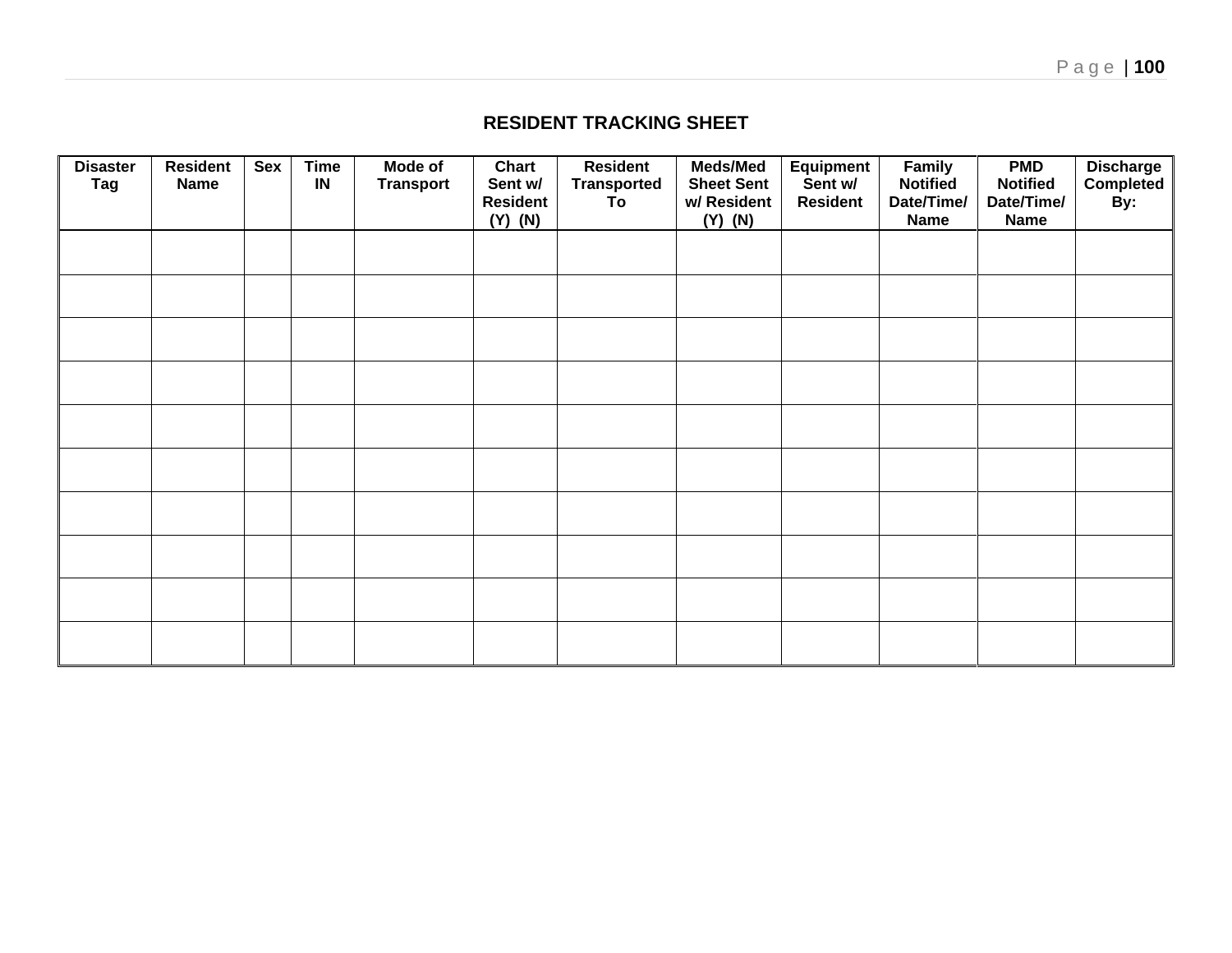## RESIDENT TRACKING SHEET

| Disaster Tag | Resident Name | Sex | Time IN | Mode of Transport | Chart Sent w/ Resident (Y) (N) | Resident Transported To | Meds/Med Sheet Sent w/ Resident (Y) (N) | Equipment Sent w/ Resident | Family Notified Date/Time/ Name | PMD Notified Date/Time/ Name | Discharge Completed By: |
|---|---|---|---|---|---|---|---|---|---|---|---|
| | | | | | | | | | | | |
| | | | | | | | | | | | |
| | | | | | | | | | | | |
| | | | | | | | | | | | |
| | | | | | | | | | | | |
| | | | | | | | | | | | |
| | | | | | | | | | | | |
| | | | | | | | | | | | |
| | | | | | | | | | | | |
| | | | | | | | | | | | |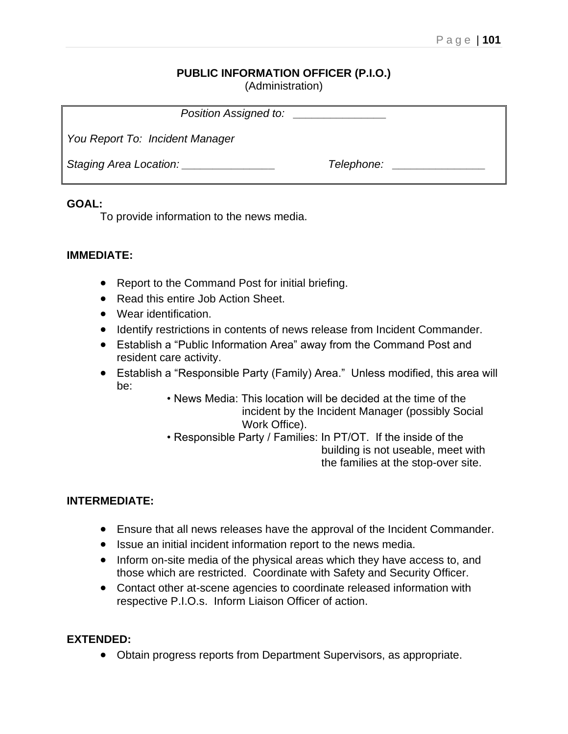# PUBLIC INFORMATION OFFICER (P.I.O.)

(Administration)

*Position Assigned to:* _______________

*You Report To: Incident Manager*

*Staging Area Location:* _______________ *Telephone:* _______________

**GOAL:**

To provide information to the news media.

**IMMEDIATE:**

- Report to the Command Post for initial briefing.
- Read this entire Job Action Sheet.
- Wear identification.
- Identify restrictions in contents of news release from Incident Commander.
- Establish a "Public Information Area" away from the Command Post and resident care activity.
- Establish a "Responsible Party (Family) Area." Unless modified, this area will be:
  - News Media: This location will be decided at the time of the incident by the Incident Manager (possibly Social Work Office).
  - Responsible Party / Families: In PT/OT. If the inside of the building is not useable, meet with the families at the stop-over site.

**INTERMEDIATE:**

- Ensure that all news releases have the approval of the Incident Commander.
- Issue an initial incident information report to the news media.
- Inform on-site media of the physical areas which they have access to, and those which are restricted. Coordinate with Safety and Security Officer.
- Contact other at-scene agencies to coordinate released information with respective P.I.O.s. Inform Liaison Officer of action.

**EXTENDED:**

- Obtain progress reports from Department Supervisors, as appropriate.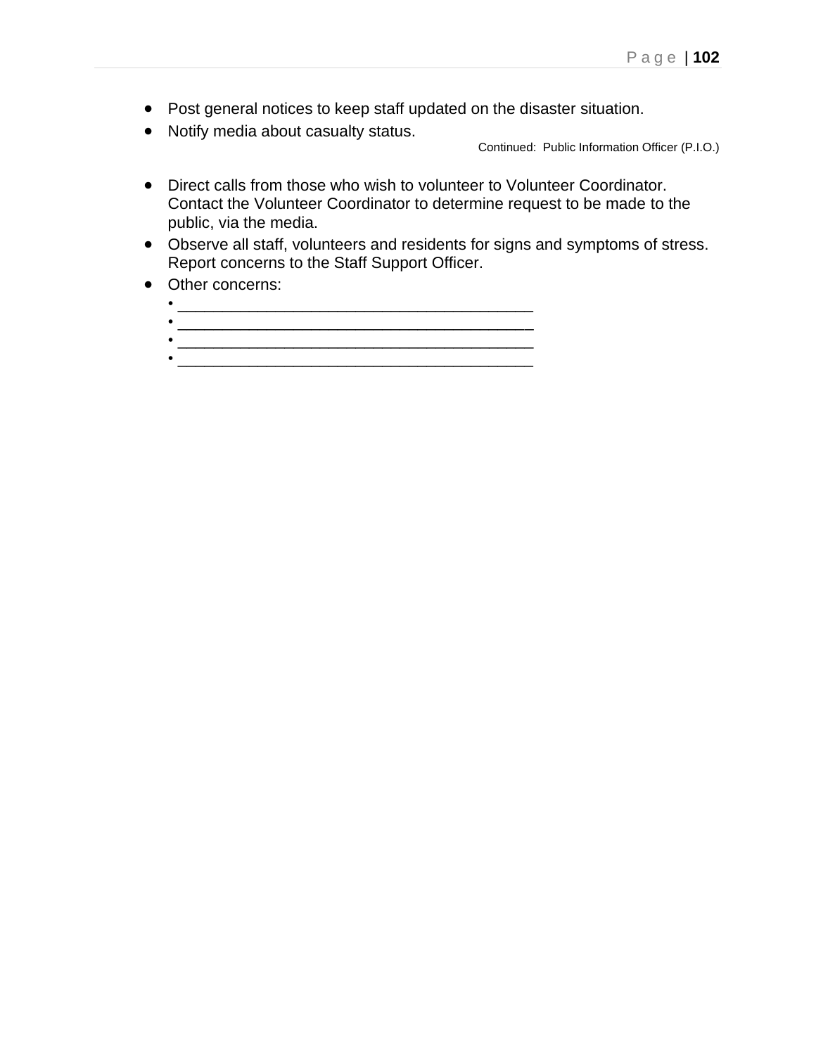- Post general notices to keep staff updated on the disaster situation.
- Notify media about casualty status.

Continued: Public Information Officer (P.I.O.)

- Direct calls from those who wish to volunteer to Volunteer Coordinator. Contact the Volunteer Coordinator to determine request to be made to the public, via the media.
- Observe all staff, volunteers and residents for signs and symptoms of stress. Report concerns to the Staff Support Officer.
- Other concerns:
  - ________________________________________
  - ________________________________________
  - ________________________________________
  - ________________________________________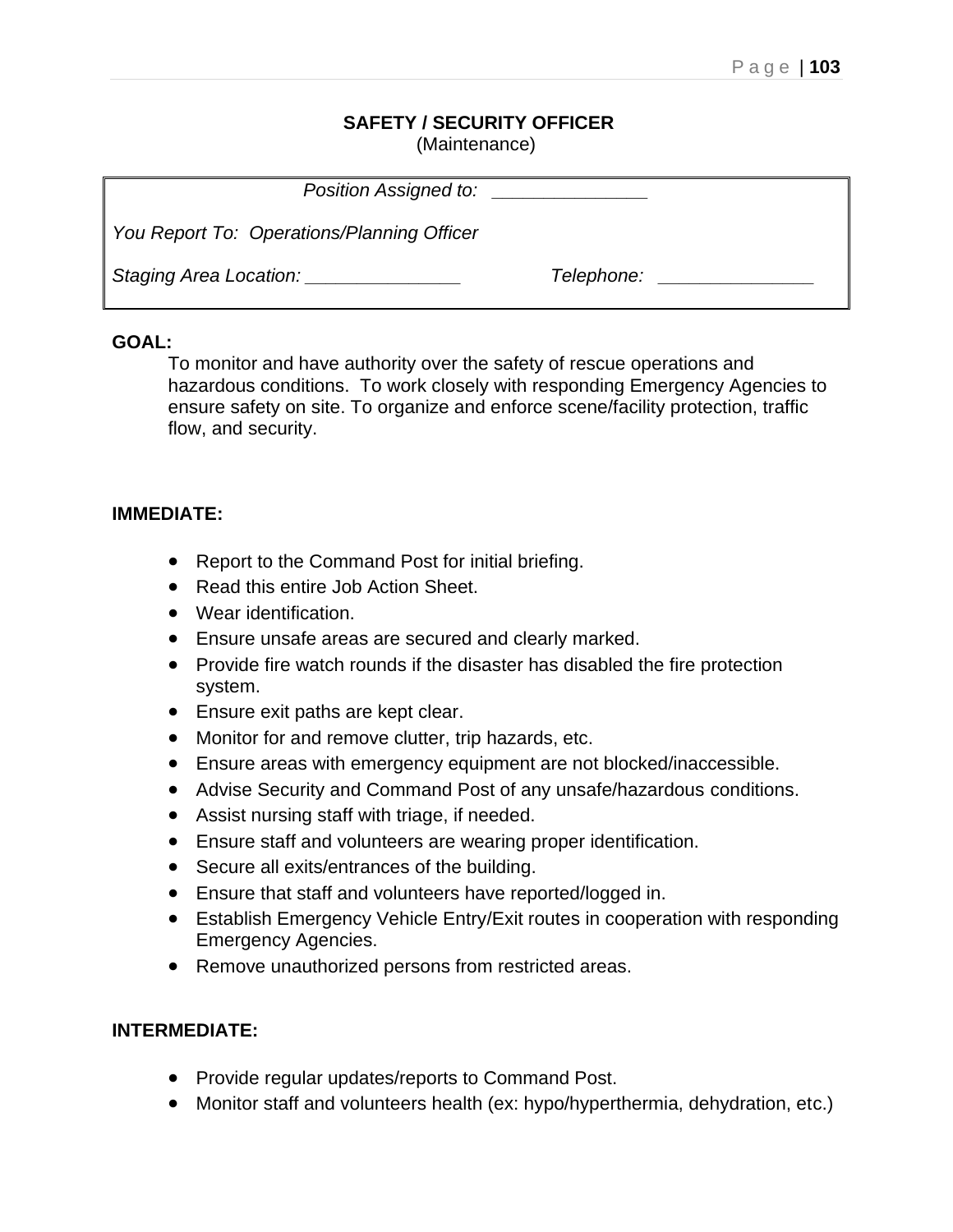## SAFETY / SECURITY OFFICER
(Maintenance)

| *Position Assigned to:* _______________ | |
|---|---|
| *You Report To: Operations/Planning Officer* | |
| *Staging Area Location:* _______________ | *Telephone:* _______________ |

**GOAL:**

To monitor and have authority over the safety of rescue operations and hazardous conditions. To work closely with responding Emergency Agencies to ensure safety on site. To organize and enforce scene/facility protection, traffic flow, and security.

**IMMEDIATE:**

- Report to the Command Post for initial briefing.
- Read this entire Job Action Sheet.
- Wear identification.
- Ensure unsafe areas are secured and clearly marked.
- Provide fire watch rounds if the disaster has disabled the fire protection system.
- Ensure exit paths are kept clear.
- Monitor for and remove clutter, trip hazards, etc.
- Ensure areas with emergency equipment are not blocked/inaccessible.
- Advise Security and Command Post of any unsafe/hazardous conditions.
- Assist nursing staff with triage, if needed.
- Ensure staff and volunteers are wearing proper identification.
- Secure all exits/entrances of the building.
- Ensure that staff and volunteers have reported/logged in.
- Establish Emergency Vehicle Entry/Exit routes in cooperation with responding Emergency Agencies.
- Remove unauthorized persons from restricted areas.

**INTERMEDIATE:**

- Provide regular updates/reports to Command Post.
- Monitor staff and volunteers health (ex: hypo/hyperthermia, dehydration, etc.)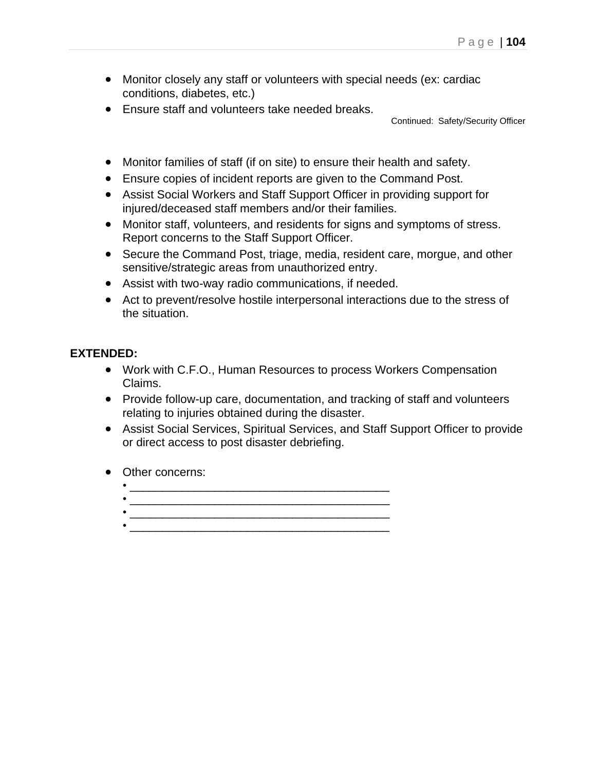- Monitor closely any staff or volunteers with special needs (ex: cardiac conditions, diabetes, etc.)
- Ensure staff and volunteers take needed breaks.

Continued: Safety/Security Officer

- Monitor families of staff (if on site) to ensure their health and safety.
- Ensure copies of incident reports are given to the Command Post.
- Assist Social Workers and Staff Support Officer in providing support for injured/deceased staff members and/or their families.
- Monitor staff, volunteers, and residents for signs and symptoms of stress. Report concerns to the Staff Support Officer.
- Secure the Command Post, triage, media, resident care, morgue, and other sensitive/strategic areas from unauthorized entry.
- Assist with two-way radio communications, if needed.
- Act to prevent/resolve hostile interpersonal interactions due to the stress of the situation.

**EXTENDED:**

- Work with C.F.O., Human Resources to process Workers Compensation Claims.
- Provide follow-up care, documentation, and tracking of staff and volunteers relating to injuries obtained during the disaster.
- Assist Social Services, Spiritual Services, and Staff Support Officer to provide or direct access to post disaster debriefing.

- Other concerns:
  - ________________________________________
  - ________________________________________
  - ________________________________________
  - ________________________________________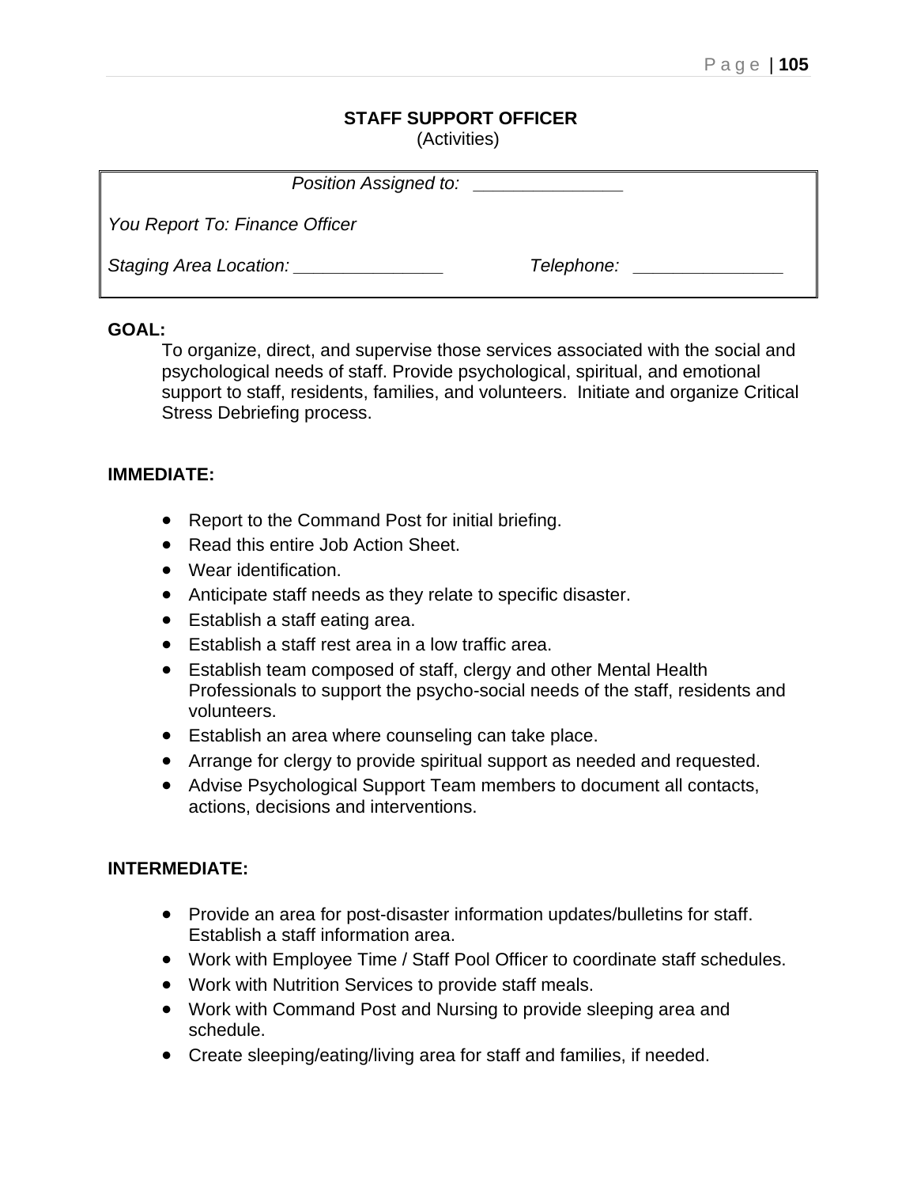## STAFF SUPPORT OFFICER

(Activities)

*Position Assigned to: _______________*

*You Report To: Finance Officer*

*Staging Area Location: _______________* *Telephone: _______________*

**GOAL:**

To organize, direct, and supervise those services associated with the social and psychological needs of staff. Provide psychological, spiritual, and emotional support to staff, residents, families, and volunteers. Initiate and organize Critical Stress Debriefing process.

**IMMEDIATE:**

- Report to the Command Post for initial briefing.
- Read this entire Job Action Sheet.
- Wear identification.
- Anticipate staff needs as they relate to specific disaster.
- Establish a staff eating area.
- Establish a staff rest area in a low traffic area.
- Establish team composed of staff, clergy and other Mental Health Professionals to support the psycho-social needs of the staff, residents and volunteers.
- Establish an area where counseling can take place.
- Arrange for clergy to provide spiritual support as needed and requested.
- Advise Psychological Support Team members to document all contacts, actions, decisions and interventions.

**INTERMEDIATE:**

- Provide an area for post-disaster information updates/bulletins for staff. Establish a staff information area.
- Work with Employee Time / Staff Pool Officer to coordinate staff schedules.
- Work with Nutrition Services to provide staff meals.
- Work with Command Post and Nursing to provide sleeping area and schedule.
- Create sleeping/eating/living area for staff and families, if needed.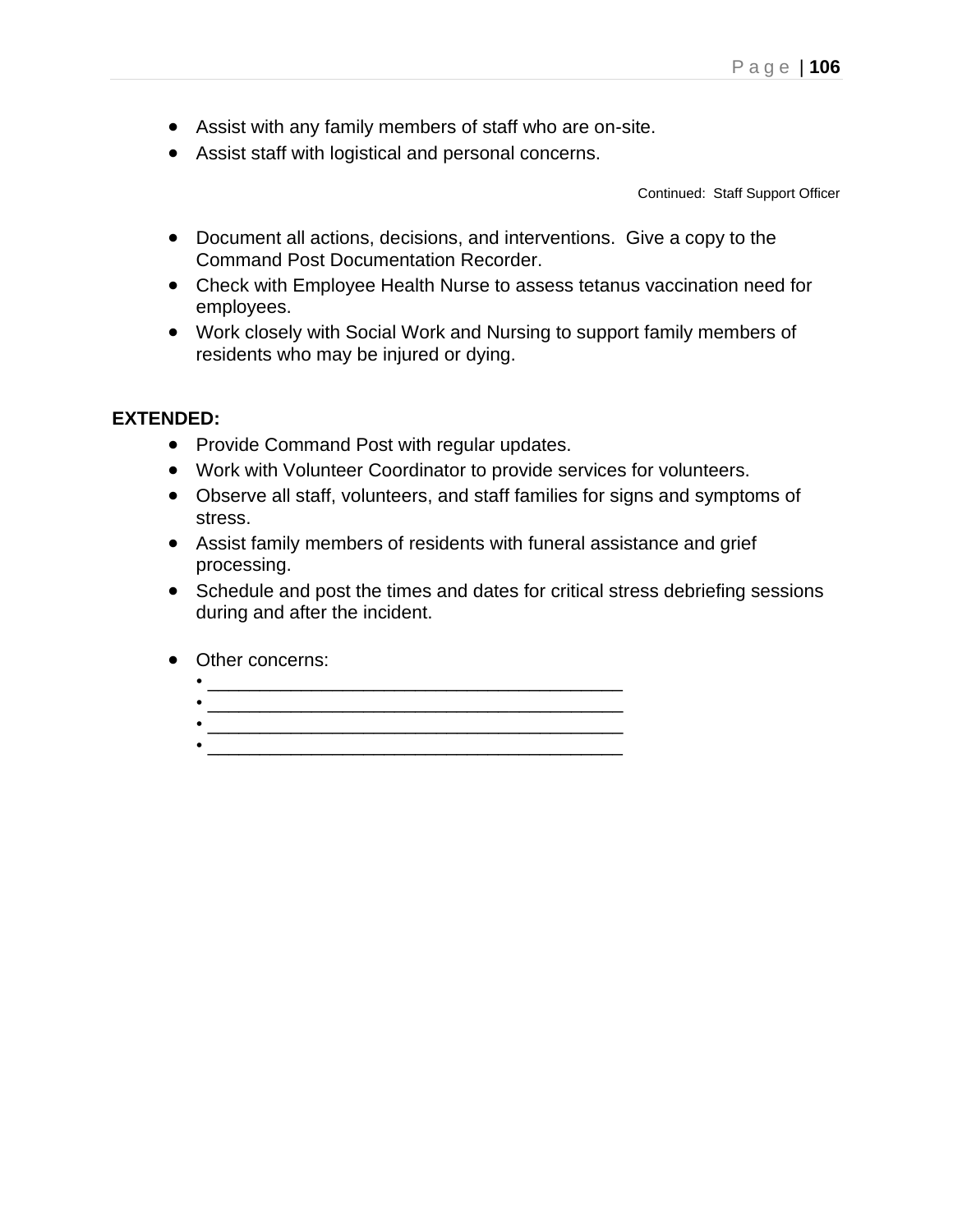- Assist with any family members of staff who are on-site.
- Assist staff with logistical and personal concerns.

Continued: Staff Support Officer

- Document all actions, decisions, and interventions. Give a copy to the Command Post Documentation Recorder.
- Check with Employee Health Nurse to assess tetanus vaccination need for employees.
- Work closely with Social Work and Nursing to support family members of residents who may be injured or dying.

**EXTENDED:**

- Provide Command Post with regular updates.
- Work with Volunteer Coordinator to provide services for volunteers.
- Observe all staff, volunteers, and staff families for signs and symptoms of stress.
- Assist family members of residents with funeral assistance and grief processing.
- Schedule and post the times and dates for critical stress debriefing sessions during and after the incident.

- Other concerns:
  - ________________________________________
  - ________________________________________
  - ________________________________________
  - ________________________________________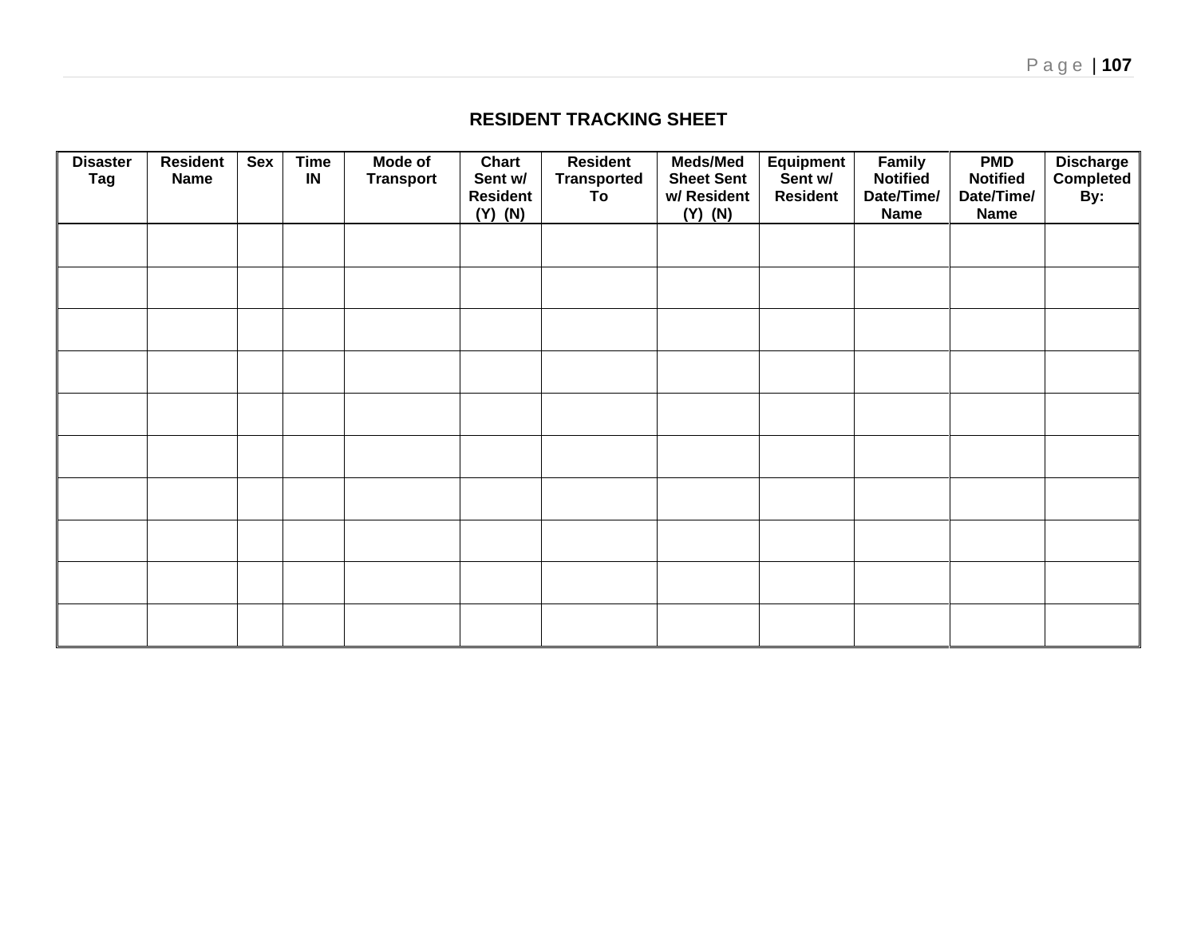# RESIDENT TRACKING SHEET

| Disaster Tag | Resident Name | Sex | Time IN | Mode of Transport | Chart Sent w/ Resident (Y) (N) | Resident Transported To | Meds/Med Sheet Sent w/ Resident (Y) (N) | Equipment Sent w/ Resident | Family Notified Date/Time/ Name | PMD Notified Date/Time/ Name | Discharge Completed By: |
|---|---|---|---|---|---|---|---|---|---|---|---|
| | | | | | | | | | | | |
| | | | | | | | | | | | |
| | | | | | | | | | | | |
| | | | | | | | | | | | |
| | | | | | | | | | | | |
| | | | | | | | | | | | |
| | | | | | | | | | | | |
| | | | | | | | | | | | |
| | | | | | | | | | | | |
| | | | | | | | | | | | |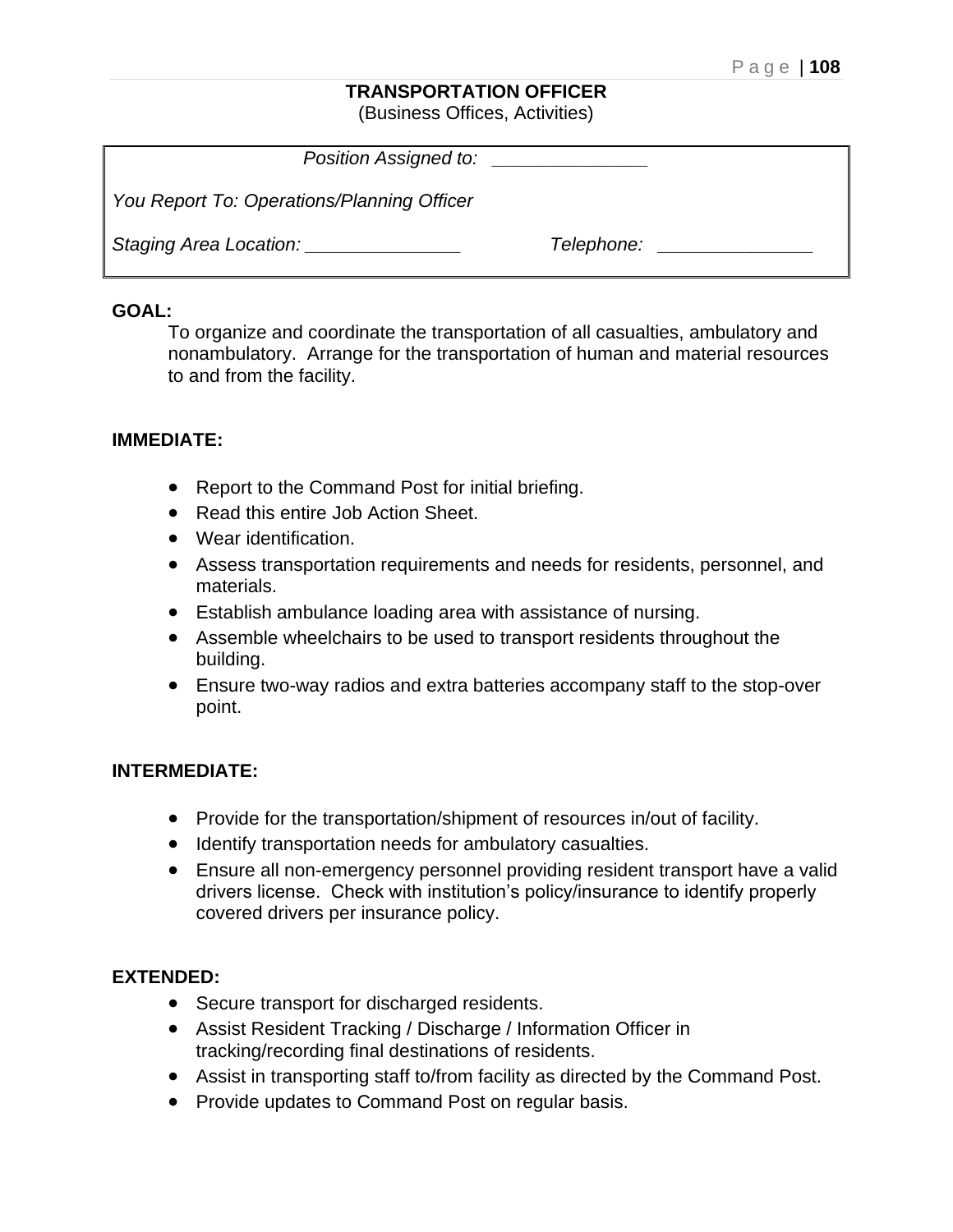# TRANSPORTATION OFFICER

(Business Offices, Activities)

| *Position Assigned to:* _______________ | |
|---|---|
| *You Report To: Operations/Planning Officer* | |
| *Staging Area Location:* _______________ | *Telephone:* _______________ |

**GOAL:**

To organize and coordinate the transportation of all casualties, ambulatory and nonambulatory. Arrange for the transportation of human and material resources to and from the facility.

**IMMEDIATE:**

- Report to the Command Post for initial briefing.
- Read this entire Job Action Sheet.
- Wear identification.
- Assess transportation requirements and needs for residents, personnel, and materials.
- Establish ambulance loading area with assistance of nursing.
- Assemble wheelchairs to be used to transport residents throughout the building.
- Ensure two-way radios and extra batteries accompany staff to the stop-over point.

**INTERMEDIATE:**

- Provide for the transportation/shipment of resources in/out of facility.
- Identify transportation needs for ambulatory casualties.
- Ensure all non-emergency personnel providing resident transport have a valid drivers license. Check with institution's policy/insurance to identify properly covered drivers per insurance policy.

**EXTENDED:**

- Secure transport for discharged residents.
- Assist Resident Tracking / Discharge / Information Officer in tracking/recording final destinations of residents.
- Assist in transporting staff to/from facility as directed by the Command Post.
- Provide updates to Command Post on regular basis.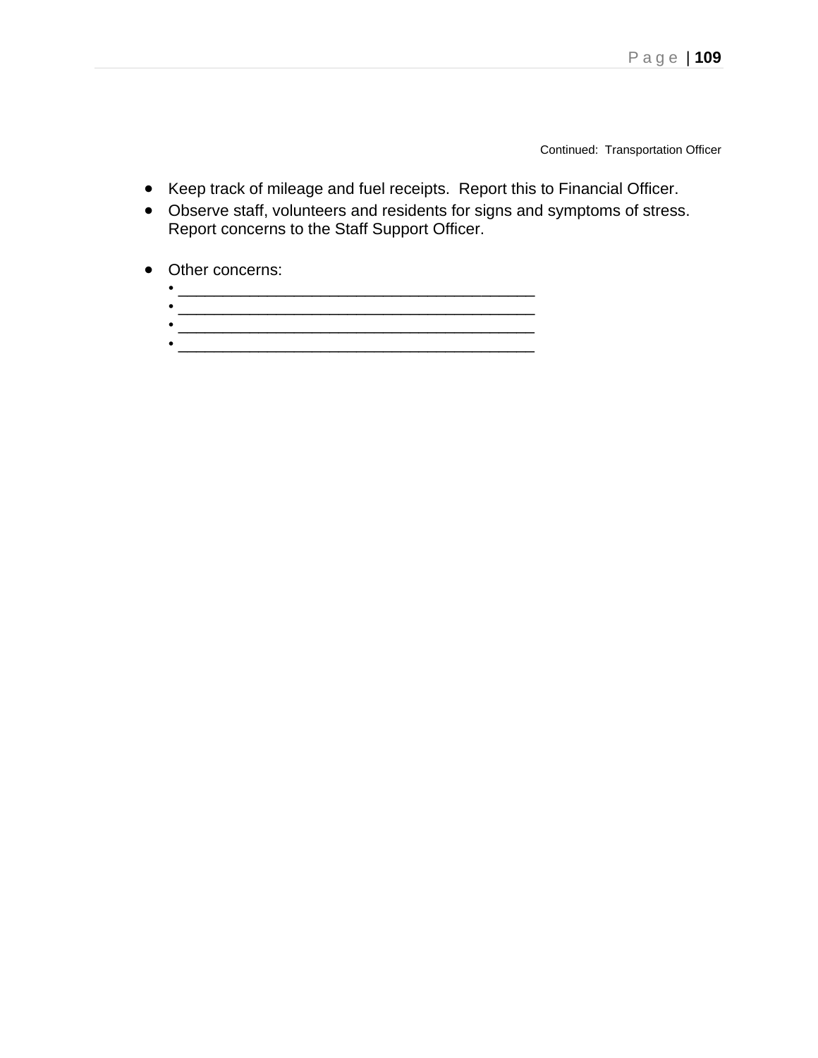Continued: Transportation Officer

- Keep track of mileage and fuel receipts. Report this to Financial Officer.
- Observe staff, volunteers and residents for signs and symptoms of stress. Report concerns to the Staff Support Officer.

- Other concerns:
  - ________________________________________
  - ________________________________________
  - ________________________________________
  - ________________________________________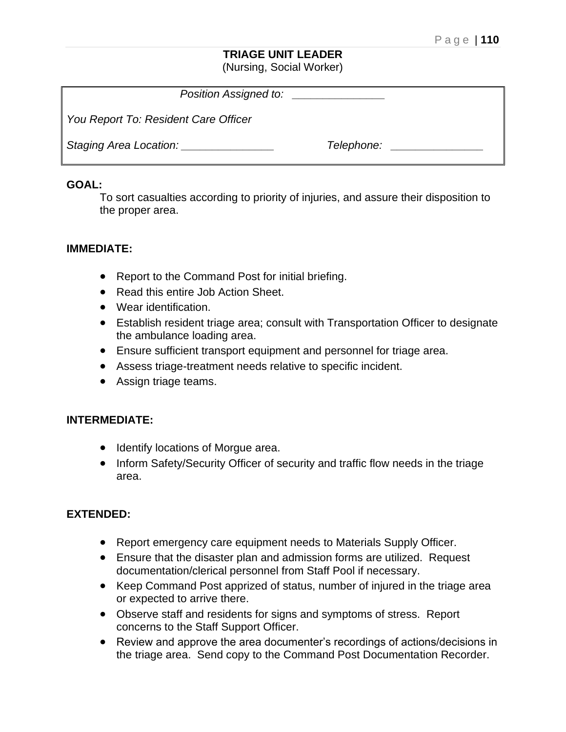# TRIAGE UNIT LEADER

(Nursing, Social Worker)

*Position Assigned to:* _______________

*You Report To: Resident Care Officer*

*Staging Area Location:* _______________ *Telephone:* _______________

**GOAL:**

To sort casualties according to priority of injuries, and assure their disposition to the proper area.

**IMMEDIATE:**

- Report to the Command Post for initial briefing.
- Read this entire Job Action Sheet.
- Wear identification.
- Establish resident triage area; consult with Transportation Officer to designate the ambulance loading area.
- Ensure sufficient transport equipment and personnel for triage area.
- Assess triage-treatment needs relative to specific incident.
- Assign triage teams.

**INTERMEDIATE:**

- Identify locations of Morgue area.
- Inform Safety/Security Officer of security and traffic flow needs in the triage area.

**EXTENDED:**

- Report emergency care equipment needs to Materials Supply Officer.
- Ensure that the disaster plan and admission forms are utilized. Request documentation/clerical personnel from Staff Pool if necessary.
- Keep Command Post apprized of status, number of injured in the triage area or expected to arrive there.
- Observe staff and residents for signs and symptoms of stress. Report concerns to the Staff Support Officer.
- Review and approve the area documenter's recordings of actions/decisions in the triage area. Send copy to the Command Post Documentation Recorder.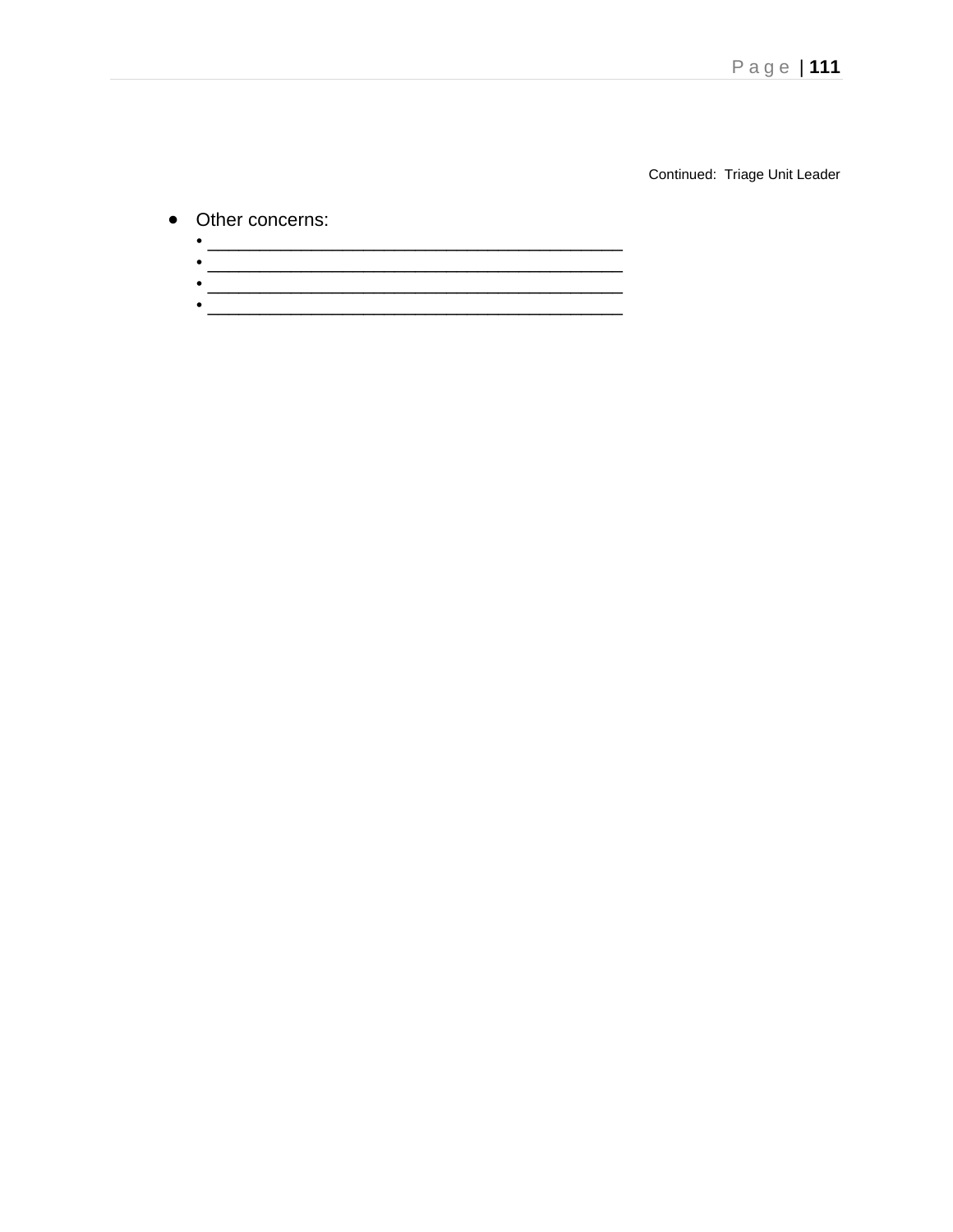Continued: Triage Unit Leader

- Other concerns:
  - ________________________________________
  - ________________________________________
  - ________________________________________
  - ________________________________________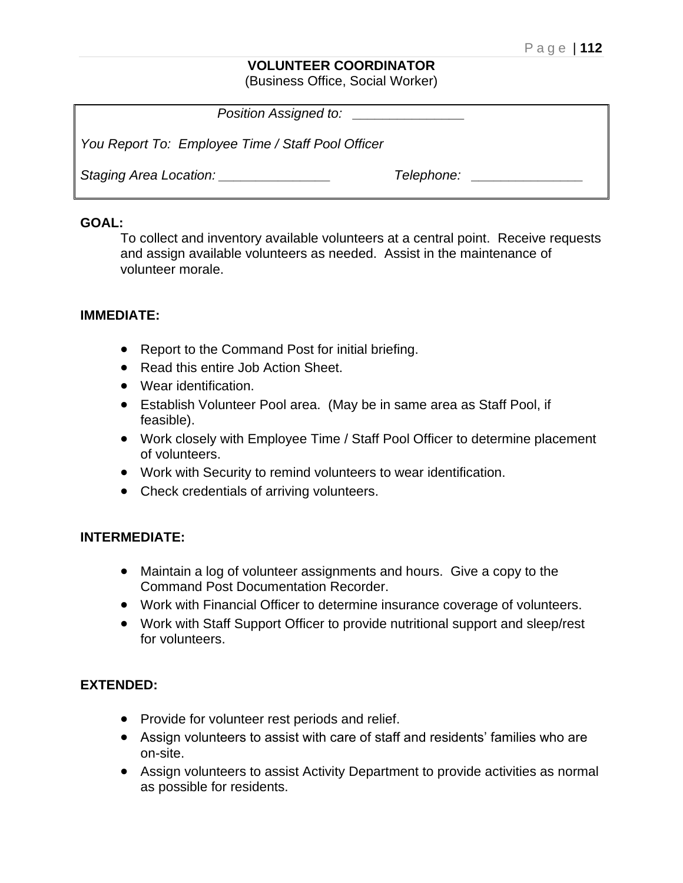# VOLUNTEER COORDINATOR

(Business Office, Social Worker)

| *Position Assigned to:* ______________ | |
|---|---|
| *You Report To: Employee Time / Staff Pool Officer* | |
| *Staging Area Location:* ______________ | *Telephone:* ______________ |

**GOAL:**

To collect and inventory available volunteers at a central point. Receive requests and assign available volunteers as needed. Assist in the maintenance of volunteer morale.

**IMMEDIATE:**

- Report to the Command Post for initial briefing.
- Read this entire Job Action Sheet.
- Wear identification.
- Establish Volunteer Pool area. (May be in same area as Staff Pool, if feasible).
- Work closely with Employee Time / Staff Pool Officer to determine placement of volunteers.
- Work with Security to remind volunteers to wear identification.
- Check credentials of arriving volunteers.

**INTERMEDIATE:**

- Maintain a log of volunteer assignments and hours. Give a copy to the Command Post Documentation Recorder.
- Work with Financial Officer to determine insurance coverage of volunteers.
- Work with Staff Support Officer to provide nutritional support and sleep/rest for volunteers.

**EXTENDED:**

- Provide for volunteer rest periods and relief.
- Assign volunteers to assist with care of staff and residents' families who are on-site.
- Assign volunteers to assist Activity Department to provide activities as normal as possible for residents.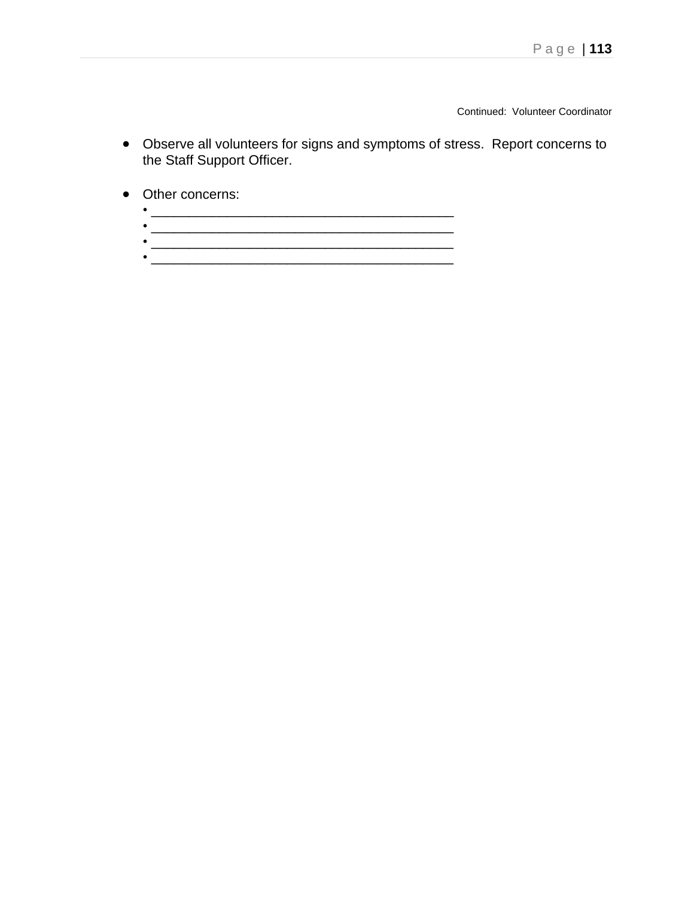Continued: Volunteer Coordinator

- Observe all volunteers for signs and symptoms of stress. Report concerns to the Staff Support Officer.

- Other concerns:
  - ________________________________________
  - ________________________________________
  - ________________________________________
  - ________________________________________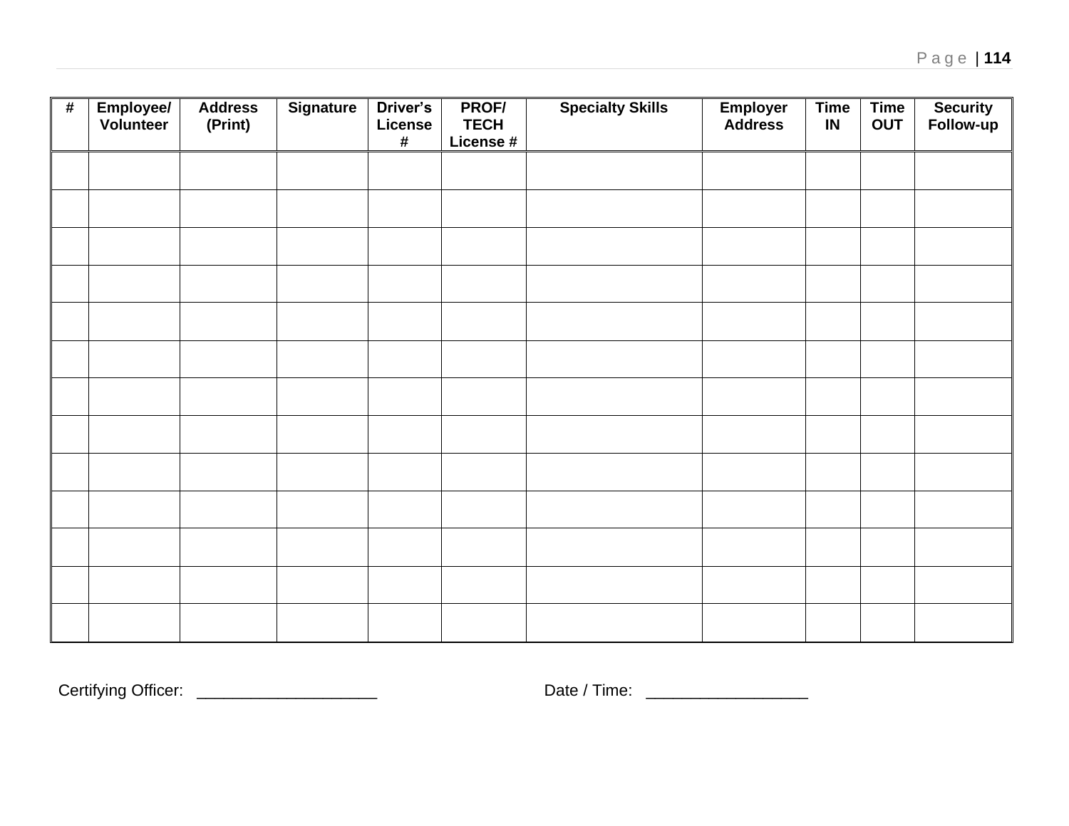| # | Employee/ Volunteer | Address (Print) | Signature | Driver's License # | PROF/ TECH License # | Specialty Skills | Employer Address | Time IN | Time OUT | Security Follow-up |
|---|---|---|---|---|---|---|---|---|---|---|
| | | | | | | | | | | |
| | | | | | | | | | | |
| | | | | | | | | | | |
| | | | | | | | | | | |
| | | | | | | | | | | |
| | | | | | | | | | | |
| | | | | | | | | | | |
| | | | | | | | | | | |
| | | | | | | | | | | |
| | | | | | | | | | | |
| | | | | | | | | | | |
| | | | | | | | | | | |
| | | | | | | | | | | |

Certifying Officer: ____________________ Date / Time: __________________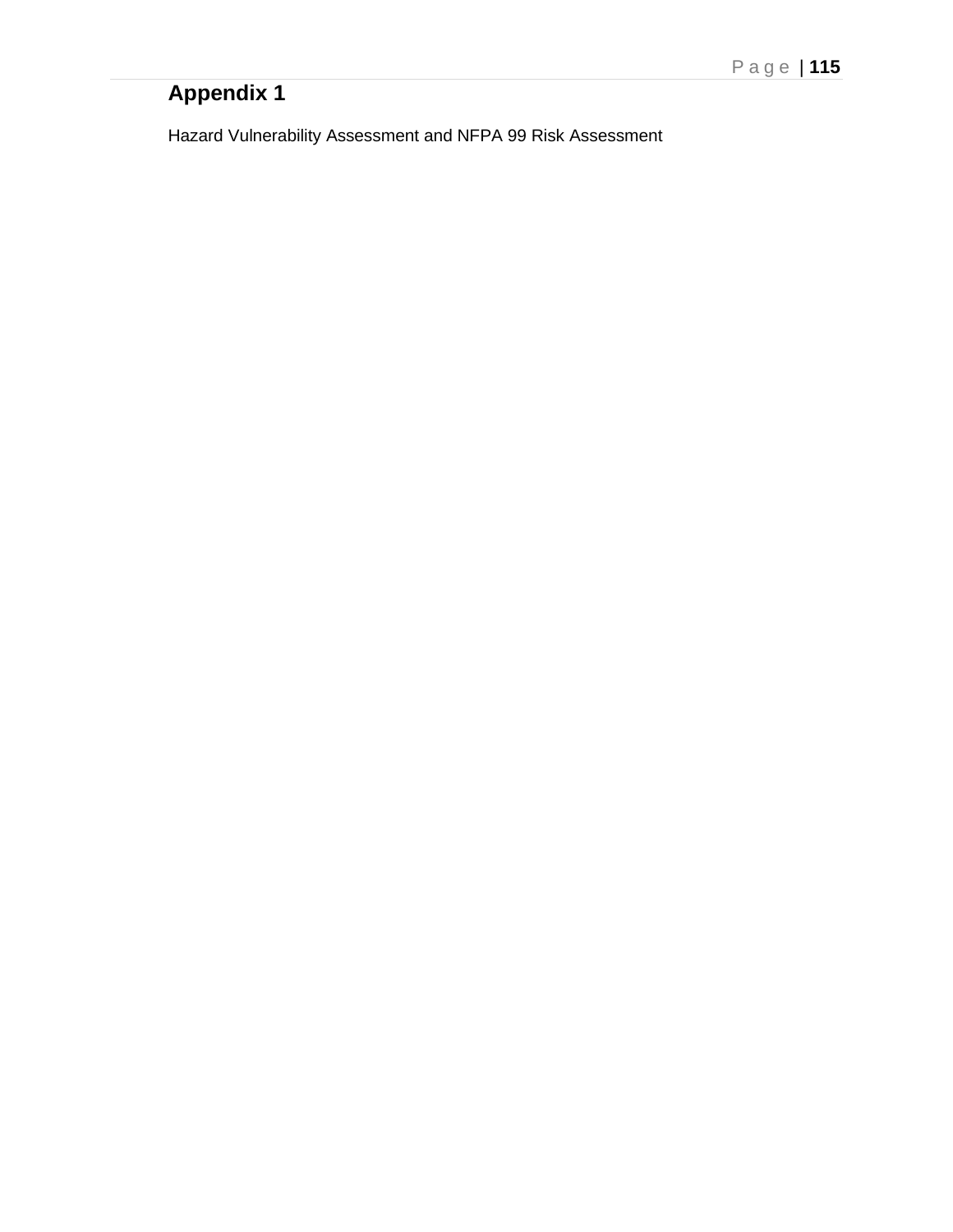# Appendix 1

Hazard Vulnerability Assessment and NFPA 99 Risk Assessment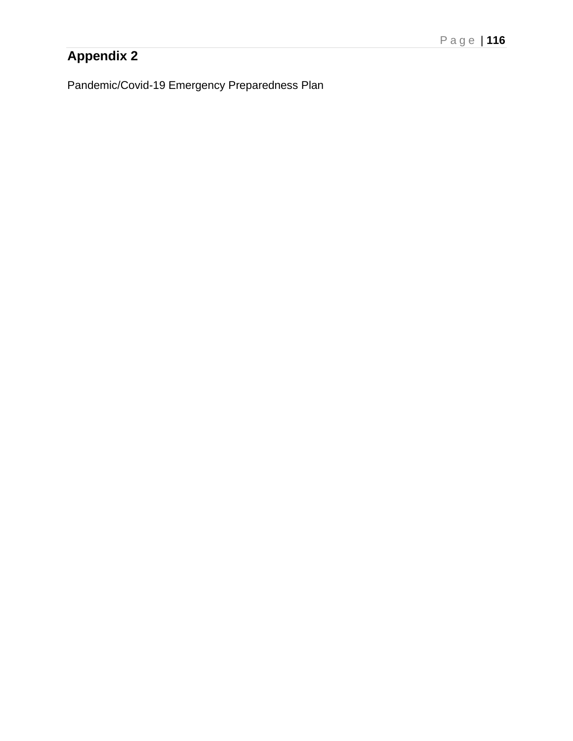# Appendix 2

Pandemic/Covid-19 Emergency Preparedness Plan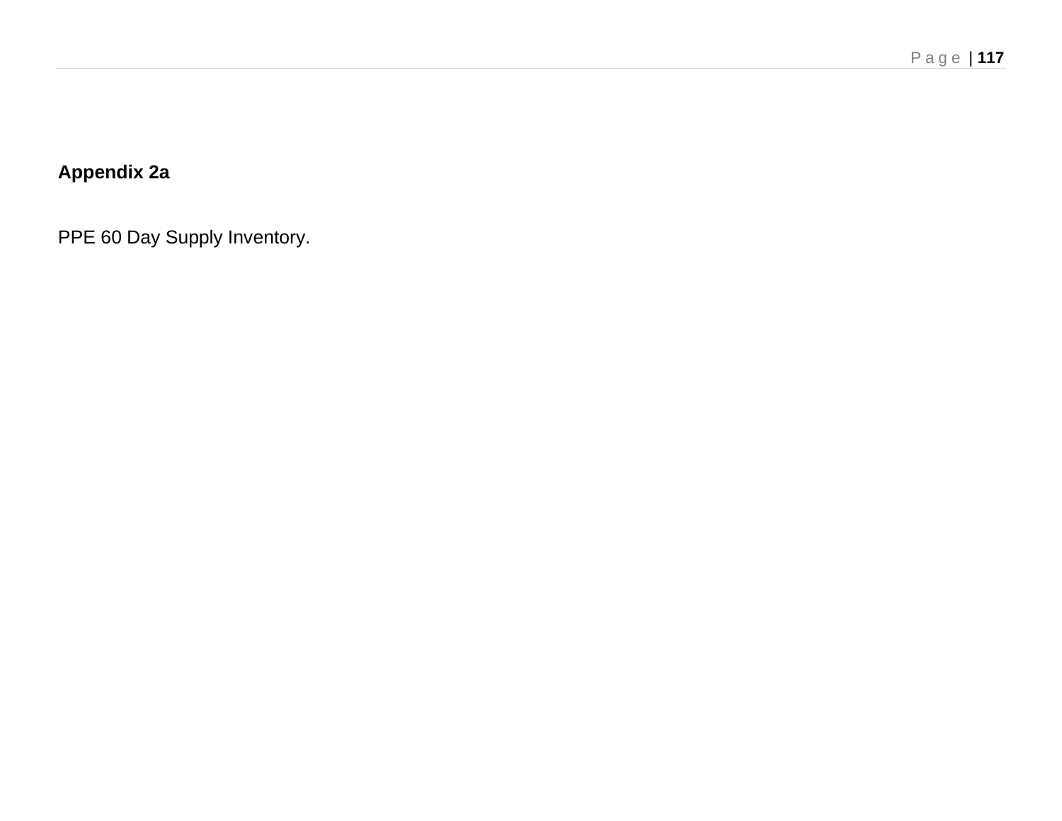**Appendix 2a**

PPE 60 Day Supply Inventory.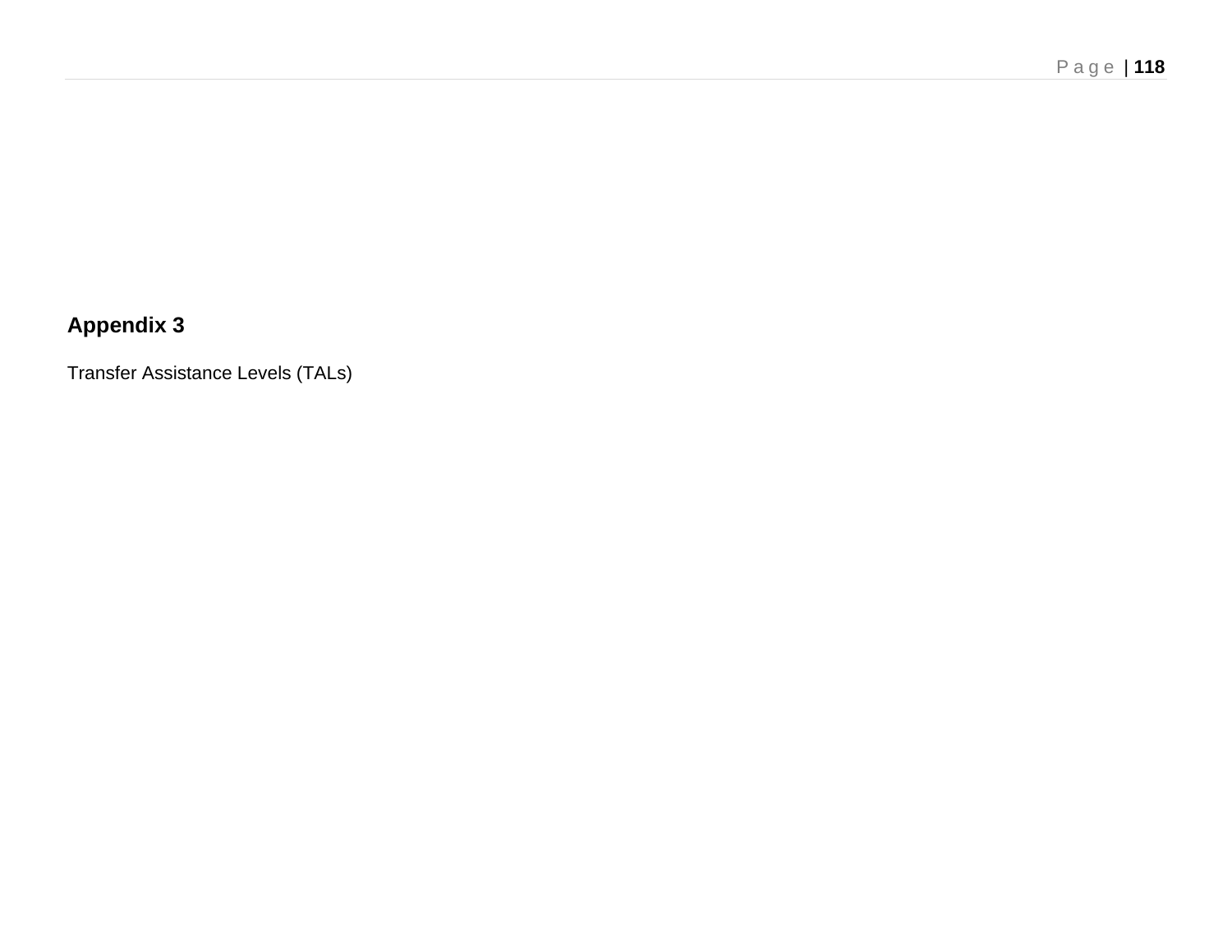## Appendix 3

Transfer Assistance Levels (TALs)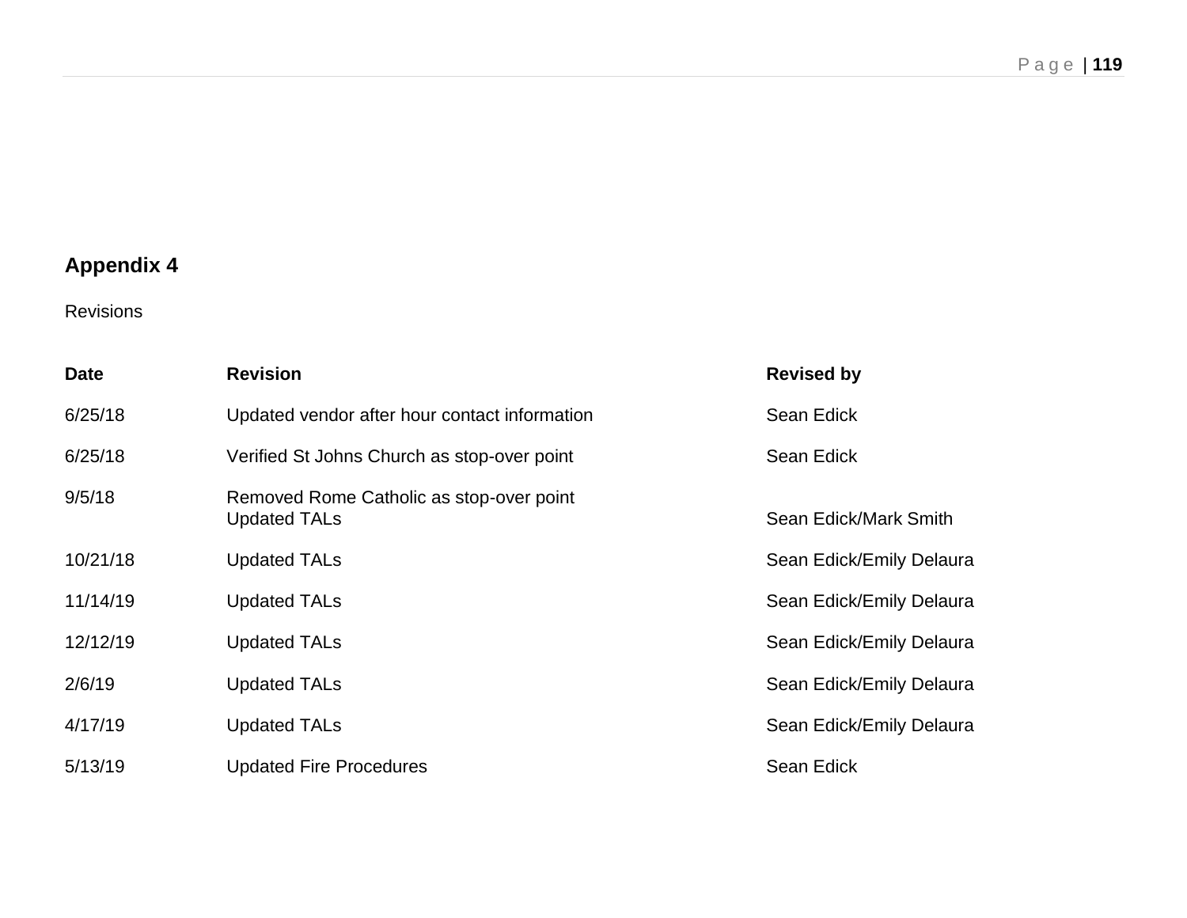## Appendix 4

Revisions

| Date | Revision | Revised by |
|---|---|---|
| 6/25/18 | Updated vendor after hour contact information | Sean Edick |
| 6/25/18 | Verified St Johns Church as stop-over point | Sean Edick |
| 9/5/18 | Removed Rome Catholic as stop-over point<br>Updated TALs | Sean Edick/Mark Smith |
| 10/21/18 | Updated TALs | Sean Edick/Emily Delaura |
| 11/14/19 | Updated TALs | Sean Edick/Emily Delaura |
| 12/12/19 | Updated TALs | Sean Edick/Emily Delaura |
| 2/6/19 | Updated TALs | Sean Edick/Emily Delaura |
| 4/17/19 | Updated TALs | Sean Edick/Emily Delaura |
| 5/13/19 | Updated Fire Procedures | Sean Edick |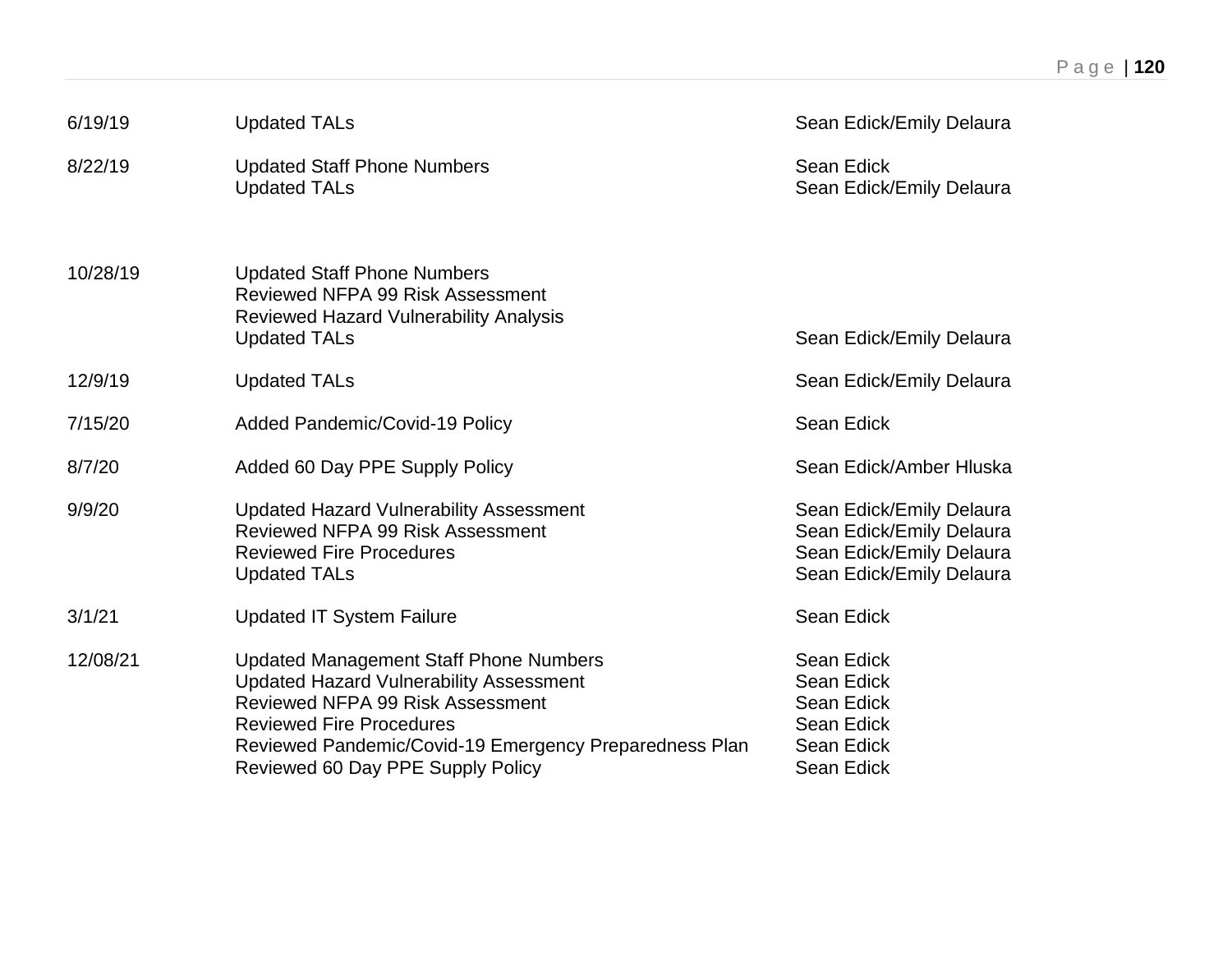| | | |
|---|---|---|
| 6/19/19 | Updated TALs | Sean Edick/Emily Delaura |
| 8/22/19 | Updated Staff Phone Numbers | Sean Edick |
| | Updated TALs | Sean Edick/Emily Delaura |
| 10/28/19 | Updated Staff Phone Numbers | |
| | Reviewed NFPA 99 Risk Assessment | |
| | Reviewed Hazard Vulnerability Analysis | |
| | Updated TALs | Sean Edick/Emily Delaura |
| 12/9/19 | Updated TALs | Sean Edick/Emily Delaura |
| 7/15/20 | Added Pandemic/Covid-19 Policy | Sean Edick |
| 8/7/20 | Added 60 Day PPE Supply Policy | Sean Edick/Amber Hluska |
| 9/9/20 | Updated Hazard Vulnerability Assessment | Sean Edick/Emily Delaura |
| | Reviewed NFPA 99 Risk Assessment | Sean Edick/Emily Delaura |
| | Reviewed Fire Procedures | Sean Edick/Emily Delaura |
| | Updated TALs | Sean Edick/Emily Delaura |
| 3/1/21 | Updated IT System Failure | Sean Edick |
| 12/08/21 | Updated Management Staff Phone Numbers | Sean Edick |
| | Updated Hazard Vulnerability Assessment | Sean Edick |
| | Reviewed NFPA 99 Risk Assessment | Sean Edick |
| | Reviewed Fire Procedures | Sean Edick |
| | Reviewed Pandemic/Covid-19 Emergency Preparedness Plan | Sean Edick |
| | Reviewed 60 Day PPE Supply Policy | Sean Edick |